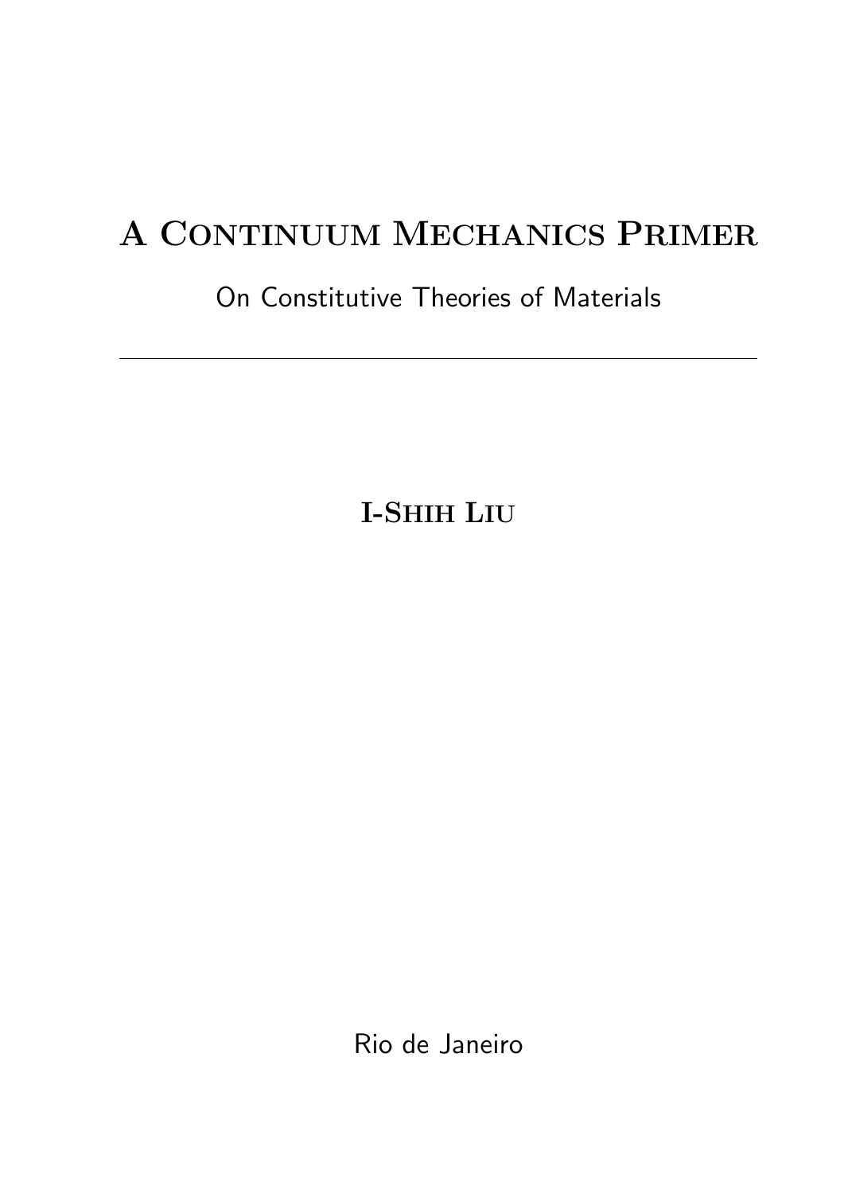# A Continuum Mechanics Primer

On Constitutive Theories of Materials

---

**I-Shih Liu**

Rio de Janeiro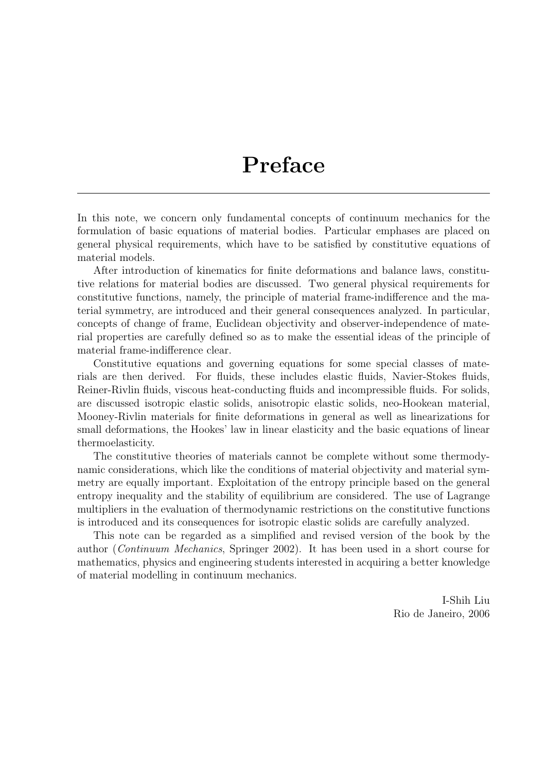# Preface

In this note, we concern only fundamental concepts of continuum mechanics for the formulation of basic equations of material bodies. Particular emphases are placed on general physical requirements, which have to be satisfied by constitutive equations of material models.

After introduction of kinematics for finite deformations and balance laws, constitutive relations for material bodies are discussed. Two general physical requirements for constitutive functions, namely, the principle of material frame-indifference and the material symmetry, are introduced and their general consequences analyzed. In particular, concepts of change of frame, Euclidean objectivity and observer-independence of material properties are carefully defined so as to make the essential ideas of the principle of material frame-indifference clear.

Constitutive equations and governing equations for some special classes of materials are then derived. For fluids, these includes elastic fluids, Navier-Stokes fluids, Reiner-Rivlin fluids, viscous heat-conducting fluids and incompressible fluids. For solids, are discussed isotropic elastic solids, anisotropic elastic solids, neo-Hookean material, Mooney-Rivlin materials for finite deformations in general as well as linearizations for small deformations, the Hookes' law in linear elasticity and the basic equations of linear thermoelasticity.

The constitutive theories of materials cannot be complete without some thermodynamic considerations, which like the conditions of material objectivity and material symmetry are equally important. Exploitation of the entropy principle based on the general entropy inequality and the stability of equilibrium are considered. The use of Lagrange multipliers in the evaluation of thermodynamic restrictions on the constitutive functions is introduced and its consequences for isotropic elastic solids are carefully analyzed.

This note can be regarded as a simplified and revised version of the book by the author (*Continuum Mechanics*, Springer 2002). It has been used in a short course for mathematics, physics and engineering students interested in acquiring a better knowledge of material modelling in continuum mechanics.

I-Shih Liu  
Rio de Janeiro, 2006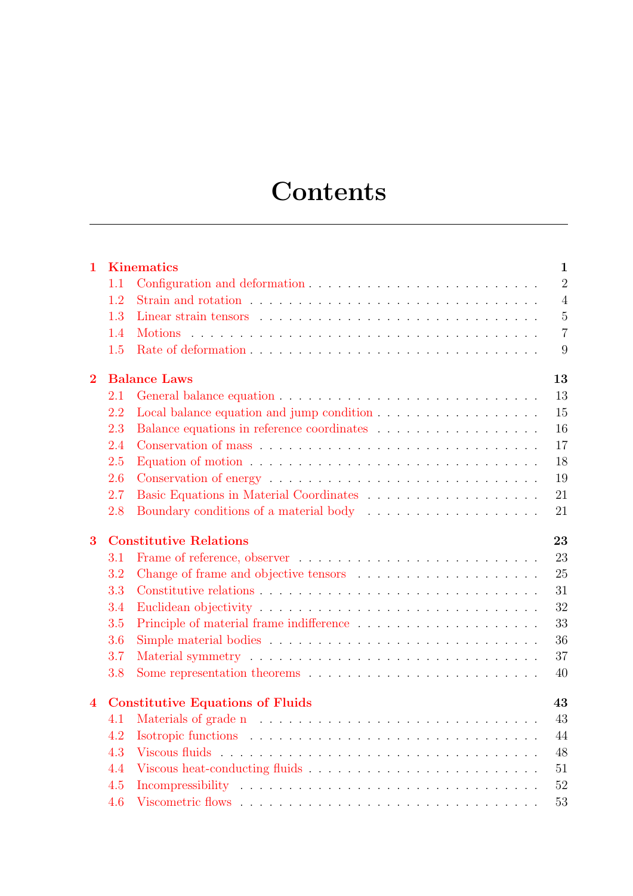# Contents

**1 Kinematics** — **1**
- 1.1 Configuration and deformation — 2
- 1.2 Strain and rotation — 4
- 1.3 Linear strain tensors — 5
- 1.4 Motions — 7
- 1.5 Rate of deformation — 9

**2 Balance Laws** — **13**
- 2.1 General balance equation — 13
- 2.2 Local balance equation and jump condition — 15
- 2.3 Balance equations in reference coordinates — 16
- 2.4 Conservation of mass — 17
- 2.5 Equation of motion — 18
- 2.6 Conservation of energy — 19
- 2.7 Basic Equations in Material Coordinates — 21
- 2.8 Boundary conditions of a material body — 21

**3 Constitutive Relations** — **23**
- 3.1 Frame of reference, observer — 23
- 3.2 Change of frame and objective tensors — 25
- 3.3 Constitutive relations — 31
- 3.4 Euclidean objectivity — 32
- 3.5 Principle of material frame indifference — 33
- 3.6 Simple material bodies — 36
- 3.7 Material symmetry — 37
- 3.8 Some representation theorems — 40

**4 Constitutive Equations of Fluids** — **43**
- 4.1 Materials of grade n — 43
- 4.2 Isotropic functions — 44
- 4.3 Viscous fluids — 48
- 4.4 Viscous heat-conducting fluids — 51
- 4.5 Incompressibility — 52
- 4.6 Viscometric flows — 53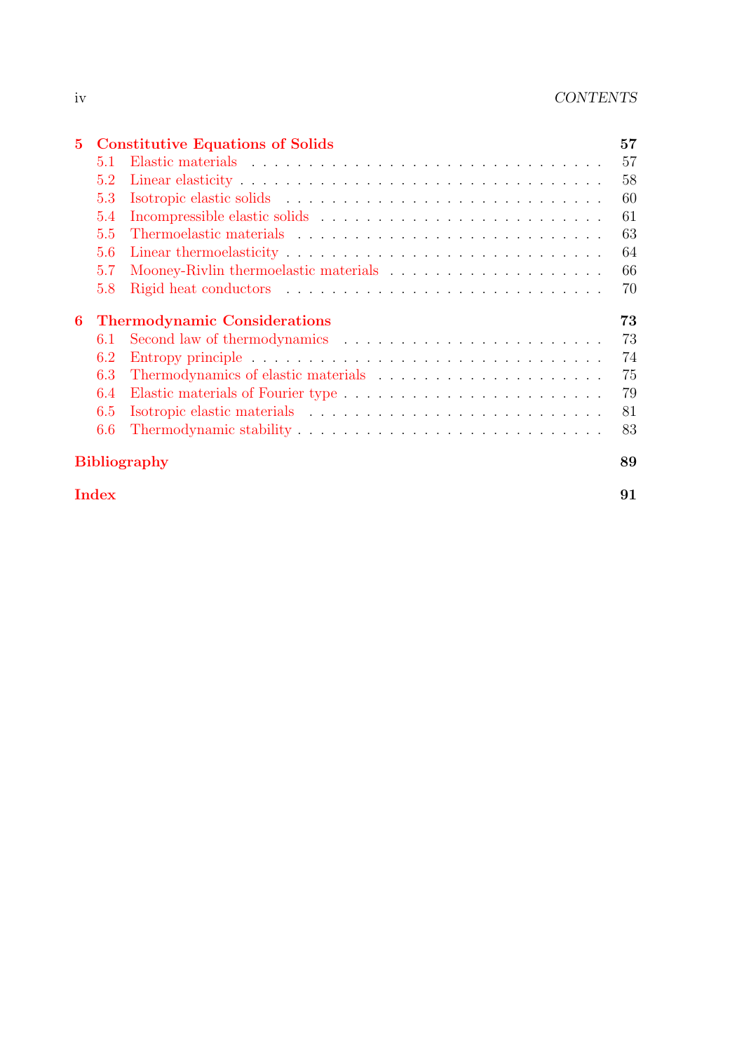**5 Constitutive Equations of Solids** — **57**

- 5.1 Elastic materials — 57
- 5.2 Linear elasticity — 58
- 5.3 Isotropic elastic solids — 60
- 5.4 Incompressible elastic solids — 61
- 5.5 Thermoelastic materials — 63
- 5.6 Linear thermoelasticity — 64
- 5.7 Mooney-Rivlin thermoelastic materials — 66
- 5.8 Rigid heat conductors — 70

**6 Thermodynamic Considerations** — **73**

- 6.1 Second law of thermodynamics — 73
- 6.2 Entropy principle — 74
- 6.3 Thermodynamics of elastic materials — 75
- 6.4 Elastic materials of Fourier type — 79
- 6.5 Isotropic elastic materials — 81
- 6.6 Thermodynamic stability — 83

**Bibliography** — **89**

**Index** — **91**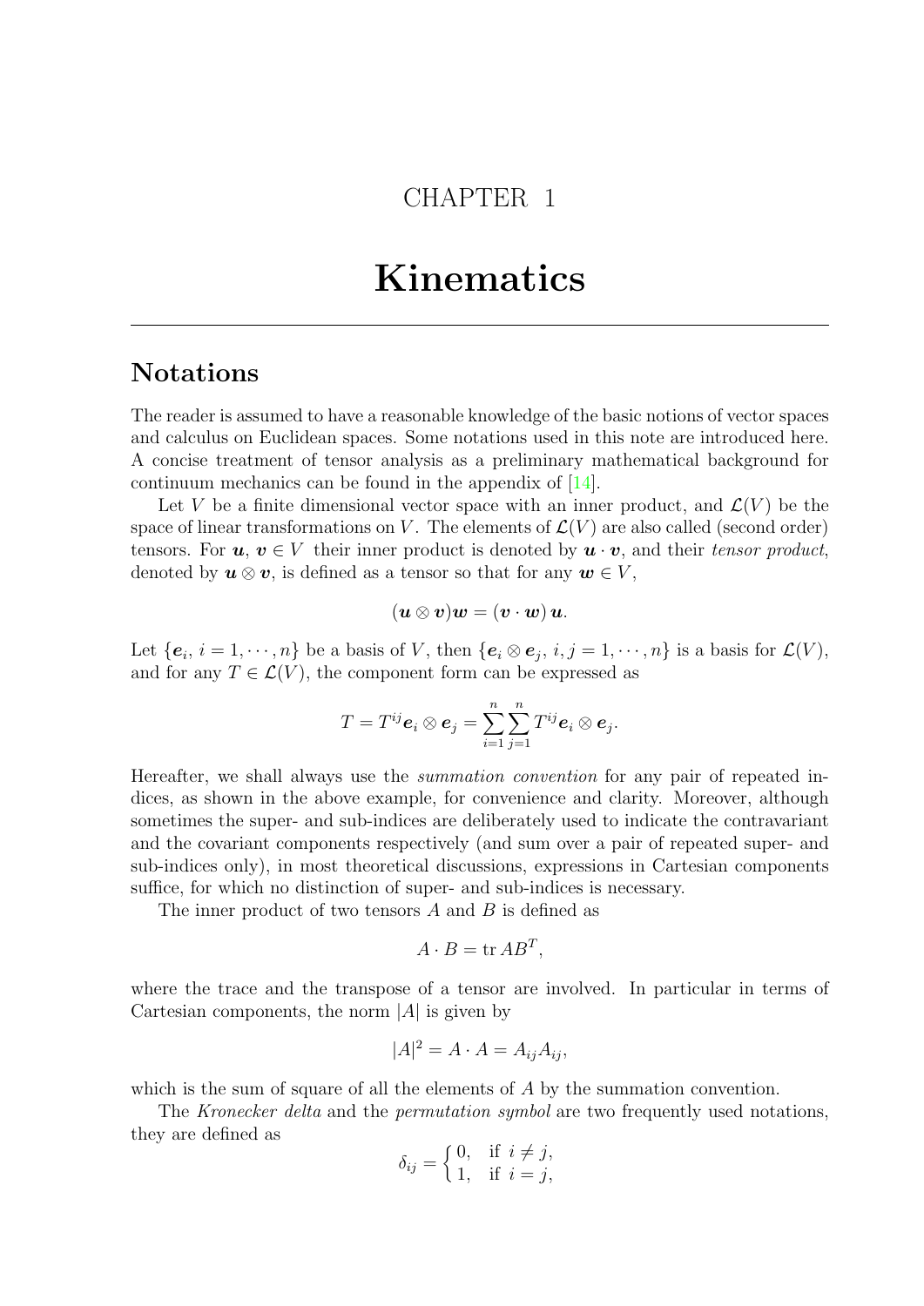CHAPTER 1

# Kinematics

## Notations

The reader is assumed to have a reasonable knowledge of the basic notions of vector spaces and calculus on Euclidean spaces. Some notations used in this note are introduced here. A concise treatment of tensor analysis as a preliminary mathematical background for continuum mechanics can be found in the appendix of [14].

Let $V$ be a finite dimensional vector space with an inner product, and $\mathcal{L}(V)$ be the space of linear transformations on $V$. The elements of $\mathcal{L}(V)$ are also called (second order) tensors. For $\boldsymbol{u}$, $\boldsymbol{v} \in V$ their inner product is denoted by $\boldsymbol{u} \cdot \boldsymbol{v}$, and their *tensor product*, denoted by $\boldsymbol{u} \otimes \boldsymbol{v}$, is defined as a tensor so that for any $\boldsymbol{w} \in V$,

$$(\boldsymbol{u} \otimes \boldsymbol{v})\boldsymbol{w} = (\boldsymbol{v} \cdot \boldsymbol{w})\, \boldsymbol{u}.$$

Let $\{\boldsymbol{e}_i,\ i = 1, \cdots, n\}$ be a basis of $V$, then $\{\boldsymbol{e}_i \otimes \boldsymbol{e}_j,\ i, j = 1, \cdots, n\}$ is a basis for $\mathcal{L}(V)$, and for any $T \in \mathcal{L}(V)$, the component form can be expressed as

$$T = T^{ij} \boldsymbol{e}_i \otimes \boldsymbol{e}_j = \sum_{i=1}^{n} \sum_{j=1}^{n} T^{ij} \boldsymbol{e}_i \otimes \boldsymbol{e}_j.$$

Hereafter, we shall always use the *summation convention* for any pair of repeated indices, as shown in the above example, for convenience and clarity. Moreover, although sometimes the super- and sub-indices are deliberately used to indicate the contravariant and the covariant components respectively (and sum over a pair of repeated super- and sub-indices only), in most theoretical discussions, expressions in Cartesian components suffice, for which no distinction of super- and sub-indices is necessary.

The inner product of two tensors $A$ and $B$ is defined as

$$A \cdot B = \operatorname{tr} AB^T,$$

where the trace and the transpose of a tensor are involved. In particular in terms of Cartesian components, the norm $|A|$ is given by

$$|A|^2 = A \cdot A = A_{ij} A_{ij},$$

which is the sum of square of all the elements of $A$ by the summation convention.

The *Kronecker delta* and the *permutation symbol* are two frequently used notations, they are defined as

$$\delta_{ij} = \begin{cases} 0, & \text{if } \ i \neq j, \\ 1, & \text{if } \ i = j, \end{cases}$$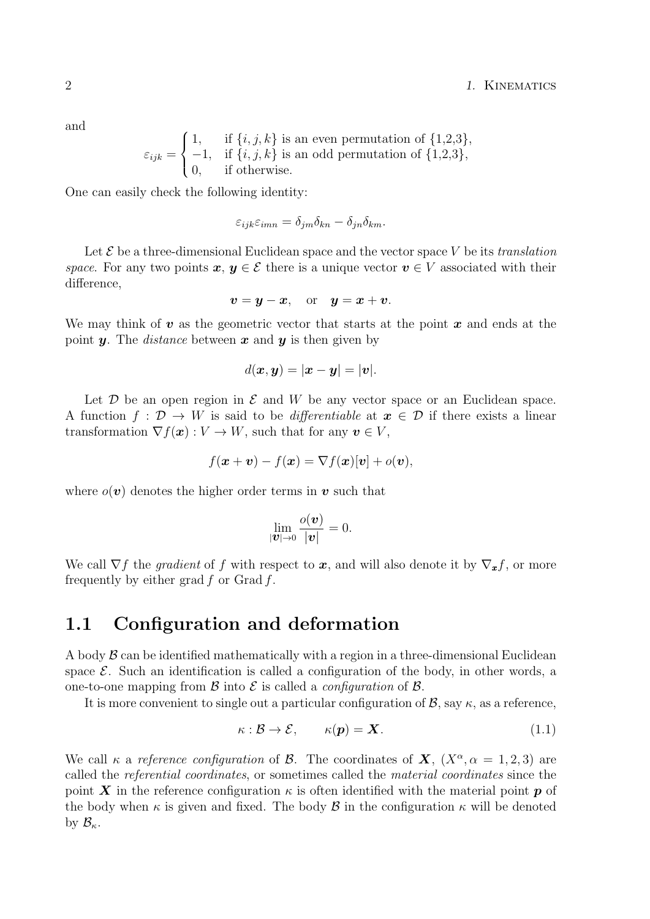and

$$
\varepsilon_{ijk} = \begin{cases} 1, & \text{if } \{i,j,k\} \text{ is an even permutation of } \{1,2,3\}, \\ -1, & \text{if } \{i,j,k\} \text{ is an odd permutation of } \{1,2,3\}, \\ 0, & \text{if otherwise.} \end{cases}
$$

One can easily check the following identity:

$$
\varepsilon_{ijk}\varepsilon_{imn} = \delta_{jm}\delta_{kn} - \delta_{jn}\delta_{km}.
$$

Let $\mathcal{E}$ be a three-dimensional Euclidean space and the vector space $V$ be its *translation space*. For any two points $\boldsymbol{x}$, $\boldsymbol{y} \in \mathcal{E}$ there is a unique vector $\boldsymbol{v} \in V$ associated with their difference,

$$
\boldsymbol{v} = \boldsymbol{y} - \boldsymbol{x}, \quad \text{or} \quad \boldsymbol{y} = \boldsymbol{x} + \boldsymbol{v}.
$$

We may think of $\boldsymbol{v}$ as the geometric vector that starts at the point $\boldsymbol{x}$ and ends at the point $\boldsymbol{y}$. The *distance* between $\boldsymbol{x}$ and $\boldsymbol{y}$ is then given by

$$
d(\boldsymbol{x}, \boldsymbol{y}) = |\boldsymbol{x} - \boldsymbol{y}| = |\boldsymbol{v}|.
$$

Let $\mathcal{D}$ be an open region in $\mathcal{E}$ and $W$ be any vector space or an Euclidean space. A function $f : \mathcal{D} \to W$ is said to be *differentiable* at $\boldsymbol{x} \in \mathcal{D}$ if there exists a linear transformation $\nabla f(\boldsymbol{x}) : V \to W$, such that for any $\boldsymbol{v} \in V$,

$$
f(\boldsymbol{x} + \boldsymbol{v}) - f(\boldsymbol{x}) = \nabla f(\boldsymbol{x})[\boldsymbol{v}] + o(\boldsymbol{v}),
$$

where $o(\boldsymbol{v})$ denotes the higher order terms in $\boldsymbol{v}$ such that

$$
\lim_{|\boldsymbol{v}| \to 0} \frac{o(\boldsymbol{v})}{|\boldsymbol{v}|} = 0.
$$

We call $\nabla f$ the *gradient* of $f$ with respect to $\boldsymbol{x}$, and will also denote it by $\nabla_{\boldsymbol{x}} f$, or more frequently by either $\operatorname{grad} f$ or $\operatorname{Grad} f$.

## 1.1 Configuration and deformation

A body $\mathcal{B}$ can be identified mathematically with a region in a three-dimensional Euclidean space $\mathcal{E}$. Such an identification is called a configuration of the body, in other words, a one-to-one mapping from $\mathcal{B}$ into $\mathcal{E}$ is called a *configuration* of $\mathcal{B}$.

It is more convenient to single out a particular configuration of $\mathcal{B}$, say $\kappa$, as a reference,

$$
\kappa : \mathcal{B} \to \mathcal{E}, \qquad \kappa(\boldsymbol{p}) = \boldsymbol{X}. \tag{1.1}
$$

We call $\kappa$ a *reference configuration* of $\mathcal{B}$. The coordinates of $\boldsymbol{X}$, $(X^\alpha, \alpha = 1, 2, 3)$ are called the *referential coordinates*, or sometimes called the *material coordinates* since the point $\boldsymbol{X}$ in the reference configuration $\kappa$ is often identified with the material point $\boldsymbol{p}$ of the body when $\kappa$ is given and fixed. The body $\mathcal{B}$ in the configuration $\kappa$ will be denoted by $\mathcal{B}_\kappa$.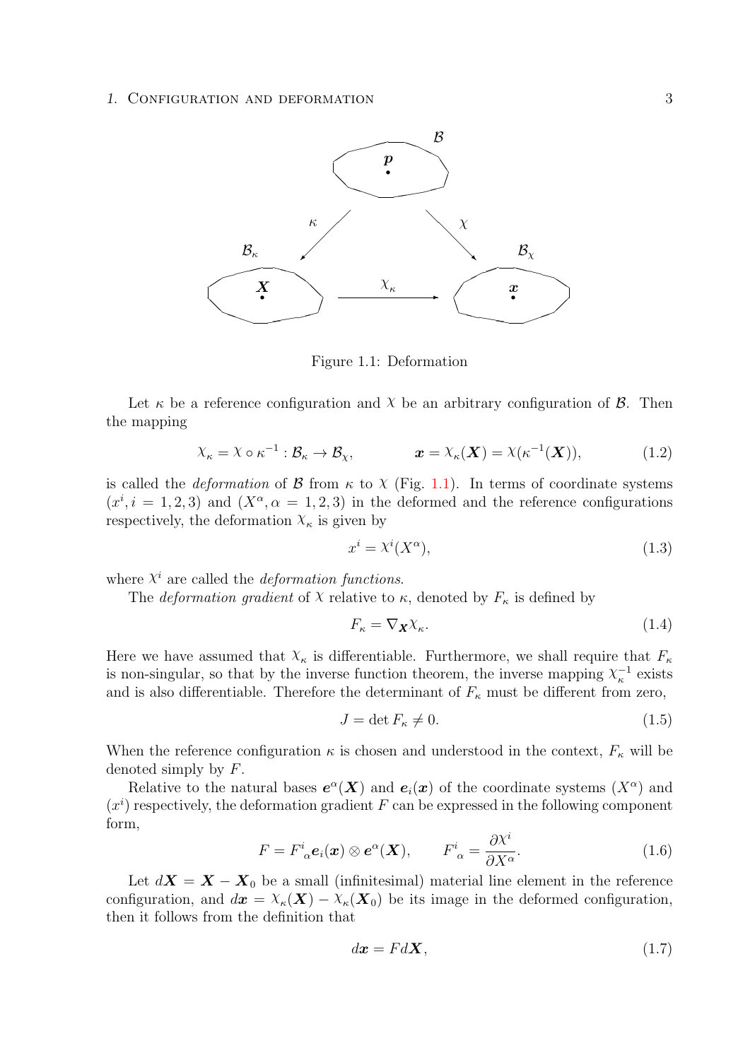Figure 1.1: Deformation

Let $\kappa$ be a reference configuration and $\chi$ be an arbitrary configuration of $\mathcal{B}$. Then the mapping

$$\chi_\kappa = \chi \circ \kappa^{-1} : \mathcal{B}_\kappa \to \mathcal{B}_\chi, \qquad \boldsymbol{x} = \chi_\kappa(\boldsymbol{X}) = \chi(\kappa^{-1}(\boldsymbol{X})), \tag{1.2}$$

is called the *deformation* of $\mathcal{B}$ from $\kappa$ to $\chi$ (Fig. 1.1). In terms of coordinate systems $(x^i, i = 1, 2, 3)$ and $(X^\alpha, \alpha = 1, 2, 3)$ in the deformed and the reference configurations respectively, the deformation $\chi_\kappa$ is given by

$$x^i = \chi^i(X^\alpha), \tag{1.3}$$

where $\chi^i$ are called the *deformation functions*.

The *deformation gradient* of $\chi$ relative to $\kappa$, denoted by $F_\kappa$ is defined by

$$F_\kappa = \nabla_{\boldsymbol{X}} \chi_\kappa. \tag{1.4}$$

Here we have assumed that $\chi_\kappa$ is differentiable. Furthermore, we shall require that $F_\kappa$ is non-singular, so that by the inverse function theorem, the inverse mapping $\chi_\kappa^{-1}$ exists and is also differentiable. Therefore the determinant of $F_\kappa$ must be different from zero,

$$J = \det F_\kappa \neq 0. \tag{1.5}$$

When the reference configuration $\kappa$ is chosen and understood in the context, $F_\kappa$ will be denoted simply by $F$.

Relative to the natural bases $\boldsymbol{e}^\alpha(\boldsymbol{X})$ and $\boldsymbol{e}_i(\boldsymbol{x})$ of the coordinate systems $(X^\alpha)$ and $(x^i)$ respectively, the deformation gradient $F$ can be expressed in the following component form,

$$F = F^i{}_\alpha \boldsymbol{e}_i(\boldsymbol{x}) \otimes \boldsymbol{e}^\alpha(\boldsymbol{X}), \qquad F^i{}_\alpha = \frac{\partial \chi^i}{\partial X^\alpha}. \tag{1.6}$$

Let $d\boldsymbol{X} = \boldsymbol{X} - \boldsymbol{X}_0$ be a small (infinitesimal) material line element in the reference configuration, and $d\boldsymbol{x} = \chi_\kappa(\boldsymbol{X}) - \chi_\kappa(\boldsymbol{X}_0)$ be its image in the deformed configuration, then it follows from the definition that

$$d\boldsymbol{x} = F d\boldsymbol{X}, \tag{1.7}$$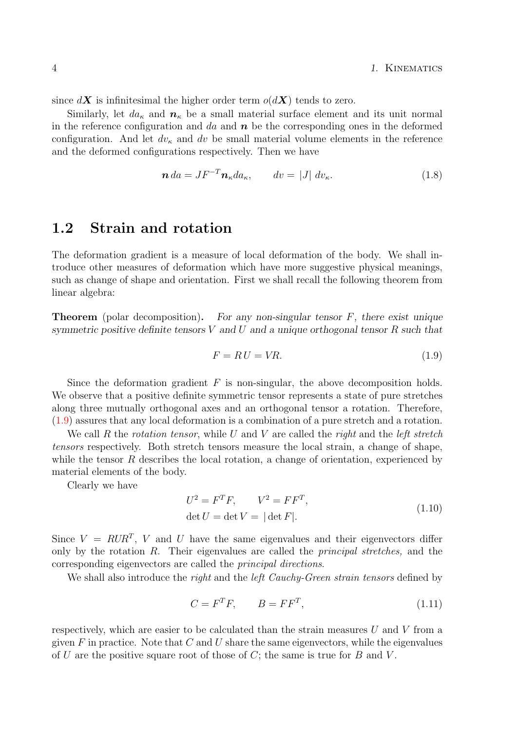since $d\boldsymbol{X}$ is infinitesimal the higher order term $o(d\boldsymbol{X})$ tends to zero.

Similarly, let $da_\kappa$ and $\boldsymbol{n}_\kappa$ be a small material surface element and its unit normal in the reference configuration and $da$ and $\boldsymbol{n}$ be the corresponding ones in the deformed configuration. And let $dv_\kappa$ and $dv$ be small material volume elements in the reference and the deformed configurations respectively. Then we have

$$\boldsymbol{n}\, da = JF^{-T}\boldsymbol{n}_\kappa da_\kappa, \qquad dv = |J|\; dv_\kappa. \tag{1.8}$$

## 1.2 Strain and rotation

The deformation gradient is a measure of local deformation of the body. We shall introduce other measures of deformation which have more suggestive physical meanings, such as change of shape and orientation. First we shall recall the following theorem from linear algebra:

**Theorem** (polar decomposition)**.** *For any non-singular tensor $F$, there exist unique symmetric positive definite tensors $V$ and $U$ and a unique orthogonal tensor $R$ such that*

$$F = RU = VR. \tag{1.9}$$

Since the deformation gradient $F$ is non-singular, the above decomposition holds. We observe that a positive definite symmetric tensor represents a state of pure stretches along three mutually orthogonal axes and an orthogonal tensor a rotation. Therefore, (1.9) assures that any local deformation is a combination of a pure stretch and a rotation.

We call $R$ the *rotation tensor*, while $U$ and $V$ are called the *right* and the *left stretch tensors* respectively. Both stretch tensors measure the local strain, a change of shape, while the tensor $R$ describes the local rotation, a change of orientation, experienced by material elements of the body.

Clearly we have

$$\begin{aligned} &U^2 = F^T F, \qquad V^2 = FF^T, \\ &\det U = \det V = |\det F|. \end{aligned} \tag{1.10}$$

Since $V = RUR^T$, $V$ and $U$ have the same eigenvalues and their eigenvectors differ only by the rotation $R$. Their eigenvalues are called the *principal stretches,* and the corresponding eigenvectors are called the *principal directions*.

We shall also introduce the *right* and the *left Cauchy-Green strain tensors* defined by

$$C = F^T F, \qquad B = FF^T, \tag{1.11}$$

respectively, which are easier to be calculated than the strain measures $U$ and $V$ from a given $F$ in practice. Note that $C$ and $U$ share the same eigenvectors, while the eigenvalues of $U$ are the positive square root of those of $C$; the same is true for $B$ and $V$.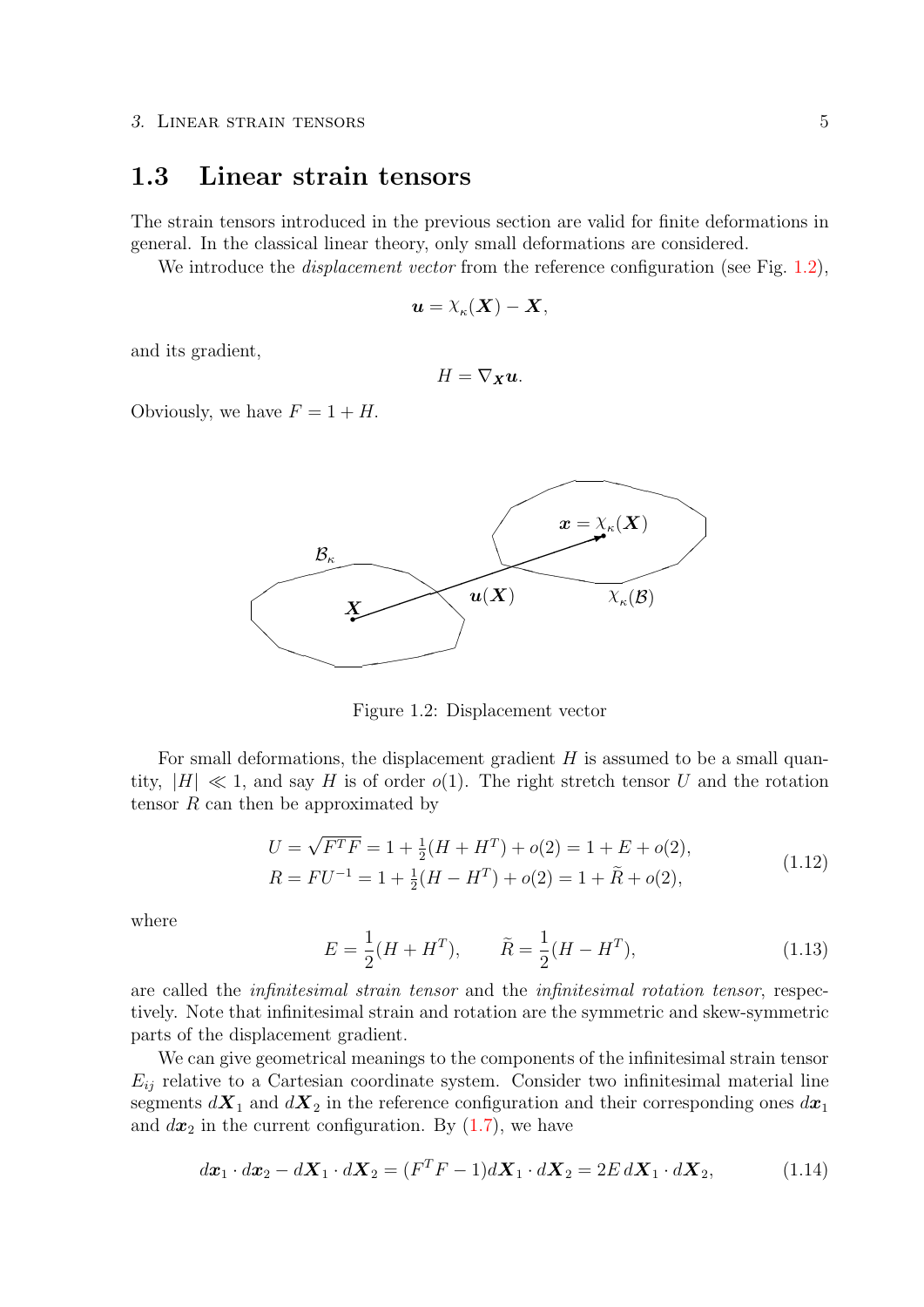## 1.3 Linear strain tensors

The strain tensors introduced in the previous section are valid for finite deformations in general. In the classical linear theory, only small deformations are considered.

We introduce the *displacement vector* from the reference configuration (see Fig. 1.2),

$$\boldsymbol{u} = \chi_\kappa(\boldsymbol{X}) - \boldsymbol{X},$$

and its gradient,

$$H = \nabla_{\boldsymbol{X}} \boldsymbol{u}.$$

Obviously, we have $F = 1 + H$.

Figure 1.2: Displacement vector

For small deformations, the displacement gradient $H$ is assumed to be a small quantity, $|H| \ll 1$, and say $H$ is of order $o(1)$. The right stretch tensor $U$ and the rotation tensor $R$ can then be approximated by

$$\begin{aligned} U &= \sqrt{F^T F} = 1 + \tfrac{1}{2}(H + H^T) + o(2) = 1 + E + o(2), \\ R &= F U^{-1} = 1 + \tfrac{1}{2}(H - H^T) + o(2) = 1 + \widetilde{R} + o(2), \end{aligned} \tag{1.12}$$

where

$$E = \frac{1}{2}(H + H^T), \qquad \widetilde{R} = \frac{1}{2}(H - H^T), \tag{1.13}$$

are called the *infinitesimal strain tensor* and the *infinitesimal rotation tensor*, respectively. Note that infinitesimal strain and rotation are the symmetric and skew-symmetric parts of the displacement gradient.

We can give geometrical meanings to the components of the infinitesimal strain tensor $E_{ij}$ relative to a Cartesian coordinate system. Consider two infinitesimal material line segments $d\boldsymbol{X}_1$ and $d\boldsymbol{X}_2$ in the reference configuration and their corresponding ones $d\boldsymbol{x}_1$ and $d\boldsymbol{x}_2$ in the current configuration. By (1.7), we have

$$d\boldsymbol{x}_1 \cdot d\boldsymbol{x}_2 - d\boldsymbol{X}_1 \cdot d\boldsymbol{X}_2 = (F^T F - 1) d\boldsymbol{X}_1 \cdot d\boldsymbol{X}_2 = 2E \, d\boldsymbol{X}_1 \cdot d\boldsymbol{X}_2, \tag{1.14}$$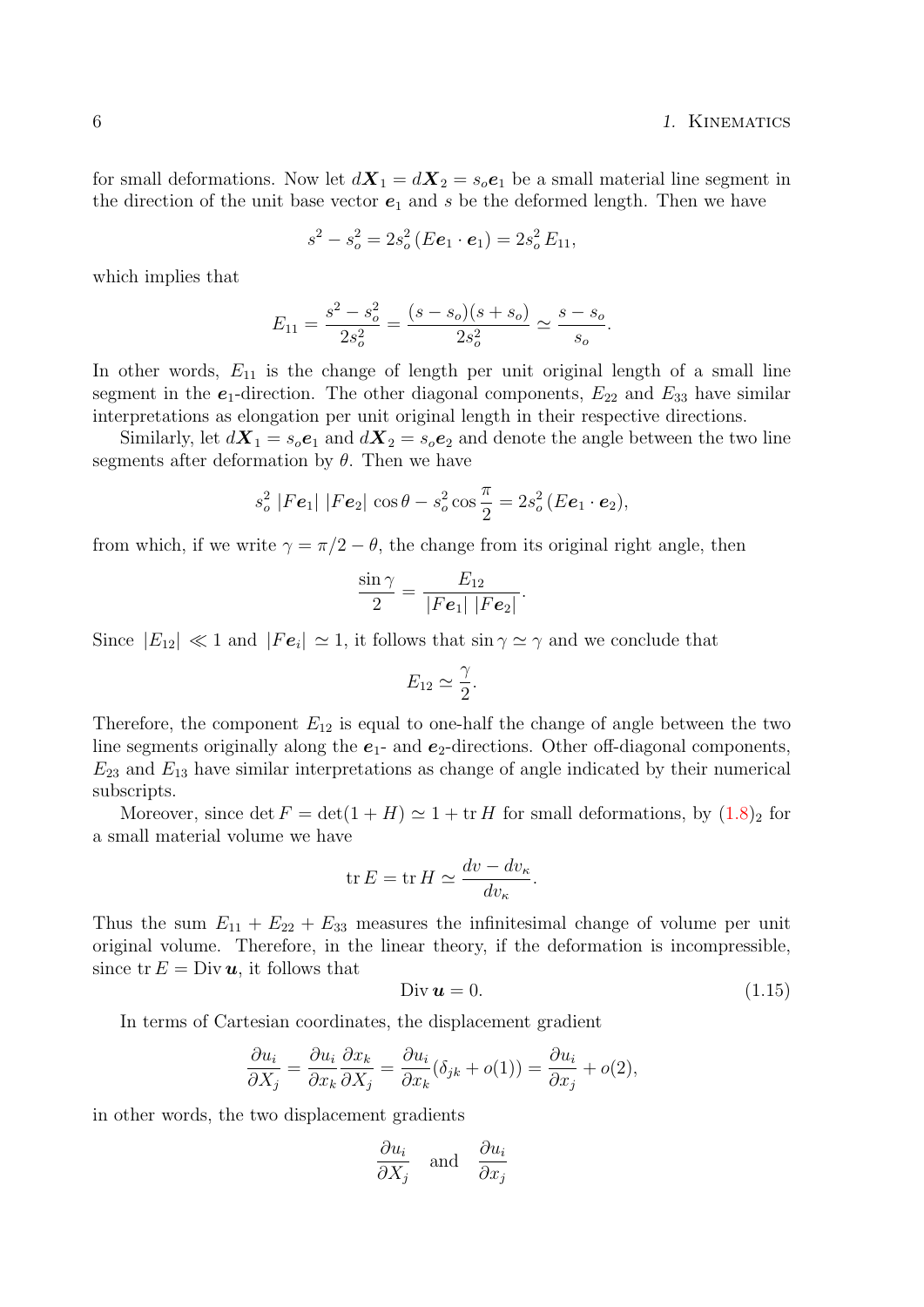for small deformations. Now let $d\boldsymbol{X}_1 = d\boldsymbol{X}_2 = s_o\boldsymbol{e}_1$ be a small material line segment in the direction of the unit base vector $\boldsymbol{e}_1$ and $s$ be the deformed length. Then we have

$$s^2 - s_o^2 = 2s_o^2\,(E\boldsymbol{e}_1 \cdot \boldsymbol{e}_1) = 2s_o^2\,E_{11},$$

which implies that

$$E_{11} = \frac{s^2 - s_o^2}{2s_o^2} = \frac{(s - s_o)(s + s_o)}{2s_o^2} \simeq \frac{s - s_o}{s_o}.$$

In other words, $E_{11}$ is the change of length per unit original length of a small line segment in the $\boldsymbol{e}_1$-direction. The other diagonal components, $E_{22}$ and $E_{33}$ have similar interpretations as elongation per unit original length in their respective directions.

Similarly, let $d\boldsymbol{X}_1 = s_o\boldsymbol{e}_1$ and $d\boldsymbol{X}_2 = s_o\boldsymbol{e}_2$ and denote the angle between the two line segments after deformation by $\theta$. Then we have

$$s_o^2\,|F\boldsymbol{e}_1|\,|F\boldsymbol{e}_2|\,\cos\theta - s_o^2\cos\frac{\pi}{2} = 2s_o^2\,(E\boldsymbol{e}_1 \cdot \boldsymbol{e}_2),$$

from which, if we write $\gamma = \pi/2 - \theta$, the change from its original right angle, then

$$\frac{\sin\gamma}{2} = \frac{E_{12}}{|F\boldsymbol{e}_1|\,|F\boldsymbol{e}_2|}.$$

Since $|E_{12}| \ll 1$ and $|F\boldsymbol{e}_i| \simeq 1$, it follows that $\sin\gamma \simeq \gamma$ and we conclude that

$$E_{12} \simeq \frac{\gamma}{2}.$$

Therefore, the component $E_{12}$ is equal to one-half the change of angle between the two line segments originally along the $\boldsymbol{e}_1$- and $\boldsymbol{e}_2$-directions. Other off-diagonal components, $E_{23}$ and $E_{13}$ have similar interpretations as change of angle indicated by their numerical subscripts.

Moreover, since $\det F = \det(1 + H) \simeq 1 + \operatorname{tr} H$ for small deformations, by $(1.8)_2$ for a small material volume we have

$$\operatorname{tr} E = \operatorname{tr} H \simeq \frac{dv - dv_\kappa}{dv_\kappa}.$$

Thus the sum $E_{11} + E_{22} + E_{33}$ measures the infinitesimal change of volume per unit original volume. Therefore, in the linear theory, if the deformation is incompressible, since $\operatorname{tr} E = \operatorname{Div} \boldsymbol{u}$, it follows that

$$\operatorname{Div} \boldsymbol{u} = 0. \tag{1.15}$$

In terms of Cartesian coordinates, the displacement gradient

$$\frac{\partial u_i}{\partial X_j} = \frac{\partial u_i}{\partial x_k}\frac{\partial x_k}{\partial X_j} = \frac{\partial u_i}{\partial x_k}(\delta_{jk} + o(1)) = \frac{\partial u_i}{\partial x_j} + o(2),$$

in other words, the two displacement gradients

$$\frac{\partial u_i}{\partial X_j} \quad \text{and} \quad \frac{\partial u_i}{\partial x_j}$$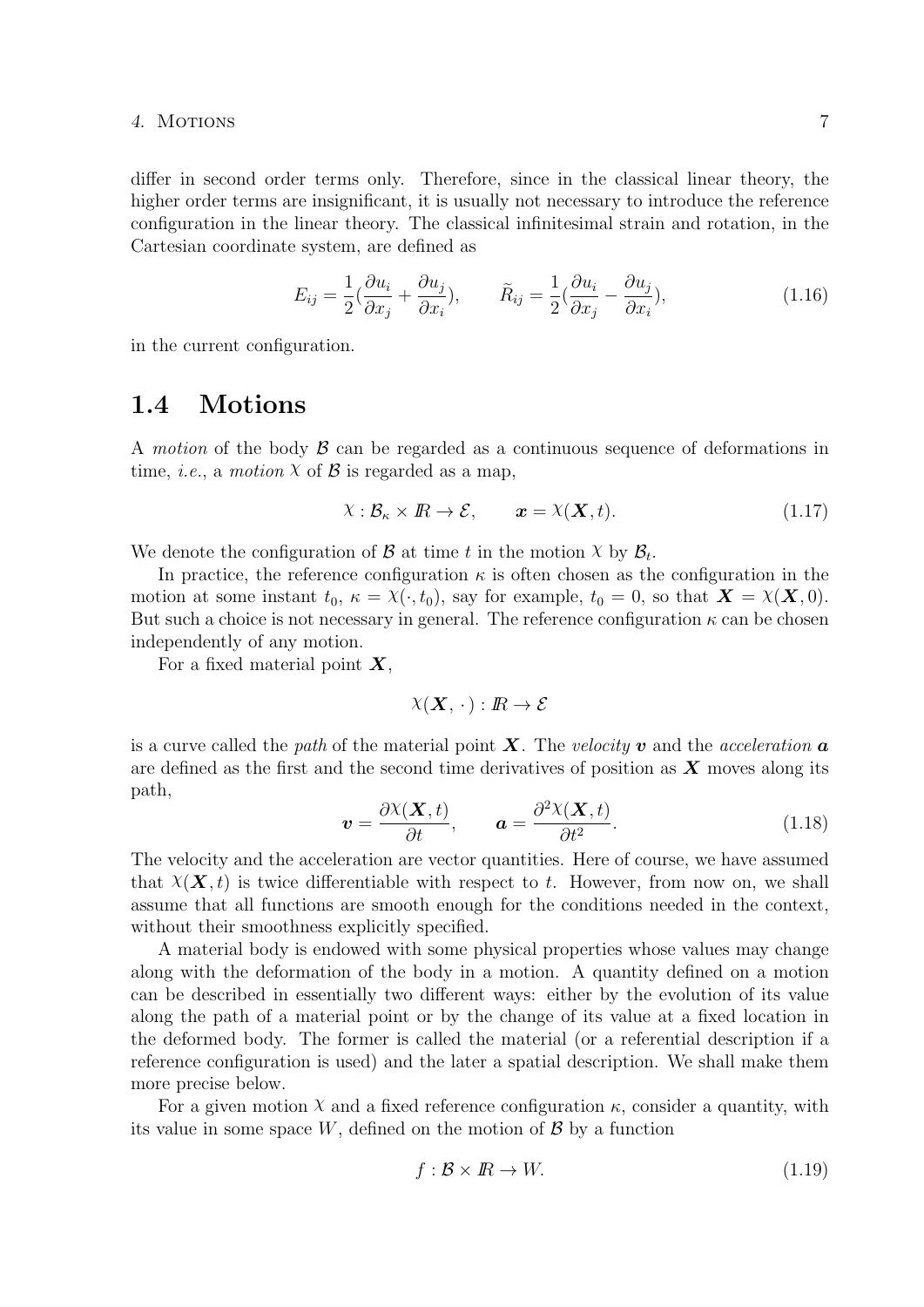differ in second order terms only. Therefore, since in the classical linear theory, the higher order terms are insignificant, it is usually not necessary to introduce the reference configuration in the linear theory. The classical infinitesimal strain and rotation, in the Cartesian coordinate system, are defined as

$$E_{ij} = \frac{1}{2}(\frac{\partial u_i}{\partial x_j} + \frac{\partial u_j}{\partial x_i}), \qquad \tilde{R}_{ij} = \frac{1}{2}(\frac{\partial u_i}{\partial x_j} - \frac{\partial u_j}{\partial x_i}), \tag{1.16}$$

in the current configuration.

## 1.4 Motions

A *motion* of the body $\mathcal{B}$ can be regarded as a continuous sequence of deformations in time, *i.e.*, a *motion* $\chi$ of $\mathcal{B}$ is regarded as a map,

$$\chi : \mathcal{B}_\kappa \times I\!R \to \mathcal{E}, \qquad \boldsymbol{x} = \chi(\boldsymbol{X}, t). \tag{1.17}$$

We denote the configuration of $\mathcal{B}$ at time $t$ in the motion $\chi$ by $\mathcal{B}_t$.

In practice, the reference configuration $\kappa$ is often chosen as the configuration in the motion at some instant $t_0$, $\kappa = \chi(\cdot, t_0)$, say for example, $t_0 = 0$, so that $\boldsymbol{X} = \chi(\boldsymbol{X}, 0)$. But such a choice is not necessary in general. The reference configuration $\kappa$ can be chosen independently of any motion.

For a fixed material point $\boldsymbol{X}$,

$$\chi(\boldsymbol{X}, \cdot\,) : I\!R \to \mathcal{E}$$

is a curve called the *path* of the material point $\boldsymbol{X}$. The *velocity* $\boldsymbol{v}$ and the *acceleration* $\boldsymbol{a}$ are defined as the first and the second time derivatives of position as $\boldsymbol{X}$ moves along its path,

$$\boldsymbol{v} = \frac{\partial \chi(\boldsymbol{X}, t)}{\partial t}, \qquad \boldsymbol{a} = \frac{\partial^2 \chi(\boldsymbol{X}, t)}{\partial t^2}. \tag{1.18}$$

The velocity and the acceleration are vector quantities. Here of course, we have assumed that $\chi(\boldsymbol{X}, t)$ is twice differentiable with respect to $t$. However, from now on, we shall assume that all functions are smooth enough for the conditions needed in the context, without their smoothness explicitly specified.

A material body is endowed with some physical properties whose values may change along with the deformation of the body in a motion. A quantity defined on a motion can be described in essentially two different ways: either by the evolution of its value along the path of a material point or by the change of its value at a fixed location in the deformed body. The former is called the material (or a referential description if a reference configuration is used) and the later a spatial description. We shall make them more precise below.

For a given motion $\chi$ and a fixed reference configuration $\kappa$, consider a quantity, with its value in some space $W$, defined on the motion of $\mathcal{B}$ by a function

$$f : \mathcal{B} \times I\!R \to W. \tag{1.19}$$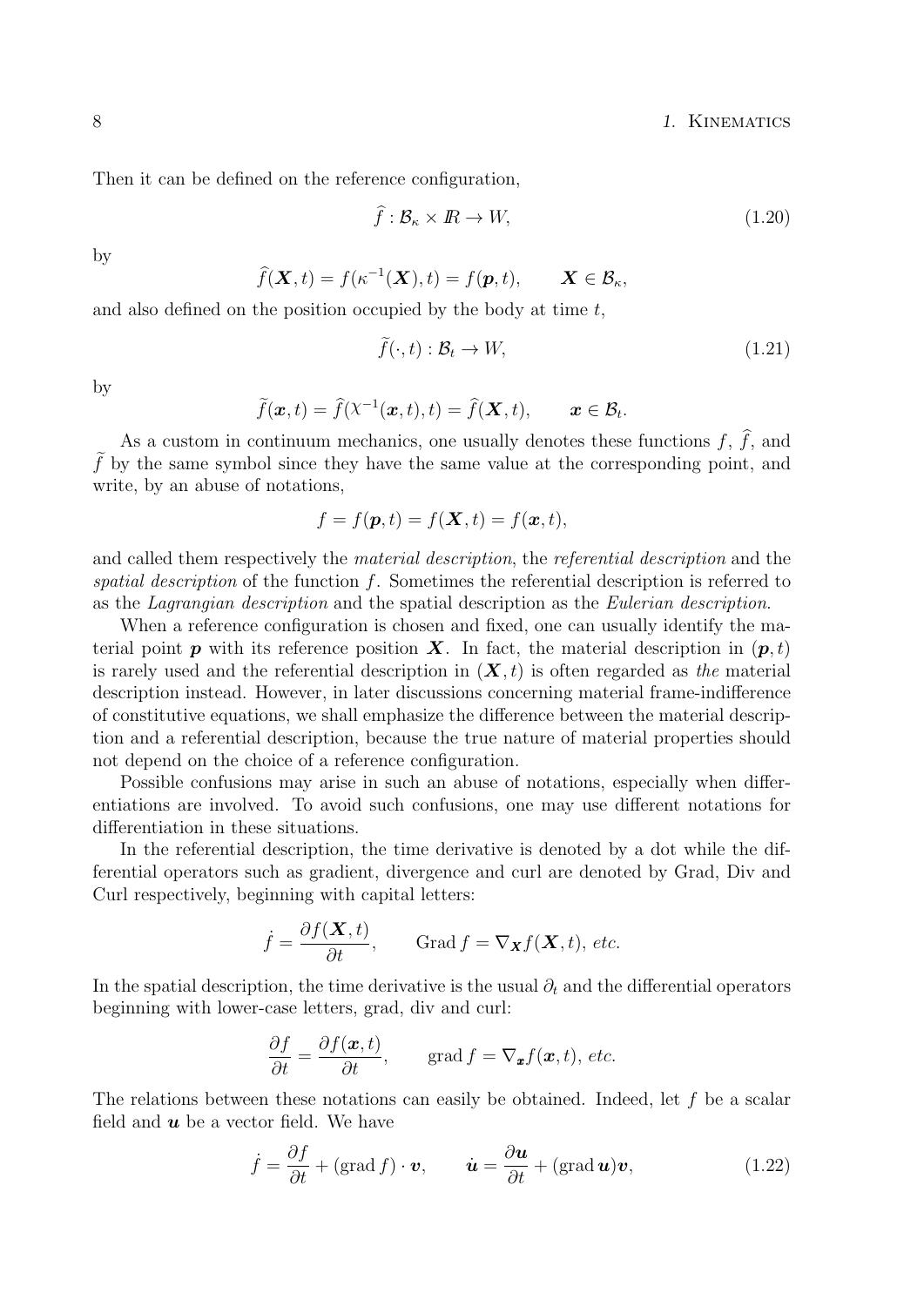Then it can be defined on the reference configuration,

$$\widehat{f} : \mathcal{B}_\kappa \times I\!R \to W, \tag{1.20}$$

by

$$\widehat{f}(\boldsymbol{X}, t) = f(\kappa^{-1}(\boldsymbol{X}), t) = f(\boldsymbol{p}, t), \qquad \boldsymbol{X} \in \mathcal{B}_\kappa,$$

and also defined on the position occupied by the body at time $t$,

$$\widetilde{f}(\cdot, t) : \mathcal{B}_t \to W, \tag{1.21}$$

by

$$\widetilde{f}(\boldsymbol{x}, t) = \widehat{f}(\chi^{-1}(\boldsymbol{x}, t), t) = \widehat{f}(\boldsymbol{X}, t), \qquad \boldsymbol{x} \in \mathcal{B}_t.$$

As a custom in continuum mechanics, one usually denotes these functions $f$, $\widehat{f}$, and $\widetilde{f}$ by the same symbol since they have the same value at the corresponding point, and write, by an abuse of notations,

$$f = f(\boldsymbol{p}, t) = f(\boldsymbol{X}, t) = f(\boldsymbol{x}, t),$$

and called them respectively the *material description*, the *referential description* and the *spatial description* of the function $f$. Sometimes the referential description is referred to as the *Lagrangian description* and the spatial description as the *Eulerian description*.

When a reference configuration is chosen and fixed, one can usually identify the material point $\boldsymbol{p}$ with its reference position $\boldsymbol{X}$. In fact, the material description in $(\boldsymbol{p}, t)$ is rarely used and the referential description in $(\boldsymbol{X}, t)$ is often regarded as *the* material description instead. However, in later discussions concerning material frame-indifference of constitutive equations, we shall emphasize the difference between the material description and a referential description, because the true nature of material properties should not depend on the choice of a reference configuration.

Possible confusions may arise in such an abuse of notations, especially when differentiations are involved. To avoid such confusions, one may use different notations for differentiation in these situations.

In the referential description, the time derivative is denoted by a dot while the differential operators such as gradient, divergence and curl are denoted by Grad, Div and Curl respectively, beginning with capital letters:

$$\dot{f} = \frac{\partial f(\boldsymbol{X}, t)}{\partial t}, \qquad \operatorname{Grad} f = \nabla_{\boldsymbol{X}} f(\boldsymbol{X}, t), \; etc.$$

In the spatial description, the time derivative is the usual $\partial_t$ and the differential operators beginning with lower-case letters, grad, div and curl:

$$\frac{\partial f}{\partial t} = \frac{\partial f(\boldsymbol{x}, t)}{\partial t}, \qquad \operatorname{grad} f = \nabla_{\boldsymbol{x}} f(\boldsymbol{x}, t), \; etc.$$

The relations between these notations can easily be obtained. Indeed, let $f$ be a scalar field and $\boldsymbol{u}$ be a vector field. We have

$$\dot{f} = \frac{\partial f}{\partial t} + (\operatorname{grad} f) \cdot \boldsymbol{v}, \qquad \dot{\boldsymbol{u}} = \frac{\partial \boldsymbol{u}}{\partial t} + (\operatorname{grad} \boldsymbol{u})\boldsymbol{v}, \tag{1.22}$$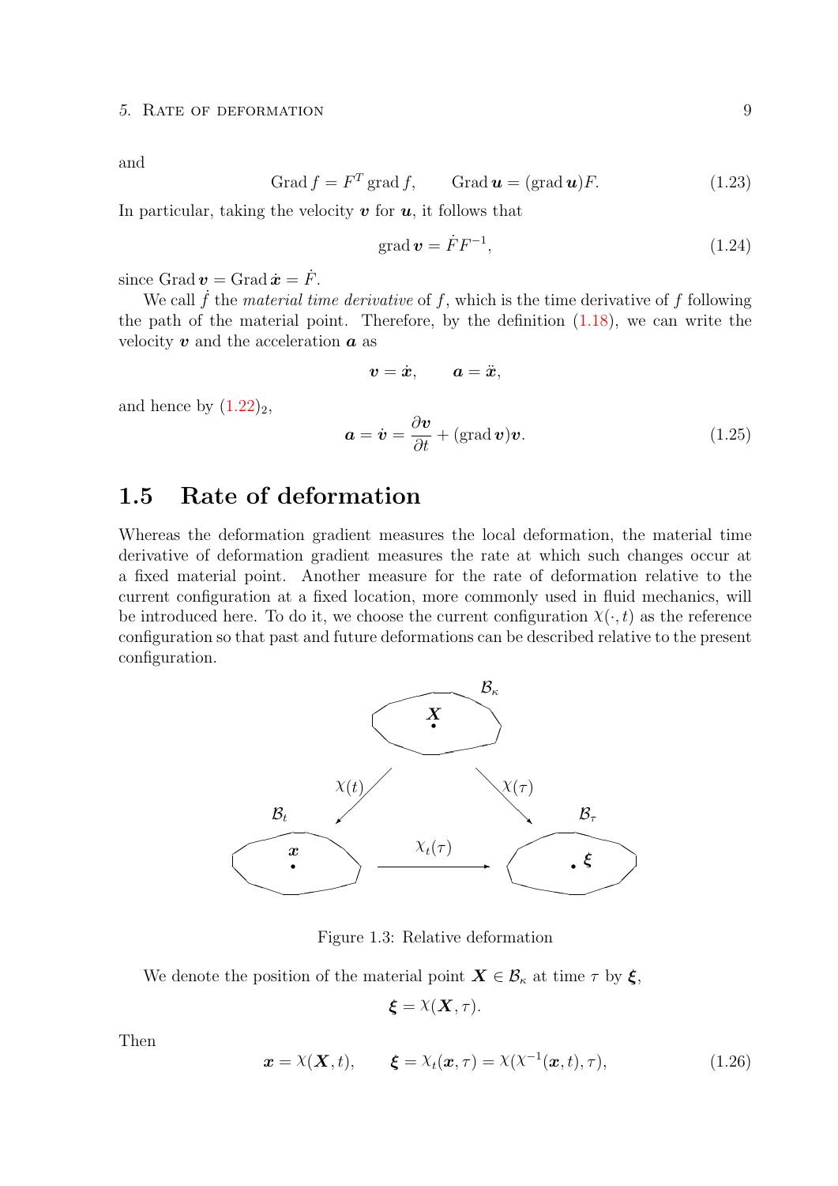and

$$\operatorname{Grad} f = F^T \operatorname{grad} f, \qquad \operatorname{Grad} \boldsymbol{u} = (\operatorname{grad} \boldsymbol{u})F. \tag{1.23}$$

In particular, taking the velocity $\boldsymbol{v}$ for $\boldsymbol{u}$, it follows that

$$\operatorname{grad} \boldsymbol{v} = \dot{F}F^{-1}, \tag{1.24}$$

since $\operatorname{Grad} \boldsymbol{v} = \operatorname{Grad} \dot{\boldsymbol{x}} = \dot{F}$.

We call $\dot{f}$ the *material time derivative* of $f$, which is the time derivative of $f$ following the path of the material point. Therefore, by the definition (1.18), we can write the velocity $\boldsymbol{v}$ and the acceleration $\boldsymbol{a}$ as

$$\boldsymbol{v} = \dot{\boldsymbol{x}}, \qquad \boldsymbol{a} = \ddot{\boldsymbol{x}},$$

and hence by $(1.22)_2$,

$$\boldsymbol{a} = \dot{\boldsymbol{v}} = \frac{\partial \boldsymbol{v}}{\partial t} + (\operatorname{grad} \boldsymbol{v})\boldsymbol{v}. \tag{1.25}$$

## 1.5 Rate of deformation

Whereas the deformation gradient measures the local deformation, the material time derivative of deformation gradient measures the rate at which such changes occur at a fixed material point. Another measure for the rate of deformation relative to the current configuration at a fixed location, more commonly used in fluid mechanics, will be introduced here. To do it, we choose the current configuration $\chi(\cdot, t)$ as the reference configuration so that past and future deformations can be described relative to the present configuration.

Figure 1.3: Relative deformation

We denote the position of the material point $\boldsymbol{X} \in \mathcal{B}_\kappa$ at time $\tau$ by $\boldsymbol{\xi}$,

$$\boldsymbol{\xi} = \chi(\boldsymbol{X}, \tau).$$

Then

$$\boldsymbol{x} = \chi(\boldsymbol{X}, t), \qquad \boldsymbol{\xi} = \chi_t(\boldsymbol{x}, \tau) = \chi(\chi^{-1}(\boldsymbol{x}, t), \tau), \tag{1.26}$$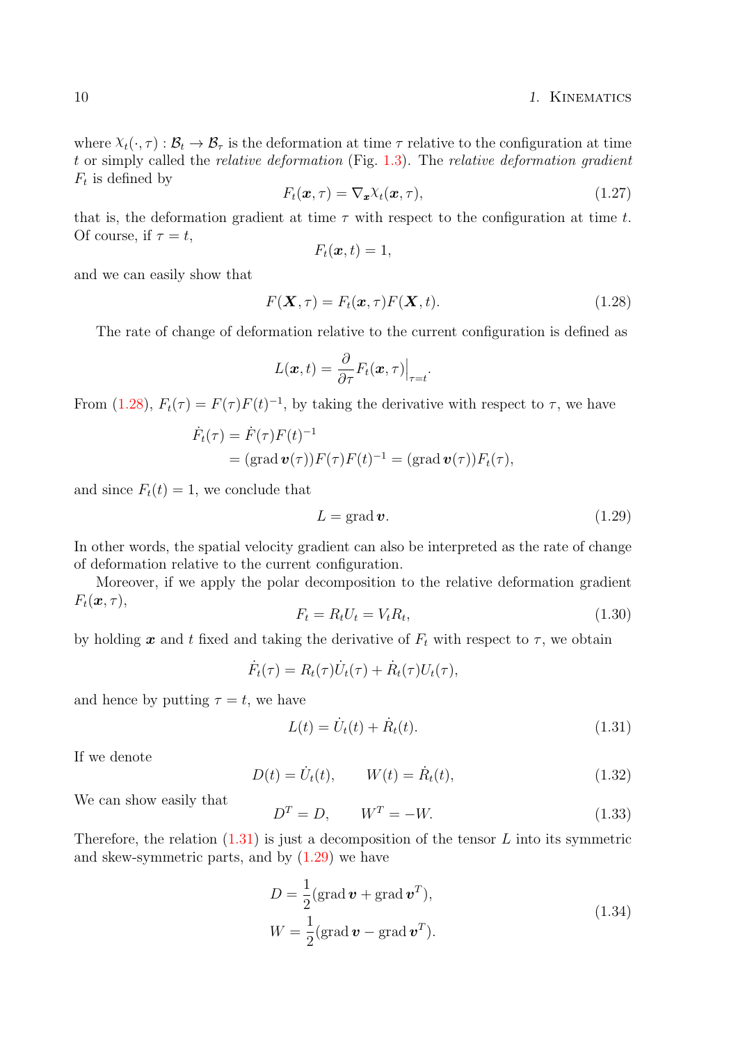where $\chi_t(\cdot, \tau) : \mathcal{B}_t \to \mathcal{B}_\tau$ is the deformation at time $\tau$ relative to the configuration at time $t$ or simply called the *relative deformation* (Fig. 1.3). The *relative deformation gradient* $F_t$ is defined by

$$F_t(\boldsymbol{x}, \tau) = \nabla_{\boldsymbol{x}} \chi_t(\boldsymbol{x}, \tau), \tag{1.27}$$

that is, the deformation gradient at time $\tau$ with respect to the configuration at time $t$. Of course, if $\tau = t$,

$$F_t(\boldsymbol{x}, t) = 1,$$

and we can easily show that

$$F(\boldsymbol{X}, \tau) = F_t(\boldsymbol{x}, \tau) F(\boldsymbol{X}, t). \tag{1.28}$$

The rate of change of deformation relative to the current configuration is defined as

$$L(\boldsymbol{x}, t) = \frac{\partial}{\partial \tau} F_t(\boldsymbol{x}, \tau)\Big|_{\tau = t}.$$

From (1.28), $F_t(\tau) = F(\tau)F(t)^{-1}$, by taking the derivative with respect to $\tau$, we have

$$\begin{aligned}
\dot{F}_t(\tau) &= \dot{F}(\tau)F(t)^{-1} \\
&= (\operatorname{grad} \boldsymbol{v}(\tau))F(\tau)F(t)^{-1} = (\operatorname{grad} \boldsymbol{v}(\tau))F_t(\tau),
\end{aligned}$$

and since $F_t(t) = 1$, we conclude that

$$L = \operatorname{grad} \boldsymbol{v}. \tag{1.29}$$

In other words, the spatial velocity gradient can also be interpreted as the rate of change of deformation relative to the current configuration.

Moreover, if we apply the polar decomposition to the relative deformation gradient $F_t(\boldsymbol{x}, \tau)$,

$$F_t = R_t U_t = V_t R_t, \tag{1.30}$$

by holding $\boldsymbol{x}$ and $t$ fixed and taking the derivative of $F_t$ with respect to $\tau$, we obtain

$$\dot{F}_t(\tau) = R_t(\tau)\dot{U}_t(\tau) + \dot{R}_t(\tau)U_t(\tau),$$

and hence by putting $\tau = t$, we have

$$L(t) = \dot{U}_t(t) + \dot{R}_t(t). \tag{1.31}$$

If we denote

$$D(t) = \dot{U}_t(t), \qquad W(t) = \dot{R}_t(t), \tag{1.32}$$

We can show easily that

$$D^T = D, \qquad W^T = -W. \tag{1.33}$$

Therefore, the relation (1.31) is just a decomposition of the tensor $L$ into its symmetric and skew-symmetric parts, and by (1.29) we have

$$\begin{aligned}
D &= \frac{1}{2}(\operatorname{grad} \boldsymbol{v} + \operatorname{grad} \boldsymbol{v}^T), \\
W &= \frac{1}{2}(\operatorname{grad} \boldsymbol{v} - \operatorname{grad} \boldsymbol{v}^T).
\end{aligned} \tag{1.34}$$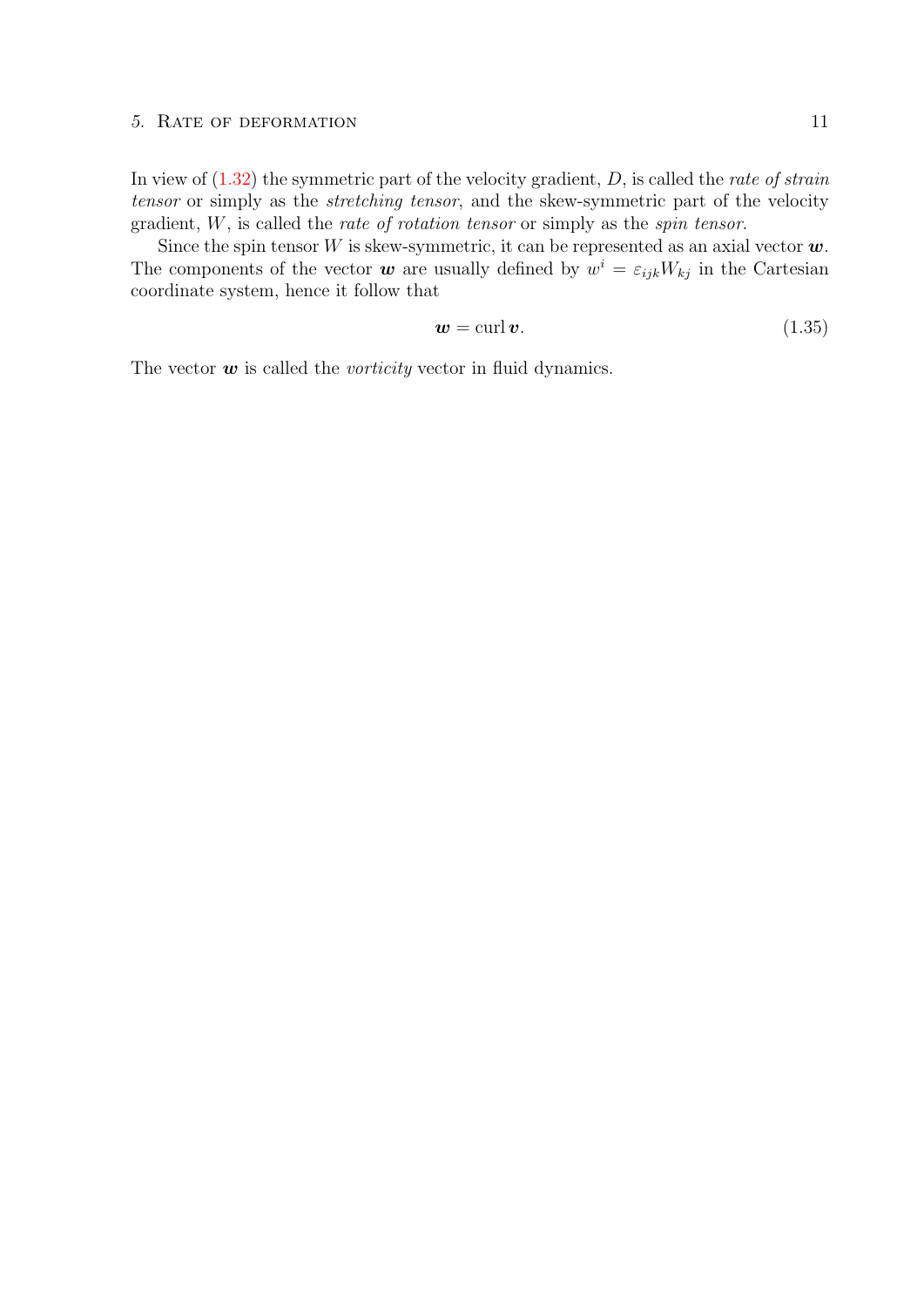In view of (1.32) the symmetric part of the velocity gradient, $D$, is called the *rate of strain tensor* or simply as the *stretching tensor*, and the skew-symmetric part of the velocity gradient, $W$, is called the *rate of rotation tensor* or simply as the *spin tensor*.

Since the spin tensor $W$ is skew-symmetric, it can be represented as an axial vector $\boldsymbol{w}$. The components of the vector $\boldsymbol{w}$ are usually defined by $w^i = \varepsilon_{ijk} W_{kj}$ in the Cartesian coordinate system, hence it follow that

$$\boldsymbol{w} = \operatorname{curl} \boldsymbol{v}. \tag{1.35}$$

The vector $\boldsymbol{w}$ is called the *vorticity* vector in fluid dynamics.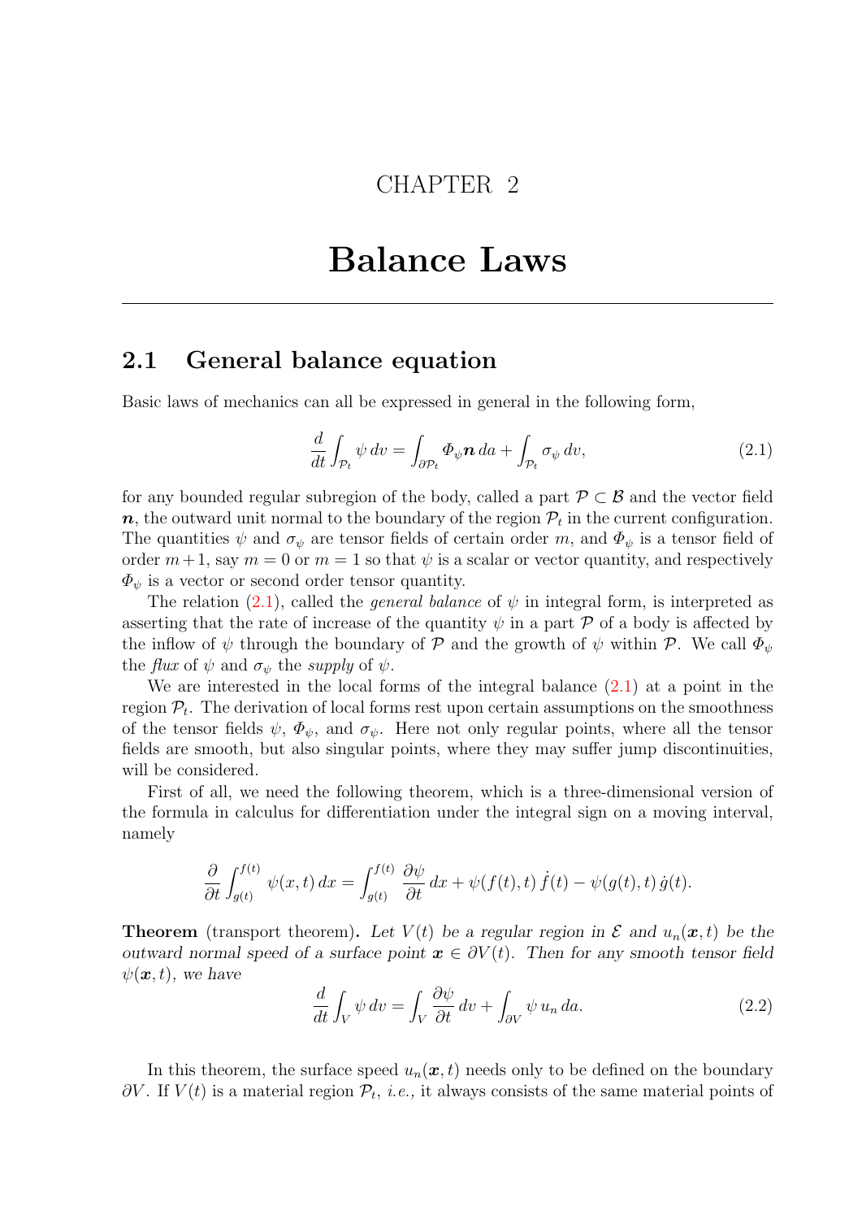# CHAPTER 2

# Balance Laws

## 2.1 General balance equation

Basic laws of mechanics can all be expressed in general in the following form,

$$\frac{d}{dt}\int_{\mathcal{P}_t} \psi \, dv = \int_{\partial \mathcal{P}_t} \Phi_\psi \boldsymbol{n} \, da + \int_{\mathcal{P}_t} \sigma_\psi \, dv, \tag{2.1}$$

for any bounded regular subregion of the body, called a part $\mathcal{P} \subset \mathcal{B}$ and the vector field $\boldsymbol{n}$, the outward unit normal to the boundary of the region $\mathcal{P}_t$ in the current configuration. The quantities $\psi$ and $\sigma_\psi$ are tensor fields of certain order $m$, and $\Phi_\psi$ is a tensor field of order $m+1$, say $m = 0$ or $m = 1$ so that $\psi$ is a scalar or vector quantity, and respectively $\Phi_\psi$ is a vector or second order tensor quantity.

The relation (2.1), called the *general balance* of $\psi$ in integral form, is interpreted as asserting that the rate of increase of the quantity $\psi$ in a part $\mathcal{P}$ of a body is affected by the inflow of $\psi$ through the boundary of $\mathcal{P}$ and the growth of $\psi$ within $\mathcal{P}$. We call $\Phi_\psi$ the *flux* of $\psi$ and $\sigma_\psi$ the *supply* of $\psi$.

We are interested in the local forms of the integral balance (2.1) at a point in the region $\mathcal{P}_t$. The derivation of local forms rest upon certain assumptions on the smoothness of the tensor fields $\psi$, $\Phi_\psi$, and $\sigma_\psi$. Here not only regular points, where all the tensor fields are smooth, but also singular points, where they may suffer jump discontinuities, will be considered.

First of all, we need the following theorem, which is a three-dimensional version of the formula in calculus for differentiation under the integral sign on a moving interval, namely

$$\frac{\partial}{\partial t}\int_{g(t)}^{f(t)} \psi(x,t)\, dx = \int_{g(t)}^{f(t)} \frac{\partial \psi}{\partial t}\, dx + \psi(f(t),t)\, \dot{f}(t) - \psi(g(t),t)\, \dot{g}(t).$$

**Theorem** (transport theorem). *Let $V(t)$ be a regular region in $\mathcal{E}$ and $u_n(\boldsymbol{x},t)$ be the outward normal speed of a surface point $\boldsymbol{x} \in \partial V(t)$. Then for any smooth tensor field $\psi(\boldsymbol{x},t)$, we have*

$$\frac{d}{dt}\int_V \psi \, dv = \int_V \frac{\partial \psi}{\partial t}\, dv + \int_{\partial V} \psi \, u_n \, da. \tag{2.2}$$

In this theorem, the surface speed $u_n(\boldsymbol{x},t)$ needs only to be defined on the boundary $\partial V$. If $V(t)$ is a material region $\mathcal{P}_t$, *i.e.,* it always consists of the same material points of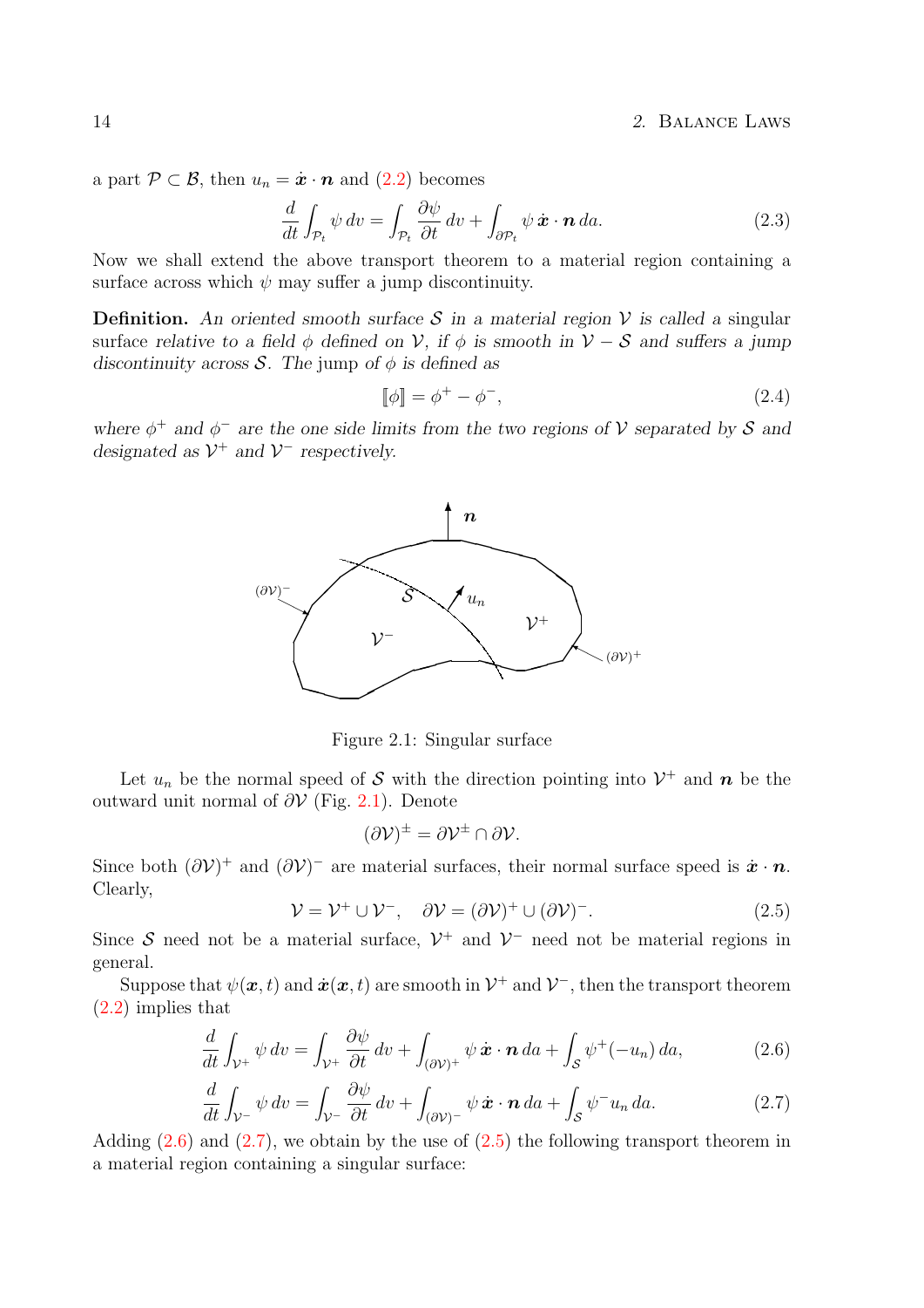a part $\mathcal{P} \subset \mathcal{B}$, then $u_n = \dot{\boldsymbol{x}} \cdot \boldsymbol{n}$ and (2.2) becomes

$$\frac{d}{dt}\int_{\mathcal{P}_t} \psi \, dv = \int_{\mathcal{P}_t} \frac{\partial \psi}{\partial t}\, dv + \int_{\partial \mathcal{P}_t} \psi \, \dot{\boldsymbol{x}} \cdot \boldsymbol{n}\, da. \tag{2.3}$$

Now we shall extend the above transport theorem to a material region containing a surface across which $\psi$ may suffer a jump discontinuity.

**Definition.** *An oriented smooth surface $\mathcal{S}$ in a material region $\mathcal{V}$ is called a* singular surface *relative to a field $\phi$ defined on $\mathcal{V}$, if $\phi$ is smooth in $\mathcal{V} - \mathcal{S}$ and suffers a jump discontinuity across $\mathcal{S}$. The* jump *of $\phi$ is defined as*

$$[\![\phi]\!] = \phi^+ - \phi^-, \tag{2.4}$$

*where $\phi^+$ and $\phi^-$ are the one side limits from the two regions of $\mathcal{V}$ separated by $\mathcal{S}$ and designated as $\mathcal{V}^+$ and $\mathcal{V}^-$ respectively.*

Figure 2.1: Singular surface

Let $u_n$ be the normal speed of $\mathcal{S}$ with the direction pointing into $\mathcal{V}^+$ and $\boldsymbol{n}$ be the outward unit normal of $\partial\mathcal{V}$ (Fig. 2.1). Denote

$$(\partial\mathcal{V})^{\pm} = \partial\mathcal{V}^{\pm} \cap \partial\mathcal{V}.$$

Since both $(\partial\mathcal{V})^+$ and $(\partial\mathcal{V})^-$ are material surfaces, their normal surface speed is $\dot{\boldsymbol{x}} \cdot \boldsymbol{n}$. Clearly,

$$\mathcal{V} = \mathcal{V}^+ \cup \mathcal{V}^-, \quad \partial\mathcal{V} = (\partial\mathcal{V})^+ \cup (\partial\mathcal{V})^-. \tag{2.5}$$

Since $\mathcal{S}$ need not be a material surface, $\mathcal{V}^+$ and $\mathcal{V}^-$ need not be material regions in general.

Suppose that $\psi(\boldsymbol{x}, t)$ and $\dot{\boldsymbol{x}}(\boldsymbol{x}, t)$ are smooth in $\mathcal{V}^+$ and $\mathcal{V}^-$, then the transport theorem (2.2) implies that

$$\frac{d}{dt}\int_{\mathcal{V}^+} \psi \, dv = \int_{\mathcal{V}^+} \frac{\partial \psi}{\partial t}\, dv + \int_{(\partial\mathcal{V})^+} \psi \, \dot{\boldsymbol{x}} \cdot \boldsymbol{n}\, da + \int_{\mathcal{S}} \psi^+ (-u_n)\, da, \tag{2.6}$$

$$\frac{d}{dt}\int_{\mathcal{V}^-} \psi \, dv = \int_{\mathcal{V}^-} \frac{\partial \psi}{\partial t}\, dv + \int_{(\partial\mathcal{V})^-} \psi \, \dot{\boldsymbol{x}} \cdot \boldsymbol{n}\, da + \int_{\mathcal{S}} \psi^- u_n\, da. \tag{2.7}$$

Adding (2.6) and (2.7), we obtain by the use of (2.5) the following transport theorem in a material region containing a singular surface: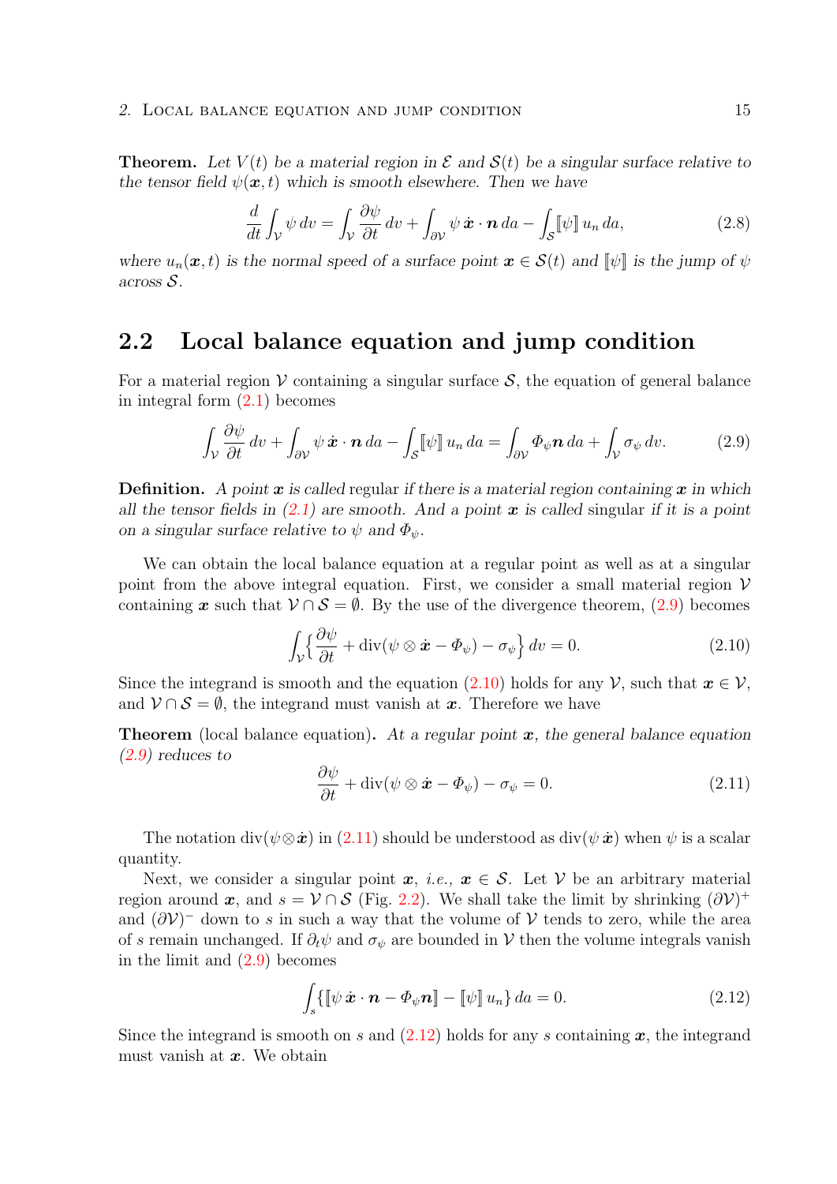**Theorem.** *Let $V(t)$ be a material region in $\mathcal{E}$ and $\mathcal{S}(t)$ be a singular surface relative to the tensor field $\psi(\boldsymbol{x},t)$ which is smooth elsewhere. Then we have*

$$\frac{d}{dt}\int_{\mathcal{V}} \psi \, dv = \int_{\mathcal{V}} \frac{\partial \psi}{\partial t}\, dv + \int_{\partial\mathcal{V}} \psi \, \dot{\boldsymbol{x}} \cdot \boldsymbol{n} \, da - \int_{\mathcal{S}} [\![\psi]\!] \, u_n \, da, \tag{2.8}$$

*where $u_n(\boldsymbol{x},t)$ is the normal speed of a surface point $\boldsymbol{x} \in \mathcal{S}(t)$ and $[\![\psi]\!]$ is the jump of $\psi$ across $\mathcal{S}$.*

## 2.2 Local balance equation and jump condition

For a material region $\mathcal{V}$ containing a singular surface $\mathcal{S}$, the equation of general balance in integral form (2.1) becomes

$$\int_{\mathcal{V}} \frac{\partial \psi}{\partial t}\, dv + \int_{\partial\mathcal{V}} \psi \, \dot{\boldsymbol{x}} \cdot \boldsymbol{n} \, da - \int_{\mathcal{S}} [\![\psi]\!] \, u_n \, da = \int_{\partial\mathcal{V}} \varPhi_\psi \boldsymbol{n} \, da + \int_{\mathcal{V}} \sigma_\psi \, dv. \tag{2.9}$$

**Definition.** *A point $\boldsymbol{x}$ is called* regular *if there is a material region containing $\boldsymbol{x}$ in which all the tensor fields in (2.1) are smooth. And a point $\boldsymbol{x}$ is called* singular *if it is a point on a singular surface relative to $\psi$ and $\varPhi_\psi$.*

We can obtain the local balance equation at a regular point as well as at a singular point from the above integral equation. First, we consider a small material region $\mathcal{V}$ containing $\boldsymbol{x}$ such that $\mathcal{V} \cap \mathcal{S} = \emptyset$. By the use of the divergence theorem, (2.9) becomes

$$\int_{\mathcal{V}} \Big\{ \frac{\partial \psi}{\partial t} + \operatorname{div}(\psi \otimes \dot{\boldsymbol{x}} - \varPhi_\psi) - \sigma_\psi \Big\} \, dv = 0. \tag{2.10}$$

Since the integrand is smooth and the equation (2.10) holds for any $\mathcal{V}$, such that $\boldsymbol{x} \in \mathcal{V}$, and $\mathcal{V} \cap \mathcal{S} = \emptyset$, the integrand must vanish at $\boldsymbol{x}$. Therefore we have

**Theorem** (local balance equation)**.** *At a regular point $\boldsymbol{x}$, the general balance equation (2.9) reduces to*

$$\frac{\partial \psi}{\partial t} + \operatorname{div}(\psi \otimes \dot{\boldsymbol{x}} - \varPhi_\psi) - \sigma_\psi = 0. \tag{2.11}$$

The notation $\operatorname{div}(\psi \otimes \dot{\boldsymbol{x}})$ in (2.11) should be understood as $\operatorname{div}(\psi \, \dot{\boldsymbol{x}})$ when $\psi$ is a scalar quantity.

Next, we consider a singular point $\boldsymbol{x}$, *i.e.*, $\boldsymbol{x} \in \mathcal{S}$. Let $\mathcal{V}$ be an arbitrary material region around $\boldsymbol{x}$, and $s = \mathcal{V} \cap \mathcal{S}$ (Fig. 2.2). We shall take the limit by shrinking $(\partial\mathcal{V})^+$ and $(\partial\mathcal{V})^-$ down to $s$ in such a way that the volume of $\mathcal{V}$ tends to zero, while the area of $s$ remain unchanged. If $\partial_t \psi$ and $\sigma_\psi$ are bounded in $\mathcal{V}$ then the volume integrals vanish in the limit and (2.9) becomes

$$\int_s \{ [\![\psi \, \dot{\boldsymbol{x}} \cdot \boldsymbol{n} - \varPhi_\psi \boldsymbol{n}]\!] - [\![\psi]\!] \, u_n \} \, da = 0. \tag{2.12}$$

Since the integrand is smooth on $s$ and (2.12) holds for any $s$ containing $\boldsymbol{x}$, the integrand must vanish at $\boldsymbol{x}$. We obtain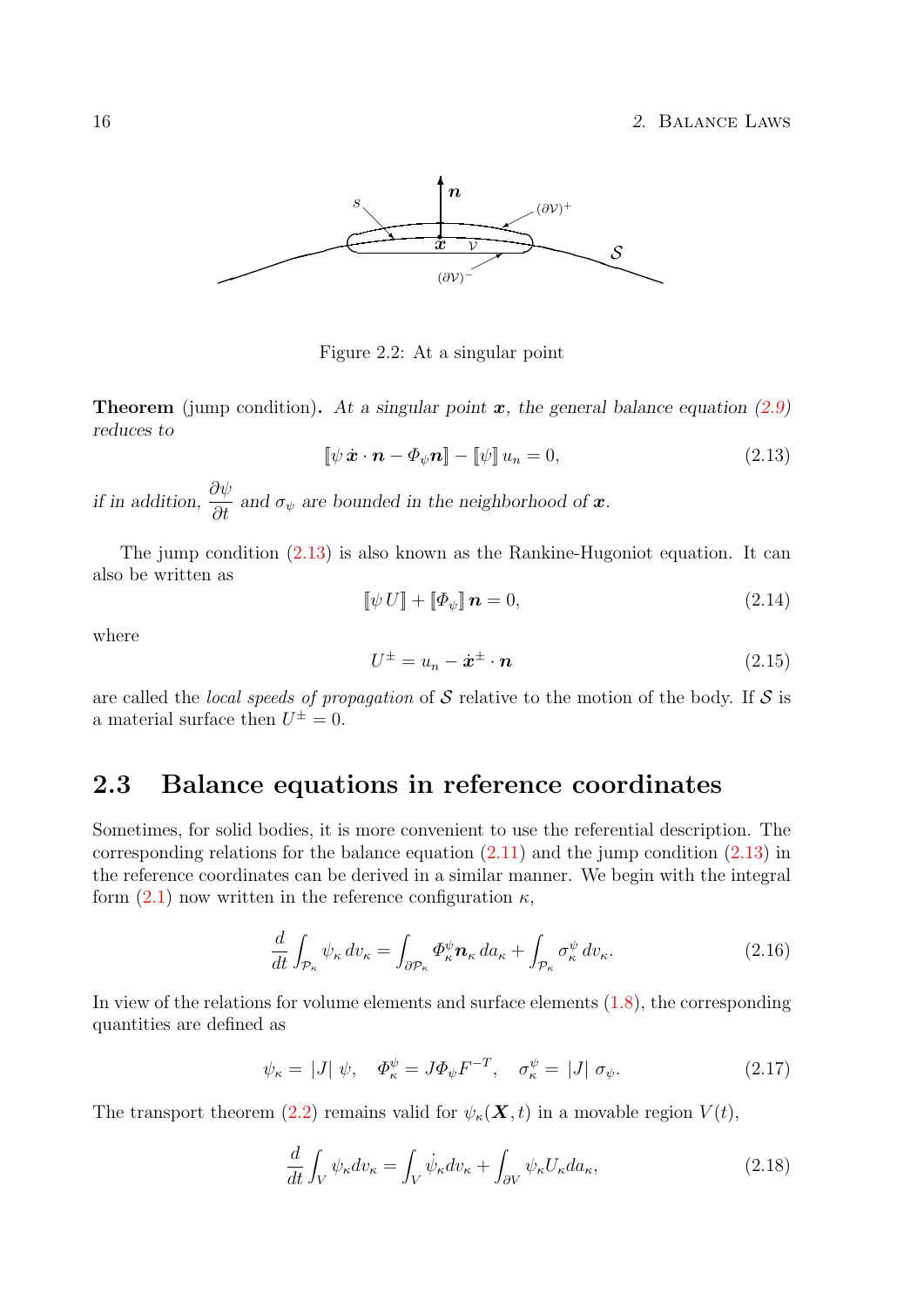Figure 2.2: At a singular point

**Theorem** (jump condition)**.** *At a singular point* $\boldsymbol{x}$*, the general balance equation (2.9) reduces to*

$$[\![\psi\,\dot{\boldsymbol{x}}\cdot\boldsymbol{n}-\Phi_\psi\boldsymbol{n}]\!]-[\![\psi]\!]\,u_n=0, \tag{2.13}$$

*if in addition,* $\dfrac{\partial\psi}{\partial t}$ *and* $\sigma_\psi$ *are bounded in the neighborhood of* $\boldsymbol{x}$*.*

The jump condition (2.13) is also known as the Rankine-Hugoniot equation. It can also be written as

$$[\![\psi\,U]\!]+[\![\Phi_\psi]\!]\,\boldsymbol{n}=0, \tag{2.14}$$

where

$$U^{\pm}=u_n-\dot{\boldsymbol{x}}^{\pm}\cdot\boldsymbol{n} \tag{2.15}$$

are called the *local speeds of propagation* of $\mathcal{S}$ relative to the motion of the body. If $\mathcal{S}$ is a material surface then $U^{\pm}=0$.

## 2.3 Balance equations in reference coordinates

Sometimes, for solid bodies, it is more convenient to use the referential description. The corresponding relations for the balance equation (2.11) and the jump condition (2.13) in the reference coordinates can be derived in a similar manner. We begin with the integral form (2.1) now written in the reference configuration $\kappa$,

$$\frac{d}{dt}\int_{\mathcal{P}_\kappa}\psi_\kappa\,dv_\kappa=\int_{\partial\mathcal{P}_\kappa}\Phi^\psi_\kappa\boldsymbol{n}_\kappa\,da_\kappa+\int_{\mathcal{P}_\kappa}\sigma^\psi_\kappa\,dv_\kappa. \tag{2.16}$$

In view of the relations for volume elements and surface elements (1.8), the corresponding quantities are defined as

$$\psi_\kappa=|J|\;\psi,\quad \Phi^\psi_\kappa=J\Phi_\psi F^{-T},\quad \sigma^\psi_\kappa=|J|\;\sigma_\psi. \tag{2.17}$$

The transport theorem (2.2) remains valid for $\psi_\kappa(\boldsymbol{X},t)$ in a movable region $V(t)$,

$$\frac{d}{dt}\int_V\psi_\kappa dv_\kappa=\int_V\dot{\psi}_\kappa dv_\kappa+\int_{\partial V}\psi_\kappa U_\kappa da_\kappa, \tag{2.18}$$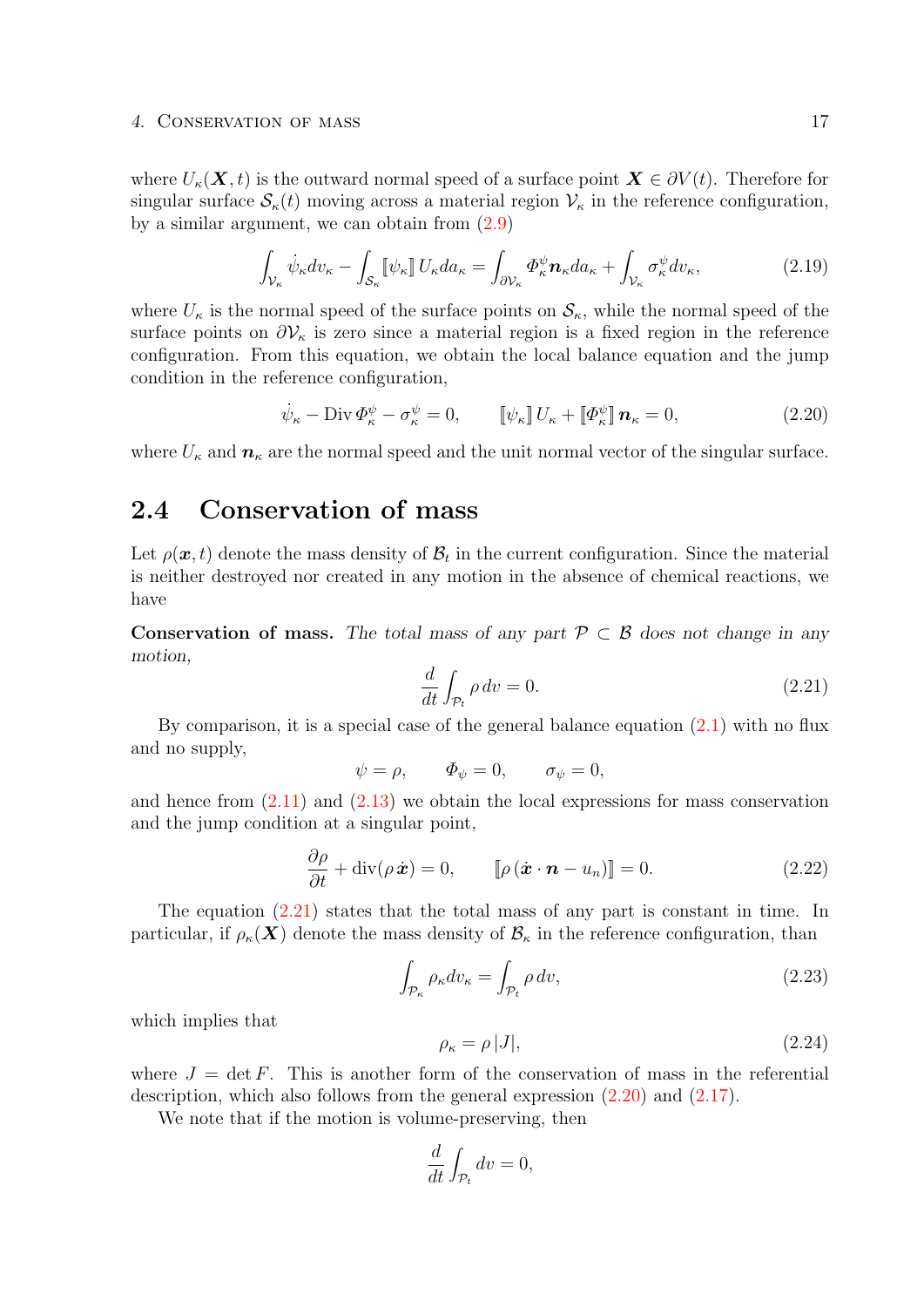where $U_\kappa(\boldsymbol{X}, t)$ is the outward normal speed of a surface point $\boldsymbol{X} \in \partial V(t)$. Therefore for singular surface $\mathcal{S}_\kappa(t)$ moving across a material region $\mathcal{V}_\kappa$ in the reference configuration, by a similar argument, we can obtain from (2.9)

$$\int_{\mathcal{V}_\kappa} \dot{\psi}_\kappa dv_\kappa - \int_{\mathcal{S}_\kappa} [\![\psi_\kappa]\!]\, U_\kappa da_\kappa = \int_{\partial\mathcal{V}_\kappa} \varPhi^\psi_\kappa \boldsymbol{n}_\kappa da_\kappa + \int_{\mathcal{V}_\kappa} \sigma^\psi_\kappa dv_\kappa, \tag{2.19}$$

where $U_\kappa$ is the normal speed of the surface points on $\mathcal{S}_\kappa$, while the normal speed of the surface points on $\partial\mathcal{V}_\kappa$ is zero since a material region is a fixed region in the reference configuration. From this equation, we obtain the local balance equation and the jump condition in the reference configuration,

$$\dot{\psi}_\kappa - \operatorname{Div} \varPhi^\psi_\kappa - \sigma^\psi_\kappa = 0, \qquad [\![\psi_\kappa]\!]\, U_\kappa + [\![\varPhi^\psi_\kappa]\!]\, \boldsymbol{n}_\kappa = 0, \tag{2.20}$$

where $U_\kappa$ and $\boldsymbol{n}_\kappa$ are the normal speed and the unit normal vector of the singular surface.

## 2.4 Conservation of mass

Let $\rho(\boldsymbol{x}, t)$ denote the mass density of $\mathcal{B}_t$ in the current configuration. Since the material is neither destroyed nor created in any motion in the absence of chemical reactions, we have

**Conservation of mass.** *The total mass of any part $\mathcal{P} \subset \mathcal{B}$ does not change in any motion,*

$$\frac{d}{dt} \int_{\mathcal{P}_t} \rho \, dv = 0. \tag{2.21}$$

By comparison, it is a special case of the general balance equation (2.1) with no flux and no supply,

$$\psi = \rho, \qquad \varPhi_\psi = 0, \qquad \sigma_\psi = 0,$$

and hence from (2.11) and (2.13) we obtain the local expressions for mass conservation and the jump condition at a singular point,

$$\frac{\partial \rho}{\partial t} + \operatorname{div}(\rho \, \dot{\boldsymbol{x}}) = 0, \qquad [\![\rho \, (\dot{\boldsymbol{x}} \cdot \boldsymbol{n} - u_n)]\!] = 0. \tag{2.22}$$

The equation (2.21) states that the total mass of any part is constant in time. In particular, if $\rho_\kappa(\boldsymbol{X})$ denote the mass density of $\mathcal{B}_\kappa$ in the reference configuration, than

$$\int_{\mathcal{P}_\kappa} \rho_\kappa dv_\kappa = \int_{\mathcal{P}_t} \rho \, dv, \tag{2.23}$$

which implies that

$$\rho_\kappa = \rho \, |J|, \tag{2.24}$$

where $J = \det F$. This is another form of the conservation of mass in the referential description, which also follows from the general expression (2.20) and (2.17).

We note that if the motion is volume-preserving, then

$$\frac{d}{dt} \int_{\mathcal{P}_t} dv = 0,$$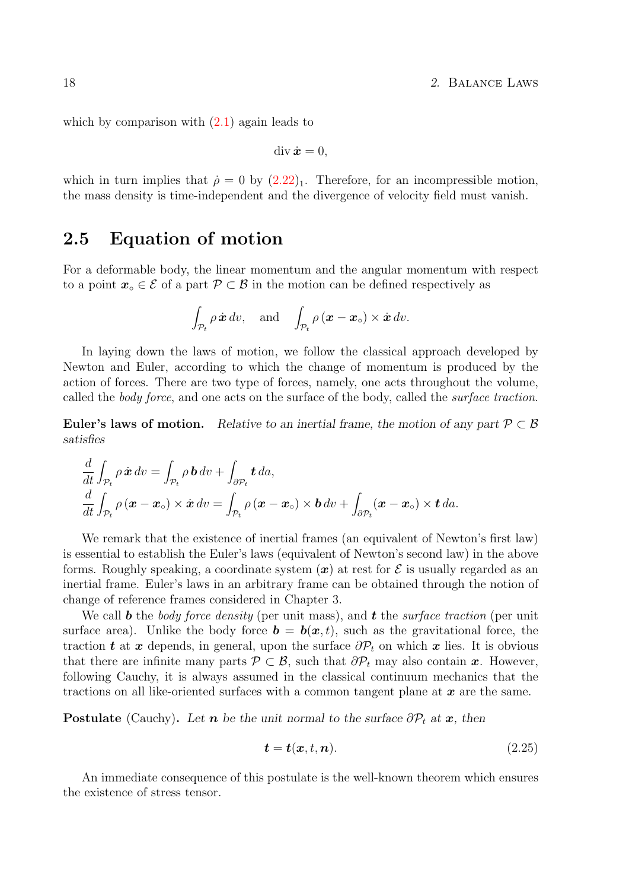which by comparison with (2.1) again leads to

$$\operatorname{div} \dot{\boldsymbol{x}} = 0,$$

which in turn implies that $\dot{\rho} = 0$ by $(2.22)_1$. Therefore, for an incompressible motion, the mass density is time-independent and the divergence of velocity field must vanish.

## 2.5 Equation of motion

For a deformable body, the linear momentum and the angular momentum with respect to a point $\boldsymbol{x}_\circ \in \mathcal{E}$ of a part $\mathcal{P} \subset \mathcal{B}$ in the motion can be defined respectively as

$$\int_{\mathcal{P}_t} \rho\, \dot{\boldsymbol{x}}\, dv, \quad \text{and} \quad \int_{\mathcal{P}_t} \rho\, (\boldsymbol{x} - \boldsymbol{x}_\circ) \times \dot{\boldsymbol{x}}\, dv.$$

In laying down the laws of motion, we follow the classical approach developed by Newton and Euler, according to which the change of momentum is produced by the action of forces. There are two type of forces, namely, one acts throughout the volume, called the *body force*, and one acts on the surface of the body, called the *surface traction*.

**Euler's laws of motion.** *Relative to an inertial frame, the motion of any part $\mathcal{P} \subset \mathcal{B}$ satisfies*

$$\begin{aligned}
&\frac{d}{dt}\int_{\mathcal{P}_t} \rho\, \dot{\boldsymbol{x}}\, dv = \int_{\mathcal{P}_t} \rho\, \boldsymbol{b}\, dv + \int_{\partial\mathcal{P}_t} \boldsymbol{t}\, da, \\
&\frac{d}{dt}\int_{\mathcal{P}_t} \rho\, (\boldsymbol{x} - \boldsymbol{x}_\circ) \times \dot{\boldsymbol{x}}\, dv = \int_{\mathcal{P}_t} \rho\, (\boldsymbol{x} - \boldsymbol{x}_\circ) \times \boldsymbol{b}\, dv + \int_{\partial\mathcal{P}_t} (\boldsymbol{x} - \boldsymbol{x}_\circ) \times \boldsymbol{t}\, da.
\end{aligned}$$

We remark that the existence of inertial frames (an equivalent of Newton's first law) is essential to establish the Euler's laws (equivalent of Newton's second law) in the above forms. Roughly speaking, a coordinate system $(\boldsymbol{x})$ at rest for $\mathcal{E}$ is usually regarded as an inertial frame. Euler's laws in an arbitrary frame can be obtained through the notion of change of reference frames considered in Chapter 3.

We call $\boldsymbol{b}$ the *body force density* (per unit mass), and $\boldsymbol{t}$ the *surface traction* (per unit surface area). Unlike the body force $\boldsymbol{b} = \boldsymbol{b}(\boldsymbol{x}, t)$, such as the gravitational force, the traction $\boldsymbol{t}$ at $\boldsymbol{x}$ depends, in general, upon the surface $\partial\mathcal{P}_t$ on which $\boldsymbol{x}$ lies. It is obvious that there are infinite many parts $\mathcal{P} \subset \mathcal{B}$, such that $\partial\mathcal{P}_t$ may also contain $\boldsymbol{x}$. However, following Cauchy, it is always assumed in the classical continuum mechanics that the tractions on all like-oriented surfaces with a common tangent plane at $\boldsymbol{x}$ are the same.

**Postulate** (Cauchy)**.** *Let $\boldsymbol{n}$ be the unit normal to the surface $\partial\mathcal{P}_t$ at $\boldsymbol{x}$, then*

$$\boldsymbol{t} = \boldsymbol{t}(\boldsymbol{x}, t, \boldsymbol{n}). \tag{2.25}$$

An immediate consequence of this postulate is the well-known theorem which ensures the existence of stress tensor.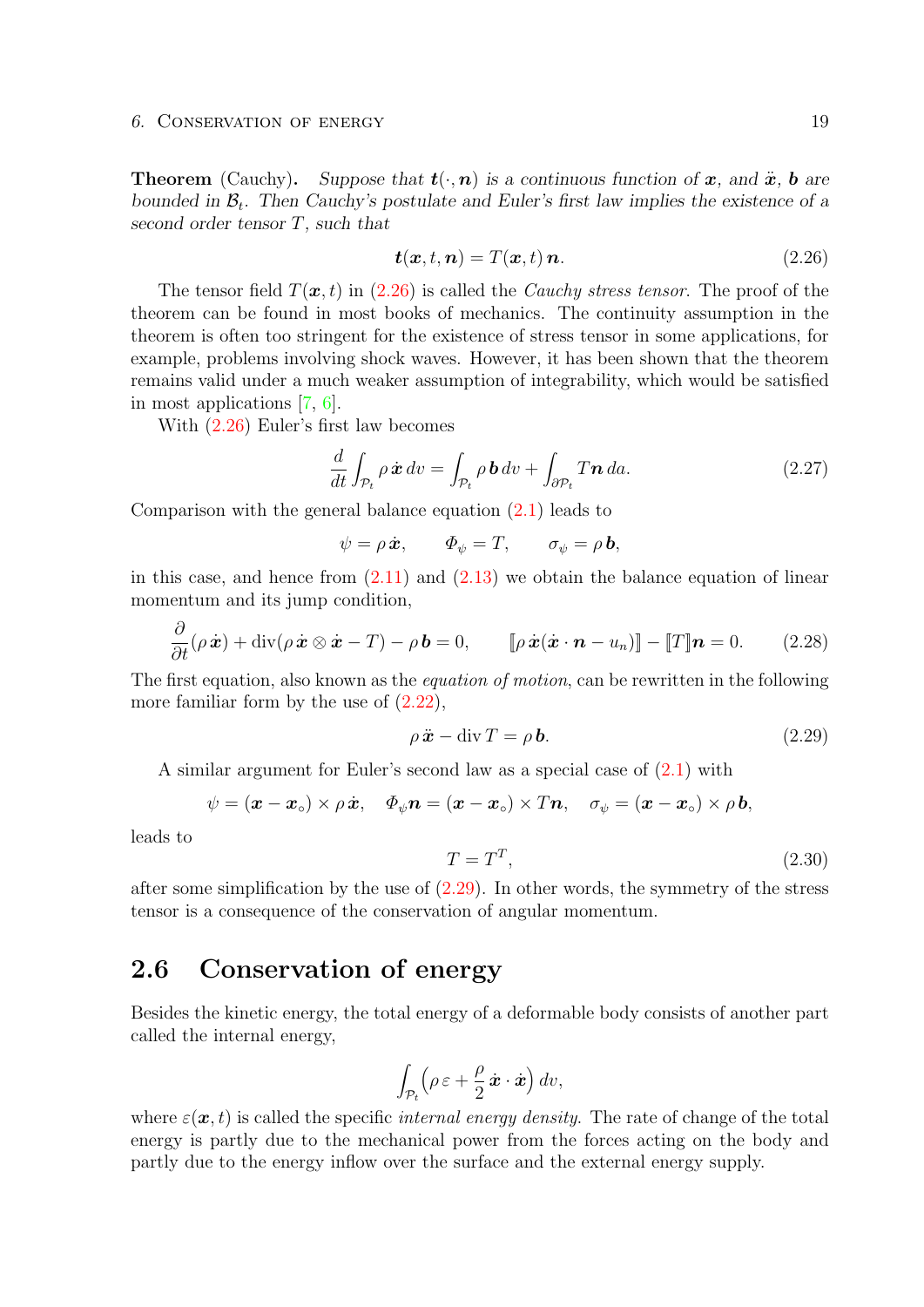**Theorem** (Cauchy). *Suppose that $\boldsymbol{t}(\cdot, \boldsymbol{n})$ is a continuous function of $\boldsymbol{x}$, and $\ddot{\boldsymbol{x}}$, $\boldsymbol{b}$ are bounded in $\mathcal{B}_t$. Then Cauchy's postulate and Euler's first law implies the existence of a second order tensor $T$, such that*

$$\boldsymbol{t}(\boldsymbol{x}, t, \boldsymbol{n}) = T(\boldsymbol{x}, t)\, \boldsymbol{n}. \tag{2.26}$$

The tensor field $T(\boldsymbol{x}, t)$ in (2.26) is called the *Cauchy stress tensor*. The proof of the theorem can be found in most books of mechanics. The continuity assumption in the theorem is often too stringent for the existence of stress tensor in some applications, for example, problems involving shock waves. However, it has been shown that the theorem remains valid under a much weaker assumption of integrability, which would be satisfied in most applications [7, 6].

With (2.26) Euler's first law becomes

$$\frac{d}{dt}\int_{\mathcal{P}_t} \rho\, \dot{\boldsymbol{x}}\, dv = \int_{\mathcal{P}_t} \rho\, \boldsymbol{b}\, dv + \int_{\partial\mathcal{P}_t} T\boldsymbol{n}\, da. \tag{2.27}$$

Comparison with the general balance equation (2.1) leads to

$$\psi = \rho\, \dot{\boldsymbol{x}}, \qquad \varPhi_\psi = T, \qquad \sigma_\psi = \rho\, \boldsymbol{b},$$

in this case, and hence from (2.11) and (2.13) we obtain the balance equation of linear momentum and its jump condition,

$$\frac{\partial}{\partial t}(\rho\, \dot{\boldsymbol{x}}) + \operatorname{div}(\rho\, \dot{\boldsymbol{x}} \otimes \dot{\boldsymbol{x}} - T) - \rho\, \boldsymbol{b} = 0, \qquad [\![\rho\, \dot{\boldsymbol{x}}(\dot{\boldsymbol{x}} \cdot \boldsymbol{n} - u_n)]\!] - [\![T]\!]\boldsymbol{n} = 0. \tag{2.28}$$

The first equation, also known as the *equation of motion*, can be rewritten in the following more familiar form by the use of (2.22),

$$\rho\, \ddot{\boldsymbol{x}} - \operatorname{div} T = \rho\, \boldsymbol{b}. \tag{2.29}$$

A similar argument for Euler's second law as a special case of (2.1) with

$$\psi = (\boldsymbol{x} - \boldsymbol{x}_\circ) \times \rho\, \dot{\boldsymbol{x}}, \quad \varPhi_\psi \boldsymbol{n} = (\boldsymbol{x} - \boldsymbol{x}_\circ) \times T\boldsymbol{n}, \quad \sigma_\psi = (\boldsymbol{x} - \boldsymbol{x}_\circ) \times \rho\, \boldsymbol{b},$$

leads to

$$T = T^T, \tag{2.30}$$

after some simplification by the use of (2.29). In other words, the symmetry of the stress tensor is a consequence of the conservation of angular momentum.

## 2.6 Conservation of energy

Besides the kinetic energy, the total energy of a deformable body consists of another part called the internal energy,

$$\int_{\mathcal{P}_t} \Big(\rho\, \varepsilon + \frac{\rho}{2}\, \dot{\boldsymbol{x}} \cdot \dot{\boldsymbol{x}}\Big)\, dv,$$

where $\varepsilon(\boldsymbol{x}, t)$ is called the specific *internal energy density*. The rate of change of the total energy is partly due to the mechanical power from the forces acting on the body and partly due to the energy inflow over the surface and the external energy supply.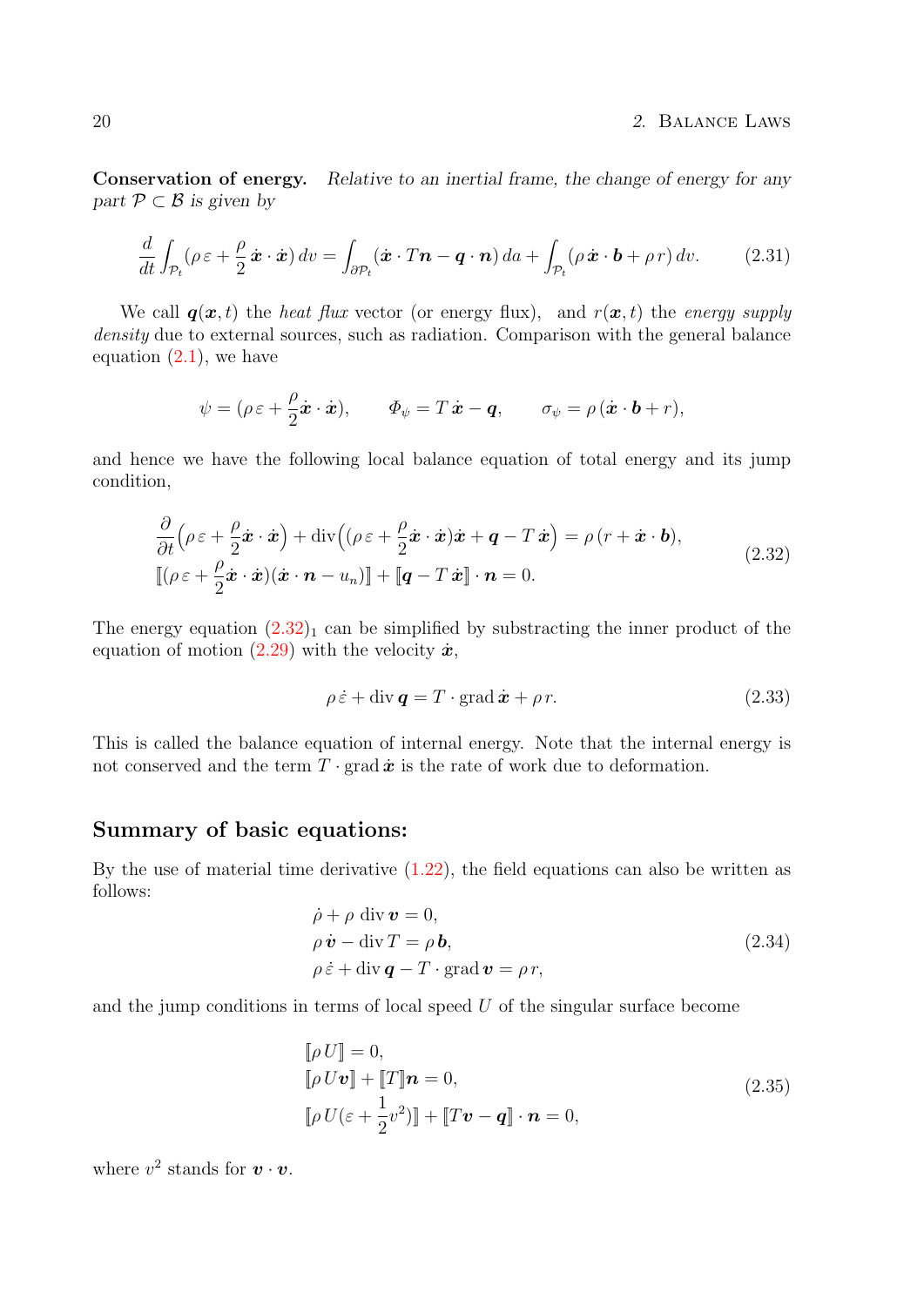**Conservation of energy.** *Relative to an inertial frame, the change of energy for any part $\mathcal{P} \subset \mathcal{B}$ is given by*

$$\frac{d}{dt}\int_{\mathcal{P}_t}(\rho\,\varepsilon + \frac{\rho}{2}\,\dot{\boldsymbol{x}}\cdot\dot{\boldsymbol{x}})\,dv = \int_{\partial\mathcal{P}_t}(\dot{\boldsymbol{x}}\cdot T\boldsymbol{n} - \boldsymbol{q}\cdot\boldsymbol{n})\,da + \int_{\mathcal{P}_t}(\rho\,\dot{\boldsymbol{x}}\cdot\boldsymbol{b} + \rho\,r)\,dv. \tag{2.31}$$

We call $\boldsymbol{q}(\boldsymbol{x},t)$ the *heat flux* vector (or energy flux), and $r(\boldsymbol{x},t)$ the *energy supply density* due to external sources, such as radiation. Comparison with the general balance equation (2.1), we have

$$\psi = (\rho\,\varepsilon + \frac{\rho}{2}\dot{\boldsymbol{x}}\cdot\dot{\boldsymbol{x}}), \qquad \Phi_\psi = T\,\dot{\boldsymbol{x}} - \boldsymbol{q}, \qquad \sigma_\psi = \rho\,(\dot{\boldsymbol{x}}\cdot\boldsymbol{b} + r),$$

and hence we have the following local balance equation of total energy and its jump condition,

$$\begin{aligned}
&\frac{\partial}{\partial t}\Big(\rho\,\varepsilon + \frac{\rho}{2}\dot{\boldsymbol{x}}\cdot\dot{\boldsymbol{x}}\Big) + \operatorname{div}\Big((\rho\,\varepsilon + \frac{\rho}{2}\dot{\boldsymbol{x}}\cdot\dot{\boldsymbol{x}})\dot{\boldsymbol{x}} + \boldsymbol{q} - T\,\dot{\boldsymbol{x}}\Big) = \rho\,(r + \dot{\boldsymbol{x}}\cdot\boldsymbol{b}),\\
&[\![(\rho\,\varepsilon + \frac{\rho}{2}\dot{\boldsymbol{x}}\cdot\dot{\boldsymbol{x}})(\dot{\boldsymbol{x}}\cdot\boldsymbol{n} - u_n)]\!] + [\![\boldsymbol{q} - T\,\dot{\boldsymbol{x}}]\!]\cdot\boldsymbol{n} = 0.
\end{aligned} \tag{2.32}$$

The energy equation $(2.32)_1$ can be simplified by substracting the inner product of the equation of motion (2.29) with the velocity $\dot{\boldsymbol{x}}$,

$$\rho\,\dot{\varepsilon} + \operatorname{div}\boldsymbol{q} = T\cdot\operatorname{grad}\dot{\boldsymbol{x}} + \rho\,r. \tag{2.33}$$

This is called the balance equation of internal energy. Note that the internal energy is not conserved and the term $T\cdot\operatorname{grad}\dot{\boldsymbol{x}}$ is the rate of work due to deformation.

## Summary of basic equations:

By the use of material time derivative (1.22), the field equations can also be written as follows:

$$\begin{aligned}
&\dot{\rho} + \rho\,\operatorname{div}\boldsymbol{v} = 0,\\
&\rho\,\dot{\boldsymbol{v}} - \operatorname{div}T = \rho\,\boldsymbol{b},\\
&\rho\,\dot{\varepsilon} + \operatorname{div}\boldsymbol{q} - T\cdot\operatorname{grad}\boldsymbol{v} = \rho\,r,
\end{aligned} \tag{2.34}$$

and the jump conditions in terms of local speed $U$ of the singular surface become

$$\begin{aligned}
&[\![\rho\,U]\!] = 0,\\
&[\![\rho\,U\boldsymbol{v}]\!] + [\![T]\!]\boldsymbol{n} = 0,\\
&[\![\rho\,U(\varepsilon + \frac{1}{2}v^2)]\!] + [\![T\boldsymbol{v} - \boldsymbol{q}]\!]\cdot\boldsymbol{n} = 0,
\end{aligned} \tag{2.35}$$

where $v^2$ stands for $\boldsymbol{v}\cdot\boldsymbol{v}$.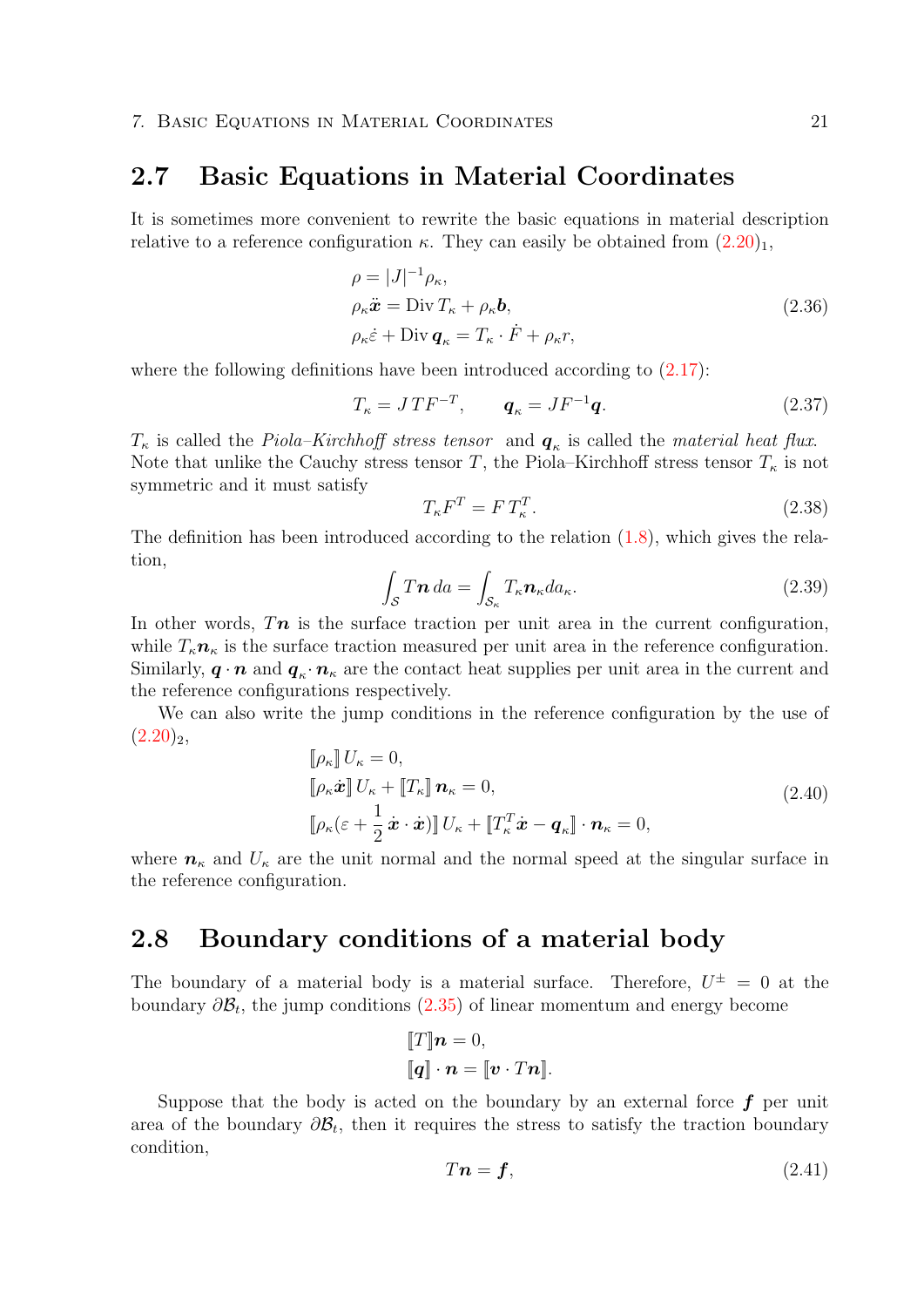## 2.7 Basic Equations in Material Coordinates

It is sometimes more convenient to rewrite the basic equations in material description relative to a reference configuration $\kappa$. They can easily be obtained from (2.20)$_1$,

$$
\begin{aligned}
&\rho = |J|^{-1}\rho_\kappa, \\
&\rho_\kappa \ddot{\boldsymbol{x}} = \operatorname{Div} T_\kappa + \rho_\kappa \boldsymbol{b}, \\
&\rho_\kappa \dot{\varepsilon} + \operatorname{Div} \boldsymbol{q}_\kappa = T_\kappa \cdot \dot{F} + \rho_\kappa r,
\end{aligned}
\tag{2.36}
$$

where the following definitions have been introduced according to (2.17):

$$
T_\kappa = J\,T F^{-T}, \qquad \boldsymbol{q}_\kappa = J F^{-1}\boldsymbol{q}. \tag{2.37}
$$

$T_\kappa$ is called the *Piola–Kirchhoff stress tensor* and $\boldsymbol{q}_\kappa$ is called the *material heat flux*. Note that unlike the Cauchy stress tensor $T$, the Piola–Kirchhoff stress tensor $T_\kappa$ is not symmetric and it must satisfy

$$
T_\kappa F^T = F\,T_\kappa^T. \tag{2.38}
$$

The definition has been introduced according to the relation (1.8), which gives the relation,

$$
\int_{\mathcal{S}} T\boldsymbol{n}\,da = \int_{\mathcal{S}_\kappa} T_\kappa \boldsymbol{n}_\kappa da_\kappa. \tag{2.39}
$$

In other words, $T\boldsymbol{n}$ is the surface traction per unit area in the current configuration, while $T_\kappa \boldsymbol{n}_\kappa$ is the surface traction measured per unit area in the reference configuration. Similarly, $\boldsymbol{q}\cdot\boldsymbol{n}$ and $\boldsymbol{q}_\kappa\cdot\boldsymbol{n}_\kappa$ are the contact heat supplies per unit area in the current and the reference configurations respectively.

We can also write the jump conditions in the reference configuration by the use of (2.20)$_2$,

$$
\begin{aligned}
&[\![\rho_\kappa]\!]\,U_\kappa = 0, \\
&[\![\rho_\kappa \dot{\boldsymbol{x}}]\!]\,U_\kappa + [\![T_\kappa]\!]\,\boldsymbol{n}_\kappa = 0, \\
&[\![\rho_\kappa(\varepsilon + \frac{1}{2}\,\dot{\boldsymbol{x}}\cdot\dot{\boldsymbol{x}})]\!]\,U_\kappa + [\![T_\kappa^T \dot{\boldsymbol{x}} - \boldsymbol{q}_\kappa]\!]\cdot\boldsymbol{n}_\kappa = 0,
\end{aligned}
\tag{2.40}
$$

where $\boldsymbol{n}_\kappa$ and $U_\kappa$ are the unit normal and the normal speed at the singular surface in the reference configuration.

## 2.8 Boundary conditions of a material body

The boundary of a material body is a material surface. Therefore, $U^\pm = 0$ at the boundary $\partial\mathcal{B}_t$, the jump conditions (2.35) of linear momentum and energy become

$$
\begin{aligned}
&[\![T]\!]\boldsymbol{n} = 0, \\
&[\![\boldsymbol{q}]\!]\cdot\boldsymbol{n} = [\![\boldsymbol{v}\cdot T\boldsymbol{n}]\!].
\end{aligned}
$$

Suppose that the body is acted on the boundary by an external force $\boldsymbol{f}$ per unit area of the boundary $\partial\mathcal{B}_t$, then it requires the stress to satisfy the traction boundary condition,

$$
T\boldsymbol{n} = \boldsymbol{f}, \tag{2.41}
$$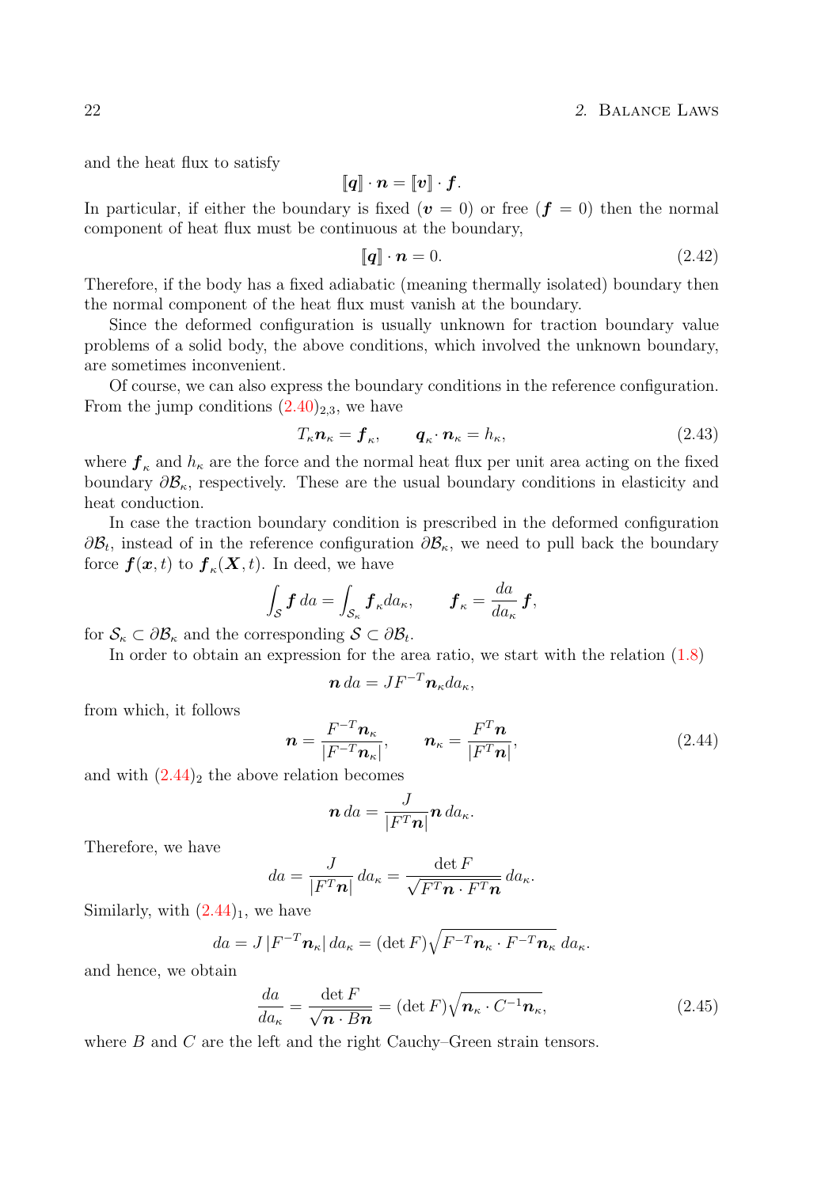and the heat flux to satisfy

$$[\![\boldsymbol{q}]\!] \cdot \boldsymbol{n} = [\![\boldsymbol{v}]\!] \cdot \boldsymbol{f}.$$

In particular, if either the boundary is fixed ($\boldsymbol{v} = 0$) or free ($\boldsymbol{f} = 0$) then the normal component of heat flux must be continuous at the boundary,

$$[\![\boldsymbol{q}]\!] \cdot \boldsymbol{n} = 0. \tag{2.42}$$

Therefore, if the body has a fixed adiabatic (meaning thermally isolated) boundary then the normal component of the heat flux must vanish at the boundary.

Since the deformed configuration is usually unknown for traction boundary value problems of a solid body, the above conditions, which involved the unknown boundary, are sometimes inconvenient.

Of course, we can also express the boundary conditions in the reference configuration. From the jump conditions $(2.40)_{2,3}$, we have

$$T_\kappa \boldsymbol{n}_\kappa = \boldsymbol{f}_\kappa, \qquad \boldsymbol{q}_\kappa \cdot \boldsymbol{n}_\kappa = h_\kappa, \tag{2.43}$$

where $\boldsymbol{f}_\kappa$ and $h_\kappa$ are the force and the normal heat flux per unit area acting on the fixed boundary $\partial\mathcal{B}_\kappa$, respectively. These are the usual boundary conditions in elasticity and heat conduction.

In case the traction boundary condition is prescribed in the deformed configuration $\partial\mathcal{B}_t$, instead of in the reference configuration $\partial\mathcal{B}_\kappa$, we need to pull back the boundary force $\boldsymbol{f}(\boldsymbol{x}, t)$ to $\boldsymbol{f}_\kappa(\boldsymbol{X}, t)$. In deed, we have

$$\int_{\mathcal{S}} \boldsymbol{f}\, da = \int_{\mathcal{S}_\kappa} \boldsymbol{f}_\kappa da_\kappa, \qquad \boldsymbol{f}_\kappa = \frac{da}{da_\kappa}\, \boldsymbol{f},$$

for $\mathcal{S}_\kappa \subset \partial\mathcal{B}_\kappa$ and the corresponding $\mathcal{S} \subset \partial\mathcal{B}_t$.

In order to obtain an expression for the area ratio, we start with the relation (1.8)

$$\boldsymbol{n}\, da = J F^{-T} \boldsymbol{n}_\kappa da_\kappa,$$

from which, it follows

$$\boldsymbol{n} = \frac{F^{-T}\boldsymbol{n}_\kappa}{|F^{-T}\boldsymbol{n}_\kappa|}, \qquad \boldsymbol{n}_\kappa = \frac{F^T \boldsymbol{n}}{|F^T \boldsymbol{n}|}, \tag{2.44}$$

and with $(2.44)_2$ the above relation becomes

$$\boldsymbol{n}\, da = \frac{J}{|F^T \boldsymbol{n}|}\boldsymbol{n}\, da_\kappa.$$

Therefore, we have

$$da = \frac{J}{|F^T \boldsymbol{n}|}\, da_\kappa = \frac{\det F}{\sqrt{F^T\boldsymbol{n} \cdot F^T\boldsymbol{n}}}\, da_\kappa.$$

Similarly, with $(2.44)_1$, we have

$$da = J\, |F^{-T}\boldsymbol{n}_\kappa|\, da_\kappa = (\det F)\sqrt{F^{-T}\boldsymbol{n}_\kappa \cdot F^{-T}\boldsymbol{n}_\kappa}\, da_\kappa.$$

and hence, we obtain

$$\frac{da}{da_\kappa} = \frac{\det F}{\sqrt{\boldsymbol{n} \cdot B\boldsymbol{n}}} = (\det F)\sqrt{\boldsymbol{n}_\kappa \cdot C^{-1}\boldsymbol{n}_\kappa}, \tag{2.45}$$

where $B$ and $C$ are the left and the right Cauchy–Green strain tensors.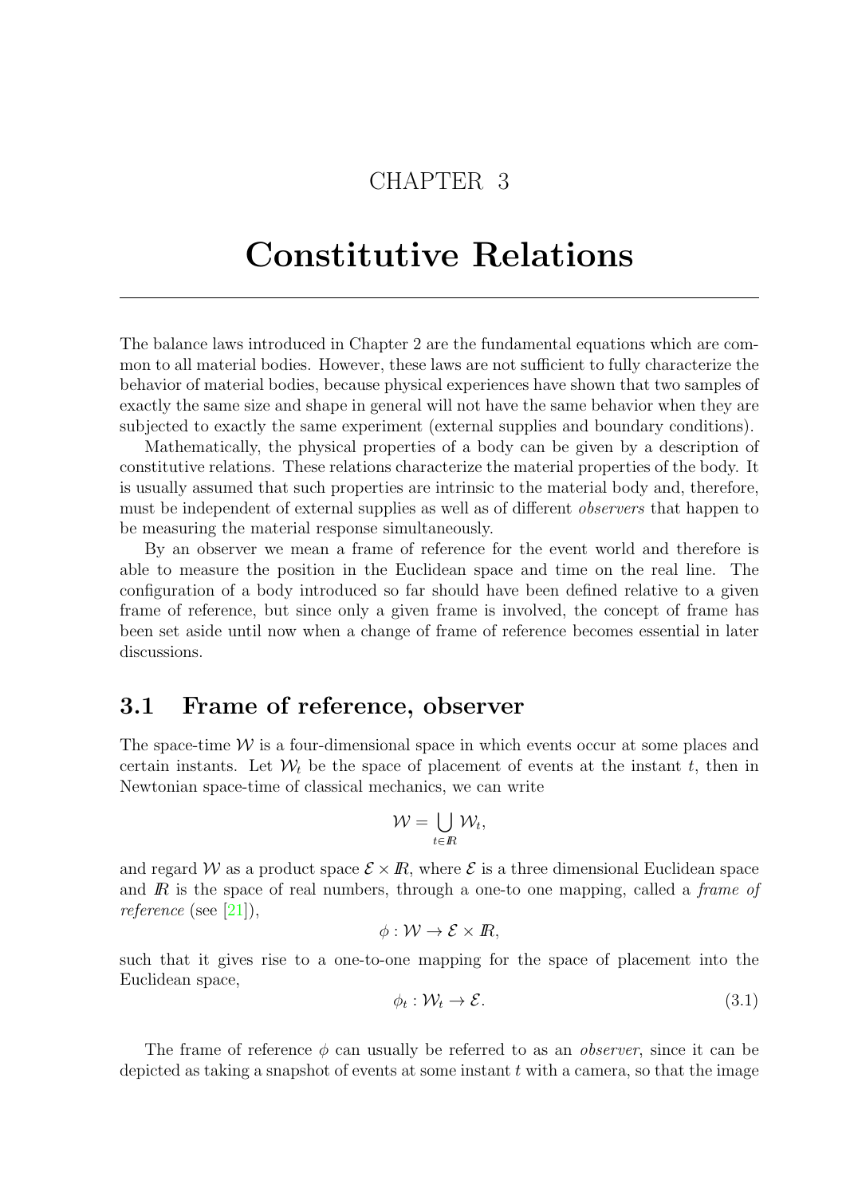# CHAPTER 3

# Constitutive Relations

The balance laws introduced in Chapter 2 are the fundamental equations which are common to all material bodies. However, these laws are not sufficient to fully characterize the behavior of material bodies, because physical experiences have shown that two samples of exactly the same size and shape in general will not have the same behavior when they are subjected to exactly the same experiment (external supplies and boundary conditions).

Mathematically, the physical properties of a body can be given by a description of constitutive relations. These relations characterize the material properties of the body. It is usually assumed that such properties are intrinsic to the material body and, therefore, must be independent of external supplies as well as of different *observers* that happen to be measuring the material response simultaneously.

By an observer we mean a frame of reference for the event world and therefore is able to measure the position in the Euclidean space and time on the real line. The configuration of a body introduced so far should have been defined relative to a given frame of reference, but since only a given frame is involved, the concept of frame has been set aside until now when a change of frame of reference becomes essential in later discussions.

## 3.1 Frame of reference, observer

The space-time $\mathcal{W}$ is a four-dimensional space in which events occur at some places and certain instants. Let $\mathcal{W}_t$ be the space of placement of events at the instant $t$, then in Newtonian space-time of classical mechanics, we can write

$$\mathcal{W} = \bigcup_{t \in I\!R} \mathcal{W}_t,$$

and regard $\mathcal{W}$ as a product space $\mathcal{E} \times I\!R$, where $\mathcal{E}$ is a three dimensional Euclidean space and $I\!R$ is the space of real numbers, through a one-to one mapping, called a *frame of reference* (see [21]),

$$\phi : \mathcal{W} \to \mathcal{E} \times I\!R,$$

such that it gives rise to a one-to-one mapping for the space of placement into the Euclidean space,

$$\phi_t : \mathcal{W}_t \to \mathcal{E}. \tag{3.1}$$

The frame of reference $\phi$ can usually be referred to as an *observer*, since it can be depicted as taking a snapshot of events at some instant $t$ with a camera, so that the image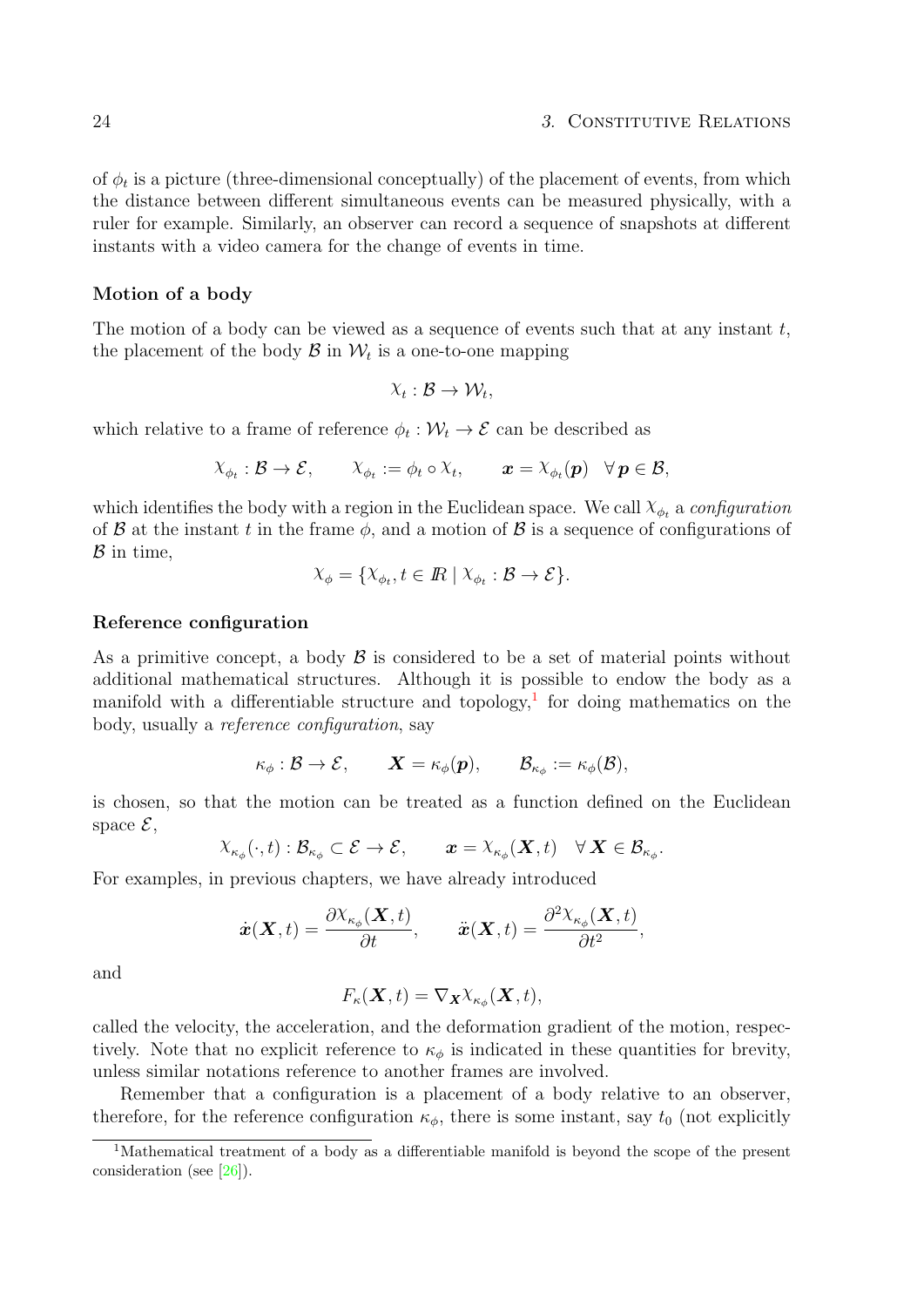of $\phi_t$ is a picture (three-dimensional conceptually) of the placement of events, from which the distance between different simultaneous events can be measured physically, with a ruler for example. Similarly, an observer can record a sequence of snapshots at different instants with a video camera for the change of events in time.

### Motion of a body

The motion of a body can be viewed as a sequence of events such that at any instant $t$, the placement of the body $\mathcal{B}$ in $\mathcal{W}_t$ is a one-to-one mapping

$$\chi_t : \mathcal{B} \to \mathcal{W}_t,$$

which relative to a frame of reference $\phi_t : \mathcal{W}_t \to \mathcal{E}$ can be described as

$$\chi_{\phi_t} : \mathcal{B} \to \mathcal{E}, \qquad \chi_{\phi_t} := \phi_t \circ \chi_t, \qquad \boldsymbol{x} = \chi_{\phi_t}(\boldsymbol{p}) \quad \forall\, \boldsymbol{p} \in \mathcal{B},$$

which identifies the body with a region in the Euclidean space. We call $\chi_{\phi_t}$ a *configuration* of $\mathcal{B}$ at the instant $t$ in the frame $\phi$, and a motion of $\mathcal{B}$ is a sequence of configurations of $\mathcal{B}$ in time,

$$\chi_\phi = \{\chi_{\phi_t}, t \in I\!R \mid \chi_{\phi_t} : \mathcal{B} \to \mathcal{E}\}.$$

### Reference configuration

As a primitive concept, a body $\mathcal{B}$ is considered to be a set of material points without additional mathematical structures. Although it is possible to endow the body as a manifold with a differentiable structure and topology,[1] for doing mathematics on the body, usually a *reference configuration*, say

$$\kappa_\phi : \mathcal{B} \to \mathcal{E}, \qquad \boldsymbol{X} = \kappa_\phi(\boldsymbol{p}), \qquad \mathcal{B}_{\kappa_\phi} := \kappa_\phi(\mathcal{B}),$$

is chosen, so that the motion can be treated as a function defined on the Euclidean space $\mathcal{E}$,

$$\chi_{\kappa_\phi}(\cdot, t) : \mathcal{B}_{\kappa_\phi} \subset \mathcal{E} \to \mathcal{E}, \qquad \boldsymbol{x} = \chi_{\kappa_\phi}(\boldsymbol{X}, t) \quad \forall\, \boldsymbol{X} \in \mathcal{B}_{\kappa_\phi}.$$

For examples, in previous chapters, we have already introduced

$$\dot{\boldsymbol{x}}(\boldsymbol{X}, t) = \frac{\partial \chi_{\kappa_\phi}(\boldsymbol{X}, t)}{\partial t}, \qquad \ddot{\boldsymbol{x}}(\boldsymbol{X}, t) = \frac{\partial^2 \chi_{\kappa_\phi}(\boldsymbol{X}, t)}{\partial t^2},$$

and

$$F_\kappa(\boldsymbol{X}, t) = \nabla_{\boldsymbol{X}} \chi_{\kappa_\phi}(\boldsymbol{X}, t),$$

called the velocity, the acceleration, and the deformation gradient of the motion, respectively. Note that no explicit reference to $\kappa_\phi$ is indicated in these quantities for brevity, unless similar notations reference to another frames are involved.

Remember that a configuration is a placement of a body relative to an observer, therefore, for the reference configuration $\kappa_\phi$, there is some instant, say $t_0$ (not explicitly

[1] Mathematical treatment of a body as a differentiable manifold is beyond the scope of the present consideration (see [26]).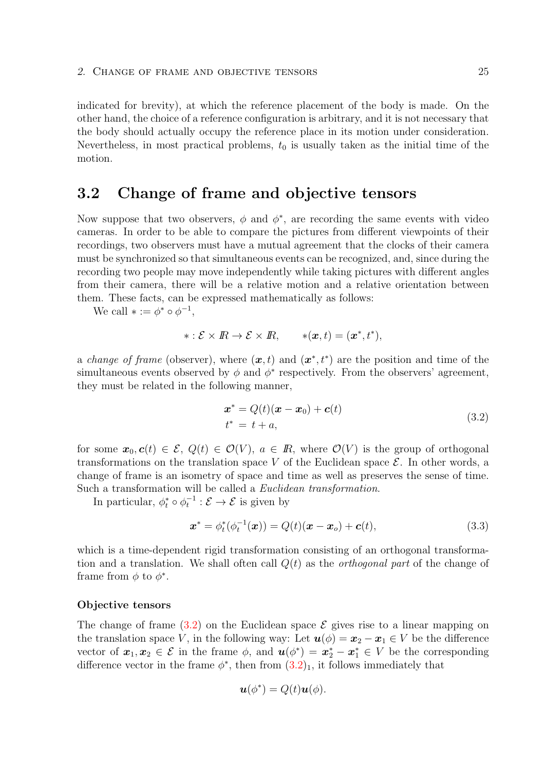indicated for brevity), at which the reference placement of the body is made. On the other hand, the choice of a reference configuration is arbitrary, and it is not necessary that the body should actually occupy the reference place in its motion under consideration. Nevertheless, in most practical problems, $t_0$ is usually taken as the initial time of the motion.

## 3.2 Change of frame and objective tensors

Now suppose that two observers, $\phi$ and $\phi^*$, are recording the same events with video cameras. In order to be able to compare the pictures from different viewpoints of their recordings, two observers must have a mutual agreement that the clocks of their camera must be synchronized so that simultaneous events can be recognized, and, since during the recording two people may move independently while taking pictures with different angles from their camera, there will be a relative motion and a relative orientation between them. These facts, can be expressed mathematically as follows:

We call $* := \phi^* \circ \phi^{-1}$,

$$* : \mathcal{E} \times I\!R \to \mathcal{E} \times I\!R, \qquad *(\boldsymbol{x}, t) = (\boldsymbol{x}^*, t^*),$$

a *change of frame* (observer), where $(\boldsymbol{x}, t)$ and $(\boldsymbol{x}^*, t^*)$ are the position and time of the simultaneous events observed by $\phi$ and $\phi^*$ respectively. From the observers' agreement, they must be related in the following manner,

$$\begin{aligned} \boldsymbol{x}^* &= Q(t)(\boldsymbol{x} - \boldsymbol{x}_0) + \boldsymbol{c}(t) \\ t^* &= t + a, \end{aligned} \tag{3.2}$$

for some $\boldsymbol{x}_0, \boldsymbol{c}(t) \in \mathcal{E}$, $Q(t) \in \mathcal{O}(V)$, $a \in I\!R$, where $\mathcal{O}(V)$ is the group of orthogonal transformations on the translation space $V$ of the Euclidean space $\mathcal{E}$. In other words, a change of frame is an isometry of space and time as well as preserves the sense of time. Such a transformation will be called a *Euclidean transformation*.

In particular, $\phi_t^* \circ \phi_t^{-1} : \mathcal{E} \to \mathcal{E}$ is given by

$$\boldsymbol{x}^* = \phi_t^*(\phi_t^{-1}(\boldsymbol{x})) = Q(t)(\boldsymbol{x} - \boldsymbol{x}_o) + \boldsymbol{c}(t), \tag{3.3}$$

which is a time-dependent rigid transformation consisting of an orthogonal transformation and a translation. We shall often call $Q(t)$ as the *orthogonal part* of the change of frame from $\phi$ to $\phi^*$.

#### Objective tensors

The change of frame (3.2) on the Euclidean space $\mathcal{E}$ gives rise to a linear mapping on the translation space $V$, in the following way: Let $\boldsymbol{u}(\phi) = \boldsymbol{x}_2 - \boldsymbol{x}_1 \in V$ be the difference vector of $\boldsymbol{x}_1, \boldsymbol{x}_2 \in \mathcal{E}$ in the frame $\phi$, and $\boldsymbol{u}(\phi^*) = \boldsymbol{x}_2^* - \boldsymbol{x}_1^* \in V$ be the corresponding difference vector in the frame $\phi^*$, then from $(3.2)_1$, it follows immediately that

$$\boldsymbol{u}(\phi^*) = Q(t)\boldsymbol{u}(\phi).$$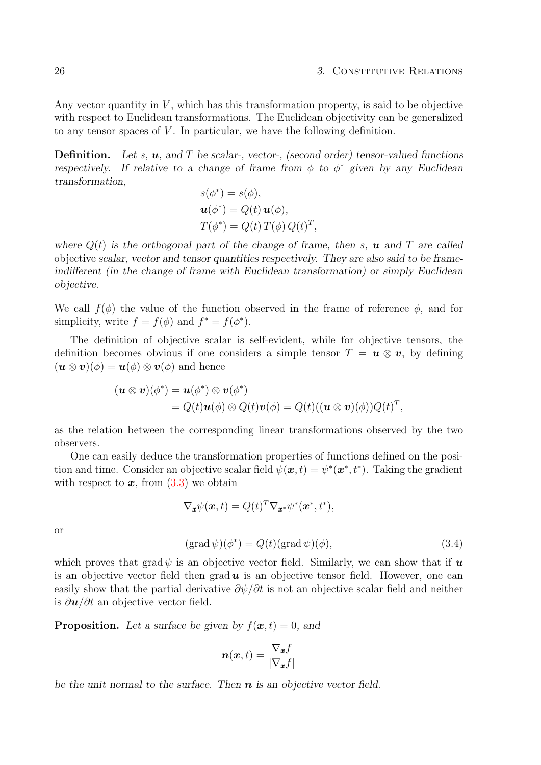Any vector quantity in $V$, which has this transformation property, is said to be objective with respect to Euclidean transformations. The Euclidean objectivity can be generalized to any tensor spaces of $V$. In particular, we have the following definition.

**Definition.** *Let $s$, $\boldsymbol{u}$, and $T$ be scalar-, vector-, (second order) tensor-valued functions respectively. If relative to a change of frame from $\phi$ to $\phi^*$ given by any Euclidean transformation,*

$$
\begin{aligned}
s(\phi^*) &= s(\phi),\\
\boldsymbol{u}(\phi^*) &= Q(t)\,\boldsymbol{u}(\phi),\\
T(\phi^*) &= Q(t)\,T(\phi)\,Q(t)^T,
\end{aligned}
$$

*where $Q(t)$ is the orthogonal part of the change of frame, then $s$, $\boldsymbol{u}$ and $T$ are called* objective *scalar, vector and tensor quantities respectively. They are also said to be frame-indifferent (in the change of frame with Euclidean transformation) or simply Euclidean objective.*

We call $f(\phi)$ the value of the function observed in the frame of reference $\phi$, and for simplicity, write $f = f(\phi)$ and $f^* = f(\phi^*)$.

The definition of objective scalar is self-evident, while for objective tensors, the definition becomes obvious if one considers a simple tensor $T = \boldsymbol{u} \otimes \boldsymbol{v}$, by defining $(\boldsymbol{u} \otimes \boldsymbol{v})(\phi) = \boldsymbol{u}(\phi) \otimes \boldsymbol{v}(\phi)$ and hence

$$
\begin{aligned}
(\boldsymbol{u} \otimes \boldsymbol{v})(\phi^*) &= \boldsymbol{u}(\phi^*) \otimes \boldsymbol{v}(\phi^*)\\
&= Q(t)\boldsymbol{u}(\phi) \otimes Q(t)\boldsymbol{v}(\phi) = Q(t)((\boldsymbol{u} \otimes \boldsymbol{v})(\phi))Q(t)^T,
\end{aligned}
$$

as the relation between the corresponding linear transformations observed by the two observers.

One can easily deduce the transformation properties of functions defined on the position and time. Consider an objective scalar field $\psi(\boldsymbol{x}, t) = \psi^*(\boldsymbol{x}^*, t^*)$. Taking the gradient with respect to $\boldsymbol{x}$, from (3.3) we obtain

$$
\nabla_{\boldsymbol{x}}\psi(\boldsymbol{x}, t) = Q(t)^T \nabla_{\boldsymbol{x}^*}\psi^*(\boldsymbol{x}^*, t^*),
$$

or

$$
(\operatorname{grad}\psi)(\phi^*) = Q(t)(\operatorname{grad}\psi)(\phi), \tag{3.4}
$$

which proves that $\operatorname{grad}\psi$ is an objective vector field. Similarly, we can show that if $\boldsymbol{u}$ is an objective vector field then $\operatorname{grad}\boldsymbol{u}$ is an objective tensor field. However, one can easily show that the partial derivative $\partial\psi/\partial t$ is not an objective scalar field and neither is $\partial\boldsymbol{u}/\partial t$ an objective vector field.

**Proposition.** *Let a surface be given by $f(\boldsymbol{x}, t) = 0$, and*

$$
\boldsymbol{n}(\boldsymbol{x}, t) = \frac{\nabla_{\boldsymbol{x}} f}{|\nabla_{\boldsymbol{x}} f|}
$$

*be the unit normal to the surface. Then $\boldsymbol{n}$ is an objective vector field.*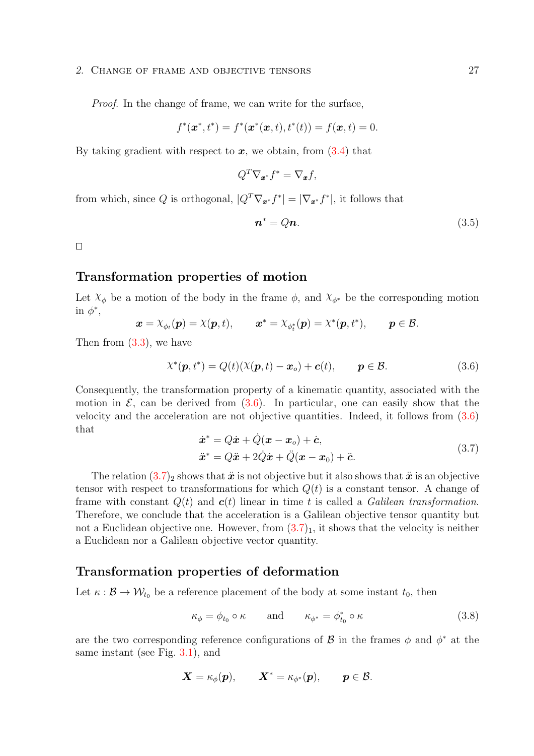*Proof.* In the change of frame, we can write for the surface,

$$f^*(\boldsymbol{x}^*, t^*) = f^*(\boldsymbol{x}^*(\boldsymbol{x}, t), t^*(t)) = f(\boldsymbol{x}, t) = 0.$$

By taking gradient with respect to $\boldsymbol{x}$, we obtain, from (3.4) that

$$Q^T \nabla_{\boldsymbol{x}^*} f^* = \nabla_{\boldsymbol{x}} f,$$

from which, since $Q$ is orthogonal, $|Q^T \nabla_{\boldsymbol{x}^*} f^*| = |\nabla_{\boldsymbol{x}^*} f^*|$, it follows that

$$\boldsymbol{n}^* = Q\boldsymbol{n}. \tag{3.5}$$

□

## Transformation properties of motion

Let $\chi_\phi$ be a motion of the body in the frame $\phi$, and $\chi_{\phi^*}$ be the corresponding motion in $\phi^*$,

$$\boldsymbol{x} = \chi_{\phi_t}(\boldsymbol{p}) = \chi(\boldsymbol{p}, t), \qquad \boldsymbol{x}^* = \chi_{\phi_t^*}(\boldsymbol{p}) = \chi^*(\boldsymbol{p}, t^*), \qquad \boldsymbol{p} \in \mathcal{B}.$$

Then from (3.3), we have

$$\chi^*(\boldsymbol{p}, t^*) = Q(t)(\chi(\boldsymbol{p}, t) - \boldsymbol{x}_o) + \boldsymbol{c}(t), \qquad \boldsymbol{p} \in \mathcal{B}. \tag{3.6}$$

Consequently, the transformation property of a kinematic quantity, associated with the motion in $\mathcal{E}$, can be derived from (3.6). In particular, one can easily show that the velocity and the acceleration are not objective quantities. Indeed, it follows from (3.6) that

$$\begin{aligned} \dot{\boldsymbol{x}}^* &= Q\dot{\boldsymbol{x}} + \dot{Q}(\boldsymbol{x} - \boldsymbol{x}_o) + \dot{\boldsymbol{c}}, \\ \ddot{\boldsymbol{x}}^* &= Q\ddot{\boldsymbol{x}} + 2\dot{Q}\dot{\boldsymbol{x}} + \ddot{Q}(\boldsymbol{x} - \boldsymbol{x}_0) + \ddot{\boldsymbol{c}}. \end{aligned} \tag{3.7}$$

The relation $(3.7)_2$ shows that $\ddot{\boldsymbol{x}}$ is not objective but it also shows that $\ddot{\boldsymbol{x}}$ is an objective tensor with respect to transformations for which $Q(t)$ is a constant tensor. A change of frame with constant $Q(t)$ and $\boldsymbol{c}(t)$ linear in time $t$ is called a *Galilean transformation*. Therefore, we conclude that the acceleration is a Galilean objective tensor quantity but not a Euclidean objective one. However, from $(3.7)_1$, it shows that the velocity is neither a Euclidean nor a Galilean objective vector quantity.

## Transformation properties of deformation

Let $\kappa : \mathcal{B} \to \mathcal{W}_{t_0}$ be a reference placement of the body at some instant $t_0$, then

$$\kappa_\phi = \phi_{t_0} \circ \kappa \qquad \text{and} \qquad \kappa_{\phi^*} = \phi^*_{t_0} \circ \kappa \tag{3.8}$$

are the two corresponding reference configurations of $\mathcal{B}$ in the frames $\phi$ and $\phi^*$ at the same instant (see Fig. 3.1), and

$$\boldsymbol{X} = \kappa_\phi(\boldsymbol{p}), \qquad \boldsymbol{X}^* = \kappa_{\phi^*}(\boldsymbol{p}), \qquad \boldsymbol{p} \in \mathcal{B}.$$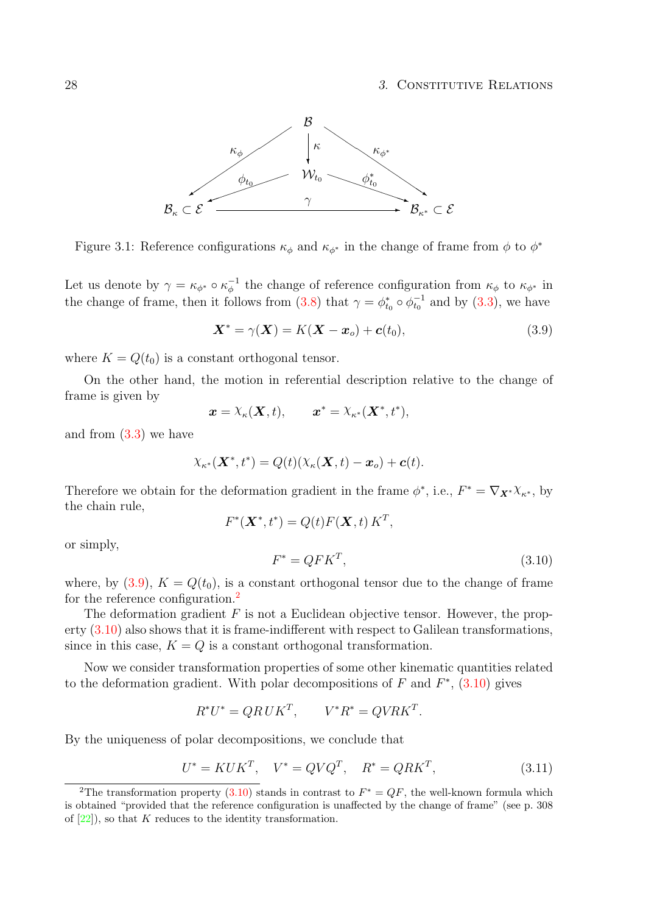Figure 3.1: Reference configurations $\kappa_\phi$ and $\kappa_{\phi^*}$ in the change of frame from $\phi$ to $\phi^*$

Let us denote by $\gamma = \kappa_{\phi^*} \circ \kappa_\phi^{-1}$ the change of reference configuration from $\kappa_\phi$ to $\kappa_{\phi^*}$ in the change of frame, then it follows from (3.8) that $\gamma = \phi^*_{t_0} \circ \phi_{t_0}^{-1}$ and by (3.3), we have

$$\boldsymbol{X}^* = \gamma(\boldsymbol{X}) = K(\boldsymbol{X} - \boldsymbol{x}_o) + \boldsymbol{c}(t_0), \tag{3.9}$$

where $K = Q(t_0)$ is a constant orthogonal tensor.

On the other hand, the motion in referential description relative to the change of frame is given by

$$\boldsymbol{x} = \chi_\kappa(\boldsymbol{X}, t), \qquad \boldsymbol{x}^* = \chi_{\kappa^*}(\boldsymbol{X}^*, t^*),$$

and from (3.3) we have

$$\chi_{\kappa^*}(\boldsymbol{X}^*, t^*) = Q(t)(\chi_\kappa(\boldsymbol{X}, t) - \boldsymbol{x}_o) + \boldsymbol{c}(t).$$

Therefore we obtain for the deformation gradient in the frame $\phi^*$, i.e., $F^* = \nabla_{\boldsymbol{X}^*}\chi_{\kappa^*}$, by the chain rule,

$$F^*(\boldsymbol{X}^*, t^*) = Q(t)F(\boldsymbol{X}, t)\, K^T,$$

or simply,

$$F^* = QFK^T, \tag{3.10}$$

where, by (3.9), $K = Q(t_0)$, is a constant orthogonal tensor due to the change of frame for the reference configuration.[2]

The deformation gradient $F$ is not a Euclidean objective tensor. However, the property (3.10) also shows that it is frame-indifferent with respect to Galilean transformations, since in this case, $K = Q$ is a constant orthogonal transformation.

Now we consider transformation properties of some other kinematic quantities related to the deformation gradient. With polar decompositions of $F$ and $F^*$, (3.10) gives

$$R^*U^* = QRUK^T, \qquad V^*R^* = QVRK^T.$$

By the uniqueness of polar decompositions, we conclude that

$$U^* = KUK^T, \quad V^* = QVQ^T, \quad R^* = QRK^T, \tag{3.11}$$

[2] The transformation property (3.10) stands in contrast to $F^* = QF$, the well-known formula which is obtained "provided that the reference configuration is unaffected by the change of frame" (see p. 308 of [22]), so that $K$ reduces to the identity transformation.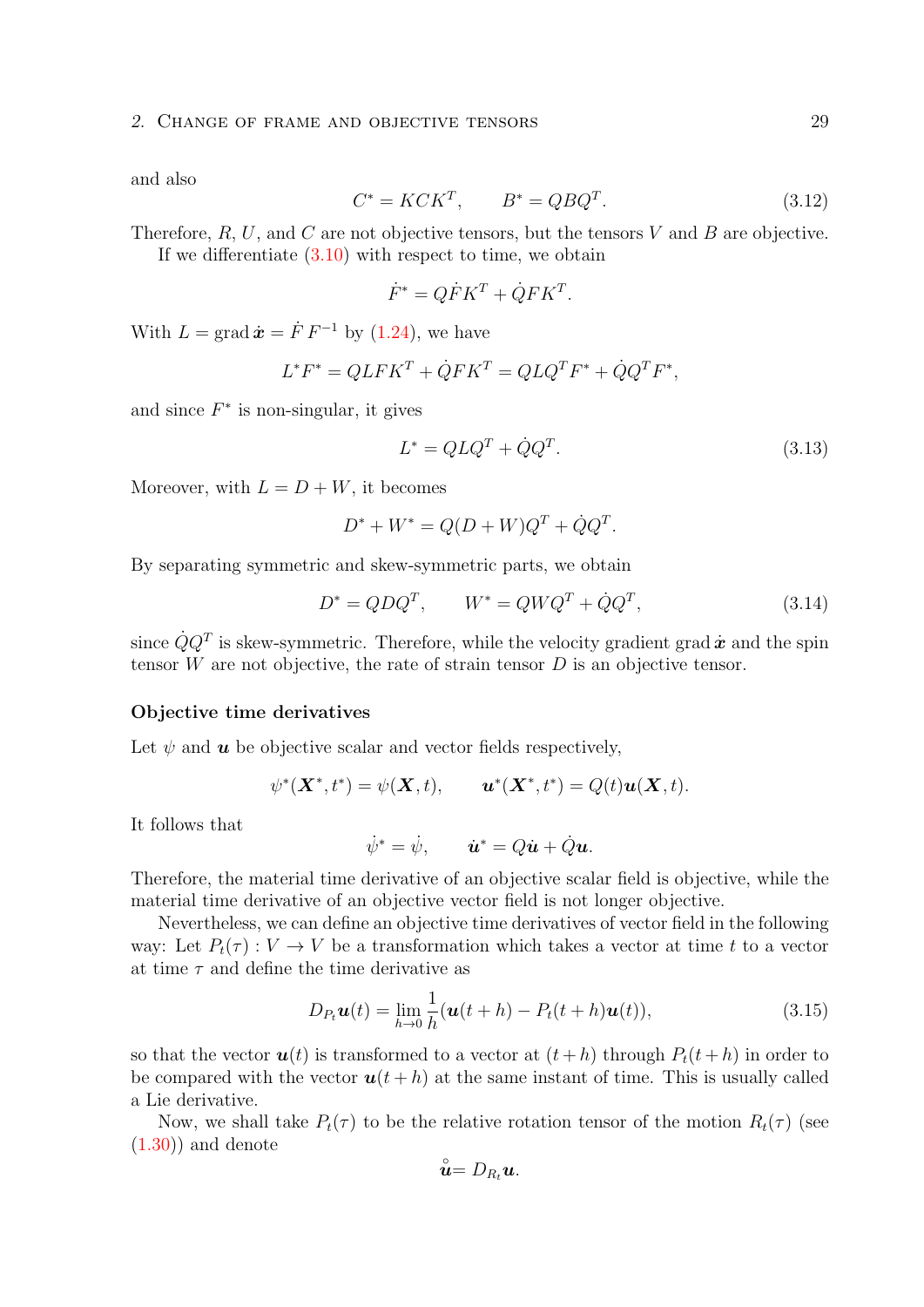and also

$$C^* = KCK^T, \qquad B^* = QBQ^T. \tag{3.12}$$

Therefore, $R$, $U$, and $C$ are not objective tensors, but the tensors $V$ and $B$ are objective.

If we differentiate (3.10) with respect to time, we obtain

$$\dot{F}^* = Q\dot{F}K^T + \dot{Q}FK^T.$$

With $L = \operatorname{grad} \dot{\boldsymbol{x}} = \dot{F}\,F^{-1}$ by (1.24), we have

$$L^*F^* = QLFK^T + \dot{Q}FK^T = QLQ^TF^* + \dot{Q}Q^TF^*,$$

and since $F^*$ is non-singular, it gives

$$L^* = QLQ^T + \dot{Q}Q^T. \tag{3.13}$$

Moreover, with $L = D + W$, it becomes

$$D^* + W^* = Q(D + W)Q^T + \dot{Q}Q^T.$$

By separating symmetric and skew-symmetric parts, we obtain

$$D^* = QDQ^T, \qquad W^* = QWQ^T + \dot{Q}Q^T, \tag{3.14}$$

since $\dot{Q}Q^T$ is skew-symmetric. Therefore, while the velocity gradient $\operatorname{grad} \dot{\boldsymbol{x}}$ and the spin tensor $W$ are not objective, the rate of strain tensor $D$ is an objective tensor.

**Objective time derivatives**

Let $\psi$ and $\boldsymbol{u}$ be objective scalar and vector fields respectively,

$$\psi^*(\boldsymbol{X}^*, t^*) = \psi(\boldsymbol{X}, t), \qquad \boldsymbol{u}^*(\boldsymbol{X}^*, t^*) = Q(t)\boldsymbol{u}(\boldsymbol{X}, t).$$

It follows that

$$\dot{\psi}^* = \dot{\psi}, \qquad \dot{\boldsymbol{u}}^* = Q\dot{\boldsymbol{u}} + \dot{Q}\boldsymbol{u}.$$

Therefore, the material time derivative of an objective scalar field is objective, while the material time derivative of an objective vector field is not longer objective.

Nevertheless, we can define an objective time derivatives of vector field in the following way: Let $P_t(\tau) : V \to V$ be a transformation which takes a vector at time $t$ to a vector at time $\tau$ and define the time derivative as

$$D_{P_t}\boldsymbol{u}(t) = \lim_{h\to 0} \frac{1}{h}(\boldsymbol{u}(t+h) - P_t(t+h)\boldsymbol{u}(t)), \tag{3.15}$$

so that the vector $\boldsymbol{u}(t)$ is transformed to a vector at $(t+h)$ through $P_t(t+h)$ in order to be compared with the vector $\boldsymbol{u}(t+h)$ at the same instant of time. This is usually called a Lie derivative.

Now, we shall take $P_t(\tau)$ to be the relative rotation tensor of the motion $R_t(\tau)$ (see (1.30)) and denote

$$\overset{\circ}{\boldsymbol{u}} = D_{R_t}\boldsymbol{u}.$$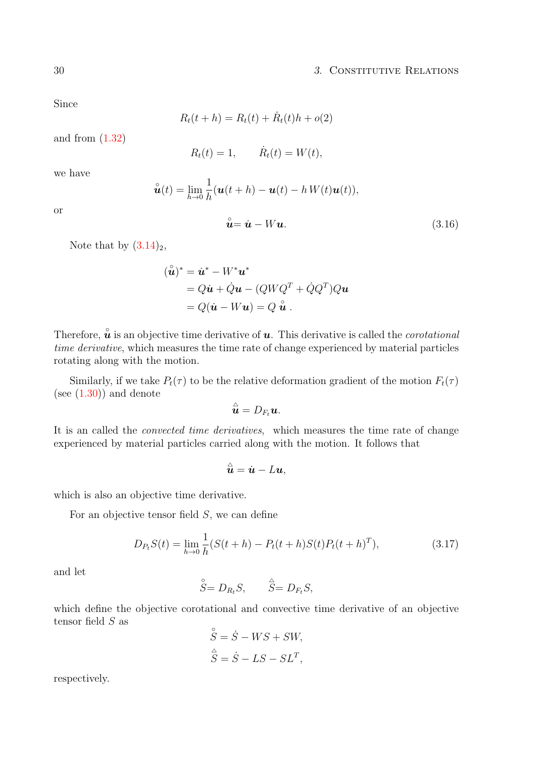Since

$$R_t(t+h) = R_t(t) + \dot{R}_t(t)h + o(2)$$

and from (1.32)

$$R_t(t) = 1, \qquad \dot{R}_t(t) = W(t),$$

we have

$$\overset{\circ}{\boldsymbol{u}}(t) = \lim_{h\to 0} \frac{1}{h}(\boldsymbol{u}(t+h) - \boldsymbol{u}(t) - h\, W(t)\boldsymbol{u}(t)),$$

or

$$\overset{\circ}{\boldsymbol{u}} = \dot{\boldsymbol{u}} - W\boldsymbol{u}. \tag{3.16}$$

Note that by $(3.14)_2$,

$$\begin{aligned}
(\overset{\circ}{\boldsymbol{u}})^* &= \dot{\boldsymbol{u}}^* - W^*\boldsymbol{u}^* \\
&= Q\dot{\boldsymbol{u}} + \dot{Q}\boldsymbol{u} - (QWQ^T + \dot{Q}Q^T)Q\boldsymbol{u} \\
&= Q(\dot{\boldsymbol{u}} - W\boldsymbol{u}) = Q\ \overset{\circ}{\boldsymbol{u}}\,.
\end{aligned}$$

Therefore, $\overset{\circ}{\boldsymbol{u}}$ is an objective time derivative of $\boldsymbol{u}$. This derivative is called the *corotational time derivative*, which measures the time rate of change experienced by material particles rotating along with the motion.

Similarly, if we take $P_t(\tau)$ to be the relative deformation gradient of the motion $F_t(\tau)$ (see (1.30)) and denote

$$\overset{\triangle}{\boldsymbol{u}} = D_{F_t}\boldsymbol{u}.$$

It is an called the *convected time derivatives*, which measures the time rate of change experienced by material particles carried along with the motion. It follows that

$$\overset{\triangle}{\boldsymbol{u}} = \dot{\boldsymbol{u}} - L\boldsymbol{u},$$

which is also an objective time derivative.

For an objective tensor field $S$, we can define

$$D_{P_t}S(t) = \lim_{h\to 0}\frac{1}{h}(S(t+h) - P_t(t+h)S(t)P_t(t+h)^T), \tag{3.17}$$

and let

$$\overset{\circ}{S} = D_{R_t}S, \qquad \overset{\triangle}{S} = D_{F_t}S,$$

which define the objective corotational and convective time derivative of an objective tensor field $S$ as

$$\begin{aligned}
\overset{\circ}{S} &= \dot{S} - WS + SW, \\
\overset{\triangle}{S} &= \dot{S} - LS - SL^T,
\end{aligned}$$

respectively.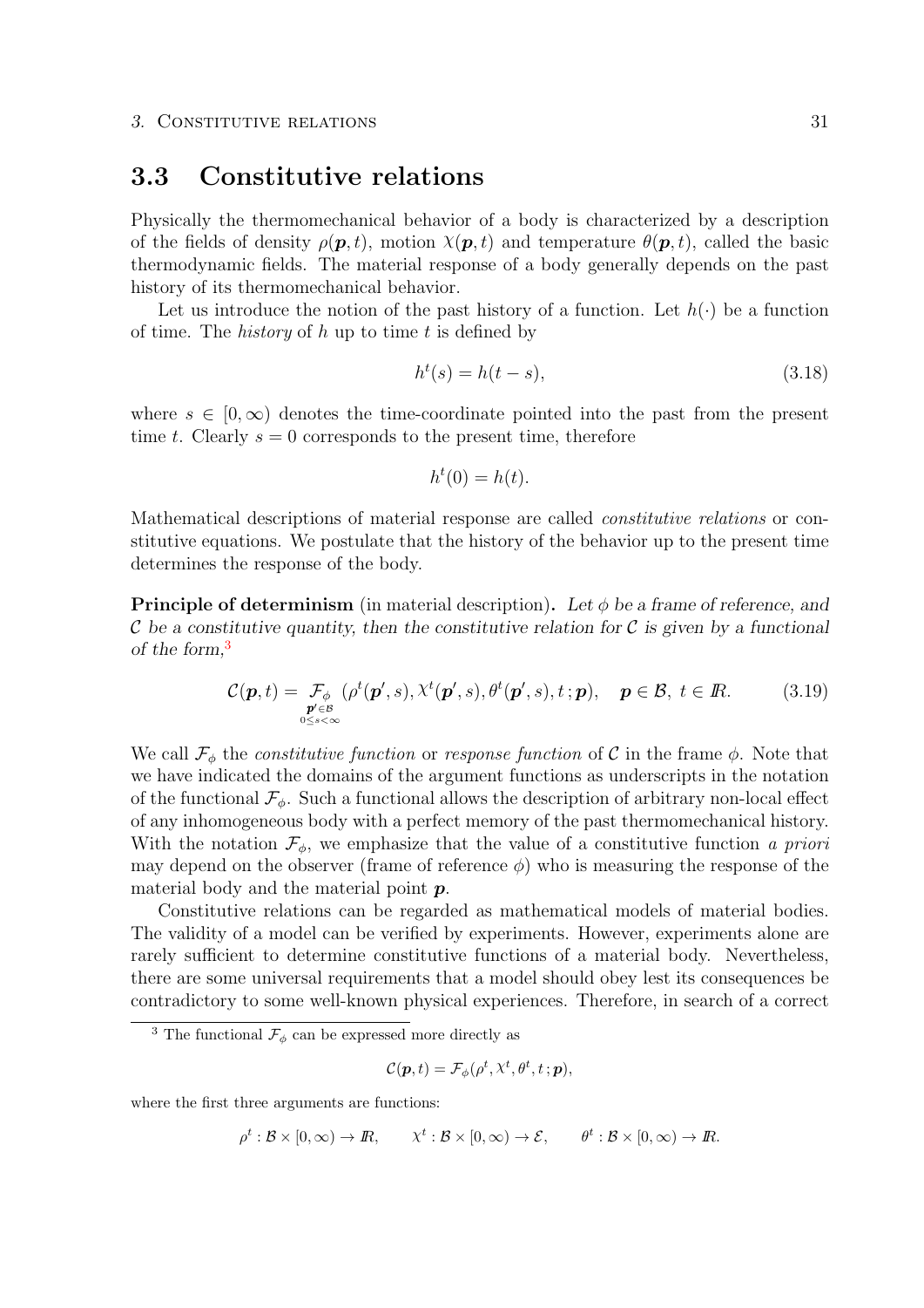## 3.3 Constitutive relations

Physically the thermomechanical behavior of a body is characterized by a description of the fields of density $\rho(\boldsymbol{p}, t)$, motion $\chi(\boldsymbol{p}, t)$ and temperature $\theta(\boldsymbol{p}, t)$, called the basic thermodynamic fields. The material response of a body generally depends on the past history of its thermomechanical behavior.

Let us introduce the notion of the past history of a function. Let $h(\cdot)$ be a function of time. The *history* of $h$ up to time $t$ is defined by

$$h^t(s) = h(t - s), \tag{3.18}$$

where $s \in [0, \infty)$ denotes the time-coordinate pointed into the past from the present time $t$. Clearly $s = 0$ corresponds to the present time, therefore

$$h^t(0) = h(t).$$

Mathematical descriptions of material response are called *constitutive relations* or constitutive equations. We postulate that the history of the behavior up to the present time determines the response of the body.

**Principle of determinism** (in material description)**.** *Let $\phi$ be a frame of reference, and $\mathcal{C}$ be a constitutive quantity, then the constitutive relation for $\mathcal{C}$ is given by a functional of the form,*[3]

$$\mathcal{C}(\boldsymbol{p}, t) = \underset{\substack{\boldsymbol{p}' \in \mathcal{B} \\ 0 \leq s < \infty}}{\mathcal{F}_\phi} (\rho^t(\boldsymbol{p}', s), \chi^t(\boldsymbol{p}', s), \theta^t(\boldsymbol{p}', s), t\,; \boldsymbol{p}), \quad \boldsymbol{p} \in \mathcal{B},\ t \in I\!R. \tag{3.19}$$

We call $\mathcal{F}_\phi$ the *constitutive function* or *response function* of $\mathcal{C}$ in the frame $\phi$. Note that we have indicated the domains of the argument functions as underscripts in the notation of the functional $\mathcal{F}_\phi$. Such a functional allows the description of arbitrary non-local effect of any inhomogeneous body with a perfect memory of the past thermomechanical history. With the notation $\mathcal{F}_\phi$, we emphasize that the value of a constitutive function *a priori* may depend on the observer (frame of reference $\phi$) who is measuring the response of the material body and the material point $\boldsymbol{p}$.

Constitutive relations can be regarded as mathematical models of material bodies. The validity of a model can be verified by experiments. However, experiments alone are rarely sufficient to determine constitutive functions of a material body. Nevertheless, there are some universal requirements that a model should obey lest its consequences be contradictory to some well-known physical experiences. Therefore, in search of a correct

---

[3] The functional $\mathcal{F}_\phi$ can be expressed more directly as

$$\mathcal{C}(\boldsymbol{p}, t) = \mathcal{F}_\phi(\rho^t, \chi^t, \theta^t, t\,; \boldsymbol{p}),$$

where the first three arguments are functions:

$$\rho^t : \mathcal{B} \times [0, \infty) \to I\!R, \qquad \chi^t : \mathcal{B} \times [0, \infty) \to \mathcal{E}, \qquad \theta^t : \mathcal{B} \times [0, \infty) \to I\!R.$$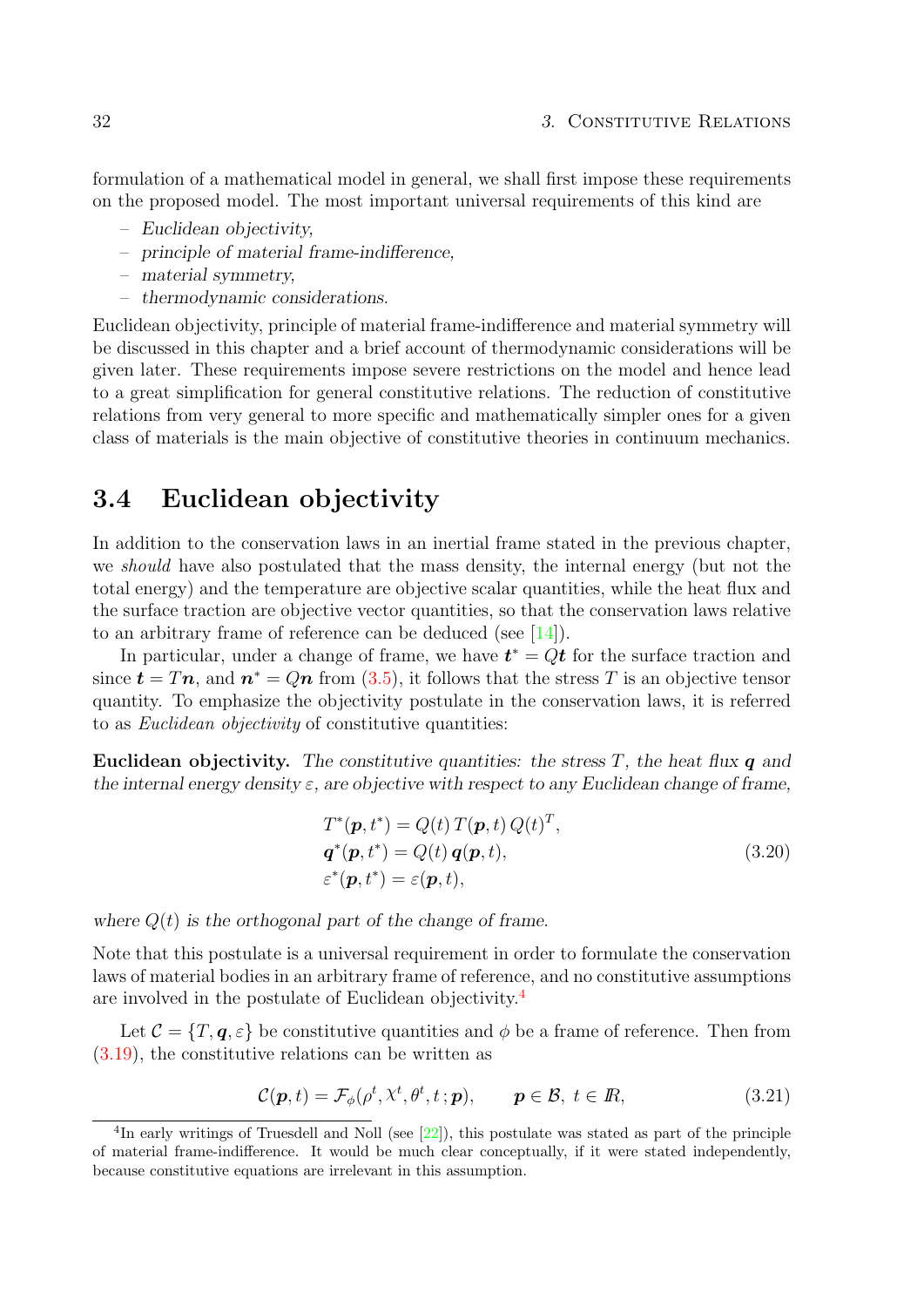formulation of a mathematical model in general, we shall first impose these requirements on the proposed model. The most important universal requirements of this kind are

- *Euclidean objectivity,*
- *principle of material frame-indifference,*
- *material symmetry,*
- *thermodynamic considerations.*

Euclidean objectivity, principle of material frame-indifference and material symmetry will be discussed in this chapter and a brief account of thermodynamic considerations will be given later. These requirements impose severe restrictions on the model and hence lead to a great simplification for general constitutive relations. The reduction of constitutive relations from very general to more specific and mathematically simpler ones for a given class of materials is the main objective of constitutive theories in continuum mechanics.

## 3.4 Euclidean objectivity

In addition to the conservation laws in an inertial frame stated in the previous chapter, we *should* have also postulated that the mass density, the internal energy (but not the total energy) and the temperature are objective scalar quantities, while the heat flux and the surface traction are objective vector quantities, so that the conservation laws relative to an arbitrary frame of reference can be deduced (see [14]).

In particular, under a change of frame, we have $\boldsymbol{t}^* = Q\boldsymbol{t}$ for the surface traction and since $\boldsymbol{t} = T\boldsymbol{n}$, and $\boldsymbol{n}^* = Q\boldsymbol{n}$ from (3.5), it follows that the stress $T$ is an objective tensor quantity. To emphasize the objectivity postulate in the conservation laws, it is referred to as *Euclidean objectivity* of constitutive quantities:

**Euclidean objectivity.** *The constitutive quantities: the stress $T$, the heat flux $\boldsymbol{q}$ and the internal energy density $\varepsilon$, are objective with respect to any Euclidean change of frame,*

$$
\begin{aligned}
&T^*(\boldsymbol{p}, t^*) = Q(t)\, T(\boldsymbol{p}, t)\, Q(t)^T,\\
&\boldsymbol{q}^*(\boldsymbol{p}, t^*) = Q(t)\, \boldsymbol{q}(\boldsymbol{p}, t),\\
&\varepsilon^*(\boldsymbol{p}, t^*) = \varepsilon(\boldsymbol{p}, t),
\end{aligned}
\tag{3.20}
$$

*where $Q(t)$ is the orthogonal part of the change of frame.*

Note that this postulate is a universal requirement in order to formulate the conservation laws of material bodies in an arbitrary frame of reference, and no constitutive assumptions are involved in the postulate of Euclidean objectivity.[4]

Let $\mathcal{C} = \{T, \boldsymbol{q}, \varepsilon\}$ be constitutive quantities and $\phi$ be a frame of reference. Then from (3.19), the constitutive relations can be written as

$$
\mathcal{C}(\boldsymbol{p}, t) = \mathcal{F}_\phi(\rho^t, \chi^t, \theta^t, t\,; \boldsymbol{p}), \qquad \boldsymbol{p} \in \mathcal{B},\ t \in I\!R,
\tag{3.21}
$$

[4] In early writings of Truesdell and Noll (see [22]), this postulate was stated as part of the principle of material frame-indifference. It would be much clear conceptually, if it were stated independently, because constitutive equations are irrelevant in this assumption.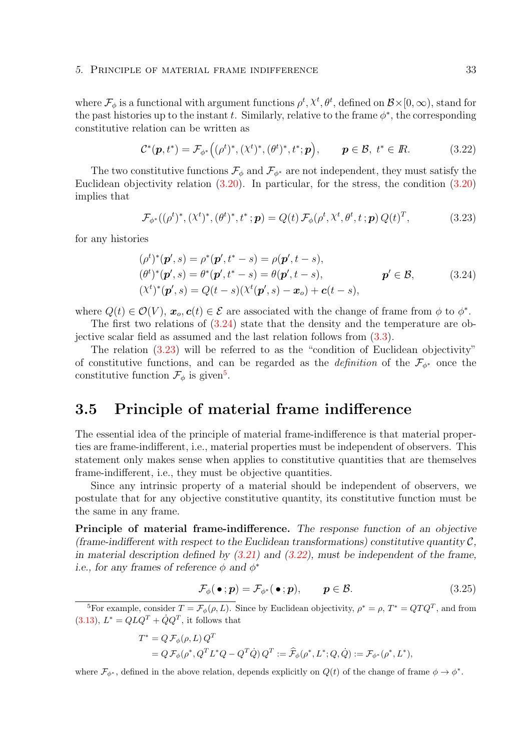where $\mathcal{F}_\phi$ is a functional with argument functions $\rho^t, \chi^t, \theta^t$, defined on $\mathcal{B}\times[0,\infty)$, stand for the past histories up to the instant $t$. Similarly, relative to the frame $\phi^*$, the corresponding constitutive relation can be written as

$$\mathcal{C}^*(\boldsymbol{p}, t^*) = \mathcal{F}_{\phi^*}\Big((\rho^t)^*, (\chi^t)^*, (\theta^t)^*, t^*; \boldsymbol{p}\Big), \qquad \boldsymbol{p}\in\mathcal{B},\ t^*\in I\!R. \tag{3.22}$$

The two constitutive functions $\mathcal{F}_\phi$ and $\mathcal{F}_{\phi^*}$ are not independent, they must satisfy the Euclidean objectivity relation (3.20). In particular, for the stress, the condition (3.20) implies that

$$\mathcal{F}_{\phi^*}((\rho^t)^*, (\chi^t)^*, (\theta^t)^*, t^*; \boldsymbol{p}) = Q(t)\,\mathcal{F}_\phi(\rho^t, \chi^t, \theta^t, t; \boldsymbol{p})\,Q(t)^T, \tag{3.23}$$

for any histories

$$\begin{aligned}
&(\rho^t)^*(\boldsymbol{p}', s) = \rho^*(\boldsymbol{p}', t^*-s) = \rho(\boldsymbol{p}', t-s),\\
&(\theta^t)^*(\boldsymbol{p}', s) = \theta^*(\boldsymbol{p}', t^*-s) = \theta(\boldsymbol{p}', t-s), \qquad\qquad \boldsymbol{p}'\in\mathcal{B},\\
&(\chi^t)^*(\boldsymbol{p}', s) = Q(t-s)(\chi^t(\boldsymbol{p}', s) - \boldsymbol{x}_o) + \boldsymbol{c}(t-s),
\end{aligned} \tag{3.24}$$

where $Q(t)\in\mathcal{O}(V)$, $\boldsymbol{x}_o, \boldsymbol{c}(t)\in\mathcal{E}$ are associated with the change of frame from $\phi$ to $\phi^*$.

The first two relations of (3.24) state that the density and the temperature are objective scalar field as assumed and the last relation follows from (3.3).

The relation (3.23) will be referred to as the "condition of Euclidean objectivity" of constitutive functions, and can be regarded as the *definition* of the $\mathcal{F}_{\phi^*}$ once the constitutive function $\mathcal{F}_\phi$ is given[5].

## 3.5 Principle of material frame indifference

The essential idea of the principle of material frame-indifference is that material properties are frame-indifferent, i.e., material properties must be independent of observers. This statement only makes sense when applies to constitutive quantities that are themselves frame-indifferent, i.e., they must be objective quantities.

Since any intrinsic property of a material should be independent of observers, we postulate that for any objective constitutive quantity, its constitutive function must be the same in any frame.

**Principle of material frame-indifference.** *The response function of an objective (frame-indifferent with respect to the Euclidean transformations) constitutive quantity $\mathcal{C}$, in material description defined by (3.21) and (3.22), must be independent of the frame, i.e., for any frames of reference $\phi$ and $\phi^*$*

$$\mathcal{F}_\phi(\,\bullet\,; \boldsymbol{p}) = \mathcal{F}_{\phi^*}(\,\bullet\,; \boldsymbol{p}), \qquad \boldsymbol{p}\in\mathcal{B}. \tag{3.25}$$

---

[5] For example, consider $T = \mathcal{F}_\phi(\rho, L)$. Since by Euclidean objectivity, $\rho^* = \rho$, $T^* = QTQ^T$, and from (3.13), $L^* = QLQ^T + \dot{Q}Q^T$, it follows that

$$\begin{aligned}
T^* &= Q\,\mathcal{F}_\phi(\rho, L)\,Q^T\\
&= Q\,\mathcal{F}_\phi(\rho^*, Q^T L^* Q - Q^T\dot{Q})\,Q^T := \widehat{\mathcal{F}}_\phi(\rho^*, L^*; Q, \dot{Q}) := \mathcal{F}_{\phi^*}(\rho^*, L^*),
\end{aligned}$$

where $\mathcal{F}_{\phi^*}$, defined in the above relation, depends explicitly on $Q(t)$ of the change of frame $\phi\to\phi^*$.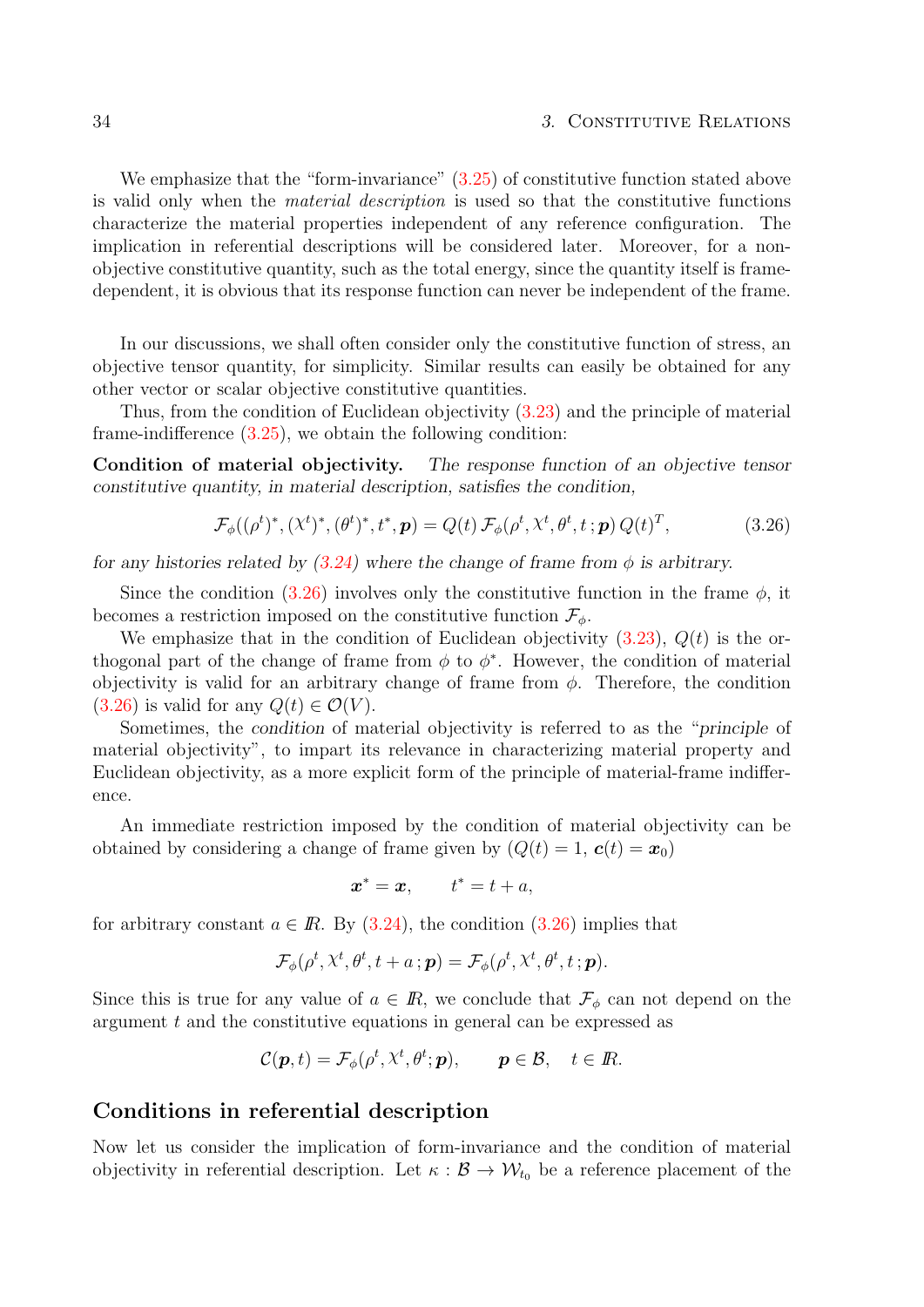We emphasize that the "form-invariance" (3.25) of constitutive function stated above is valid only when the *material description* is used so that the constitutive functions characterize the material properties independent of any reference configuration. The implication in referential descriptions will be considered later. Moreover, for a non-objective constitutive quantity, such as the total energy, since the quantity itself is frame-dependent, it is obvious that its response function can never be independent of the frame.

In our discussions, we shall often consider only the constitutive function of stress, an objective tensor quantity, for simplicity. Similar results can easily be obtained for any other vector or scalar objective constitutive quantities.

Thus, from the condition of Euclidean objectivity (3.23) and the principle of material frame-indifference (3.25), we obtain the following condition:

**Condition of material objectivity.** *The response function of an objective tensor constitutive quantity, in material description, satisfies the condition,*

$$\mathcal{F}_\phi((\rho^t)^*, (\chi^t)^*, (\theta^t)^*, t^*, \boldsymbol{p}) = Q(t)\, \mathcal{F}_\phi(\rho^t, \chi^t, \theta^t, t\,; \boldsymbol{p})\, Q(t)^T, \tag{3.26}$$

*for any histories related by (3.24) where the change of frame from $\phi$ is arbitrary.*

Since the condition (3.26) involves only the constitutive function in the frame $\phi$, it becomes a restriction imposed on the constitutive function $\mathcal{F}_\phi$.

We emphasize that in the condition of Euclidean objectivity (3.23), $Q(t)$ is the orthogonal part of the change of frame from $\phi$ to $\phi^*$. However, the condition of material objectivity is valid for an arbitrary change of frame from $\phi$. Therefore, the condition (3.26) is valid for any $Q(t) \in \mathcal{O}(V)$.

Sometimes, the *condition* of material objectivity is referred to as the "*principle* of material objectivity", to impart its relevance in characterizing material property and Euclidean objectivity, as a more explicit form of the principle of material-frame indifference.

An immediate restriction imposed by the condition of material objectivity can be obtained by considering a change of frame given by ($Q(t) = 1$, $\boldsymbol{c}(t) = \boldsymbol{x}_0$)

$$\boldsymbol{x}^* = \boldsymbol{x}, \qquad t^* = t + a,$$

for arbitrary constant $a \in I\!R$. By (3.24), the condition (3.26) implies that

$$\mathcal{F}_\phi(\rho^t, \chi^t, \theta^t, t + a\,; \boldsymbol{p}) = \mathcal{F}_\phi(\rho^t, \chi^t, \theta^t, t\,; \boldsymbol{p}).$$

Since this is true for any value of $a \in I\!R$, we conclude that $\mathcal{F}_\phi$ can not depend on the argument $t$ and the constitutive equations in general can be expressed as

$$\mathcal{C}(\boldsymbol{p}, t) = \mathcal{F}_\phi(\rho^t, \chi^t, \theta^t; \boldsymbol{p}), \qquad \boldsymbol{p} \in \mathcal{B}, \quad t \in I\!R.$$

## Conditions in referential description

Now let us consider the implication of form-invariance and the condition of material objectivity in referential description. Let $\kappa : \mathcal{B} \to \mathcal{W}_{t_0}$ be a reference placement of the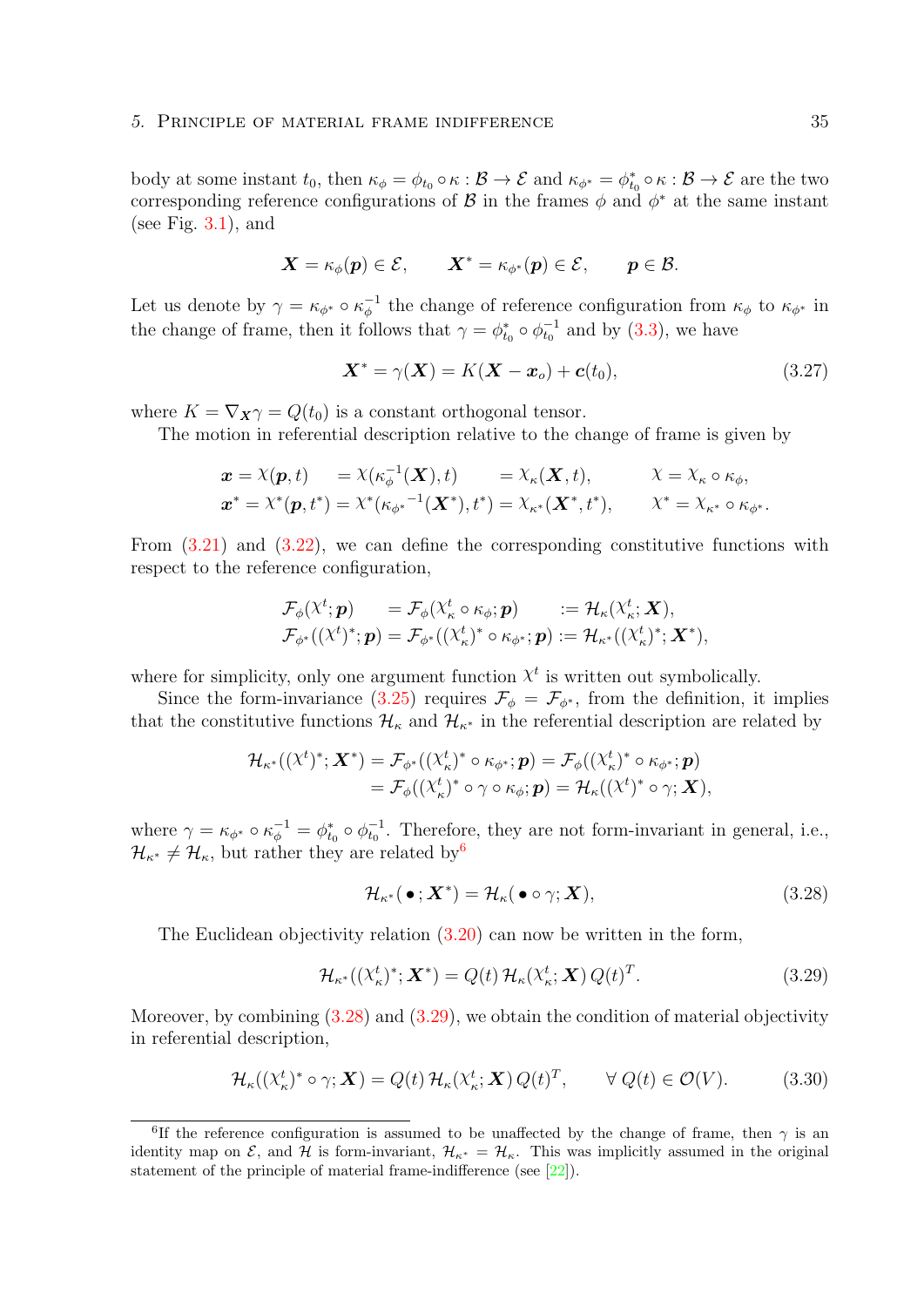body at some instant $t_0$, then $\kappa_\phi = \phi_{t_0} \circ \kappa : \mathcal{B} \to \mathcal{E}$ and $\kappa_{\phi^*} = \phi^*_{t_0} \circ \kappa : \mathcal{B} \to \mathcal{E}$ are the two corresponding reference configurations of $\mathcal{B}$ in the frames $\phi$ and $\phi^*$ at the same instant (see Fig. 3.1), and

$$\boldsymbol{X} = \kappa_\phi(\boldsymbol{p}) \in \mathcal{E}, \qquad \boldsymbol{X}^* = \kappa_{\phi^*}(\boldsymbol{p}) \in \mathcal{E}, \qquad \boldsymbol{p} \in \mathcal{B}.$$

Let us denote by $\gamma = \kappa_{\phi^*} \circ \kappa_\phi^{-1}$ the change of reference configuration from $\kappa_\phi$ to $\kappa_{\phi^*}$ in the change of frame, then it follows that $\gamma = \phi^*_{t_0} \circ \phi^{-1}_{t_0}$ and by (3.3), we have

$$\boldsymbol{X}^* = \gamma(\boldsymbol{X}) = K(\boldsymbol{X} - \boldsymbol{x}_o) + \boldsymbol{c}(t_0), \tag{3.27}$$

where $K = \nabla_{\boldsymbol{X}} \gamma = Q(t_0)$ is a constant orthogonal tensor.

The motion in referential description relative to the change of frame is given by

$$\begin{aligned}
\boldsymbol{x} &= \chi(\boldsymbol{p}, t) \quad = \chi(\kappa_\phi^{-1}(\boldsymbol{X}), t) \quad\;\; = \chi_\kappa(\boldsymbol{X}, t), \qquad \chi = \chi_\kappa \circ \kappa_\phi, \\
\boldsymbol{x}^* &= \chi^*(\boldsymbol{p}, t^*) = \chi^*({\kappa_{\phi^*}}^{-1}(\boldsymbol{X}^*), t^*) = \chi_{\kappa^*}(\boldsymbol{X}^*, t^*), \qquad \chi^* = \chi_{\kappa^*} \circ \kappa_{\phi^*}.
\end{aligned}$$

From (3.21) and (3.22), we can define the corresponding constitutive functions with respect to the reference configuration,

$$\begin{aligned}
\mathcal{F}_\phi(\chi^t; \boldsymbol{p}) \quad &= \mathcal{F}_\phi(\chi^t_\kappa \circ \kappa_\phi; \boldsymbol{p}) \quad\;\; := \mathcal{H}_\kappa(\chi^t_\kappa; \boldsymbol{X}), \\
\mathcal{F}_{\phi^*}((\chi^t)^*; \boldsymbol{p}) &= \mathcal{F}_{\phi^*}((\chi^t_\kappa)^* \circ \kappa_{\phi^*}; \boldsymbol{p}) := \mathcal{H}_{\kappa^*}((\chi^t_\kappa)^*; \boldsymbol{X}^*),
\end{aligned}$$

where for simplicity, only one argument function $\chi^t$ is written out symbolically.

Since the form-invariance (3.25) requires $\mathcal{F}_\phi = \mathcal{F}_{\phi^*}$, from the definition, it implies that the constitutive functions $\mathcal{H}_\kappa$ and $\mathcal{H}_{\kappa^*}$ in the referential description are related by

$$\begin{aligned}
\mathcal{H}_{\kappa^*}((\chi^t)^*; \boldsymbol{X}^*) &= \mathcal{F}_{\phi^*}((\chi^t_\kappa)^* \circ \kappa_{\phi^*}; \boldsymbol{p}) = \mathcal{F}_\phi((\chi^t_\kappa)^* \circ \kappa_{\phi^*}; \boldsymbol{p}) \\
&= \mathcal{F}_\phi((\chi^t_\kappa)^* \circ \gamma \circ \kappa_\phi; \boldsymbol{p}) = \mathcal{H}_\kappa((\chi^t)^* \circ \gamma; \boldsymbol{X}),
\end{aligned}$$

where $\gamma = \kappa_{\phi^*} \circ \kappa_\phi^{-1} = \phi^*_{t_0} \circ \phi^{-1}_{t_0}$. Therefore, they are not form-invariant in general, i.e., $\mathcal{H}_{\kappa^*} \neq \mathcal{H}_\kappa$, but rather they are related by[6]

$$\mathcal{H}_{\kappa^*}(\,\bullet\,; \boldsymbol{X}^*) = \mathcal{H}_\kappa(\,\bullet \circ \gamma; \boldsymbol{X}), \tag{3.28}$$

The Euclidean objectivity relation (3.20) can now be written in the form,

$$\mathcal{H}_{\kappa^*}((\chi^t_\kappa)^*; \boldsymbol{X}^*) = Q(t)\, \mathcal{H}_\kappa(\chi^t_\kappa; \boldsymbol{X})\, Q(t)^T. \tag{3.29}$$

Moreover, by combining (3.28) and (3.29), we obtain the condition of material objectivity in referential description,

$$\mathcal{H}_\kappa((\chi^t_\kappa)^* \circ \gamma; \boldsymbol{X}) = Q(t)\, \mathcal{H}_\kappa(\chi^t_\kappa; \boldsymbol{X})\, Q(t)^T, \qquad \forall\, Q(t) \in \mathcal{O}(V). \tag{3.30}$$

---

[6] If the reference configuration is assumed to be unaffected by the change of frame, then $\gamma$ is an identity map on $\mathcal{E}$, and $\mathcal{H}$ is form-invariant, $\mathcal{H}_{\kappa^*} = \mathcal{H}_\kappa$. This was implicitly assumed in the original statement of the principle of material frame-indifference (see [22]).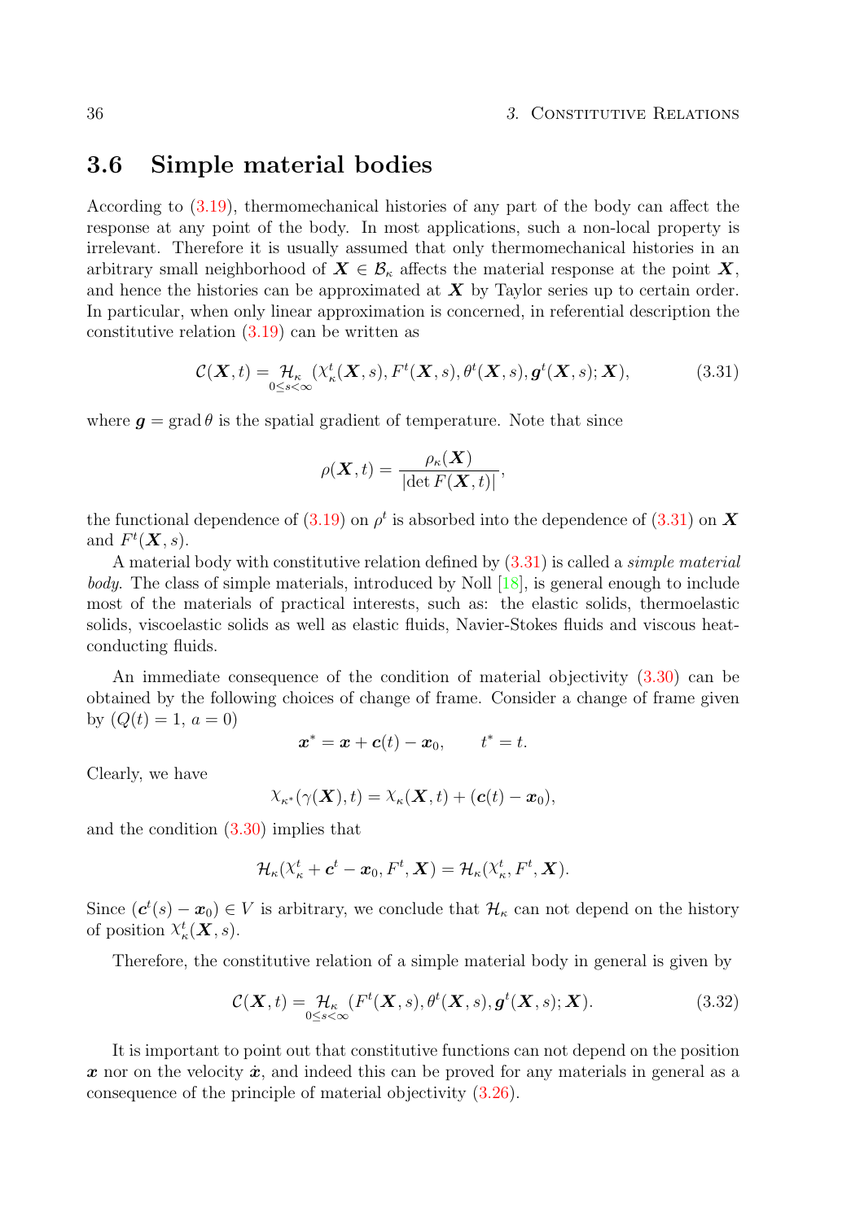## 3.6 Simple material bodies

According to (3.19), thermomechanical histories of any part of the body can affect the response at any point of the body. In most applications, such a non-local property is irrelevant. Therefore it is usually assumed that only thermomechanical histories in an arbitrary small neighborhood of $\boldsymbol{X} \in \mathcal{B}_\kappa$ affects the material response at the point $\boldsymbol{X}$, and hence the histories can be approximated at $\boldsymbol{X}$ by Taylor series up to certain order. In particular, when only linear approximation is concerned, in referential description the constitutive relation (3.19) can be written as

$$\mathcal{C}(\boldsymbol{X}, t) = \underset{0 \leq s < \infty}{\mathcal{H}_\kappa}(\chi_\kappa^t(\boldsymbol{X}, s), F^t(\boldsymbol{X}, s), \theta^t(\boldsymbol{X}, s), \boldsymbol{g}^t(\boldsymbol{X}, s); \boldsymbol{X}), \tag{3.31}$$

where $\boldsymbol{g} = \operatorname{grad} \theta$ is the spatial gradient of temperature. Note that since

$$\rho(\boldsymbol{X}, t) = \frac{\rho_\kappa(\boldsymbol{X})}{|\det F(\boldsymbol{X}, t)|},$$

the functional dependence of (3.19) on $\rho^t$ is absorbed into the dependence of (3.31) on $\boldsymbol{X}$ and $F^t(\boldsymbol{X}, s)$.

A material body with constitutive relation defined by (3.31) is called a *simple material body*. The class of simple materials, introduced by Noll [18], is general enough to include most of the materials of practical interests, such as: the elastic solids, thermoelastic solids, viscoelastic solids as well as elastic fluids, Navier-Stokes fluids and viscous heat-conducting fluids.

An immediate consequence of the condition of material objectivity (3.30) can be obtained by the following choices of change of frame. Consider a change of frame given by ($Q(t) = 1$, $a = 0$)

$$\boldsymbol{x}^* = \boldsymbol{x} + \boldsymbol{c}(t) - \boldsymbol{x}_0, \qquad t^* = t.$$

Clearly, we have

$$\chi_{\kappa^*}(\gamma(\boldsymbol{X}), t) = \chi_\kappa(\boldsymbol{X}, t) + (\boldsymbol{c}(t) - \boldsymbol{x}_0),$$

and the condition (3.30) implies that

$$\mathcal{H}_\kappa(\chi_\kappa^t + \boldsymbol{c}^t - \boldsymbol{x}_0, F^t, \boldsymbol{X}) = \mathcal{H}_\kappa(\chi_\kappa^t, F^t, \boldsymbol{X}).$$

Since $(\boldsymbol{c}^t(s) - \boldsymbol{x}_0) \in V$ is arbitrary, we conclude that $\mathcal{H}_\kappa$ can not depend on the history of position $\chi_\kappa^t(\boldsymbol{X}, s)$.

Therefore, the constitutive relation of a simple material body in general is given by

$$\mathcal{C}(\boldsymbol{X}, t) = \underset{0 \leq s < \infty}{\mathcal{H}_\kappa}(F^t(\boldsymbol{X}, s), \theta^t(\boldsymbol{X}, s), \boldsymbol{g}^t(\boldsymbol{X}, s); \boldsymbol{X}). \tag{3.32}$$

It is important to point out that constitutive functions can not depend on the position $\boldsymbol{x}$ nor on the velocity $\dot{\boldsymbol{x}}$, and indeed this can be proved for any materials in general as a consequence of the principle of material objectivity (3.26).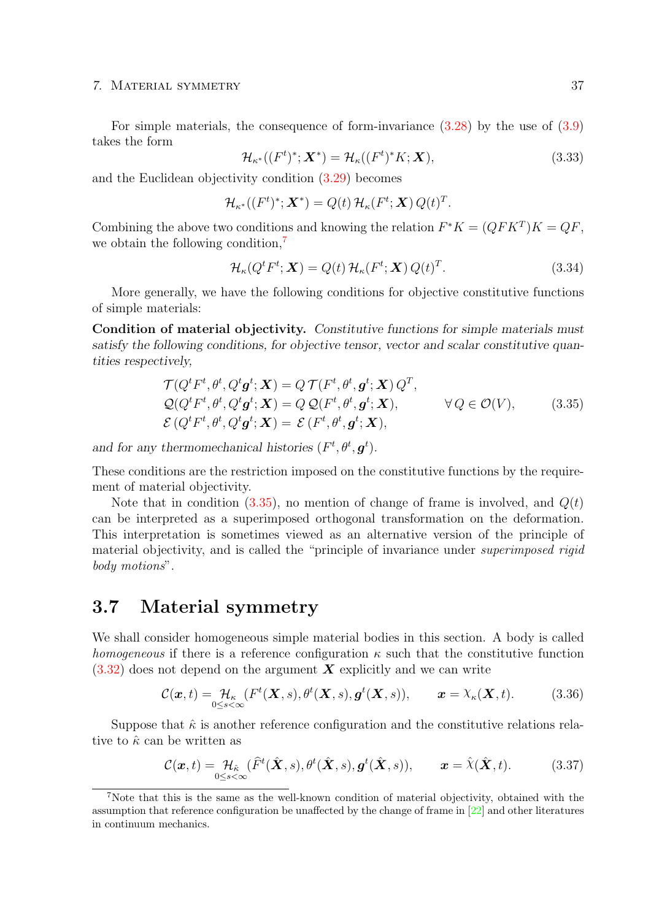For simple materials, the consequence of form-invariance (3.28) by the use of (3.9) takes the form

$$\mathcal{H}_{\kappa^*}((F^t)^*; \boldsymbol{X}^*) = \mathcal{H}_{\kappa}((F^t)^* K; \boldsymbol{X}), \tag{3.33}$$

and the Euclidean objectivity condition (3.29) becomes

$$\mathcal{H}_{\kappa^*}((F^t)^*; \boldsymbol{X}^*) = Q(t)\, \mathcal{H}_{\kappa}(F^t; \boldsymbol{X})\, Q(t)^T.$$

Combining the above two conditions and knowing the relation $F^*K = (QFK^T)K = QF$, we obtain the following condition,[7]

$$\mathcal{H}_{\kappa}(Q^t F^t; \boldsymbol{X}) = Q(t)\, \mathcal{H}_{\kappa}(F^t; \boldsymbol{X})\, Q(t)^T. \tag{3.34}$$

More generally, we have the following conditions for objective constitutive functions of simple materials:

**Condition of material objectivity.** *Constitutive functions for simple materials must satisfy the following conditions, for objective tensor, vector and scalar constitutive quantities respectively,*

$$\begin{aligned}
&\mathcal{T}(Q^t F^t, \theta^t, Q^t \boldsymbol{g}^t; \boldsymbol{X}) = Q\, \mathcal{T}(F^t, \theta^t, \boldsymbol{g}^t; \boldsymbol{X})\, Q^T, \\
&\mathcal{Q}(Q^t F^t, \theta^t, Q^t \boldsymbol{g}^t; \boldsymbol{X}) = Q\, \mathcal{Q}(F^t, \theta^t, \boldsymbol{g}^t; \boldsymbol{X}), \qquad \forall\, Q \in \mathcal{O}(V), \\
&\mathcal{E}(Q^t F^t, \theta^t, Q^t \boldsymbol{g}^t; \boldsymbol{X}) = \mathcal{E}(F^t, \theta^t, \boldsymbol{g}^t; \boldsymbol{X}),
\end{aligned} \tag{3.35}$$

*and for any thermomechanical histories* $(F^t, \theta^t, \boldsymbol{g}^t)$.

These conditions are the restriction imposed on the constitutive functions by the requirement of material objectivity.

Note that in condition (3.35), no mention of change of frame is involved, and $Q(t)$ can be interpreted as a superimposed orthogonal transformation on the deformation. This interpretation is sometimes viewed as an alternative version of the principle of material objectivity, and is called the "principle of invariance under *superimposed rigid body motions*".

## 3.7 Material symmetry

We shall consider homogeneous simple material bodies in this section. A body is called *homogeneous* if there is a reference configuration $\kappa$ such that the constitutive function (3.32) does not depend on the argument $\boldsymbol{X}$ explicitly and we can write

$$\mathcal{C}(\boldsymbol{x}, t) = \underset{0 \le s < \infty}{\mathcal{H}_{\kappa}}(F^t(\boldsymbol{X}, s), \theta^t(\boldsymbol{X}, s), \boldsymbol{g}^t(\boldsymbol{X}, s)), \qquad \boldsymbol{x} = \chi_{\kappa}(\boldsymbol{X}, t). \tag{3.36}$$

Suppose that $\hat{\kappa}$ is another reference configuration and the constitutive relations relative to $\hat{\kappa}$ can be written as

$$\mathcal{C}(\boldsymbol{x}, t) = \underset{0 \le s < \infty}{\mathcal{H}_{\hat{\kappa}}}(\widehat{F}^t(\hat{\boldsymbol{X}}, s), \theta^t(\hat{\boldsymbol{X}}, s), \boldsymbol{g}^t(\hat{\boldsymbol{X}}, s)), \qquad \boldsymbol{x} = \hat{\chi}(\hat{\boldsymbol{X}}, t). \tag{3.37}$$

[7] Note that this is the same as the well-known condition of material objectivity, obtained with the assumption that reference configuration be unaffected by the change of frame in [22] and other literatures in continuum mechanics.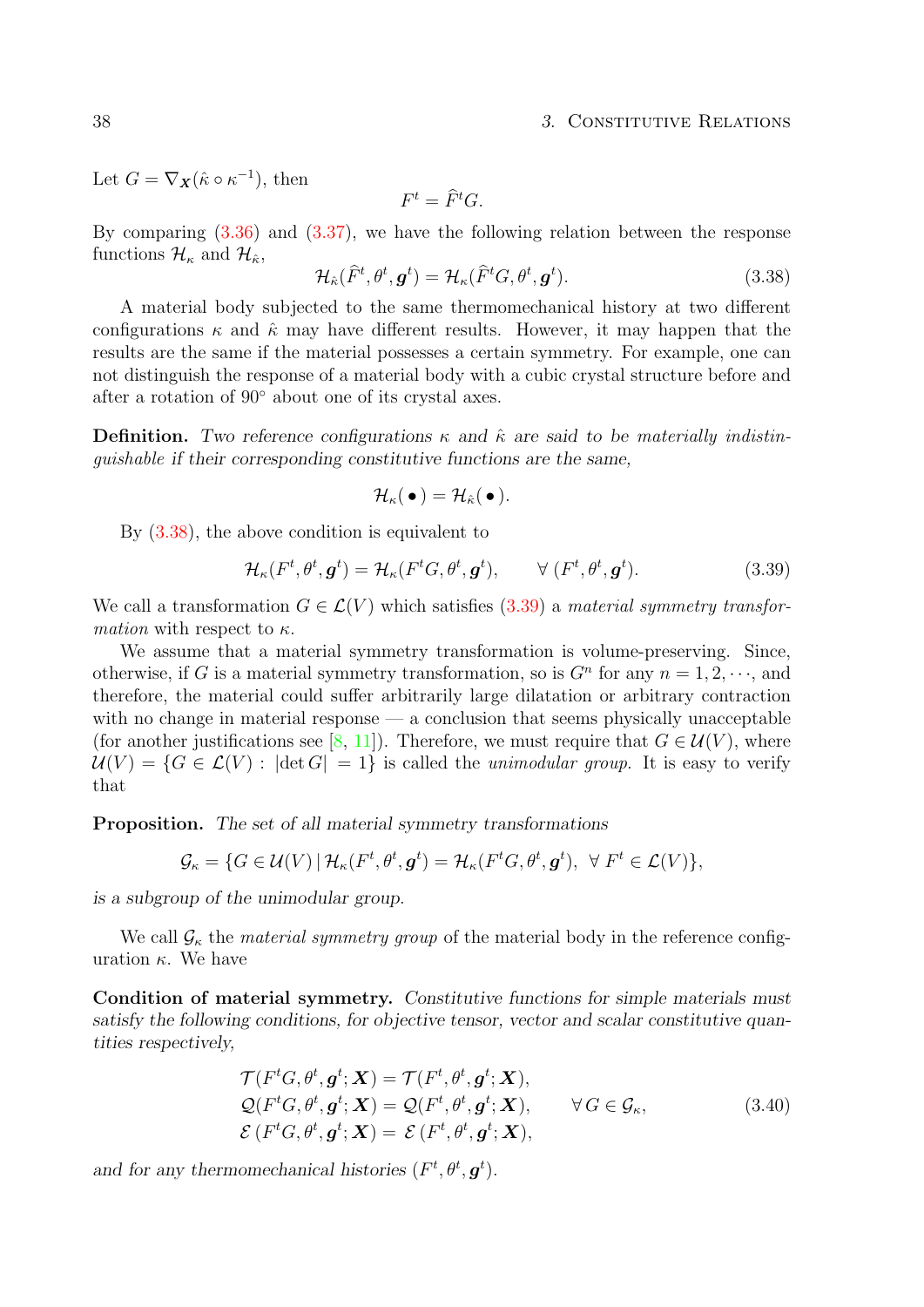Let $G = \nabla_{\boldsymbol{X}}(\hat{\kappa} \circ \kappa^{-1})$, then

$$F^t = \widehat{F}^t G.$$

By comparing (3.36) and (3.37), we have the following relation between the response functions $\mathcal{H}_\kappa$ and $\mathcal{H}_{\hat{\kappa}}$,

$$\mathcal{H}_{\hat{\kappa}}(\widehat{F}^t, \theta^t, \boldsymbol{g}^t) = \mathcal{H}_\kappa(\widehat{F}^t G, \theta^t, \boldsymbol{g}^t). \tag{3.38}$$

A material body subjected to the same thermomechanical history at two different configurations $\kappa$ and $\hat{\kappa}$ may have different results. However, it may happen that the results are the same if the material possesses a certain symmetry. For example, one can not distinguish the response of a material body with a cubic crystal structure before and after a rotation of 90° about one of its crystal axes.

**Definition.** *Two reference configurations $\kappa$ and $\hat{\kappa}$ are said to be materially indistinguishable if their corresponding constitutive functions are the same,*

$$\mathcal{H}_\kappa(\,\bullet\,) = \mathcal{H}_{\hat{\kappa}}(\,\bullet\,).$$

By (3.38), the above condition is equivalent to

$$\mathcal{H}_\kappa(F^t, \theta^t, \boldsymbol{g}^t) = \mathcal{H}_\kappa(F^t G, \theta^t, \boldsymbol{g}^t), \qquad \forall\,(F^t, \theta^t, \boldsymbol{g}^t). \tag{3.39}$$

We call a transformation $G \in \mathcal{L}(V)$ which satisfies (3.39) a *material symmetry transformation* with respect to $\kappa$.

We assume that a material symmetry transformation is volume-preserving. Since, otherwise, if $G$ is a material symmetry transformation, so is $G^n$ for any $n = 1, 2, \cdots$, and therefore, the material could suffer arbitrarily large dilatation or arbitrary contraction with no change in material response — a conclusion that seems physically unacceptable (for another justifications see [8, 11]). Therefore, we must require that $G \in \mathcal{U}(V)$, where $\mathcal{U}(V) = \{G \in \mathcal{L}(V) : \,|\det G| = 1\}$ is called the *unimodular group.* It is easy to verify that

**Proposition.** *The set of all material symmetry transformations*

$$\mathcal{G}_\kappa = \{G \in \mathcal{U}(V)\,|\,\mathcal{H}_\kappa(F^t, \theta^t, \boldsymbol{g}^t) = \mathcal{H}_\kappa(F^t G, \theta^t, \boldsymbol{g}^t),\ \forall\, F^t \in \mathcal{L}(V)\},$$

*is a subgroup of the unimodular group.*

We call $\mathcal{G}_\kappa$ the *material symmetry group* of the material body in the reference configuration $\kappa$. We have

**Condition of material symmetry.** *Constitutive functions for simple materials must satisfy the following conditions, for objective tensor, vector and scalar constitutive quantities respectively,*

$$\begin{aligned}
\mathcal{T}(F^t G, \theta^t, \boldsymbol{g}^t; \boldsymbol{X}) &= \mathcal{T}(F^t, \theta^t, \boldsymbol{g}^t; \boldsymbol{X}),\\
\mathcal{Q}(F^t G, \theta^t, \boldsymbol{g}^t; \boldsymbol{X}) &= \mathcal{Q}(F^t, \theta^t, \boldsymbol{g}^t; \boldsymbol{X}), \qquad \forall\, G \in \mathcal{G}_\kappa,\\
\mathcal{E}\,(F^t G, \theta^t, \boldsymbol{g}^t; \boldsymbol{X}) &= \mathcal{E}\,(F^t, \theta^t, \boldsymbol{g}^t; \boldsymbol{X}),
\end{aligned} \tag{3.40}$$

*and for any thermomechanical histories $(F^t, \theta^t, \boldsymbol{g}^t)$.*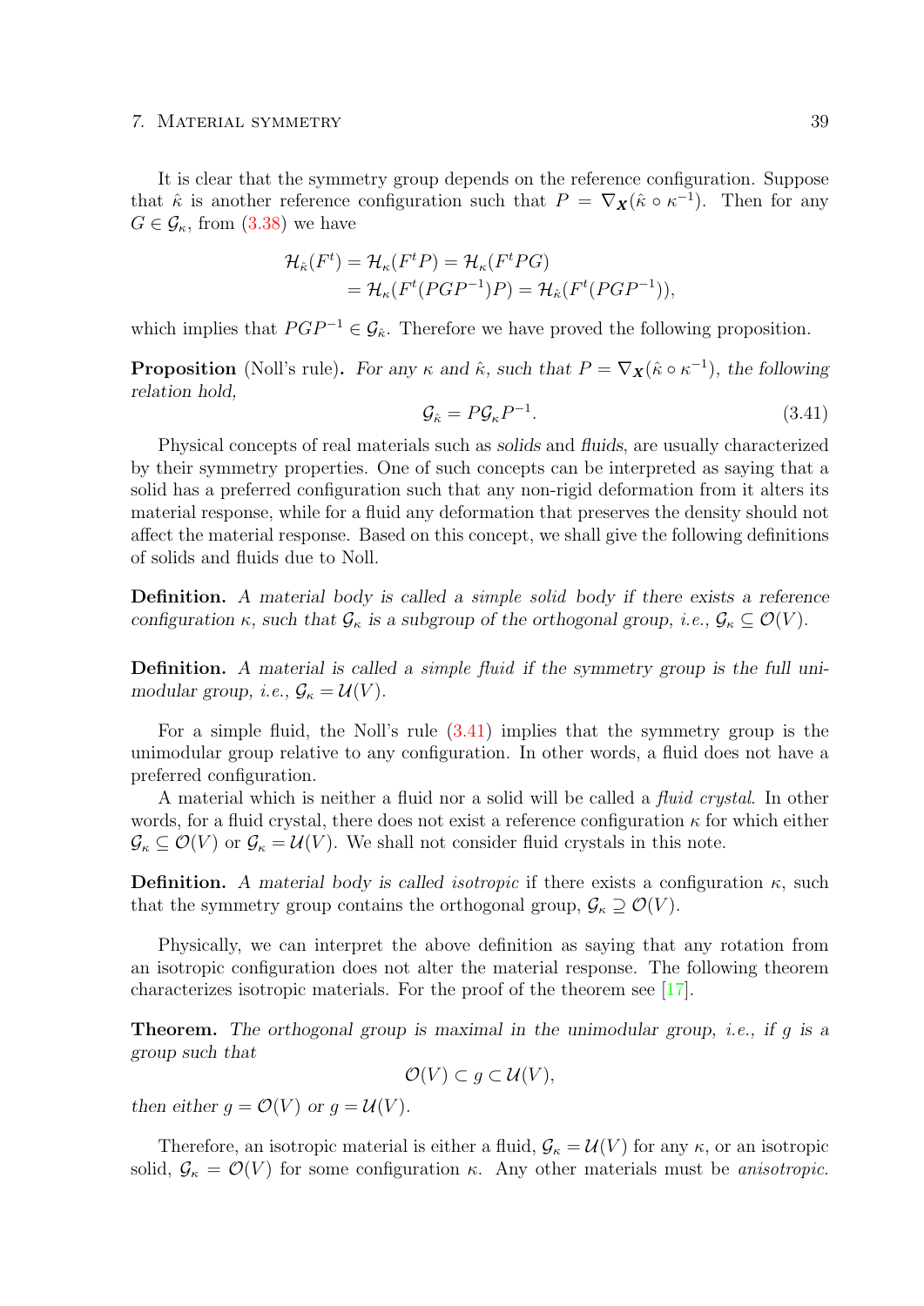It is clear that the symmetry group depends on the reference configuration. Suppose that $\hat{\kappa}$ is another reference configuration such that $P = \nabla_{\boldsymbol{X}}(\hat{\kappa} \circ \kappa^{-1})$. Then for any $G \in \mathcal{G}_\kappa$, from (3.38) we have

$$
\begin{aligned}
\mathcal{H}_{\hat{\kappa}}(F^t) &= \mathcal{H}_\kappa(F^t P) = \mathcal{H}_\kappa(F^t P G) \\
&= \mathcal{H}_\kappa(F^t (P G P^{-1}) P) = \mathcal{H}_{\hat{\kappa}}(F^t (P G P^{-1})),
\end{aligned}
$$

which implies that $PGP^{-1} \in \mathcal{G}_{\hat{\kappa}}$. Therefore we have proved the following proposition.

**Proposition** (Noll's rule)**.** *For any $\kappa$ and $\hat{\kappa}$, such that $P = \nabla_{\boldsymbol{X}}(\hat{\kappa} \circ \kappa^{-1})$, the following relation hold,*

$$
\mathcal{G}_{\hat{\kappa}} = P \mathcal{G}_\kappa P^{-1}. \tag{3.41}
$$

Physical concepts of real materials such as *solids* and *fluids*, are usually characterized by their symmetry properties. One of such concepts can be interpreted as saying that a solid has a preferred configuration such that any non-rigid deformation from it alters its material response, while for a fluid any deformation that preserves the density should not affect the material response. Based on this concept, we shall give the following definitions of solids and fluids due to Noll.

**Definition.** *A material body is called a simple solid body if there exists a reference configuration $\kappa$, such that $\mathcal{G}_\kappa$ is a subgroup of the orthogonal group, i.e., $\mathcal{G}_\kappa \subseteq \mathcal{O}(V)$.*

**Definition.** *A material is called a simple fluid if the symmetry group is the full unimodular group, i.e., $\mathcal{G}_\kappa = \mathcal{U}(V)$.*

For a simple fluid, the Noll's rule (3.41) implies that the symmetry group is the unimodular group relative to any configuration. In other words, a fluid does not have a preferred configuration.

A material which is neither a fluid nor a solid will be called a *fluid crystal*. In other words, for a fluid crystal, there does not exist a reference configuration $\kappa$ for which either $\mathcal{G}_\kappa \subseteq \mathcal{O}(V)$ or $\mathcal{G}_\kappa = \mathcal{U}(V)$. We shall not consider fluid crystals in this note.

**Definition.** *A material body is called isotropic* if there exists a configuration $\kappa$, such that the symmetry group contains the orthogonal group, $\mathcal{G}_\kappa \supseteq \mathcal{O}(V)$.

Physically, we can interpret the above definition as saying that any rotation from an isotropic configuration does not alter the material response. The following theorem characterizes isotropic materials. For the proof of the theorem see [17].

**Theorem.** *The orthogonal group is maximal in the unimodular group, i.e., if $g$ is a group such that*

$$
\mathcal{O}(V) \subset g \subset \mathcal{U}(V),
$$

*then either $g = \mathcal{O}(V)$ or $g = \mathcal{U}(V)$.*

Therefore, an isotropic material is either a fluid, $\mathcal{G}_\kappa = \mathcal{U}(V)$ for any $\kappa$, or an isotropic solid, $\mathcal{G}_\kappa = \mathcal{O}(V)$ for some configuration $\kappa$. Any other materials must be *anisotropic.*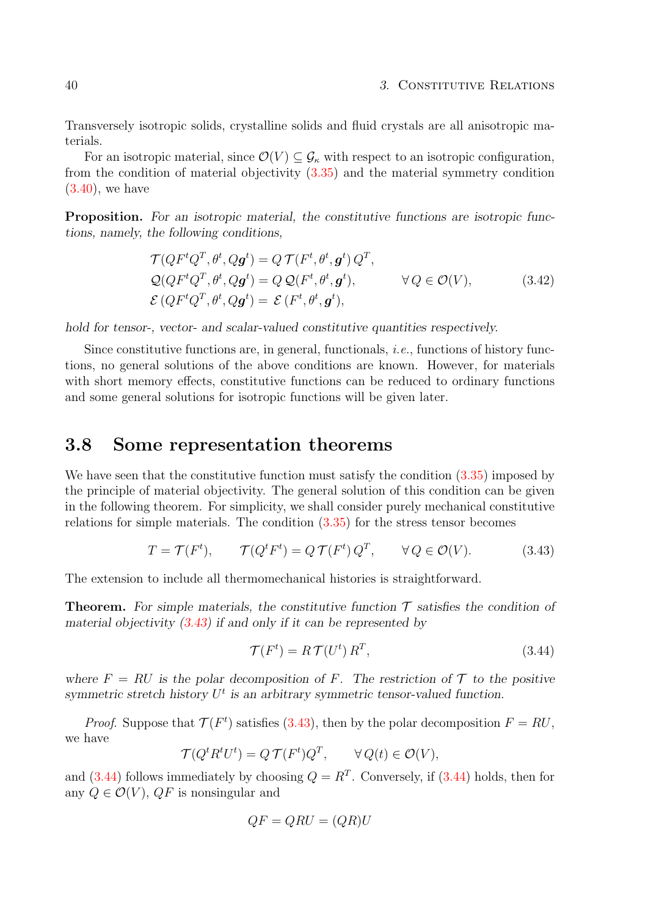Transversely isotropic solids, crystalline solids and fluid crystals are all anisotropic materials.

For an isotropic material, since $\mathcal{O}(V) \subseteq \mathcal{G}_\kappa$ with respect to an isotropic configuration, from the condition of material objectivity (3.35) and the material symmetry condition (3.40), we have

**Proposition.** *For an isotropic material, the constitutive functions are isotropic functions, namely, the following conditions,*

$$
\begin{aligned}
\mathcal{T}(QF^tQ^T, \theta^t, Q\boldsymbol{g}^t) &= Q\,\mathcal{T}(F^t, \theta^t, \boldsymbol{g}^t)\,Q^T, \\
\mathcal{Q}(QF^tQ^T, \theta^t, Q\boldsymbol{g}^t) &= Q\,\mathcal{Q}(F^t, \theta^t, \boldsymbol{g}^t), \qquad\qquad \forall\, Q \in \mathcal{O}(V), \\
\mathcal{E}\,(QF^tQ^T, \theta^t, Q\boldsymbol{g}^t) &= \,\mathcal{E}\,(F^t, \theta^t, \boldsymbol{g}^t),
\end{aligned}
\tag{3.42}
$$

*hold for tensor-, vector- and scalar-valued constitutive quantities respectively.*

Since constitutive functions are, in general, functionals, *i.e.*, functions of history functions, no general solutions of the above conditions are known. However, for materials with short memory effects, constitutive functions can be reduced to ordinary functions and some general solutions for isotropic functions will be given later.

## 3.8 Some representation theorems

We have seen that the constitutive function must satisfy the condition (3.35) imposed by the principle of material objectivity. The general solution of this condition can be given in the following theorem. For simplicity, we shall consider purely mechanical constitutive relations for simple materials. The condition (3.35) for the stress tensor becomes

$$
T = \mathcal{T}(F^t), \qquad \mathcal{T}(Q^tF^t) = Q\,\mathcal{T}(F^t)\,Q^T, \qquad \forall\, Q \in \mathcal{O}(V). \tag{3.43}
$$

The extension to include all thermomechanical histories is straightforward.

**Theorem.** *For simple materials, the constitutive function $\mathcal{T}$ satisfies the condition of material objectivity (3.43) if and only if it can be represented by*

$$
\mathcal{T}(F^t) = R\,\mathcal{T}(U^t)\,R^T, \tag{3.44}
$$

*where $F = RU$ is the polar decomposition of $F$. The restriction of $\mathcal{T}$ to the positive symmetric stretch history $U^t$ is an arbitrary symmetric tensor-valued function.*

*Proof.* Suppose that $\mathcal{T}(F^t)$ satisfies (3.43), then by the polar decomposition $F = RU$, we have

$$
\mathcal{T}(Q^tR^tU^t) = Q\,\mathcal{T}(F^t)Q^T, \qquad \forall\, Q(t) \in \mathcal{O}(V),
$$

and (3.44) follows immediately by choosing $Q = R^T$. Conversely, if (3.44) holds, then for any $Q \in \mathcal{O}(V)$, $QF$ is nonsingular and

$$
QF = QRU = (QR)U
$$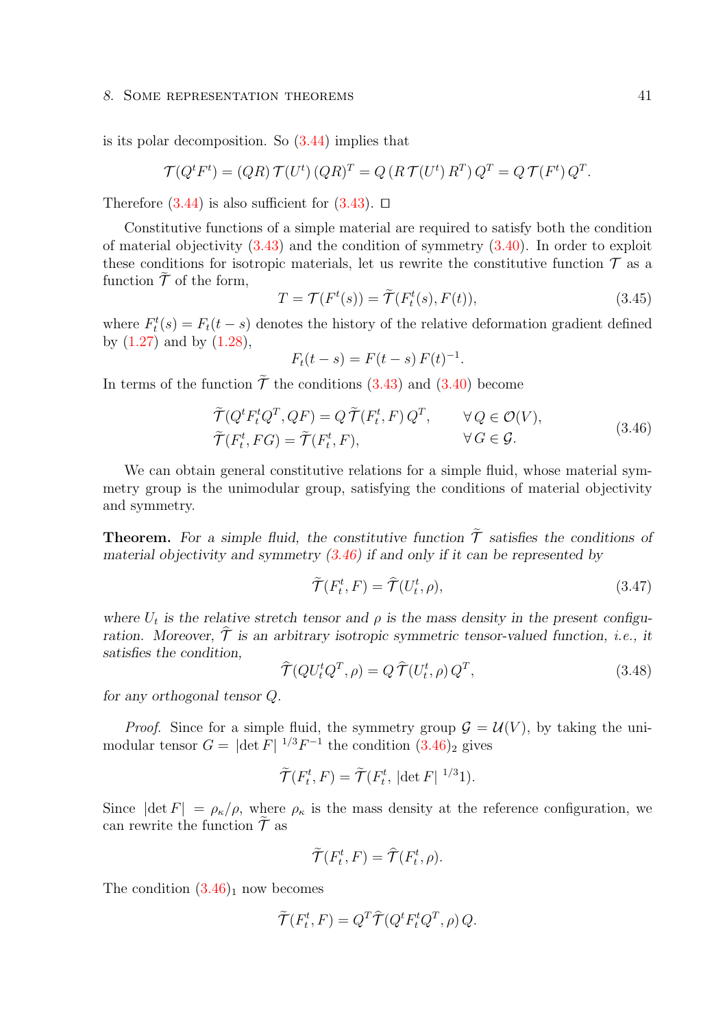is its polar decomposition. So (3.44) implies that

$$\mathcal{T}(Q^t F^t) = (QR)\,\mathcal{T}(U^t)\,(QR)^T = Q\,(R\,\mathcal{T}(U^t)\,R^T)\,Q^T = Q\,\mathcal{T}(F^t)\,Q^T.$$

Therefore (3.44) is also sufficient for (3.43). □

Constitutive functions of a simple material are required to satisfy both the condition of material objectivity (3.43) and the condition of symmetry (3.40). In order to exploit these conditions for isotropic materials, let us rewrite the constitutive function $\mathcal{T}$ as a function $\widetilde{\mathcal{T}}$ of the form,

$$T = \mathcal{T}(F^t(s)) = \widetilde{\mathcal{T}}(F_t^t(s), F(t)), \tag{3.45}$$

where $F_t^t(s) = F_t(t-s)$ denotes the history of the relative deformation gradient defined by (1.27) and by (1.28),

$$F_t(t-s) = F(t-s)\,F(t)^{-1}.$$

In terms of the function $\widetilde{\mathcal{T}}$ the conditions (3.43) and (3.40) become

$$\begin{aligned}
&\widetilde{\mathcal{T}}(Q^t F_t^t Q^T, QF) = Q\,\widetilde{\mathcal{T}}(F_t^t, F)\,Q^T, && \forall\, Q \in \mathcal{O}(V),\\
&\widetilde{\mathcal{T}}(F_t^t, FG) = \widetilde{\mathcal{T}}(F_t^t, F), && \forall\, G \in \mathcal{G}.
\end{aligned} \tag{3.46}$$

We can obtain general constitutive relations for a simple fluid, whose material symmetry group is the unimodular group, satisfying the conditions of material objectivity and symmetry.

**Theorem.** *For a simple fluid, the constitutive function $\widetilde{\mathcal{T}}$ satisfies the conditions of material objectivity and symmetry (3.46) if and only if it can be represented by*

$$\widetilde{\mathcal{T}}(F_t^t, F) = \widehat{\mathcal{T}}(U_t^t, \rho), \tag{3.47}$$

*where $U_t$ is the relative stretch tensor and $\rho$ is the mass density in the present configuration. Moreover, $\widehat{\mathcal{T}}$ is an arbitrary isotropic symmetric tensor-valued function, i.e., it satisfies the condition,*

$$\widehat{\mathcal{T}}(QU_t^t Q^T, \rho) = Q\,\widehat{\mathcal{T}}(U_t^t, \rho)\,Q^T, \tag{3.48}$$

*for any orthogonal tensor $Q$.*

*Proof.* Since for a simple fluid, the symmetry group $\mathcal{G} = \mathcal{U}(V)$, by taking the unimodular tensor $G = |\det F|^{\,1/3} F^{-1}$ the condition $(3.46)_2$ gives

$$\widetilde{\mathcal{T}}(F_t^t, F) = \widetilde{\mathcal{T}}(F_t^t, |\det F|^{\,1/3} 1).$$

Since $|\det F| = \rho_\kappa/\rho$, where $\rho_\kappa$ is the mass density at the reference configuration, we can rewrite the function $\widetilde{\mathcal{T}}$ as

$$\widetilde{\mathcal{T}}(F_t^t, F) = \widehat{\mathcal{T}}(F_t^t, \rho).$$

The condition $(3.46)_1$ now becomes

$$\widetilde{\mathcal{T}}(F_t^t, F) = Q^T \widehat{\mathcal{T}}(Q^t F_t^t Q^T, \rho)\,Q.$$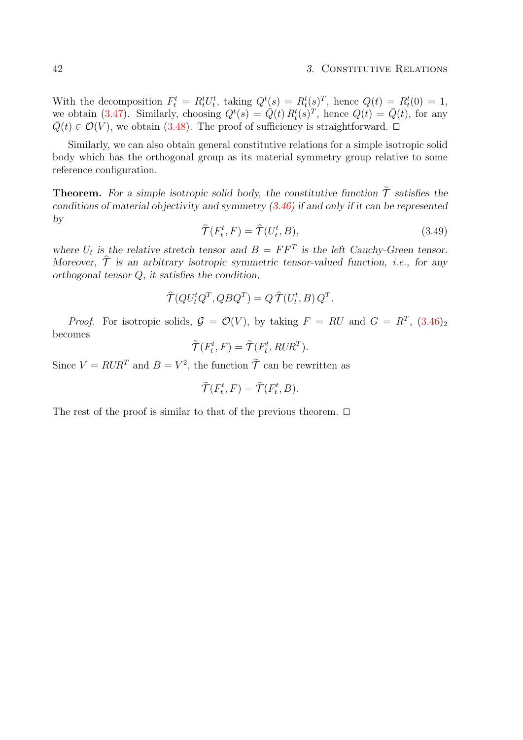With the decomposition $F_t^t = R_t^t U_t^t$, taking $Q^t(s) = R_t^t(s)^T$, hence $Q(t) = R_t^t(0) = 1$, we obtain (3.47). Similarly, choosing $Q^t(s) = \bar{Q}(t)\, R_t^t(s)^T$, hence $Q(t) = \bar{Q}(t)$, for any $\bar{Q}(t) \in \mathcal{O}(V)$, we obtain (3.48). The proof of sufficiency is straightforward. □

Similarly, we can also obtain general constitutive relations for a simple isotropic solid body which has the orthogonal group as its material symmetry group relative to some reference configuration.

**Theorem.** *For a simple isotropic solid body, the constitutive function $\widetilde{\mathcal{T}}$ satisfies the conditions of material objectivity and symmetry (3.46) if and only if it can be represented by*

$$\widetilde{\mathcal{T}}(F_t^t, F) = \widehat{\mathcal{T}}(U_t^t, B), \tag{3.49}$$

*where $U_t$ is the relative stretch tensor and $B = FF^T$ is the left Cauchy-Green tensor. Moreover, $\widehat{\mathcal{T}}$ is an arbitrary isotropic symmetric tensor-valued function, i.e., for any orthogonal tensor $Q$, it satisfies the condition,*

$$\widehat{\mathcal{T}}(QU_t^tQ^T, QBQ^T) = Q\,\widehat{\mathcal{T}}(U_t^t, B)\,Q^T.$$

*Proof.* For isotropic solids, $\mathcal{G} = \mathcal{O}(V)$, by taking $F = RU$ and $G = R^T$, $(3.46)_2$ becomes

$$\widetilde{\mathcal{T}}(F_t^t, F) = \widetilde{\mathcal{T}}(F_t^t, RUR^T).$$

Since $V = RUR^T$ and $B = V^2$, the function $\widetilde{\mathcal{T}}$ can be rewritten as

$$\widetilde{\mathcal{T}}(F_t^t, F) = \widehat{\mathcal{T}}(F_t^t, B).$$

The rest of the proof is similar to that of the previous theorem. □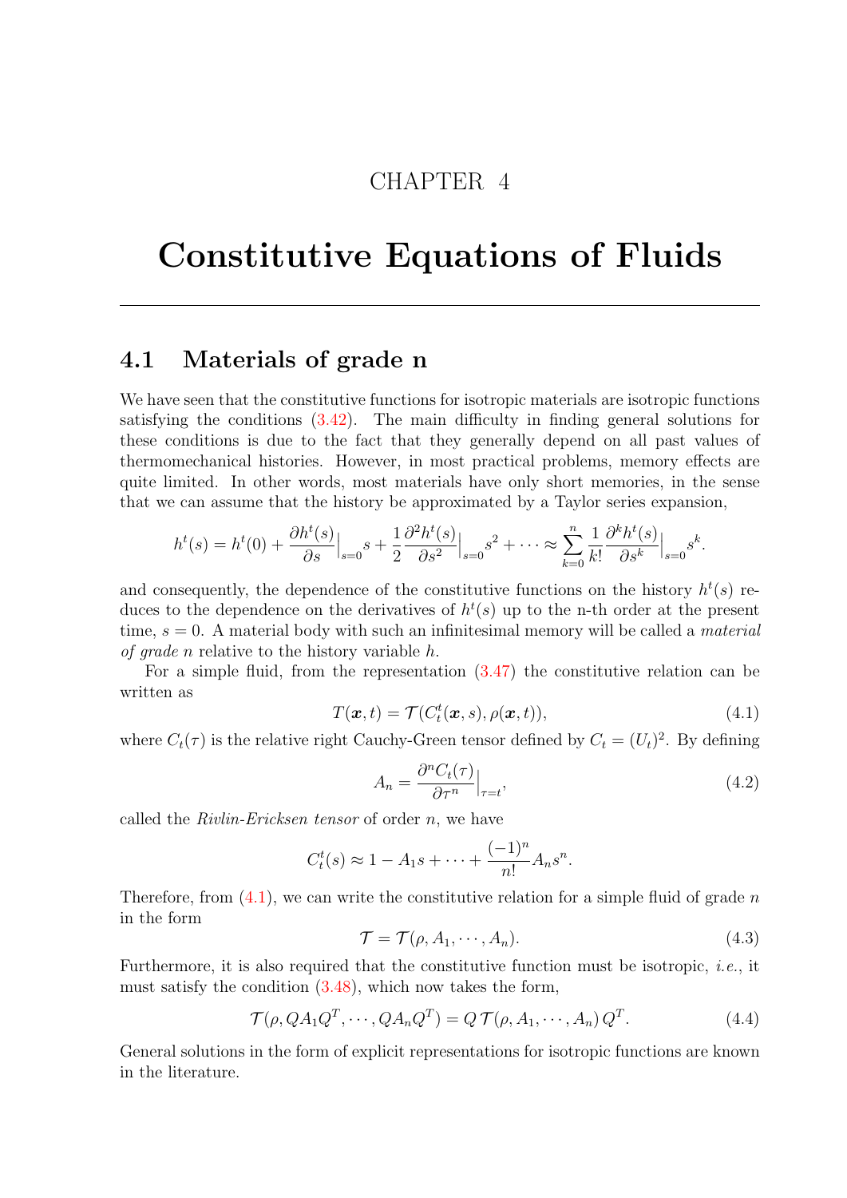CHAPTER 4

# Constitutive Equations of Fluids

## 4.1 Materials of grade n

We have seen that the constitutive functions for isotropic materials are isotropic functions satisfying the conditions (3.42). The main difficulty in finding general solutions for these conditions is due to the fact that they generally depend on all past values of thermomechanical histories. However, in most practical problems, memory effects are quite limited. In other words, most materials have only short memories, in the sense that we can assume that the history be approximated by a Taylor series expansion,

$$h^t(s) = h^t(0) + \frac{\partial h^t(s)}{\partial s}\Big|_{s=0} s + \frac{1}{2}\frac{\partial^2 h^t(s)}{\partial s^2}\Big|_{s=0} s^2 + \cdots \approx \sum_{k=0}^{n} \frac{1}{k!}\frac{\partial^k h^t(s)}{\partial s^k}\Big|_{s=0} s^k.$$

and consequently, the dependence of the constitutive functions on the history $h^t(s)$ reduces to the dependence on the derivatives of $h^t(s)$ up to the n-th order at the present time, $s = 0$. A material body with such an infinitesimal memory will be called a *material of grade n* relative to the history variable $h$.

For a simple fluid, from the representation (3.47) the constitutive relation can be written as

$$T(\boldsymbol{x}, t) = \mathcal{T}(C_t^t(\boldsymbol{x}, s), \rho(\boldsymbol{x}, t)), \tag{4.1}$$

where $C_t(\tau)$ is the relative right Cauchy-Green tensor defined by $C_t = (U_t)^2$. By defining

$$A_n = \frac{\partial^n C_t(\tau)}{\partial \tau^n}\Big|_{\tau=t}, \tag{4.2}$$

called the *Rivlin-Ericksen tensor* of order $n$, we have

$$C_t^t(s) \approx 1 - A_1 s + \cdots + \frac{(-1)^n}{n!} A_n s^n.$$

Therefore, from (4.1), we can write the constitutive relation for a simple fluid of grade $n$ in the form

$$\mathcal{T} = \mathcal{T}(\rho, A_1, \cdots, A_n). \tag{4.3}$$

Furthermore, it is also required that the constitutive function must be isotropic, *i.e.*, it must satisfy the condition (3.48), which now takes the form,

$$\mathcal{T}(\rho, QA_1Q^T, \cdots, QA_nQ^T) = Q\,\mathcal{T}(\rho, A_1, \cdots, A_n)\,Q^T. \tag{4.4}$$

General solutions in the form of explicit representations for isotropic functions are known in the literature.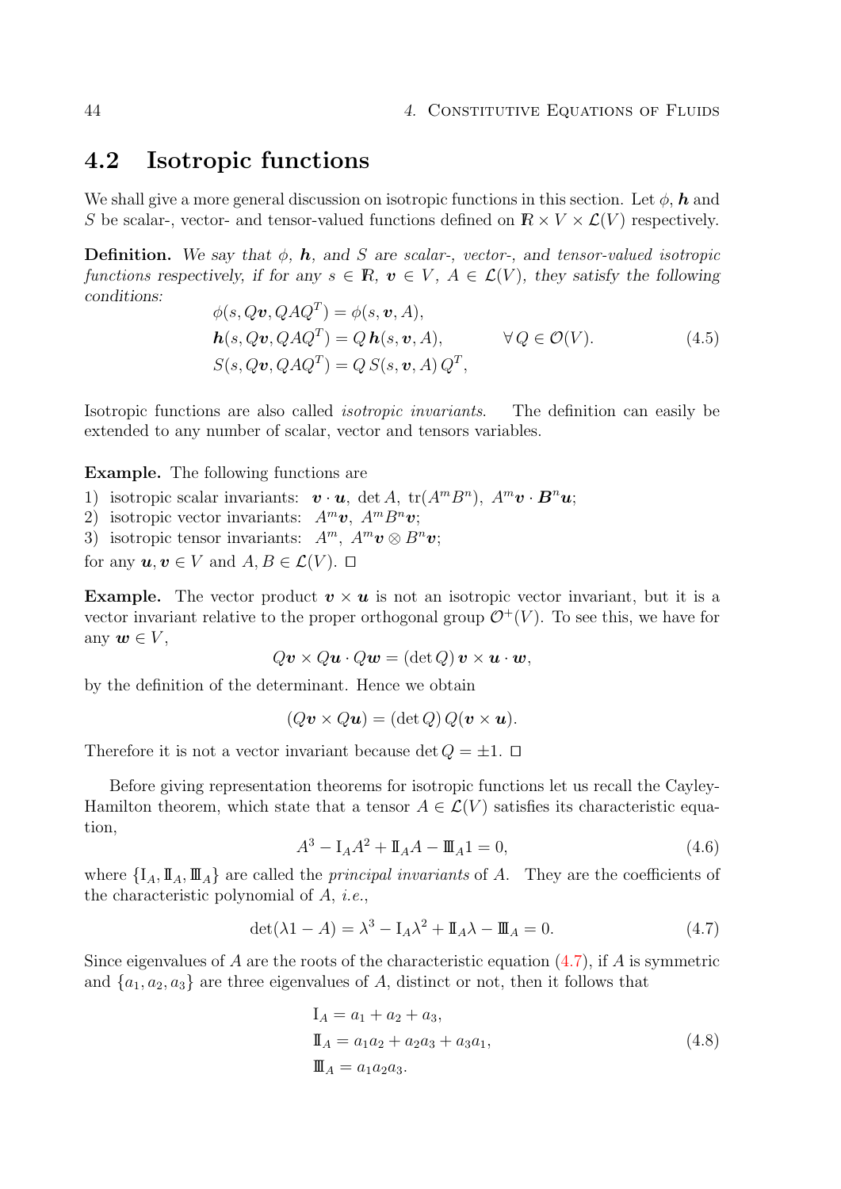## 4.2 Isotropic functions

We shall give a more general discussion on isotropic functions in this section. Let $\phi$, $\boldsymbol{h}$ and $S$ be scalar-, vector- and tensor-valued functions defined on $\mathbb{R} \times V \times \mathcal{L}(V)$ respectively.

**Definition.** *We say that $\phi$, $\boldsymbol{h}$, and $S$ are scalar-, vector-, and tensor-valued isotropic functions respectively, if for any $s \in \mathbb{R}$, $\boldsymbol{v} \in V$, $A \in \mathcal{L}(V)$, they satisfy the following conditions:*

$$
\begin{aligned}
&\phi(s, Q\boldsymbol{v}, QAQ^T) = \phi(s, \boldsymbol{v}, A), \\
&\boldsymbol{h}(s, Q\boldsymbol{v}, QAQ^T) = Q\,\boldsymbol{h}(s, \boldsymbol{v}, A), \qquad \forall\, Q \in \mathcal{O}(V). \\
&S(s, Q\boldsymbol{v}, QAQ^T) = Q\,S(s, \boldsymbol{v}, A)\,Q^T,
\end{aligned}
\tag{4.5}
$$

Isotropic functions are also called *isotropic invariants*. The definition can easily be extended to any number of scalar, vector and tensors variables.

**Example.** The following functions are

1) isotropic scalar invariants: $\boldsymbol{v} \cdot \boldsymbol{u}$, $\det A$, $\operatorname{tr}(A^m B^n)$, $A^m\boldsymbol{v} \cdot \boldsymbol{B}^n\boldsymbol{u}$;
2) isotropic vector invariants: $A^m\boldsymbol{v}$, $A^m B^n\boldsymbol{v}$;
3) isotropic tensor invariants: $A^m$, $A^m\boldsymbol{v} \otimes B^n\boldsymbol{v}$;

for any $\boldsymbol{u}, \boldsymbol{v} \in V$ and $A, B \in \mathcal{L}(V)$. □

**Example.** The vector product $\boldsymbol{v} \times \boldsymbol{u}$ is not an isotropic vector invariant, but it is a vector invariant relative to the proper orthogonal group $\mathcal{O}^+(V)$. To see this, we have for any $\boldsymbol{w} \in V$,

$$
Q\boldsymbol{v} \times Q\boldsymbol{u} \cdot Q\boldsymbol{w} = (\det Q)\, \boldsymbol{v} \times \boldsymbol{u} \cdot \boldsymbol{w},
$$

by the definition of the determinant. Hence we obtain

$$
(Q\boldsymbol{v} \times Q\boldsymbol{u}) = (\det Q)\, Q(\boldsymbol{v} \times \boldsymbol{u}).
$$

Therefore it is not a vector invariant because $\det Q = \pm 1$. □

Before giving representation theorems for isotropic functions let us recall the Cayley-Hamilton theorem, which state that a tensor $A \in \mathcal{L}(V)$ satisfies its characteristic equation,

$$
A^3 - \mathrm{I}_A A^2 + \mathrm{II}_A A - \mathrm{III}_A 1 = 0, \tag{4.6}
$$

where $\{\mathrm{I}_A, \mathrm{II}_A, \mathrm{III}_A\}$ are called the *principal invariants* of $A$. They are the coefficients of the characteristic polynomial of $A$, *i.e.*,

$$
\det(\lambda 1 - A) = \lambda^3 - \mathrm{I}_A \lambda^2 + \mathrm{II}_A \lambda - \mathrm{III}_A = 0. \tag{4.7}
$$

Since eigenvalues of $A$ are the roots of the characteristic equation (4.7), if $A$ is symmetric and $\{a_1, a_2, a_3\}$ are three eigenvalues of $A$, distinct or not, then it follows that

$$
\begin{aligned}
\mathrm{I}_A &= a_1 + a_2 + a_3, \\
\mathrm{II}_A &= a_1 a_2 + a_2 a_3 + a_3 a_1, \\
\mathrm{III}_A &= a_1 a_2 a_3.
\end{aligned}
\tag{4.8}
$$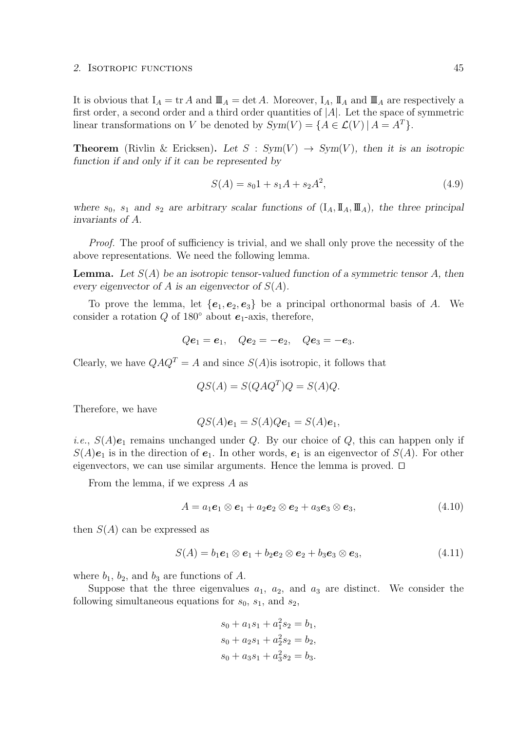It is obvious that $\mathrm{I}_A = \operatorname{tr} A$ and $\mathrm{III}_A = \det A$. Moreover, $\mathrm{I}_A$, $\mathrm{II}_A$ and $\mathrm{III}_A$ are respectively a first order, a second order and a third order quantities of $|A|$. Let the space of symmetric linear transformations on $V$ be denoted by $Sym(V) = \{A \in \mathcal{L}(V) \mid A = A^T\}$.

**Theorem** (Rivlin & Ericksen)**.** *Let $S : Sym(V) \to Sym(V)$, then it is an isotropic function if and only if it can be represented by*

$$S(A) = s_0 1 + s_1 A + s_2 A^2, \tag{4.9}$$

*where $s_0$, $s_1$ and $s_2$ are arbitrary scalar functions of $(\mathrm{I}_A, \mathrm{II}_A, \mathrm{III}_A)$, the three principal invariants of $A$.*

*Proof.* The proof of sufficiency is trivial, and we shall only prove the necessity of the above representations. We need the following lemma.

**Lemma.** *Let $S(A)$ be an isotropic tensor-valued function of a symmetric tensor $A$, then every eigenvector of $A$ is an eigenvector of $S(A)$.*

To prove the lemma, let $\{\boldsymbol{e}_1, \boldsymbol{e}_2, \boldsymbol{e}_3\}$ be a principal orthonormal basis of $A$. We consider a rotation $Q$ of $180^\circ$ about $\boldsymbol{e}_1$-axis, therefore,

$$Q\boldsymbol{e}_1 = \boldsymbol{e}_1, \quad Q\boldsymbol{e}_2 = -\boldsymbol{e}_2, \quad Q\boldsymbol{e}_3 = -\boldsymbol{e}_3.$$

Clearly, we have $QAQ^T = A$ and since $S(A)$is isotropic, it follows that

$$QS(A) = S(QAQ^T)Q = S(A)Q.$$

Therefore, we have

$$QS(A)\boldsymbol{e}_1 = S(A)Q\boldsymbol{e}_1 = S(A)\boldsymbol{e}_1,$$

*i.e.*, $S(A)\boldsymbol{e}_1$ remains unchanged under $Q$. By our choice of $Q$, this can happen only if $S(A)\boldsymbol{e}_1$ is in the direction of $\boldsymbol{e}_1$. In other words, $\boldsymbol{e}_1$ is an eigenvector of $S(A)$. For other eigenvectors, we can use similar arguments. Hence the lemma is proved. $\square$

From the lemma, if we express $A$ as

$$A = a_1 \boldsymbol{e}_1 \otimes \boldsymbol{e}_1 + a_2 \boldsymbol{e}_2 \otimes \boldsymbol{e}_2 + a_3 \boldsymbol{e}_3 \otimes \boldsymbol{e}_3, \tag{4.10}$$

then $S(A)$ can be expressed as

$$S(A) = b_1 \boldsymbol{e}_1 \otimes \boldsymbol{e}_1 + b_2 \boldsymbol{e}_2 \otimes \boldsymbol{e}_2 + b_3 \boldsymbol{e}_3 \otimes \boldsymbol{e}_3, \tag{4.11}$$

where $b_1$, $b_2$, and $b_3$ are functions of $A$.

Suppose that the three eigenvalues $a_1$, $a_2$, and $a_3$ are distinct. We consider the following simultaneous equations for $s_0$, $s_1$, and $s_2$,

$$\begin{aligned}
s_0 + a_1 s_1 + a_1^2 s_2 &= b_1, \\
s_0 + a_2 s_1 + a_2^2 s_2 &= b_2, \\
s_0 + a_3 s_1 + a_3^2 s_2 &= b_3.
\end{aligned}$$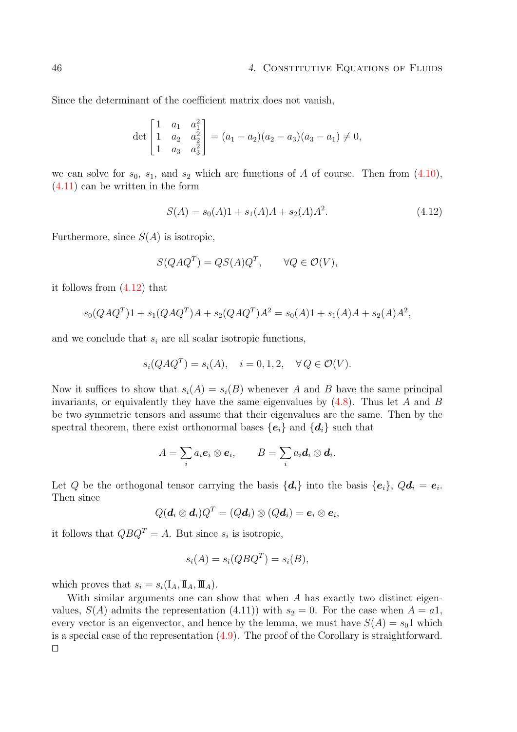Since the determinant of the coefficient matrix does not vanish,

$$\det \begin{bmatrix} 1 & a_1 & a_1^2 \\ 1 & a_2 & a_2^2 \\ 1 & a_3 & a_3^2 \end{bmatrix} = (a_1 - a_2)(a_2 - a_3)(a_3 - a_1) \neq 0,$$

we can solve for $s_0$, $s_1$, and $s_2$ which are functions of $A$ of course. Then from (4.10), (4.11) can be written in the form

$$S(A) = s_0(A)1 + s_1(A)A + s_2(A)A^2. \tag{4.12}$$

Furthermore, since $S(A)$ is isotropic,

$$S(QAQ^T) = QS(A)Q^T, \qquad \forall Q \in \mathcal{O}(V),$$

it follows from (4.12) that

$$s_0(QAQ^T)1 + s_1(QAQ^T)A + s_2(QAQ^T)A^2 = s_0(A)1 + s_1(A)A + s_2(A)A^2,$$

and we conclude that $s_i$ are all scalar isotropic functions,

$$s_i(QAQ^T) = s_i(A), \quad i = 0, 1, 2, \quad \forall\, Q \in \mathcal{O}(V).$$

Now it suffices to show that $s_i(A) = s_i(B)$ whenever $A$ and $B$ have the same principal invariants, or equivalently they have the same eigenvalues by (4.8). Thus let $A$ and $B$ be two symmetric tensors and assume that their eigenvalues are the same. Then by the spectral theorem, there exist orthonormal bases $\{\boldsymbol{e}_i\}$ and $\{\boldsymbol{d}_i\}$ such that

$$A = \sum_i a_i \boldsymbol{e}_i \otimes \boldsymbol{e}_i, \qquad B = \sum_i a_i \boldsymbol{d}_i \otimes \boldsymbol{d}_i.$$

Let $Q$ be the orthogonal tensor carrying the basis $\{\boldsymbol{d}_i\}$ into the basis $\{\boldsymbol{e}_i\}$, $Q\boldsymbol{d}_i = \boldsymbol{e}_i$. Then since

$$Q(\boldsymbol{d}_i \otimes \boldsymbol{d}_i)Q^T = (Q\boldsymbol{d}_i) \otimes (Q\boldsymbol{d}_i) = \boldsymbol{e}_i \otimes \boldsymbol{e}_i,$$

it follows that $QBQ^T = A$. But since $s_i$ is isotropic,

$$s_i(A) = s_i(QBQ^T) = s_i(B),$$

which proves that $s_i = s_i(\mathrm{I}_A, \mathrm{II}_A, \mathrm{III}_A)$.

With similar arguments one can show that when $A$ has exactly two distinct eigenvalues, $S(A)$ admits the representation (4.11)) with $s_2 = 0$. For the case when $A = a1$, every vector is an eigenvector, and hence by the lemma, we must have $S(A) = s_0 1$ which is a special case of the representation (4.9). The proof of the Corollary is straightforward. □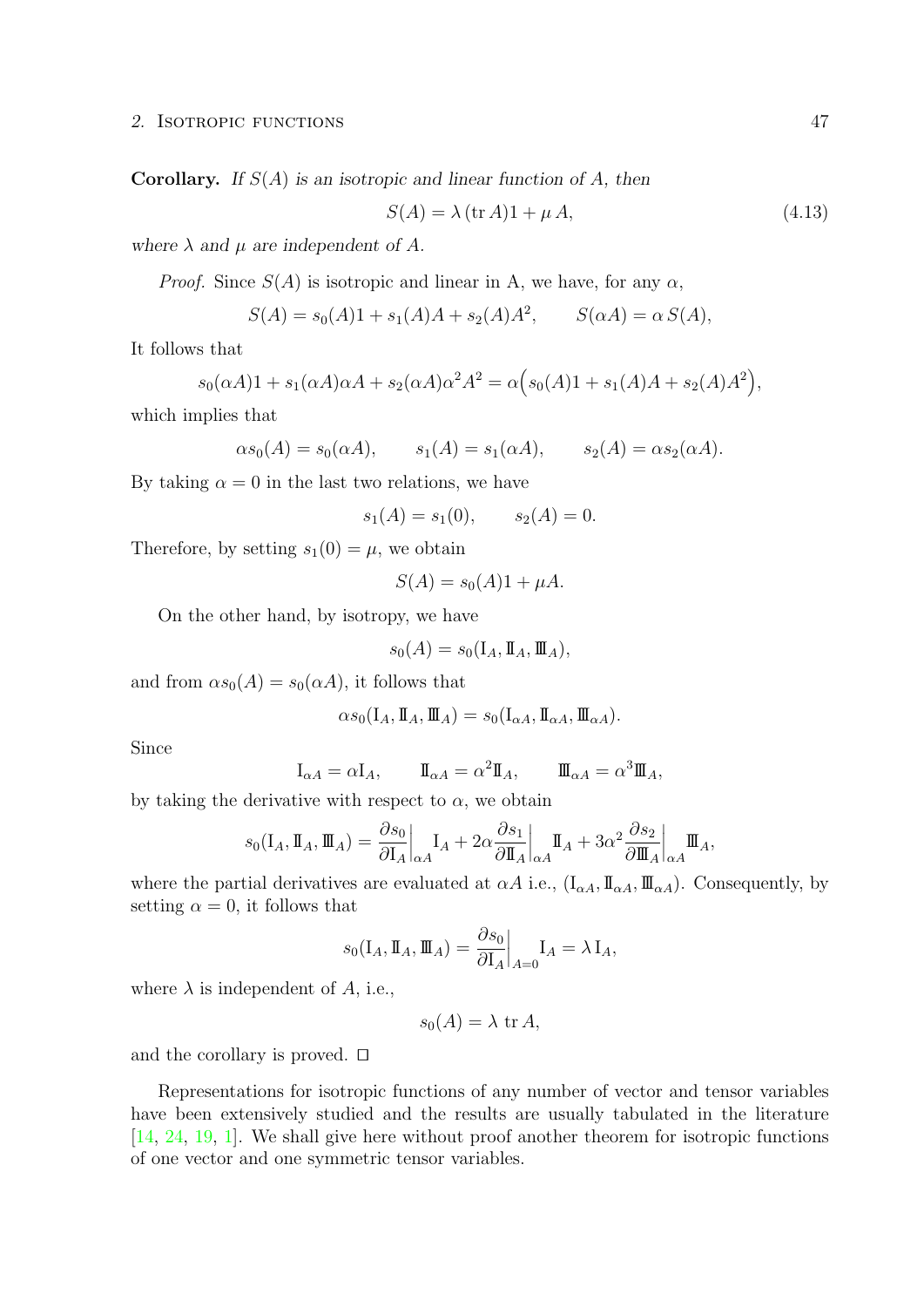**Corollary.** *If $S(A)$ is an isotropic and linear function of $A$, then*

$$S(A) = \lambda\,(\mathrm{tr}\,A)1 + \mu\,A, \tag{4.13}$$

*where $\lambda$ and $\mu$ are independent of $A$.*

*Proof.* Since $S(A)$ is isotropic and linear in A, we have, for any $\alpha$,

$$S(A) = s_0(A)1 + s_1(A)A + s_2(A)A^2, \qquad S(\alpha A) = \alpha\,S(A),$$

It follows that

$$s_0(\alpha A)1 + s_1(\alpha A)\alpha A + s_2(\alpha A)\alpha^2 A^2 = \alpha\Big(s_0(A)1 + s_1(A)A + s_2(A)A^2\Big),$$

which implies that

$$\alpha s_0(A) = s_0(\alpha A), \qquad s_1(A) = s_1(\alpha A), \qquad s_2(A) = \alpha s_2(\alpha A).$$

By taking $\alpha = 0$ in the last two relations, we have

$$s_1(A) = s_1(0), \qquad s_2(A) = 0.$$

Therefore, by setting $s_1(0) = \mu$, we obtain

$$S(A) = s_0(A)1 + \mu A.$$

On the other hand, by isotropy, we have

$$s_0(A) = s_0(\mathrm{I}_A, \mathrm{II}_A, \mathrm{III}_A),$$

and from $\alpha s_0(A) = s_0(\alpha A)$, it follows that

$$\alpha s_0(\mathrm{I}_A, \mathrm{II}_A, \mathrm{III}_A) = s_0(\mathrm{I}_{\alpha A}, \mathrm{II}_{\alpha A}, \mathrm{III}_{\alpha A}).$$

Since

$$\mathrm{I}_{\alpha A} = \alpha \mathrm{I}_A, \qquad \mathrm{II}_{\alpha A} = \alpha^2 \mathrm{II}_A, \qquad \mathrm{III}_{\alpha A} = \alpha^3 \mathrm{III}_A,$$

by taking the derivative with respect to $\alpha$, we obtain

$$s_0(\mathrm{I}_A, \mathrm{II}_A, \mathrm{III}_A) = \frac{\partial s_0}{\partial \mathrm{I}_A}\Big|_{\alpha A} \mathrm{I}_A + 2\alpha \frac{\partial s_1}{\partial \mathrm{II}_A}\Big|_{\alpha A} \mathrm{II}_A + 3\alpha^2 \frac{\partial s_2}{\partial \mathrm{III}_A}\Big|_{\alpha A} \mathrm{III}_A,$$

where the partial derivatives are evaluated at $\alpha A$ i.e., $(\mathrm{I}_{\alpha A}, \mathrm{II}_{\alpha A}, \mathrm{III}_{\alpha A})$. Consequently, by setting $\alpha = 0$, it follows that

$$s_0(\mathrm{I}_A, \mathrm{II}_A, \mathrm{III}_A) = \frac{\partial s_0}{\partial \mathrm{I}_A}\Big|_{A=0} \mathrm{I}_A = \lambda\,\mathrm{I}_A,$$

where $\lambda$ is independent of $A$, i.e.,

$$s_0(A) = \lambda\ \mathrm{tr}\,A,$$

and the corollary is proved. □

Representations for isotropic functions of any number of vector and tensor variables have been extensively studied and the results are usually tabulated in the literature [14, 24, 19, 1]. We shall give here without proof another theorem for isotropic functions of one vector and one symmetric tensor variables.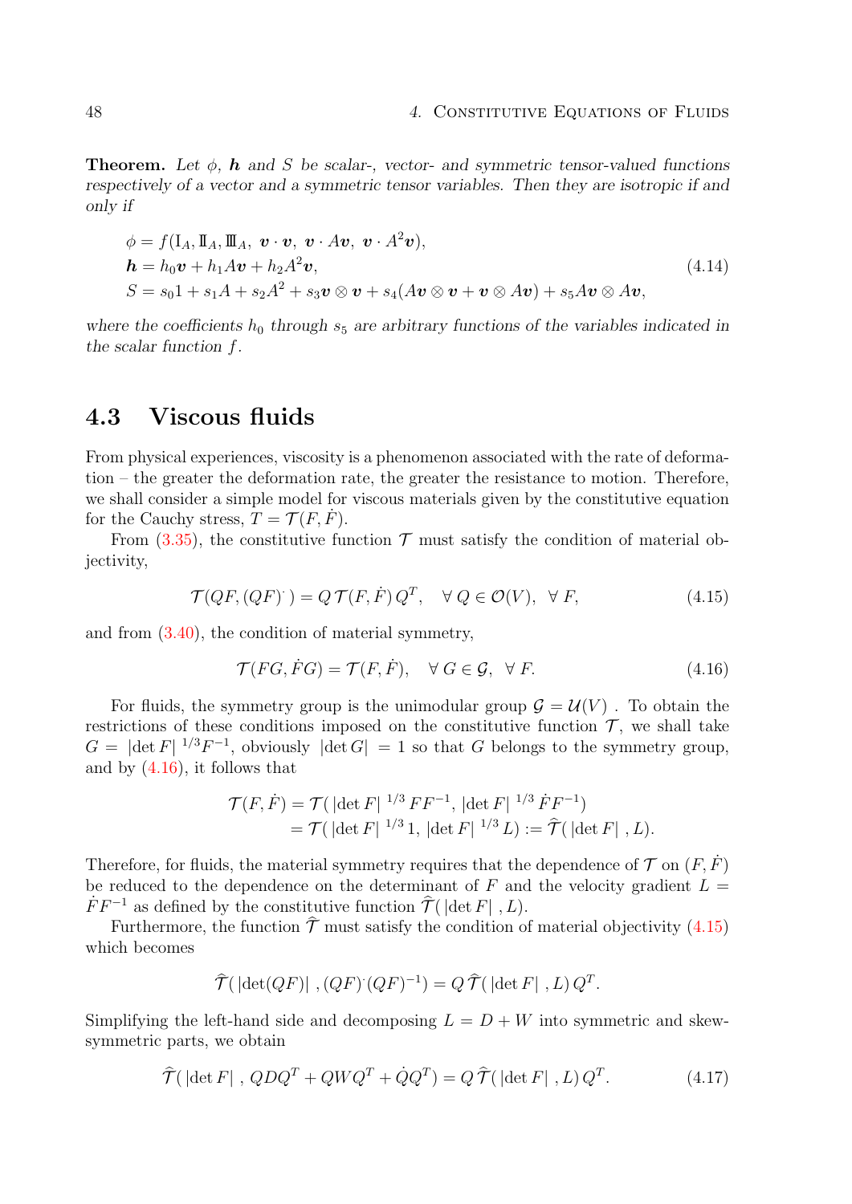**Theorem.** *Let $\phi$, $\boldsymbol{h}$ and $S$ be scalar-, vector- and symmetric tensor-valued functions respectively of a vector and a symmetric tensor variables. Then they are isotropic if and only if*

$$
\begin{aligned}
&\phi = f(\mathrm{I}_A, \mathrm{II}_A, \mathrm{III}_A,\ \boldsymbol{v}\cdot\boldsymbol{v},\ \boldsymbol{v}\cdot A\boldsymbol{v},\ \boldsymbol{v}\cdot A^2\boldsymbol{v}),\\
&\boldsymbol{h} = h_0\boldsymbol{v} + h_1 A\boldsymbol{v} + h_2 A^2\boldsymbol{v},\\
&S = s_0 1 + s_1 A + s_2 A^2 + s_3\boldsymbol{v}\otimes\boldsymbol{v} + s_4(A\boldsymbol{v}\otimes\boldsymbol{v} + \boldsymbol{v}\otimes A\boldsymbol{v}) + s_5 A\boldsymbol{v}\otimes A\boldsymbol{v},
\end{aligned}
\tag{4.14}
$$

*where the coefficients $h_0$ through $s_5$ are arbitrary functions of the variables indicated in the scalar function $f$.*

## 4.3 Viscous fluids

From physical experiences, viscosity is a phenomenon associated with the rate of deformation – the greater the deformation rate, the greater the resistance to motion. Therefore, we shall consider a simple model for viscous materials given by the constitutive equation for the Cauchy stress, $T = \mathcal{T}(F, \dot F)$.

From (3.35), the constitutive function $\mathcal{T}$ must satisfy the condition of material objectivity,

$$
\mathcal{T}(QF, (QF)^{\cdot}\,) = Q\,\mathcal{T}(F,\dot F)\,Q^T, \quad \forall\, Q \in \mathcal{O}(V),\ \ \forall\, F, \tag{4.15}
$$

and from (3.40), the condition of material symmetry,

$$
\mathcal{T}(FG, \dot F G) = \mathcal{T}(F, \dot F), \quad \forall\, G \in \mathcal{G},\ \ \forall\, F. \tag{4.16}
$$

For fluids, the symmetry group is the unimodular group $\mathcal{G} = \mathcal{U}(V)$ . To obtain the restrictions of these conditions imposed on the constitutive function $\mathcal{T}$, we shall take $G = |\det F|^{1/3} F^{-1}$, obviously $|\det G| = 1$ so that $G$ belongs to the symmetry group, and by (4.16), it follows that

$$
\begin{aligned}
\mathcal{T}(F,\dot F) &= \mathcal{T}(\,|\det F|^{1/3}\, FF^{-1},\ |\det F|^{1/3}\,\dot F F^{-1})\\
&= \mathcal{T}(\,|\det F|^{1/3}\, 1,\ |\det F|^{1/3}\, L) := \widehat{\mathcal{T}}(\,|\det F|\ , L).
\end{aligned}
$$

Therefore, for fluids, the material symmetry requires that the dependence of $\mathcal{T}$ on $(F, \dot F)$ be reduced to the dependence on the determinant of $F$ and the velocity gradient $L = \dot F F^{-1}$ as defined by the constitutive function $\widehat{\mathcal{T}}(\,|\det F|\ , L)$.

Furthermore, the function $\widehat{\mathcal{T}}$ must satisfy the condition of material objectivity (4.15) which becomes

$$
\widehat{\mathcal{T}}(\,|\det(QF)|\ , (QF)^{\cdot}(QF)^{-1}) = Q\,\widehat{\mathcal{T}}(\,|\det F|\ , L)\,Q^T.
$$

Simplifying the left-hand side and decomposing $L = D + W$ into symmetric and skew-symmetric parts, we obtain

$$
\widehat{\mathcal{T}}(\,|\det F|\ , QDQ^T + QWQ^T + \dot Q Q^T) = Q\,\widehat{\mathcal{T}}(\,|\det F|\ , L)\,Q^T. \tag{4.17}
$$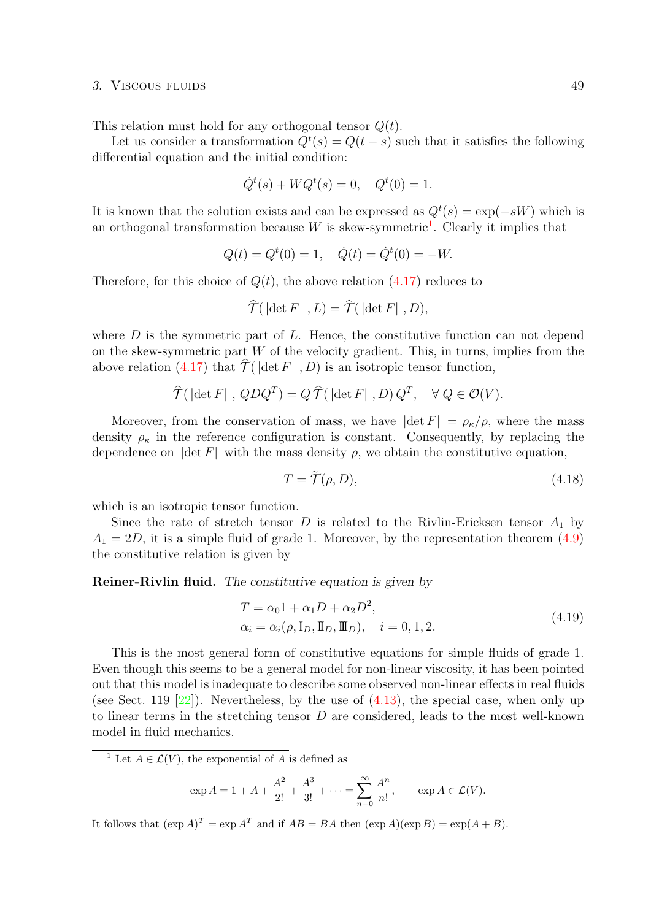This relation must hold for any orthogonal tensor $Q(t)$.

Let us consider a transformation $Q^t(s) = Q(t-s)$ such that it satisfies the following differential equation and the initial condition:

$$\dot{Q}^t(s) + WQ^t(s) = 0, \quad Q^t(0) = 1.$$

It is known that the solution exists and can be expressed as $Q^t(s) = \exp(-sW)$ which is an orthogonal transformation because $W$ is skew-symmetric[1]. Clearly it implies that

$$Q(t) = Q^t(0) = 1, \quad \dot{Q}(t) = \dot{Q}^t(0) = -W.$$

Therefore, for this choice of $Q(t)$, the above relation (4.17) reduces to

$$\widehat{\mathcal{T}}(\,|\det F|\,, L) = \widehat{\mathcal{T}}(\,|\det F|\,, D),$$

where $D$ is the symmetric part of $L$. Hence, the constitutive function can not depend on the skew-symmetric part $W$ of the velocity gradient. This, in turns, implies from the above relation (4.17) that $\widehat{\mathcal{T}}(\,|\det F|\,, D)$ is an isotropic tensor function,

$$\widehat{\mathcal{T}}(\,|\det F|\,, QDQ^T) = Q\,\widehat{\mathcal{T}}(\,|\det F|\,, D)\,Q^T, \quad \forall\, Q \in \mathcal{O}(V).$$

Moreover, from the conservation of mass, we have $|\det F| = \rho_\kappa/\rho$, where the mass density $\rho_\kappa$ in the reference configuration is constant. Consequently, by replacing the dependence on $|\det F|$ with the mass density $\rho$, we obtain the constitutive equation,

$$T = \widetilde{\mathcal{T}}(\rho, D), \tag{4.18}$$

which is an isotropic tensor function.

Since the rate of stretch tensor $D$ is related to the Rivlin-Ericksen tensor $A_1$ by $A_1 = 2D$, it is a simple fluid of grade 1. Moreover, by the representation theorem (4.9) the constitutive relation is given by

**Reiner-Rivlin fluid.** *The constitutive equation is given by*

$$\begin{aligned} T &= \alpha_0 1 + \alpha_1 D + \alpha_2 D^2, \\ \alpha_i &= \alpha_i(\rho, \mathrm{I}_D, \mathrm{II}_D, \mathrm{III}_D), \quad i = 0, 1, 2. \end{aligned} \tag{4.19}$$

This is the most general form of constitutive equations for simple fluids of grade 1. Even though this seems to be a general model for non-linear viscosity, it has been pointed out that this model is inadequate to describe some observed non-linear effects in real fluids (see Sect. 119 [22]). Nevertheless, by the use of (4.13), the special case, when only up to linear terms in the stretching tensor $D$ are considered, leads to the most well-known model in fluid mechanics.

---

[1] Let $A \in \mathcal{L}(V)$, the exponential of $A$ is defined as

$$\exp A = 1 + A + \frac{A^2}{2!} + \frac{A^3}{3!} + \cdots = \sum_{n=0}^{\infty} \frac{A^n}{n!}, \qquad \exp A \in \mathcal{L}(V).$$

It follows that $(\exp A)^T = \exp A^T$ and if $AB = BA$ then $(\exp A)(\exp B) = \exp(A+B)$.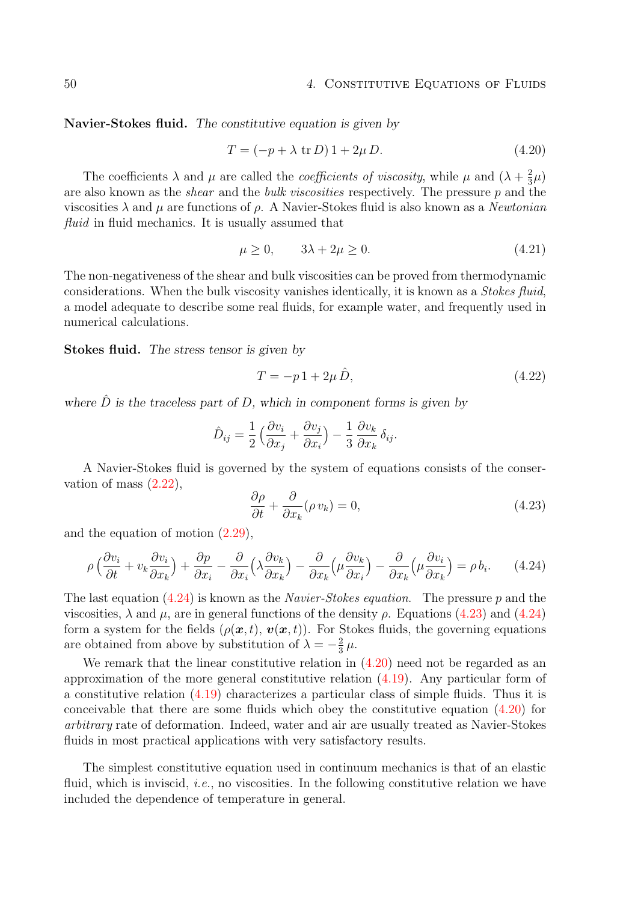**Navier-Stokes fluid.** *The constitutive equation is given by*

$$T = (-p + \lambda \,\mathrm{tr}\, D)\,1 + 2\mu\, D. \tag{4.20}$$

The coefficients $\lambda$ and $\mu$ are called the *coefficients of viscosity*, while $\mu$ and $(\lambda + \frac{2}{3}\mu)$ are also known as the *shear* and the *bulk viscosities* respectively. The pressure $p$ and the viscosities $\lambda$ and $\mu$ are functions of $\rho$. A Navier-Stokes fluid is also known as a *Newtonian fluid* in fluid mechanics. It is usually assumed that

$$\mu \geq 0, \qquad 3\lambda + 2\mu \geq 0. \tag{4.21}$$

The non-negativeness of the shear and bulk viscosities can be proved from thermodynamic considerations. When the bulk viscosity vanishes identically, it is known as a *Stokes fluid*, a model adequate to describe some real fluids, for example water, and frequently used in numerical calculations.

**Stokes fluid.** *The stress tensor is given by*

$$T = -p\,1 + 2\mu\,\hat{D}, \tag{4.22}$$

*where $\hat{D}$ is the traceless part of $D$, which in component forms is given by*

$$\hat{D}_{ij} = \frac{1}{2}\Big(\frac{\partial v_i}{\partial x_j} + \frac{\partial v_j}{\partial x_i}\Big) - \frac{1}{3}\,\frac{\partial v_k}{\partial x_k}\,\delta_{ij}.$$

A Navier-Stokes fluid is governed by the system of equations consists of the conservation of mass (2.22),

$$\frac{\partial \rho}{\partial t} + \frac{\partial}{\partial x_k}(\rho\, v_k) = 0, \tag{4.23}$$

and the equation of motion (2.29),

$$\rho\Big(\frac{\partial v_i}{\partial t} + v_k\frac{\partial v_i}{\partial x_k}\Big) + \frac{\partial p}{\partial x_i} - \frac{\partial}{\partial x_i}\Big(\lambda\frac{\partial v_k}{\partial x_k}\Big) - \frac{\partial}{\partial x_k}\Big(\mu\frac{\partial v_k}{\partial x_i}\Big) - \frac{\partial}{\partial x_k}\Big(\mu\frac{\partial v_i}{\partial x_k}\Big) = \rho\, b_i. \tag{4.24}$$

The last equation (4.24) is known as the *Navier-Stokes equation*. The pressure $p$ and the viscosities, $\lambda$ and $\mu$, are in general functions of the density $\rho$. Equations (4.23) and (4.24) form a system for the fields $(\rho(\boldsymbol{x},t),\ \boldsymbol{v}(\boldsymbol{x},t))$. For Stokes fluids, the governing equations are obtained from above by substitution of $\lambda = -\frac{2}{3}\,\mu$.

We remark that the linear constitutive relation in (4.20) need not be regarded as an approximation of the more general constitutive relation (4.19). Any particular form of a constitutive relation (4.19) characterizes a particular class of simple fluids. Thus it is conceivable that there are some fluids which obey the constitutive equation (4.20) for *arbitrary* rate of deformation. Indeed, water and air are usually treated as Navier-Stokes fluids in most practical applications with very satisfactory results.

The simplest constitutive equation used in continuum mechanics is that of an elastic fluid, which is inviscid, *i.e.*, no viscosities. In the following constitutive relation we have included the dependence of temperature in general.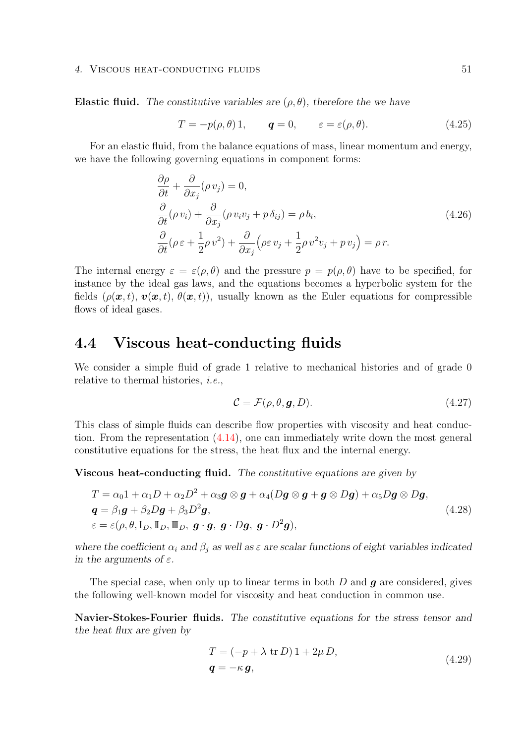**Elastic fluid.** *The constitutive variables are $(\rho, \theta)$, therefore the we have*

$$T = -p(\rho, \theta)\, 1, \qquad \boldsymbol{q} = 0, \qquad \varepsilon = \varepsilon(\rho, \theta). \tag{4.25}$$

For an elastic fluid, from the balance equations of mass, linear momentum and energy, we have the following governing equations in component forms:

$$\begin{aligned}
&\frac{\partial \rho}{\partial t} + \frac{\partial}{\partial x_j}(\rho\, v_j) = 0, \\
&\frac{\partial}{\partial t}(\rho\, v_i) + \frac{\partial}{\partial x_j}(\rho\, v_i v_j + p\, \delta_{ij}) = \rho\, b_i, \\
&\frac{\partial}{\partial t}(\rho\, \varepsilon + \frac{1}{2}\rho\, v^2) + \frac{\partial}{\partial x_j}\Big(\rho \varepsilon\, v_j + \frac{1}{2}\rho\, v^2 v_j + p\, v_j\Big) = \rho\, r.
\end{aligned} \tag{4.26}$$

The internal energy $\varepsilon = \varepsilon(\rho, \theta)$ and the pressure $p = p(\rho, \theta)$ have to be specified, for instance by the ideal gas laws, and the equations becomes a hyperbolic system for the fields $(\rho(\boldsymbol{x}, t),\, \boldsymbol{v}(\boldsymbol{x}, t),\, \theta(\boldsymbol{x}, t))$, usually known as the Euler equations for compressible flows of ideal gases.

## 4.4 Viscous heat-conducting fluids

We consider a simple fluid of grade 1 relative to mechanical histories and of grade 0 relative to thermal histories, *i.e.*,

$$\mathcal{C} = \mathcal{F}(\rho, \theta, \boldsymbol{g}, D). \tag{4.27}$$

This class of simple fluids can describe flow properties with viscosity and heat conduction. From the representation (4.14), one can immediately write down the most general constitutive equations for the stress, the heat flux and the internal energy.

**Viscous heat-conducting fluid.** *The constitutive equations are given by*

$$\begin{aligned}
&T = \alpha_0 1 + \alpha_1 D + \alpha_2 D^2 + \alpha_3 \boldsymbol{g} \otimes \boldsymbol{g} + \alpha_4 (D\boldsymbol{g} \otimes \boldsymbol{g} + \boldsymbol{g} \otimes D\boldsymbol{g}) + \alpha_5 D\boldsymbol{g} \otimes D\boldsymbol{g}, \\
&\boldsymbol{q} = \beta_1 \boldsymbol{g} + \beta_2 D\boldsymbol{g} + \beta_3 D^2 \boldsymbol{g}, \\
&\varepsilon = \varepsilon(\rho, \theta, \mathrm{I}_D, \mathrm{II}_D, \mathrm{III}_D,\ \boldsymbol{g} \cdot \boldsymbol{g},\ \boldsymbol{g} \cdot D\boldsymbol{g},\ \boldsymbol{g} \cdot D^2 \boldsymbol{g}),
\end{aligned} \tag{4.28}$$

*where the coefficient $\alpha_i$ and $\beta_j$ as well as $\varepsilon$ are scalar functions of eight variables indicated in the arguments of $\varepsilon$.*

The special case, when only up to linear terms in both $D$ and $\boldsymbol{g}$ are considered, gives the following well-known model for viscosity and heat conduction in common use.

**Navier-Stokes-Fourier fluids.** *The constitutive equations for the stress tensor and the heat flux are given by*

$$\begin{aligned}
&T = (-p + \lambda\ \mathrm{tr}\, D)\, 1 + 2\mu\, D, \\
&\boldsymbol{q} = -\kappa\, \boldsymbol{g},
\end{aligned} \tag{4.29}$$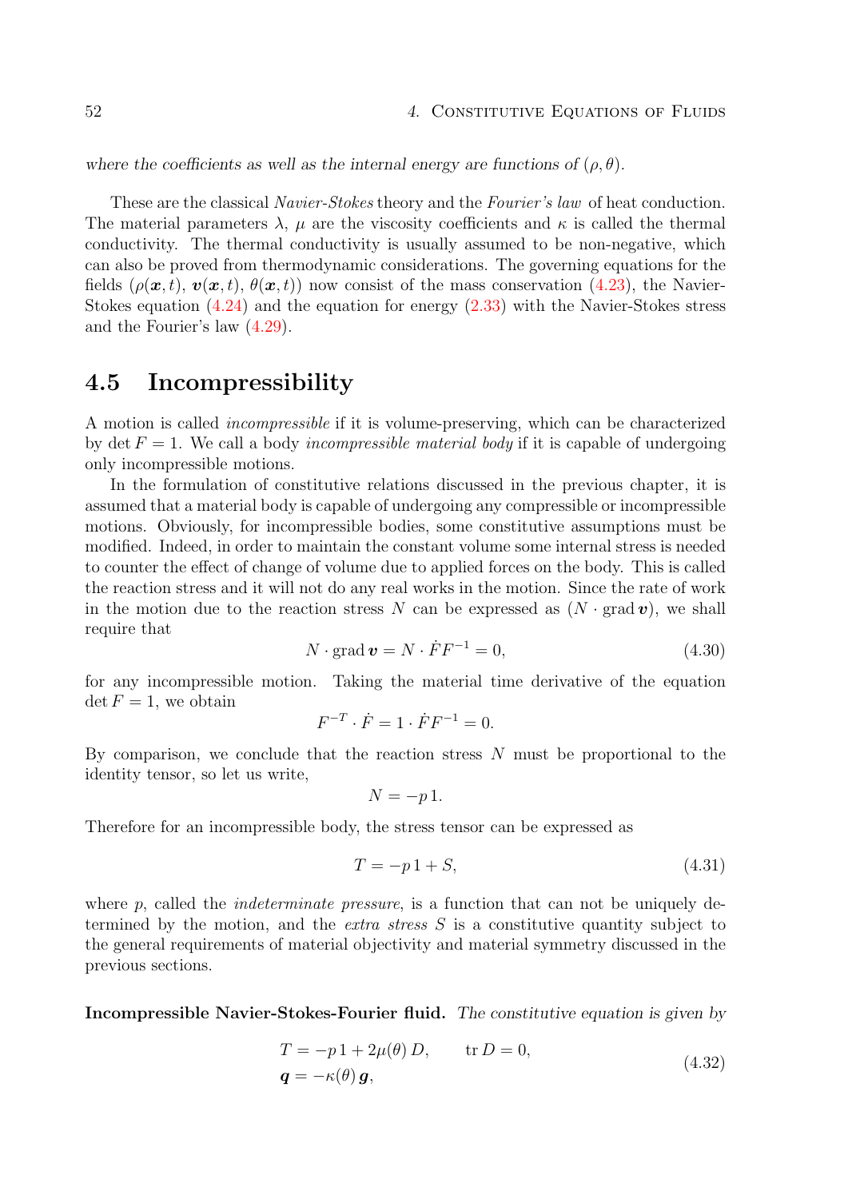*where the coefficients as well as the internal energy are functions of* $(\rho, \theta)$.

These are the classical *Navier-Stokes* theory and the *Fourier's law* of heat conduction. The material parameters $\lambda$, $\mu$ are the viscosity coefficients and $\kappa$ is called the thermal conductivity. The thermal conductivity is usually assumed to be non-negative, which can also be proved from thermodynamic considerations. The governing equations for the fields $(\rho(\boldsymbol{x}, t), \boldsymbol{v}(\boldsymbol{x}, t), \theta(\boldsymbol{x}, t))$ now consist of the mass conservation (4.23), the Navier-Stokes equation (4.24) and the equation for energy (2.33) with the Navier-Stokes stress and the Fourier's law (4.29).

## 4.5 Incompressibility

A motion is called *incompressible* if it is volume-preserving, which can be characterized by $\det F = 1$. We call a body *incompressible material body* if it is capable of undergoing only incompressible motions.

In the formulation of constitutive relations discussed in the previous chapter, it is assumed that a material body is capable of undergoing any compressible or incompressible motions. Obviously, for incompressible bodies, some constitutive assumptions must be modified. Indeed, in order to maintain the constant volume some internal stress is needed to counter the effect of change of volume due to applied forces on the body. This is called the reaction stress and it will not do any real works in the motion. Since the rate of work in the motion due to the reaction stress $N$ can be expressed as $(N \cdot \operatorname{grad} \boldsymbol{v})$, we shall require that

$$N \cdot \operatorname{grad} \boldsymbol{v} = N \cdot \dot{F} F^{-1} = 0, \tag{4.30}$$

for any incompressible motion. Taking the material time derivative of the equation $\det F = 1$, we obtain

$$F^{-T} \cdot \dot{F} = 1 \cdot \dot{F} F^{-1} = 0.$$

By comparison, we conclude that the reaction stress $N$ must be proportional to the identity tensor, so let us write,

$$N = -p\,1.$$

Therefore for an incompressible body, the stress tensor can be expressed as

$$T = -p\,1 + S, \tag{4.31}$$

where $p$, called the *indeterminate pressure*, is a function that can not be uniquely determined by the motion, and the *extra stress* $S$ is a constitutive quantity subject to the general requirements of material objectivity and material symmetry discussed in the previous sections.

**Incompressible Navier-Stokes-Fourier fluid.** *The constitutive equation is given by*

$$\begin{aligned} &T = -p\,1 + 2\mu(\theta)\,D, \qquad \operatorname{tr} D = 0, \\ &\boldsymbol{q} = -\kappa(\theta)\,\boldsymbol{g}, \end{aligned} \tag{4.32}$$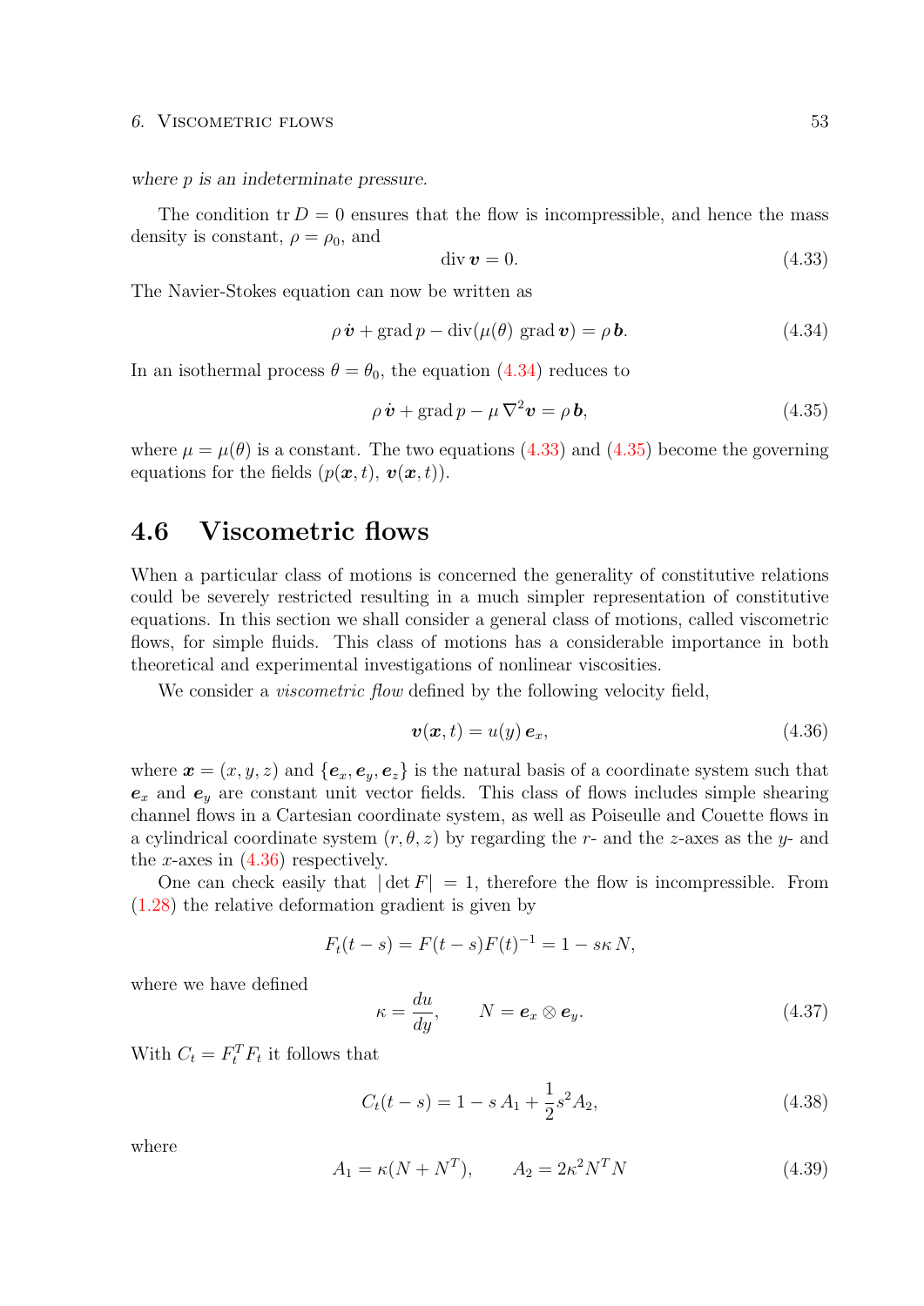*where $p$ is an indeterminate pressure.*

The condition $\operatorname{tr} D = 0$ ensures that the flow is incompressible, and hence the mass density is constant, $\rho = \rho_0$, and

$$\operatorname{div} \boldsymbol{v} = 0. \tag{4.33}$$

The Navier-Stokes equation can now be written as

$$\rho\, \dot{\boldsymbol{v}} + \operatorname{grad} p - \operatorname{div}(\mu(\theta) \operatorname{grad} \boldsymbol{v}) = \rho\, \boldsymbol{b}. \tag{4.34}$$

In an isothermal process $\theta = \theta_0$, the equation (4.34) reduces to

$$\rho\, \dot{\boldsymbol{v}} + \operatorname{grad} p - \mu\, \nabla^2 \boldsymbol{v} = \rho\, \boldsymbol{b}, \tag{4.35}$$

where $\mu = \mu(\theta)$ is a constant. The two equations (4.33) and (4.35) become the governing equations for the fields $(p(\boldsymbol{x}, t),\ \boldsymbol{v}(\boldsymbol{x}, t))$.

## 4.6 Viscometric flows

When a particular class of motions is concerned the generality of constitutive relations could be severely restricted resulting in a much simpler representation of constitutive equations. In this section we shall consider a general class of motions, called viscometric flows, for simple fluids. This class of motions has a considerable importance in both theoretical and experimental investigations of nonlinear viscosities.

We consider a *viscometric flow* defined by the following velocity field,

$$\boldsymbol{v}(\boldsymbol{x}, t) = u(y)\, \boldsymbol{e}_x, \tag{4.36}$$

where $\boldsymbol{x} = (x, y, z)$ and $\{\boldsymbol{e}_x, \boldsymbol{e}_y, \boldsymbol{e}_z\}$ is the natural basis of a coordinate system such that $\boldsymbol{e}_x$ and $\boldsymbol{e}_y$ are constant unit vector fields. This class of flows includes simple shearing channel flows in a Cartesian coordinate system, as well as Poiseulle and Couette flows in a cylindrical coordinate system $(r, \theta, z)$ by regarding the $r$- and the $z$-axes as the $y$- and the $x$-axes in (4.36) respectively.

One can check easily that $|\det F| = 1$, therefore the flow is incompressible. From (1.28) the relative deformation gradient is given by

$$F_t(t-s) = F(t-s)F(t)^{-1} = 1 - s\kappa\, N,$$

where we have defined

$$\kappa = \frac{du}{dy}, \qquad N = \boldsymbol{e}_x \otimes \boldsymbol{e}_y. \tag{4.37}$$

With $C_t = F_t^T F_t$ it follows that

$$C_t(t-s) = 1 - s\, A_1 + \frac{1}{2} s^2 A_2, \tag{4.38}$$

where

$$A_1 = \kappa(N + N^T), \qquad A_2 = 2\kappa^2 N^T N \tag{4.39}$$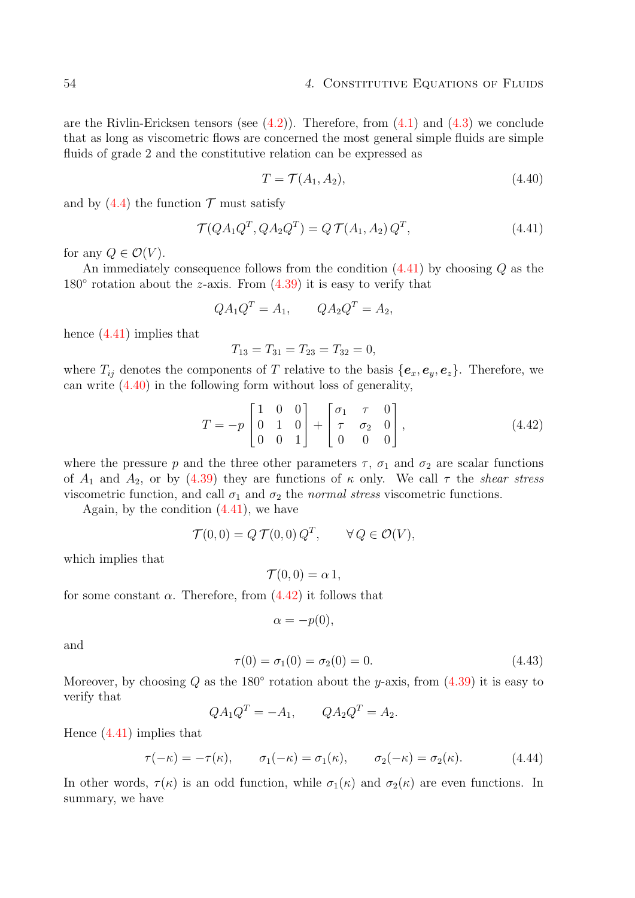are the Rivlin-Ericksen tensors (see (4.2)). Therefore, from (4.1) and (4.3) we conclude that as long as viscometric flows are concerned the most general simple fluids are simple fluids of grade 2 and the constitutive relation can be expressed as

$$T = \mathcal{T}(A_1, A_2), \tag{4.40}$$

and by (4.4) the function $\mathcal{T}$ must satisfy

$$\mathcal{T}(QA_1Q^T, QA_2Q^T) = Q\,\mathcal{T}(A_1, A_2)\,Q^T, \tag{4.41}$$

for any $Q \in \mathcal{O}(V)$.

An immediately consequence follows from the condition (4.41) by choosing $Q$ as the $180^\circ$ rotation about the $z$-axis. From (4.39) it is easy to verify that

$$QA_1Q^T = A_1, \qquad QA_2Q^T = A_2,$$

hence (4.41) implies that

$$T_{13} = T_{31} = T_{23} = T_{32} = 0,$$

where $T_{ij}$ denotes the components of $T$ relative to the basis $\{\boldsymbol{e}_x, \boldsymbol{e}_y, \boldsymbol{e}_z\}$. Therefore, we can write (4.40) in the following form without loss of generality,

$$T = -p \begin{bmatrix} 1 & 0 & 0 \\ 0 & 1 & 0 \\ 0 & 0 & 1 \end{bmatrix} + \begin{bmatrix} \sigma_1 & \tau & 0 \\ \tau & \sigma_2 & 0 \\ 0 & 0 & 0 \end{bmatrix}, \tag{4.42}$$

where the pressure $p$ and the three other parameters $\tau$, $\sigma_1$ and $\sigma_2$ are scalar functions of $A_1$ and $A_2$, or by (4.39) they are functions of $\kappa$ only. We call $\tau$ the *shear stress* viscometric function, and call $\sigma_1$ and $\sigma_2$ the *normal stress* viscometric functions.

Again, by the condition (4.41), we have

$$\mathcal{T}(0,0) = Q\,\mathcal{T}(0,0)\,Q^T, \qquad \forall\, Q \in \mathcal{O}(V),$$

which implies that

$$\mathcal{T}(0,0) = \alpha\,1,$$

for some constant $\alpha$. Therefore, from (4.42) it follows that

$$\alpha = -p(0),$$

and

$$\tau(0) = \sigma_1(0) = \sigma_2(0) = 0. \tag{4.43}$$

Moreover, by choosing $Q$ as the $180^\circ$ rotation about the $y$-axis, from (4.39) it is easy to verify that

$$QA_1Q^T = -A_1, \qquad QA_2Q^T = A_2.$$

Hence (4.41) implies that

$$\tau(-\kappa) = -\tau(\kappa), \qquad \sigma_1(-\kappa) = \sigma_1(\kappa), \qquad \sigma_2(-\kappa) = \sigma_2(\kappa). \tag{4.44}$$

In other words, $\tau(\kappa)$ is an odd function, while $\sigma_1(\kappa)$ and $\sigma_2(\kappa)$ are even functions. In summary, we have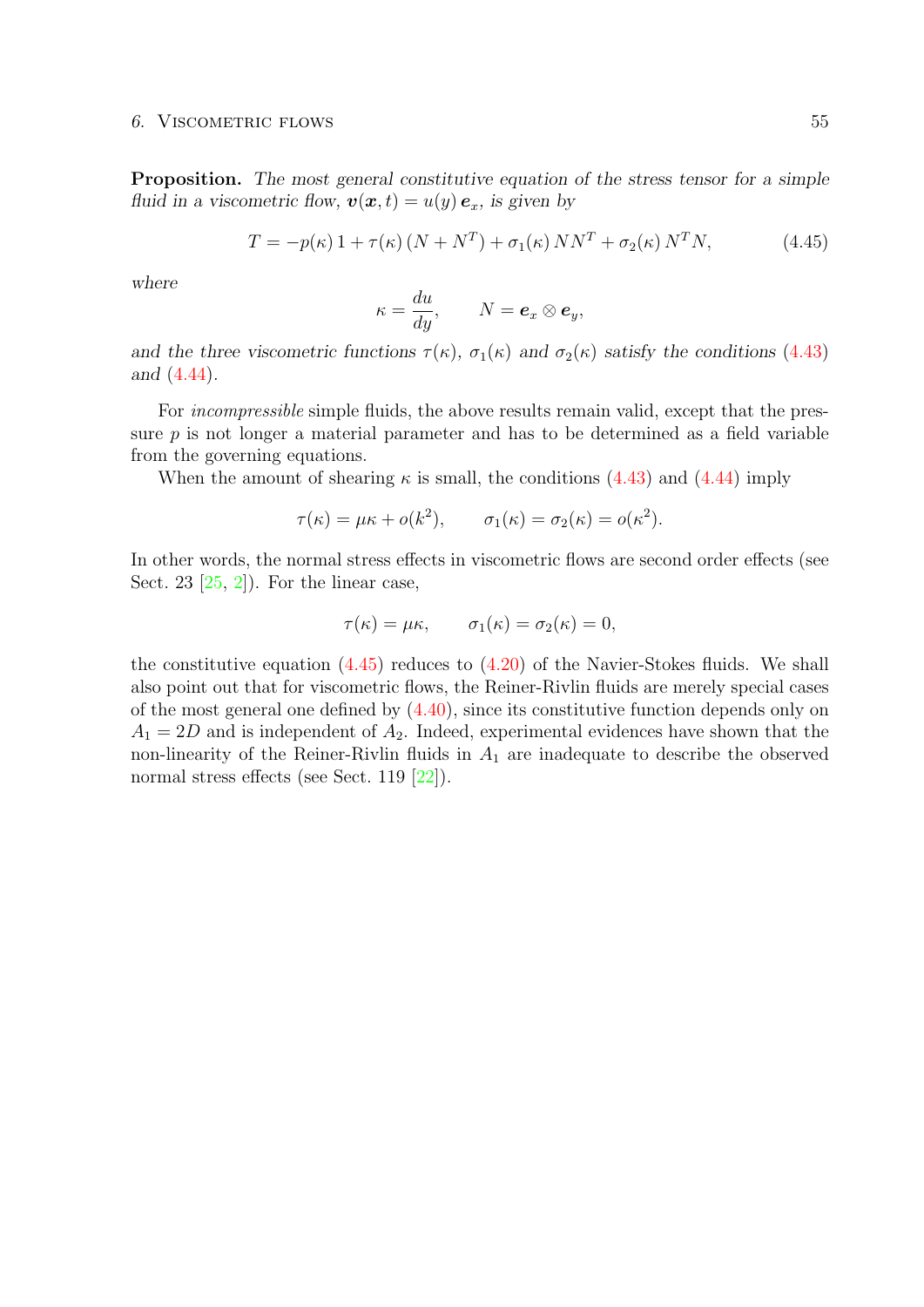**Proposition.** *The most general constitutive equation of the stress tensor for a simple fluid in a viscometric flow,* $\boldsymbol{v}(\boldsymbol{x},t) = u(y)\,\boldsymbol{e}_x$, *is given by*

$$T = -p(\kappa)\,1 + \tau(\kappa)\,(N + N^T) + \sigma_1(\kappa)\,NN^T + \sigma_2(\kappa)\,N^T N, \tag{4.45}$$

*where*

$$\kappa = \frac{du}{dy}, \qquad N = \boldsymbol{e}_x \otimes \boldsymbol{e}_y,$$

*and the three viscometric functions* $\tau(\kappa)$*,* $\sigma_1(\kappa)$ *and* $\sigma_2(\kappa)$ *satisfy the conditions* (4.43) *and* (4.44).

For *incompressible* simple fluids, the above results remain valid, except that the pressure $p$ is not longer a material parameter and has to be determined as a field variable from the governing equations.

When the amount of shearing $\kappa$ is small, the conditions (4.43) and (4.44) imply

$$\tau(\kappa) = \mu\kappa + o(k^2), \qquad \sigma_1(\kappa) = \sigma_2(\kappa) = o(\kappa^2).$$

In other words, the normal stress effects in viscometric flows are second order effects (see Sect. 23 [25, 2]). For the linear case,

$$\tau(\kappa) = \mu\kappa, \qquad \sigma_1(\kappa) = \sigma_2(\kappa) = 0,$$

the constitutive equation (4.45) reduces to (4.20) of the Navier-Stokes fluids. We shall also point out that for viscometric flows, the Reiner-Rivlin fluids are merely special cases of the most general one defined by (4.40), since its constitutive function depends only on $A_1 = 2D$ and is independent of $A_2$. Indeed, experimental evidences have shown that the non-linearity of the Reiner-Rivlin fluids in $A_1$ are inadequate to describe the observed normal stress effects (see Sect. 119 [22]).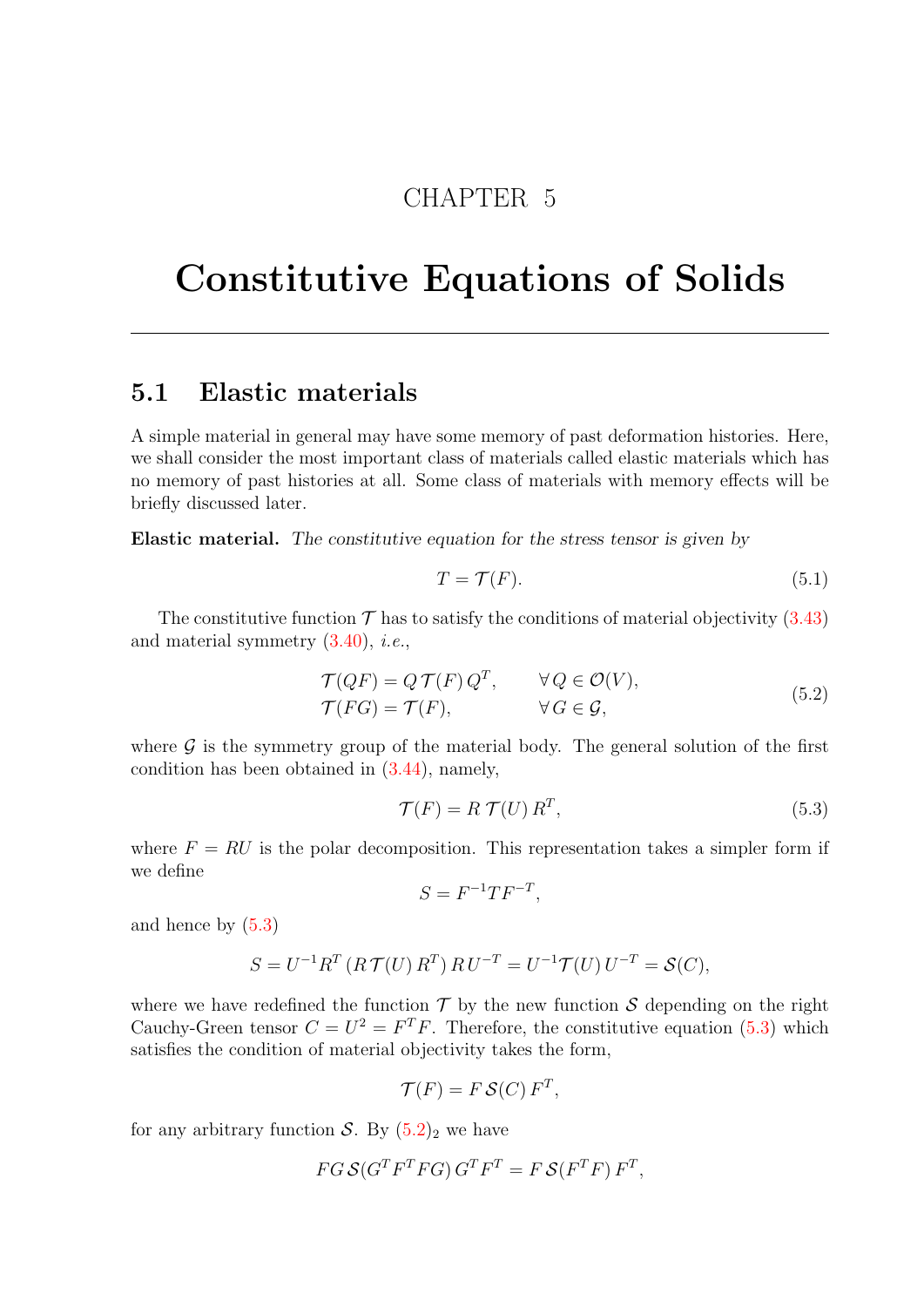CHAPTER 5

# Constitutive Equations of Solids

---

## 5.1 Elastic materials

A simple material in general may have some memory of past deformation histories. Here, we shall consider the most important class of materials called elastic materials which has no memory of past histories at all. Some class of materials with memory effects will be briefly discussed later.

**Elastic material.** *The constitutive equation for the stress tensor is given by*

$$T = \mathcal{T}(F). \tag{5.1}$$

The constitutive function $\mathcal{T}$ has to satisfy the conditions of material objectivity (3.43) and material symmetry (3.40), *i.e.*,

$$\begin{aligned} &\mathcal{T}(QF) = Q\,\mathcal{T}(F)\,Q^T, && \forall\, Q \in \mathcal{O}(V), \\ &\mathcal{T}(FG) = \mathcal{T}(F), && \forall\, G \in \mathcal{G}, \end{aligned} \tag{5.2}$$

where $\mathcal{G}$ is the symmetry group of the material body. The general solution of the first condition has been obtained in (3.44), namely,

$$\mathcal{T}(F) = R\,\mathcal{T}(U)\,R^T, \tag{5.3}$$

where $F = RU$ is the polar decomposition. This representation takes a simpler form if we define

$$S = F^{-1} T F^{-T},$$

and hence by (5.3)

$$S = U^{-1} R^T \,(R\,\mathcal{T}(U)\,R^T)\, R\, U^{-T} = U^{-1} \mathcal{T}(U)\, U^{-T} = \mathcal{S}(C),$$

where we have redefined the function $\mathcal{T}$ by the new function $\mathcal{S}$ depending on the right Cauchy-Green tensor $C = U^2 = F^T F$. Therefore, the constitutive equation (5.3) which satisfies the condition of material objectivity takes the form,

$$\mathcal{T}(F) = F\,\mathcal{S}(C)\,F^T,$$

for any arbitrary function $\mathcal{S}$. By $(5.2)_2$ we have

$$FG\,\mathcal{S}(G^T F^T F G)\, G^T F^T = F\,\mathcal{S}(F^T F)\, F^T,$$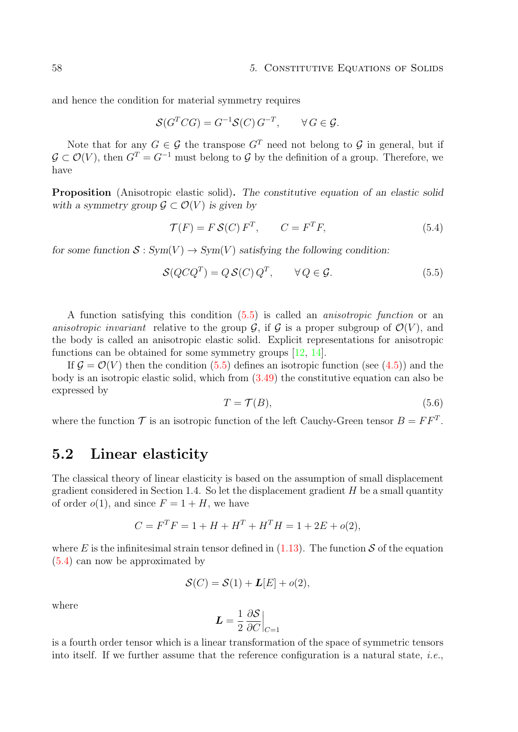and hence the condition for material symmetry requires

$$\mathcal{S}(G^T C G) = G^{-1} \mathcal{S}(C)\, G^{-T}, \qquad \forall\, G \in \mathcal{G}.$$

Note that for any $G \in \mathcal{G}$ the transpose $G^T$ need not belong to $\mathcal{G}$ in general, but if $\mathcal{G} \subset \mathcal{O}(V)$, then $G^T = G^{-1}$ must belong to $\mathcal{G}$ by the definition of a group. Therefore, we have

**Proposition** (Anisotropic elastic solid)**.** *The constitutive equation of an elastic solid with a symmetry group $\mathcal{G} \subset \mathcal{O}(V)$ is given by*

$$\mathcal{T}(F) = F\, \mathcal{S}(C)\, F^T, \qquad C = F^T F, \tag{5.4}$$

*for some function $\mathcal{S} : Sym(V) \to Sym(V)$ satisfying the following condition:*

$$\mathcal{S}(QCQ^T) = Q\, \mathcal{S}(C)\, Q^T, \qquad \forall\, Q \in \mathcal{G}. \tag{5.5}$$

A function satisfying this condition (5.5) is called an *anisotropic function* or an *anisotropic invariant* relative to the group $\mathcal{G}$, if $\mathcal{G}$ is a proper subgroup of $\mathcal{O}(V)$, and the body is called an anisotropic elastic solid. Explicit representations for anisotropic functions can be obtained for some symmetry groups [12, 14].

If $\mathcal{G} = \mathcal{O}(V)$ then the condition (5.5) defines an isotropic function (see (4.5)) and the body is an isotropic elastic solid, which from (3.49) the constitutive equation can also be expressed by

$$T = \mathcal{T}(B), \tag{5.6}$$

where the function $\mathcal{T}$ is an isotropic function of the left Cauchy-Green tensor $B = FF^T$.

## 5.2 Linear elasticity

The classical theory of linear elasticity is based on the assumption of small displacement gradient considered in Section 1.4. So let the displacement gradient $H$ be a small quantity of order $o(1)$, and since $F = 1 + H$, we have

$$C = F^T F = 1 + H + H^T + H^T H = 1 + 2E + o(2),$$

where $E$ is the infinitesimal strain tensor defined in (1.13). The function $\mathcal{S}$ of the equation (5.4) can now be approximated by

$$\mathcal{S}(C) = \mathcal{S}(1) + \boldsymbol{L}[E] + o(2),$$

where

$$\boldsymbol{L} = \frac{1}{2} \frac{\partial \mathcal{S}}{\partial C}\bigg|_{C=1}$$

is a fourth order tensor which is a linear transformation of the space of symmetric tensors into itself. If we further assume that the reference configuration is a natural state, *i.e.*,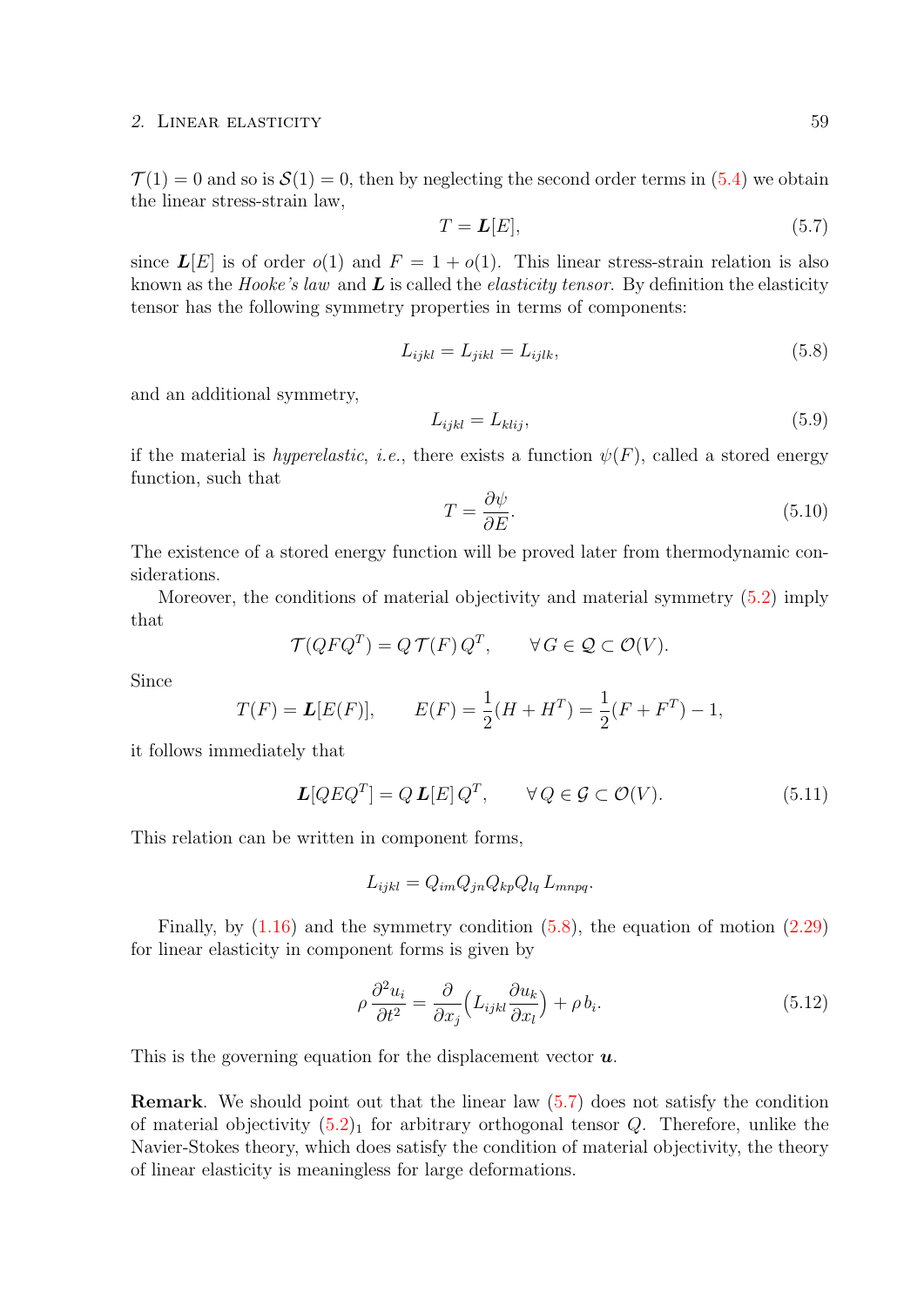$\mathcal{T}(1) = 0$ and so is $\mathcal{S}(1) = 0$, then by neglecting the second order terms in (5.4) we obtain the linear stress-strain law,

$$T = \boldsymbol{L}[E], \tag{5.7}$$

since $\boldsymbol{L}[E]$ is of order $o(1)$ and $F = 1 + o(1)$. This linear stress-strain relation is also known as the *Hooke's law* and $\boldsymbol{L}$ is called the *elasticity tensor*. By definition the elasticity tensor has the following symmetry properties in terms of components:

$$L_{ijkl} = L_{jikl} = L_{ijlk}, \tag{5.8}$$

and an additional symmetry,

$$L_{ijkl} = L_{klij}, \tag{5.9}$$

if the material is *hyperelastic*, *i.e.*, there exists a function $\psi(F)$, called a stored energy function, such that

$$T = \frac{\partial \psi}{\partial E}. \tag{5.10}$$

The existence of a stored energy function will be proved later from thermodynamic considerations.

Moreover, the conditions of material objectivity and material symmetry (5.2) imply that

$$\mathcal{T}(QFQ^T) = Q\,\mathcal{T}(F)\,Q^T, \qquad \forall\, G \in \mathcal{Q} \subset \mathcal{O}(V).$$

Since

$$T(F) = \boldsymbol{L}[E(F)], \qquad E(F) = \frac{1}{2}(H + H^T) = \frac{1}{2}(F + F^T) - 1,$$

it follows immediately that

$$\boldsymbol{L}[QEQ^T] = Q\,\boldsymbol{L}[E]\,Q^T, \qquad \forall\, Q \in \mathcal{G} \subset \mathcal{O}(V). \tag{5.11}$$

This relation can be written in component forms,

$$L_{ijkl} = Q_{im}Q_{jn}Q_{kp}Q_{lq}\,L_{mnpq}.$$

Finally, by (1.16) and the symmetry condition (5.8), the equation of motion (2.29) for linear elasticity in component forms is given by

$$\rho\,\frac{\partial^2 u_i}{\partial t^2} = \frac{\partial}{\partial x_j}\Big(L_{ijkl}\frac{\partial u_k}{\partial x_l}\Big) + \rho\, b_i. \tag{5.12}$$

This is the governing equation for the displacement vector $\boldsymbol{u}$.

**Remark**. We should point out that the linear law (5.7) does not satisfy the condition of material objectivity $(5.2)_1$ for arbitrary orthogonal tensor $Q$. Therefore, unlike the Navier-Stokes theory, which does satisfy the condition of material objectivity, the theory of linear elasticity is meaningless for large deformations.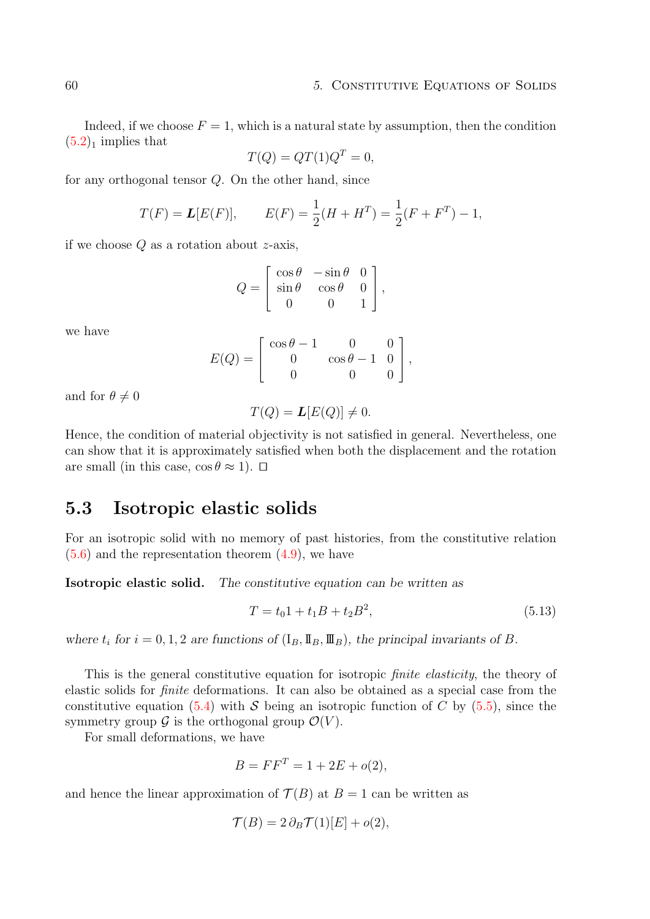Indeed, if we choose $F = 1$, which is a natural state by assumption, then the condition $(5.2)_1$ implies that

$$T(Q) = QT(1)Q^T = 0,$$

for any orthogonal tensor $Q$. On the other hand, since

$$T(F) = \boldsymbol{L}[E(F)], \qquad E(F) = \frac{1}{2}(H + H^T) = \frac{1}{2}(F + F^T) - 1,$$

if we choose $Q$ as a rotation about $z$-axis,

$$Q = \begin{bmatrix} \cos\theta & -\sin\theta & 0 \\ \sin\theta & \cos\theta & 0 \\ 0 & 0 & 1 \end{bmatrix},$$

we have

$$E(Q) = \begin{bmatrix} \cos\theta - 1 & 0 & 0 \\ 0 & \cos\theta - 1 & 0 \\ 0 & 0 & 0 \end{bmatrix},$$

and for $\theta \neq 0$

$$T(Q) = \boldsymbol{L}[E(Q)] \neq 0.$$

Hence, the condition of material objectivity is not satisfied in general. Nevertheless, one can show that it is approximately satisfied when both the displacement and the rotation are small (in this case, $\cos\theta \approx 1$). □

## 5.3 Isotropic elastic solids

For an isotropic solid with no memory of past histories, from the constitutive relation (5.6) and the representation theorem (4.9), we have

**Isotropic elastic solid.** *The constitutive equation can be written as*

$$T = t_0 1 + t_1 B + t_2 B^2, \tag{5.13}$$

*where $t_i$ for $i = 0, 1, 2$ are functions of $(\mathrm{I}_B, \mathrm{II}_B, \mathrm{III}_B)$, the principal invariants of $B$.*

This is the general constitutive equation for isotropic *finite elasticity*, the theory of elastic solids for *finite* deformations. It can also be obtained as a special case from the constitutive equation (5.4) with $\mathcal{S}$ being an isotropic function of $C$ by (5.5), since the symmetry group $\mathcal{G}$ is the orthogonal group $\mathcal{O}(V)$.

For small deformations, we have

$$B = FF^T = 1 + 2E + o(2),$$

and hence the linear approximation of $\mathcal{T}(B)$ at $B = 1$ can be written as

$$\mathcal{T}(B) = 2\,\partial_B \mathcal{T}(1)[E] + o(2),$$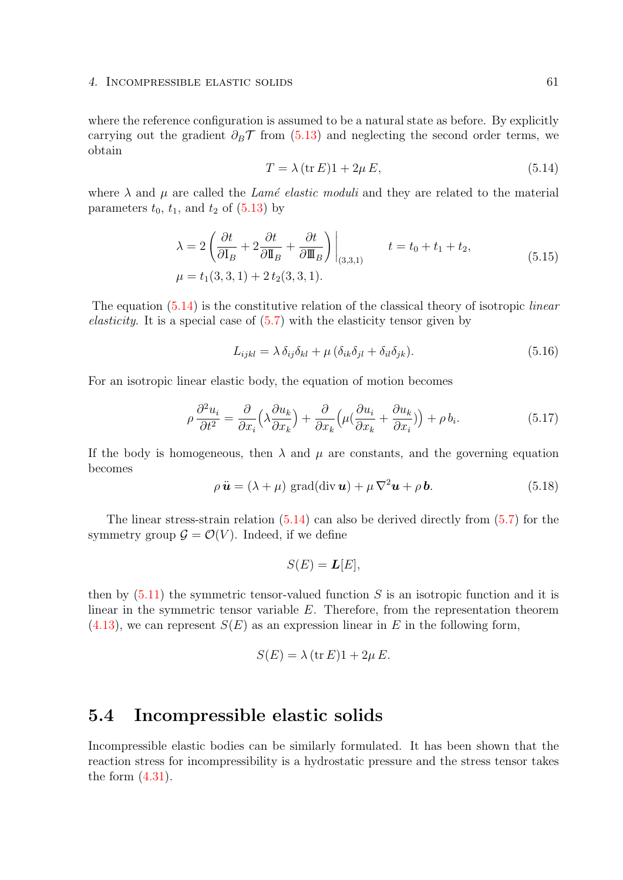where the reference configuration is assumed to be a natural state as before. By explicitly carrying out the gradient $\partial_B \mathcal{T}$ from (5.13) and neglecting the second order terms, we obtain

$$T = \lambda\,(\operatorname{tr} E)1 + 2\mu\, E, \tag{5.14}$$

where $\lambda$ and $\mu$ are called the *Lamé elastic moduli* and they are related to the material parameters $t_0$, $t_1$, and $t_2$ of (5.13) by

$$\begin{aligned}
\lambda &= 2\left(\frac{\partial t}{\partial \mathrm{I}_B} + 2\frac{\partial t}{\partial \mathrm{II}_B} + \frac{\partial t}{\partial \mathrm{III}_B}\right)\bigg|_{(3,3,1)} \qquad t = t_0 + t_1 + t_2,\\
\mu &= t_1(3,3,1) + 2\,t_2(3,3,1).
\end{aligned} \tag{5.15}$$

The equation (5.14) is the constitutive relation of the classical theory of isotropic *linear elasticity*. It is a special case of (5.7) with the elasticity tensor given by

$$L_{ijkl} = \lambda\,\delta_{ij}\delta_{kl} + \mu\,(\delta_{ik}\delta_{jl} + \delta_{il}\delta_{jk}). \tag{5.16}$$

For an isotropic linear elastic body, the equation of motion becomes

$$\rho\,\frac{\partial^2 u_i}{\partial t^2} = \frac{\partial}{\partial x_i}\Big(\lambda\frac{\partial u_k}{\partial x_k}\Big) + \frac{\partial}{\partial x_k}\Big(\mu\big(\frac{\partial u_i}{\partial x_k} + \frac{\partial u_k}{\partial x_i}\big)\Big) + \rho\, b_i. \tag{5.17}$$

If the body is homogeneous, then $\lambda$ and $\mu$ are constants, and the governing equation becomes

$$\rho\,\ddot{\boldsymbol{u}} = (\lambda + \mu)\ \operatorname{grad}(\operatorname{div}\boldsymbol{u}) + \mu\,\nabla^2\boldsymbol{u} + \rho\,\boldsymbol{b}. \tag{5.18}$$

The linear stress-strain relation (5.14) can also be derived directly from (5.7) for the symmetry group $\mathcal{G} = \mathcal{O}(V)$. Indeed, if we define

$$S(E) = \boldsymbol{L}[E],$$

then by (5.11) the symmetric tensor-valued function $S$ is an isotropic function and it is linear in the symmetric tensor variable $E$. Therefore, from the representation theorem (4.13), we can represent $S(E)$ as an expression linear in $E$ in the following form,

$$S(E) = \lambda\,(\operatorname{tr} E)1 + 2\mu\, E.$$

## 5.4 Incompressible elastic solids

Incompressible elastic bodies can be similarly formulated. It has been shown that the reaction stress for incompressibility is a hydrostatic pressure and the stress tensor takes the form (4.31).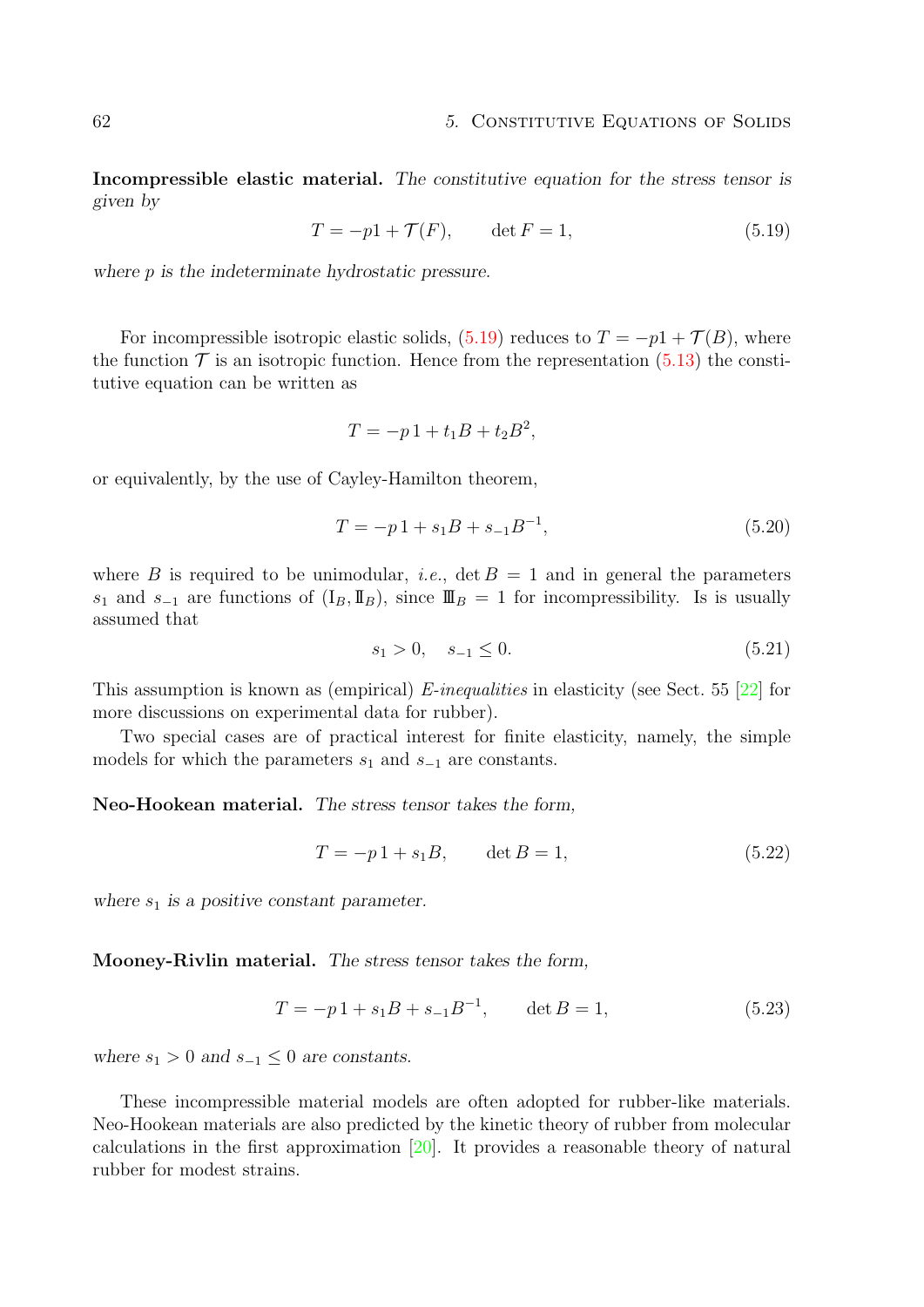**Incompressible elastic material.** *The constitutive equation for the stress tensor is given by*

$$T = -p1 + \mathcal{T}(F), \qquad \det F = 1, \tag{5.19}$$

*where $p$ is the indeterminate hydrostatic pressure.*

For incompressible isotropic elastic solids, (5.19) reduces to $T = -p1 + \mathcal{T}(B)$, where the function $\mathcal{T}$ is an isotropic function. Hence from the representation (5.13) the constitutive equation can be written as

$$T = -p\,1 + t_1 B + t_2 B^2,$$

or equivalently, by the use of Cayley-Hamilton theorem,

$$T = -p\,1 + s_1 B + s_{-1} B^{-1}, \tag{5.20}$$

where $B$ is required to be unimodular, *i.e.*, $\det B = 1$ and in general the parameters $s_1$ and $s_{-1}$ are functions of $(\mathrm{I}_B, \mathrm{II}_B)$, since $\mathrm{III}_B = 1$ for incompressibility. Is is usually assumed that

$$s_1 > 0, \quad s_{-1} \leq 0. \tag{5.21}$$

This assumption is known as (empirical) *E-inequalities* in elasticity (see Sect. 55 [22] for more discussions on experimental data for rubber).

Two special cases are of practical interest for finite elasticity, namely, the simple models for which the parameters $s_1$ and $s_{-1}$ are constants.

**Neo-Hookean material.** *The stress tensor takes the form,*

$$T = -p\,1 + s_1 B, \qquad \det B = 1, \tag{5.22}$$

*where $s_1$ is a positive constant parameter.*

**Mooney-Rivlin material.** *The stress tensor takes the form,*

$$T = -p\,1 + s_1 B + s_{-1} B^{-1}, \qquad \det B = 1, \tag{5.23}$$

*where $s_1 > 0$ and $s_{-1} \leq 0$ are constants.*

These incompressible material models are often adopted for rubber-like materials. Neo-Hookean materials are also predicted by the kinetic theory of rubber from molecular calculations in the first approximation [20]. It provides a reasonable theory of natural rubber for modest strains.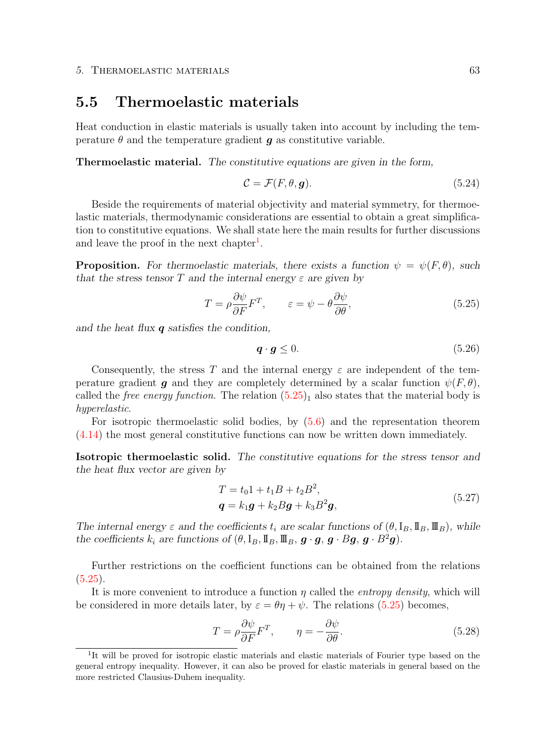## 5.5 Thermoelastic materials

Heat conduction in elastic materials is usually taken into account by including the temperature $\theta$ and the temperature gradient $\boldsymbol{g}$ as constitutive variable.

**Thermoelastic material.** *The constitutive equations are given in the form,*

$$\mathcal{C} = \mathcal{F}(F, \theta, \boldsymbol{g}). \tag{5.24}$$

Beside the requirements of material objectivity and material symmetry, for thermoelastic materials, thermodynamic considerations are essential to obtain a great simplification to constitutive equations. We shall state here the main results for further discussions and leave the proof in the next chapter[1].

**Proposition.** *For thermoelastic materials, there exists a function $\psi = \psi(F, \theta)$, such that the stress tensor $T$ and the internal energy $\varepsilon$ are given by*

$$T = \rho \frac{\partial \psi}{\partial F} F^T, \qquad \varepsilon = \psi - \theta \frac{\partial \psi}{\partial \theta}, \tag{5.25}$$

*and the heat flux $\boldsymbol{q}$ satisfies the condition,*

$$\boldsymbol{q} \cdot \boldsymbol{g} \leq 0. \tag{5.26}$$

Consequently, the stress $T$ and the internal energy $\varepsilon$ are independent of the temperature gradient $\boldsymbol{g}$ and they are completely determined by a scalar function $\psi(F, \theta)$, called the *free energy function*. The relation $(5.25)_1$ also states that the material body is *hyperelastic*.

For isotropic thermoelastic solid bodies, by (5.6) and the representation theorem (4.14) the most general constitutive functions can now be written down immediately.

**Isotropic thermoelastic solid.** *The constitutive equations for the stress tensor and the heat flux vector are given by*

$$\begin{aligned} T &= t_0 1 + t_1 B + t_2 B^2, \\ \boldsymbol{q} &= k_1 \boldsymbol{g} + k_2 B \boldsymbol{g} + k_3 B^2 \boldsymbol{g}, \end{aligned} \tag{5.27}$$

*The internal energy $\varepsilon$ and the coefficients $t_i$ are scalar functions of $(\theta, \mathrm{I}_B, \mathrm{II}_B, \mathrm{III}_B)$, while the coefficients $k_i$ are functions of $(\theta, \mathrm{I}_B, \mathrm{II}_B, \mathrm{III}_B, \boldsymbol{g} \cdot \boldsymbol{g}, \boldsymbol{g} \cdot B\boldsymbol{g}, \boldsymbol{g} \cdot B^2 \boldsymbol{g})$.*

Further restrictions on the coefficient functions can be obtained from the relations (5.25).

It is more convenient to introduce a function $\eta$ called the *entropy density*, which will be considered in more details later, by $\varepsilon = \theta \eta + \psi$. The relations (5.25) becomes,

$$T = \rho \frac{\partial \psi}{\partial F} F^T, \qquad \eta = -\frac{\partial \psi}{\partial \theta}. \tag{5.28}$$

[1] It will be proved for isotropic elastic materials and elastic materials of Fourier type based on the general entropy inequality. However, it can also be proved for elastic materials in general based on the more restricted Clausius-Duhem inequality.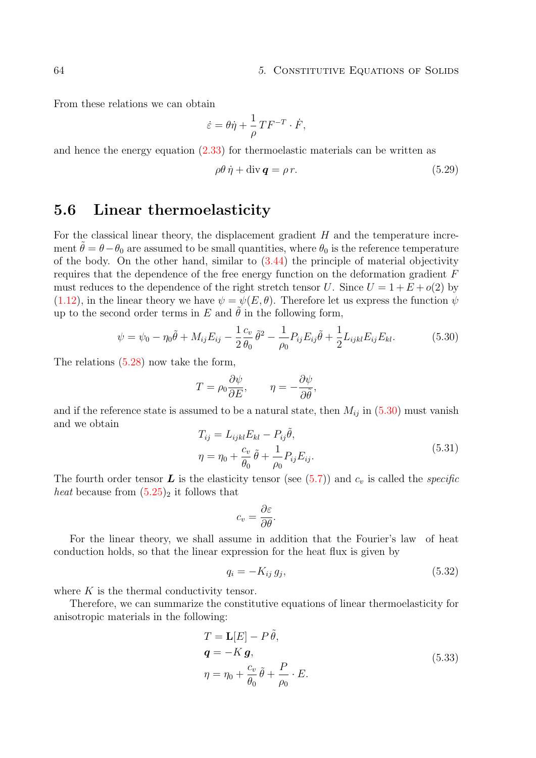From these relations we can obtain

$$\dot{\varepsilon} = \theta\dot{\eta} + \frac{1}{\rho}TF^{-T} \cdot \dot{F},$$

and hence the energy equation (2.33) for thermoelastic materials can be written as

$$\rho\theta\,\dot{\eta} + \operatorname{div}\boldsymbol{q} = \rho\, r. \tag{5.29}$$

## 5.6 Linear thermoelasticity

For the classical linear theory, the displacement gradient $H$ and the temperature increment $\tilde{\theta} = \theta - \theta_0$ are assumed to be small quantities, where $\theta_0$ is the reference temperature of the body. On the other hand, similar to (3.44) the principle of material objectivity requires that the dependence of the free energy function on the deformation gradient $F$ must reduces to the dependence of the right stretch tensor $U$. Since $U = 1 + E + o(2)$ by (1.12), in the linear theory we have $\psi = \psi(E, \theta)$. Therefore let us express the function $\psi$ up to the second order terms in $E$ and $\tilde{\theta}$ in the following form,

$$\psi = \psi_0 - \eta_0\tilde{\theta} + M_{ij}E_{ij} - \frac{1}{2}\frac{c_v}{\theta_0}\tilde{\theta}^2 - \frac{1}{\rho_0}P_{ij}E_{ij}\tilde{\theta} + \frac{1}{2}L_{ijkl}E_{ij}E_{kl}. \tag{5.30}$$

The relations (5.28) now take the form,

$$T = \rho_0\frac{\partial\psi}{\partial E}, \qquad \eta = -\frac{\partial\psi}{\partial\tilde{\theta}},$$

and if the reference state is assumed to be a natural state, then $M_{ij}$ in (5.30) must vanish and we obtain

$$\begin{aligned} T_{ij} &= L_{ijkl}E_{kl} - P_{ij}\tilde{\theta}, \\ \eta &= \eta_0 + \frac{c_v}{\theta_0}\,\tilde{\theta} + \frac{1}{\rho_0}P_{ij}E_{ij}. \end{aligned} \tag{5.31}$$

The fourth order tensor $\boldsymbol{L}$ is the elasticity tensor (see (5.7)) and $c_v$ is called the *specific heat* because from $(5.25)_2$ it follows that

$$c_v = \frac{\partial\varepsilon}{\partial\theta}.$$

For the linear theory, we shall assume in addition that the Fourier's law of heat conduction holds, so that the linear expression for the heat flux is given by

$$q_i = -K_{ij}\,g_j, \tag{5.32}$$

where $K$ is the thermal conductivity tensor.

Therefore, we can summarize the constitutive equations of linear thermoelasticity for anisotropic materials in the following:

$$\begin{aligned} T &= \mathbf{L}[E] - P\,\tilde{\theta}, \\ \boldsymbol{q} &= -K\,\boldsymbol{g}, \\ \eta &= \eta_0 + \frac{c_v}{\theta_0}\,\tilde{\theta} + \frac{P}{\rho_0}\cdot E. \end{aligned} \tag{5.33}$$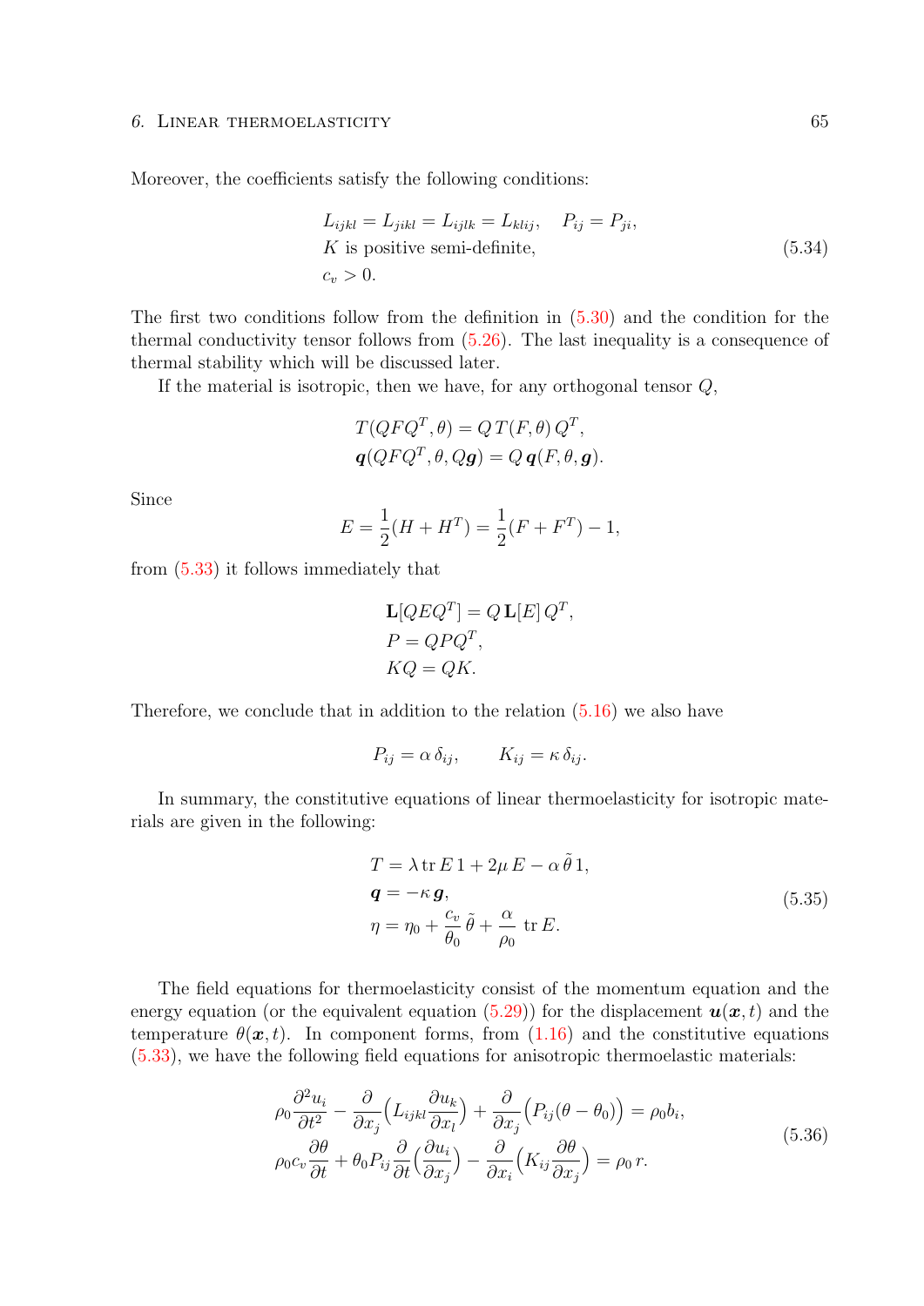Moreover, the coefficients satisfy the following conditions:

$$
\begin{aligned}
&L_{ijkl} = L_{jikl} = L_{ijlk} = L_{klij}, \quad P_{ij} = P_{ji},\\
&K \text{ is positive semi-definite,}\\
&c_v > 0.
\end{aligned}
\tag{5.34}
$$

The first two conditions follow from the definition in (5.30) and the condition for the thermal conductivity tensor follows from (5.26). The last inequality is a consequence of thermal stability which will be discussed later.

If the material is isotropic, then we have, for any orthogonal tensor $Q$,

$$
\begin{aligned}
&T(QFQ^T, \theta) = Q\, T(F, \theta)\, Q^T,\\
&\boldsymbol{q}(QFQ^T, \theta, Q\boldsymbol{g}) = Q\, \boldsymbol{q}(F, \theta, \boldsymbol{g}).
\end{aligned}
$$

Since

$$
E = \frac{1}{2}(H + H^T) = \frac{1}{2}(F + F^T) - 1,
$$

from (5.33) it follows immediately that

$$
\begin{aligned}
&\mathbf{L}[QEQ^T] = Q\, \mathbf{L}[E]\, Q^T,\\
&P = QPQ^T,\\
&KQ = QK.
\end{aligned}
$$

Therefore, we conclude that in addition to the relation (5.16) we also have

$$
P_{ij} = \alpha\, \delta_{ij}, \qquad K_{ij} = \kappa\, \delta_{ij}.
$$

In summary, the constitutive equations of linear thermoelasticity for isotropic materials are given in the following:

$$
\begin{aligned}
&T = \lambda \operatorname{tr} E\, 1 + 2\mu\, E - \alpha\, \tilde{\theta}\, 1,\\
&\boldsymbol{q} = -\kappa\, \boldsymbol{g},\\
&\eta = \eta_0 + \frac{c_v}{\theta_0}\, \tilde{\theta} + \frac{\alpha}{\rho_0}\, \operatorname{tr} E.
\end{aligned}
\tag{5.35}
$$

The field equations for thermoelasticity consist of the momentum equation and the energy equation (or the equivalent equation (5.29)) for the displacement $\boldsymbol{u}(\boldsymbol{x}, t)$ and the temperature $\theta(\boldsymbol{x}, t)$. In component forms, from (1.16) and the constitutive equations (5.33), we have the following field equations for anisotropic thermoelastic materials:

$$
\begin{aligned}
&\rho_0 \frac{\partial^2 u_i}{\partial t^2} - \frac{\partial}{\partial x_j}\Big(L_{ijkl} \frac{\partial u_k}{\partial x_l}\Big) + \frac{\partial}{\partial x_j}\Big(P_{ij}(\theta - \theta_0)\Big) = \rho_0 b_i,\\
&\rho_0 c_v \frac{\partial \theta}{\partial t} + \theta_0 P_{ij} \frac{\partial}{\partial t}\Big(\frac{\partial u_i}{\partial x_j}\Big) - \frac{\partial}{\partial x_i}\Big(K_{ij} \frac{\partial \theta}{\partial x_j}\Big) = \rho_0\, r.
\end{aligned}
\tag{5.36}
$$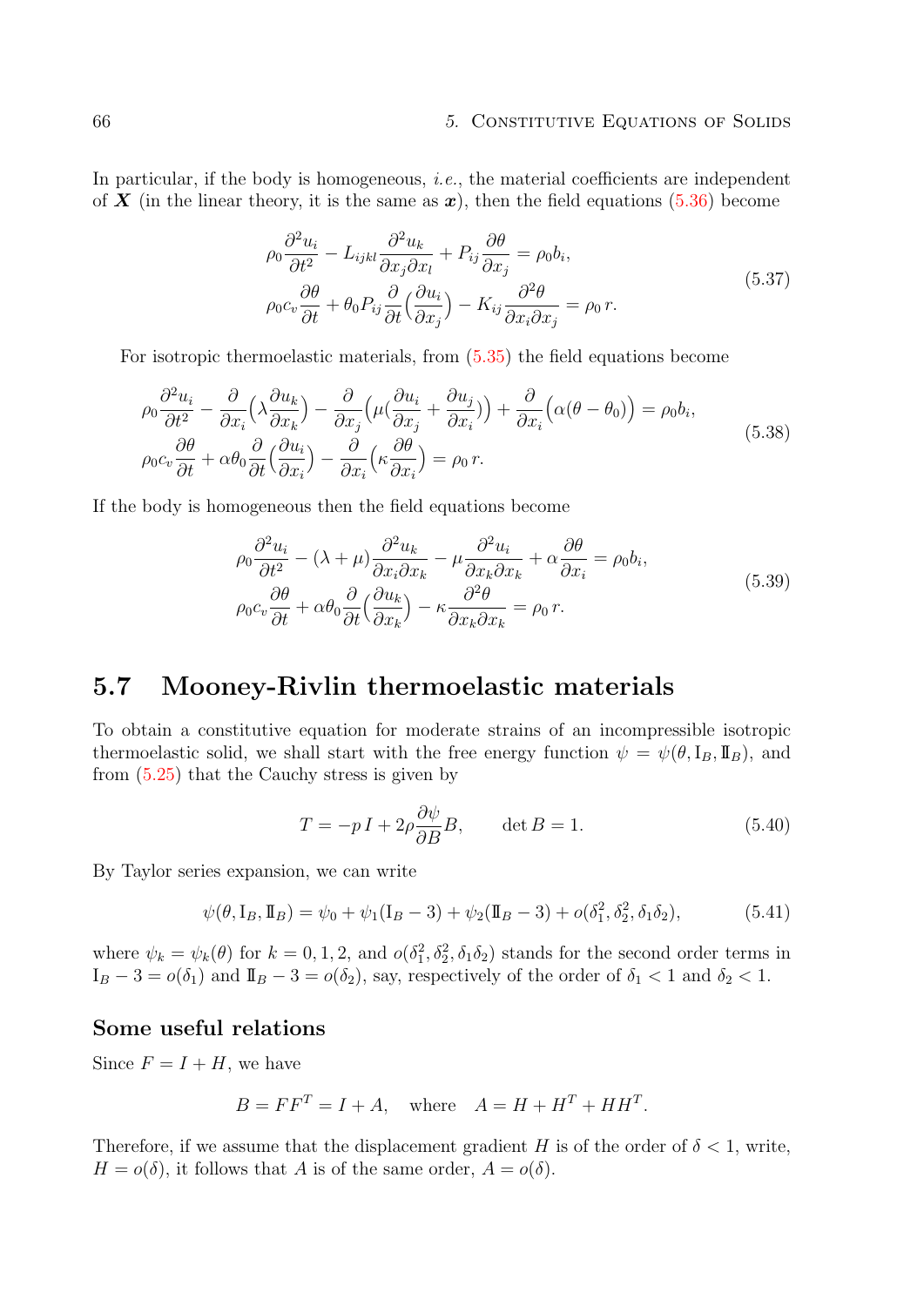In particular, if the body is homogeneous, *i.e.*, the material coefficients are independent of $\boldsymbol{X}$ (in the linear theory, it is the same as $\boldsymbol{x}$), then the field equations (5.36) become

$$
\begin{aligned}
&\rho_0 \frac{\partial^2 u_i}{\partial t^2} - L_{ijkl}\frac{\partial^2 u_k}{\partial x_j \partial x_l} + P_{ij}\frac{\partial \theta}{\partial x_j} = \rho_0 b_i, \\
&\rho_0 c_v \frac{\partial \theta}{\partial t} + \theta_0 P_{ij}\frac{\partial}{\partial t}\Big(\frac{\partial u_i}{\partial x_j}\Big) - K_{ij}\frac{\partial^2 \theta}{\partial x_i \partial x_j} = \rho_0\, r.
\end{aligned}
\tag{5.37}
$$

For isotropic thermoelastic materials, from (5.35) the field equations become

$$
\begin{aligned}
&\rho_0 \frac{\partial^2 u_i}{\partial t^2} - \frac{\partial}{\partial x_i}\Big(\lambda \frac{\partial u_k}{\partial x_k}\Big) - \frac{\partial}{\partial x_j}\Big(\mu\big(\frac{\partial u_i}{\partial x_j} + \frac{\partial u_j}{\partial x_i}\big)\Big) + \frac{\partial}{\partial x_i}\Big(\alpha(\theta - \theta_0)\Big) = \rho_0 b_i, \\
&\rho_0 c_v \frac{\partial \theta}{\partial t} + \alpha\theta_0 \frac{\partial}{\partial t}\Big(\frac{\partial u_i}{\partial x_i}\Big) - \frac{\partial}{\partial x_i}\Big(\kappa \frac{\partial \theta}{\partial x_i}\Big) = \rho_0\, r.
\end{aligned}
\tag{5.38}
$$

If the body is homogeneous then the field equations become

$$
\begin{aligned}
&\rho_0 \frac{\partial^2 u_i}{\partial t^2} - (\lambda + \mu)\frac{\partial^2 u_k}{\partial x_i \partial x_k} - \mu \frac{\partial^2 u_i}{\partial x_k \partial x_k} + \alpha \frac{\partial \theta}{\partial x_i} = \rho_0 b_i, \\
&\rho_0 c_v \frac{\partial \theta}{\partial t} + \alpha\theta_0 \frac{\partial}{\partial t}\Big(\frac{\partial u_k}{\partial x_k}\Big) - \kappa \frac{\partial^2 \theta}{\partial x_k \partial x_k} = \rho_0\, r.
\end{aligned}
\tag{5.39}
$$

## 5.7 Mooney-Rivlin thermoelastic materials

To obtain a constitutive equation for moderate strains of an incompressible isotropic thermoelastic solid, we shall start with the free energy function $\psi = \psi(\theta, \mathrm{I}_B, \mathrm{II}_B)$, and from (5.25) that the Cauchy stress is given by

$$
T = -p\, I + 2\rho \frac{\partial \psi}{\partial B} B, \qquad \det B = 1. \tag{5.40}
$$

By Taylor series expansion, we can write

$$
\psi(\theta, \mathrm{I}_B, \mathrm{II}_B) = \psi_0 + \psi_1(\mathrm{I}_B - 3) + \psi_2(\mathrm{II}_B - 3) + o(\delta_1^2, \delta_2^2, \delta_1\delta_2), \tag{5.41}
$$

where $\psi_k = \psi_k(\theta)$ for $k = 0, 1, 2$, and $o(\delta_1^2, \delta_2^2, \delta_1\delta_2)$ stands for the second order terms in $\mathrm{I}_B - 3 = o(\delta_1)$ and $\mathrm{II}_B - 3 = o(\delta_2)$, say, respectively of the order of $\delta_1 < 1$ and $\delta_2 < 1$.

### Some useful relations

Since $F = I + H$, we have

$$
B = FF^T = I + A, \quad \text{where} \quad A = H + H^T + HH^T.
$$

Therefore, if we assume that the displacement gradient $H$ is of the order of $\delta < 1$, write, $H = o(\delta)$, it follows that $A$ is of the same order, $A = o(\delta)$.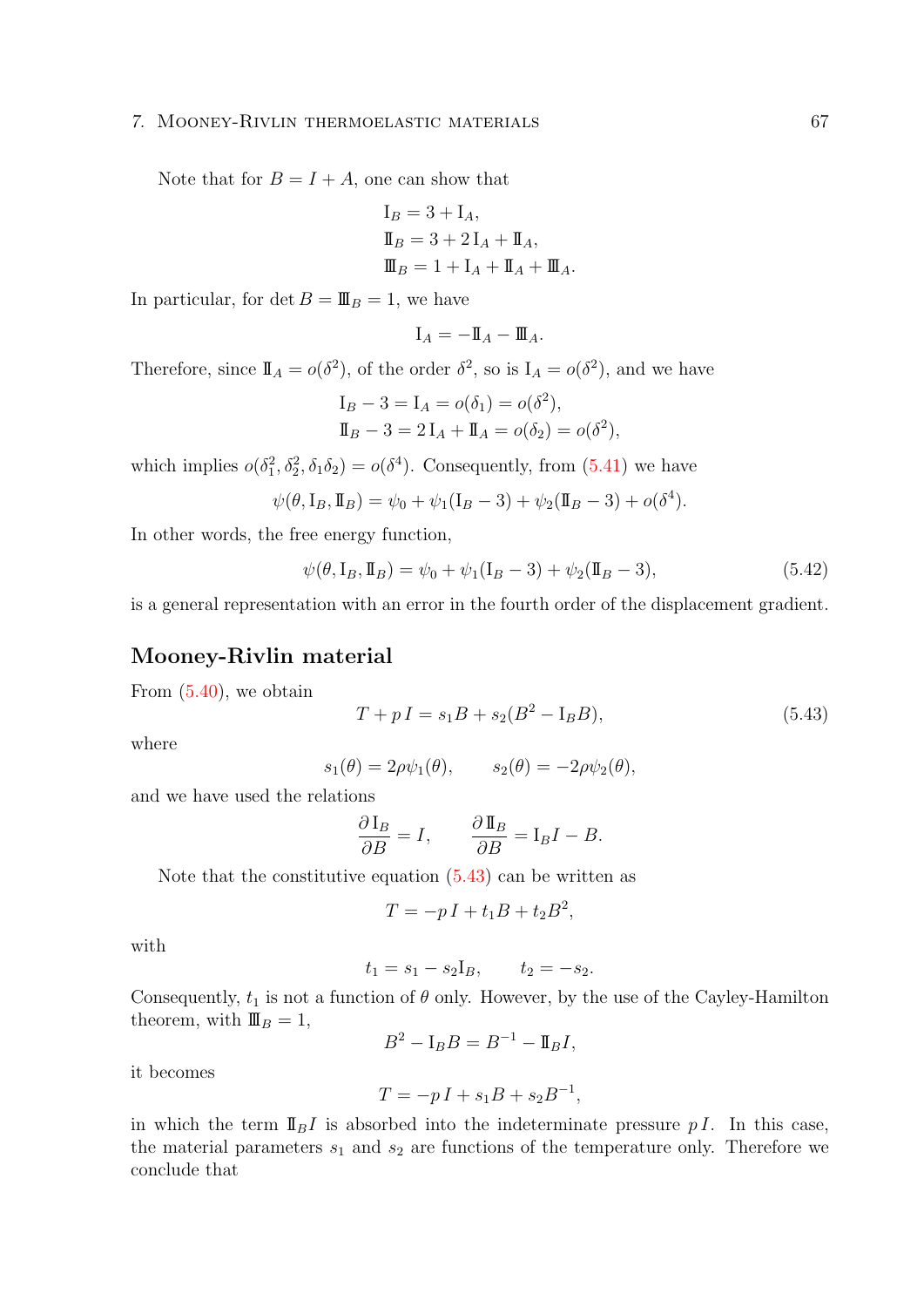Note that for $B = I + A$, one can show that

$$
\begin{aligned}
\mathrm{I}_B &= 3 + \mathrm{I}_A, \\
\mathrm{II}_B &= 3 + 2\,\mathrm{I}_A + \mathrm{II}_A, \\
\mathrm{III}_B &= 1 + \mathrm{I}_A + \mathrm{II}_A + \mathrm{III}_A.
\end{aligned}
$$

In particular, for $\det B = \mathrm{III}_B = 1$, we have

$$
\mathrm{I}_A = -\mathrm{II}_A - \mathrm{III}_A.
$$

Therefore, since $\mathrm{II}_A = o(\delta^2)$, of the order $\delta^2$, so is $\mathrm{I}_A = o(\delta^2)$, and we have

$$
\begin{aligned}
\mathrm{I}_B - 3 &= \mathrm{I}_A = o(\delta_1) = o(\delta^2), \\
\mathrm{II}_B - 3 &= 2\,\mathrm{I}_A + \mathrm{II}_A = o(\delta_2) = o(\delta^2),
\end{aligned}
$$

which implies $o(\delta_1^2, \delta_2^2, \delta_1\delta_2) = o(\delta^4)$. Consequently, from (5.41) we have

$$
\psi(\theta, \mathrm{I}_B, \mathrm{II}_B) = \psi_0 + \psi_1(\mathrm{I}_B - 3) + \psi_2(\mathrm{II}_B - 3) + o(\delta^4).
$$

In other words, the free energy function,

$$
\psi(\theta, \mathrm{I}_B, \mathrm{II}_B) = \psi_0 + \psi_1(\mathrm{I}_B - 3) + \psi_2(\mathrm{II}_B - 3), \tag{5.42}
$$

is a general representation with an error in the fourth order of the displacement gradient.

## Mooney-Rivlin material

From (5.40), we obtain

$$
T + p\,I = s_1 B + s_2(B^2 - \mathrm{I}_B B), \tag{5.43}
$$

where

$$
s_1(\theta) = 2\rho\psi_1(\theta), \qquad s_2(\theta) = -2\rho\psi_2(\theta),
$$

and we have used the relations

$$
\frac{\partial\,\mathrm{I}_B}{\partial B} = I, \qquad \frac{\partial\,\mathrm{II}_B}{\partial B} = \mathrm{I}_B I - B.
$$

Note that the constitutive equation (5.43) can be written as

$$
T = -p\,I + t_1 B + t_2 B^2,
$$

with

$$
t_1 = s_1 - s_2 \mathrm{I}_B, \qquad t_2 = -s_2.
$$

Consequently, $t_1$ is not a function of $\theta$ only. However, by the use of the Cayley-Hamilton theorem, with $\mathrm{III}_B = 1$,

$$
B^2 - \mathrm{I}_B B = B^{-1} - \mathrm{II}_B I,
$$

it becomes

$$
T = -p\,I + s_1 B + s_2 B^{-1},
$$

in which the term $\mathrm{II}_B I$ is absorbed into the indeterminate pressure $p\,I$. In this case, the material parameters $s_1$ and $s_2$ are functions of the temperature only. Therefore we conclude that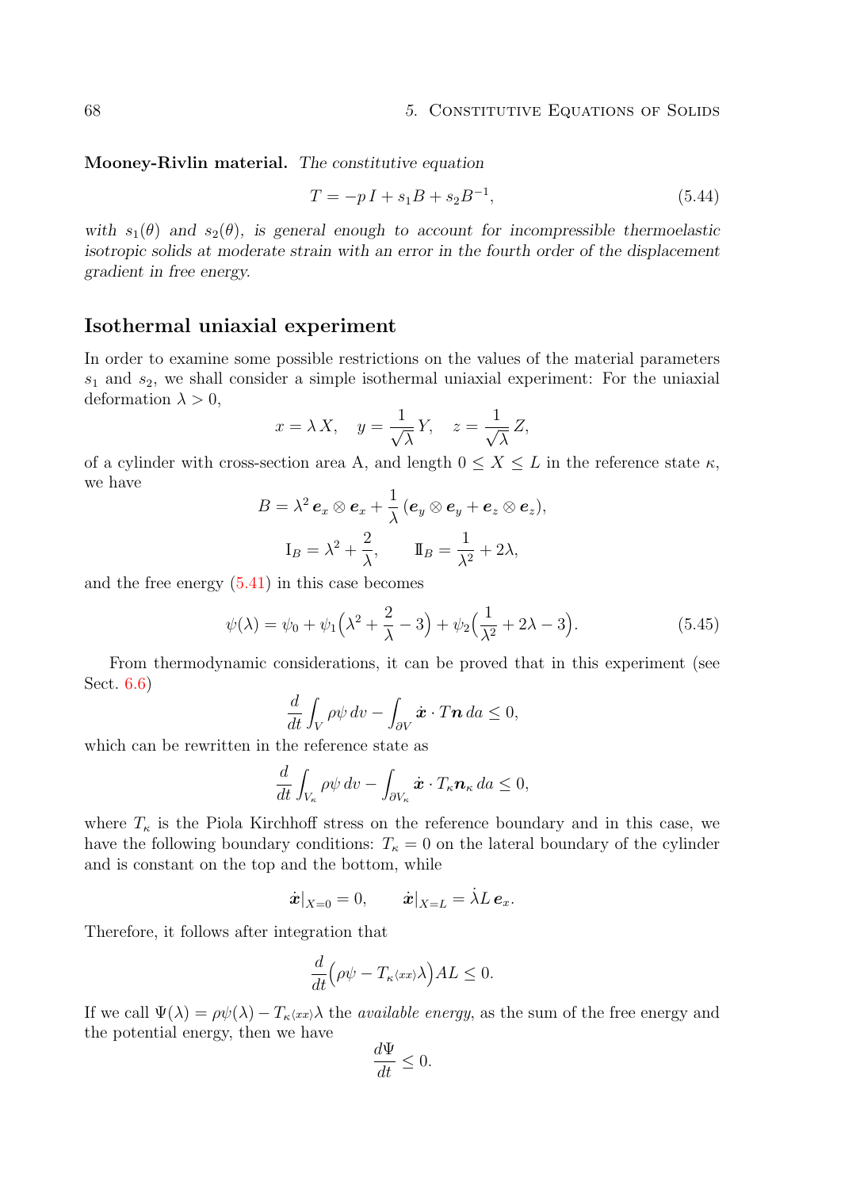**Mooney-Rivlin material.** *The constitutive equation*

$$T = -p\,I + s_1 B + s_2 B^{-1}, \tag{5.44}$$

*with $s_1(\theta)$ and $s_2(\theta)$, is general enough to account for incompressible thermoelastic isotropic solids at moderate strain with an error in the fourth order of the displacement gradient in free energy.*

## Isothermal uniaxial experiment

In order to examine some possible restrictions on the values of the material parameters $s_1$ and $s_2$, we shall consider a simple isothermal uniaxial experiment: For the uniaxial deformation $\lambda > 0$,

$$x = \lambda\, X, \quad y = \frac{1}{\sqrt{\lambda}}\, Y, \quad z = \frac{1}{\sqrt{\lambda}}\, Z,$$

of a cylinder with cross-section area A, and length $0 \leq X \leq L$ in the reference state $\kappa$, we have

$$B = \lambda^2\, \boldsymbol{e}_x \otimes \boldsymbol{e}_x + \frac{1}{\lambda}\,(\boldsymbol{e}_y \otimes \boldsymbol{e}_y + \boldsymbol{e}_z \otimes \boldsymbol{e}_z),$$

$$\mathrm{I}_B = \lambda^2 + \frac{2}{\lambda}, \qquad \mathrm{II}_B = \frac{1}{\lambda^2} + 2\lambda,$$

and the free energy (5.41) in this case becomes

$$\psi(\lambda) = \psi_0 + \psi_1\Big(\lambda^2 + \frac{2}{\lambda} - 3\Big) + \psi_2\Big(\frac{1}{\lambda^2} + 2\lambda - 3\Big). \tag{5.45}$$

From thermodynamic considerations, it can be proved that in this experiment (see Sect. 6.6)

$$\frac{d}{dt}\int_V \rho\psi\, dv - \int_{\partial V} \dot{\boldsymbol{x}} \cdot T\boldsymbol{n}\, da \leq 0,$$

which can be rewritten in the reference state as

$$\frac{d}{dt}\int_{V_\kappa} \rho\psi\, dv - \int_{\partial V_\kappa} \dot{\boldsymbol{x}} \cdot T_\kappa \boldsymbol{n}_\kappa\, da \leq 0,$$

where $T_\kappa$ is the Piola Kirchhoff stress on the reference boundary and in this case, we have the following boundary conditions: $T_\kappa = 0$ on the lateral boundary of the cylinder and is constant on the top and the bottom, while

$$\dot{\boldsymbol{x}}|_{X=0} = 0, \qquad \dot{\boldsymbol{x}}|_{X=L} = \dot{\lambda} L\, \boldsymbol{e}_x.$$

Therefore, it follows after integration that

$$\frac{d}{dt}\Big(\rho\psi - T_{\kappa\langle xx\rangle}\lambda\Big)AL \leq 0.$$

If we call $\Psi(\lambda) = \rho\psi(\lambda) - T_{\kappa\langle xx\rangle}\lambda$ the *available energy*, as the sum of the free energy and the potential energy, then we have

$$\frac{d\Psi}{dt} \leq 0.$$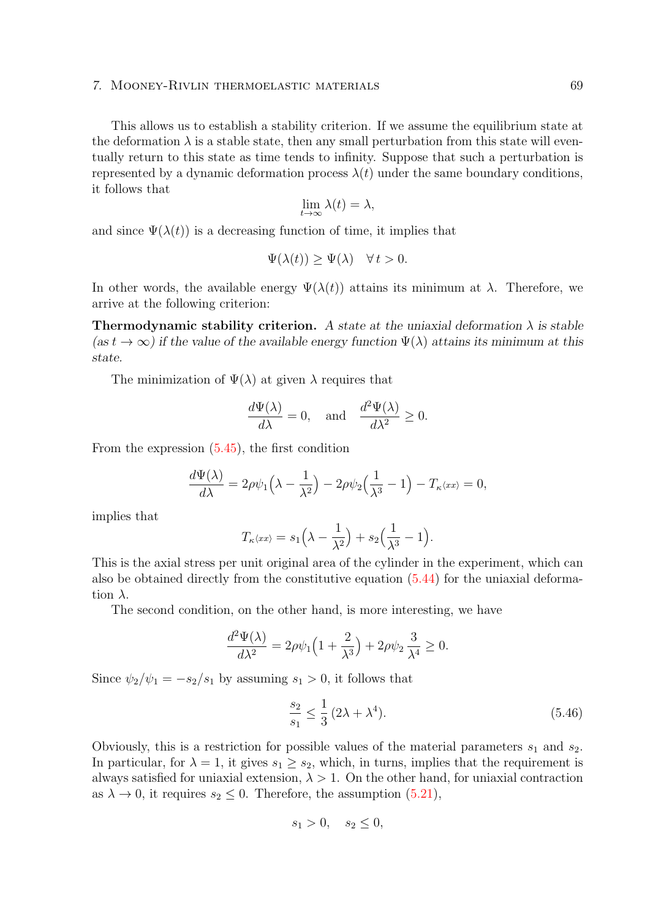This allows us to establish a stability criterion. If we assume the equilibrium state at the deformation $\lambda$ is a stable state, then any small perturbation from this state will eventually return to this state as time tends to infinity. Suppose that such a perturbation is represented by a dynamic deformation process $\lambda(t)$ under the same boundary conditions, it follows that

$$\lim_{t\to\infty} \lambda(t) = \lambda,$$

and since $\Psi(\lambda(t))$ is a decreasing function of time, it implies that

$$\Psi(\lambda(t)) \geq \Psi(\lambda) \quad \forall\, t > 0.$$

In other words, the available energy $\Psi(\lambda(t))$ attains its minimum at $\lambda$. Therefore, we arrive at the following criterion:

**Thermodynamic stability criterion.** *A state at the uniaxial deformation $\lambda$ is stable (as $t \to \infty$) if the value of the available energy function $\Psi(\lambda)$ attains its minimum at this state.*

The minimization of $\Psi(\lambda)$ at given $\lambda$ requires that

$$\frac{d\Psi(\lambda)}{d\lambda} = 0, \quad \text{and} \quad \frac{d^2\Psi(\lambda)}{d\lambda^2} \geq 0.$$

From the expression (5.45), the first condition

$$\frac{d\Psi(\lambda)}{d\lambda} = 2\rho\psi_1\Big(\lambda - \frac{1}{\lambda^2}\Big) - 2\rho\psi_2\Big(\frac{1}{\lambda^3} - 1\Big) - T_{\kappa\langle xx\rangle} = 0,$$

implies that

$$T_{\kappa\langle xx\rangle} = s_1\Big(\lambda - \frac{1}{\lambda^2}\Big) + s_2\Big(\frac{1}{\lambda^3} - 1\Big).$$

This is the axial stress per unit original area of the cylinder in the experiment, which can also be obtained directly from the constitutive equation (5.44) for the uniaxial deformation $\lambda$.

The second condition, on the other hand, is more interesting, we have

$$\frac{d^2\Psi(\lambda)}{d\lambda^2} = 2\rho\psi_1\Big(1 + \frac{2}{\lambda^3}\Big) + 2\rho\psi_2\,\frac{3}{\lambda^4} \geq 0.$$

Since $\psi_2/\psi_1 = -s_2/s_1$ by assuming $s_1 > 0$, it follows that

$$\frac{s_2}{s_1} \leq \frac{1}{3}\,(2\lambda + \lambda^4). \tag{5.46}$$

Obviously, this is a restriction for possible values of the material parameters $s_1$ and $s_2$. In particular, for $\lambda = 1$, it gives $s_1 \geq s_2$, which, in turns, implies that the requirement is always satisfied for uniaxial extension, $\lambda > 1$. On the other hand, for uniaxial contraction as $\lambda \to 0$, it requires $s_2 \leq 0$. Therefore, the assumption (5.21),

$$s_1 > 0, \quad s_2 \leq 0,$$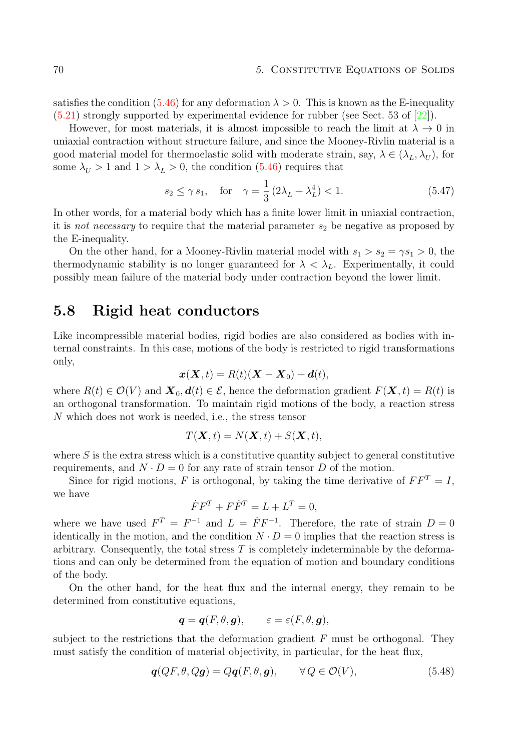satisfies the condition (5.46) for any deformation $\lambda > 0$. This is known as the E-inequality (5.21) strongly supported by experimental evidence for rubber (see Sect. 53 of [22]).

However, for most materials, it is almost impossible to reach the limit at $\lambda \to 0$ in uniaxial contraction without structure failure, and since the Mooney-Rivlin material is a good material model for thermoelastic solid with moderate strain, say, $\lambda \in (\lambda_L, \lambda_U)$, for some $\lambda_U > 1$ and $1 > \lambda_L > 0$, the condition (5.46) requires that

$$s_2 \leq \gamma\, s_1, \quad \text{for} \quad \gamma = \frac{1}{3}\,(2\lambda_L + \lambda_L^4) < 1. \tag{5.47}$$

In other words, for a material body which has a finite lower limit in uniaxial contraction, it is *not necessary* to require that the material parameter $s_2$ be negative as proposed by the E-inequality.

On the other hand, for a Mooney-Rivlin material model with $s_1 > s_2 = \gamma s_1 > 0$, the thermodynamic stability is no longer guaranteed for $\lambda < \lambda_L$. Experimentally, it could possibly mean failure of the material body under contraction beyond the lower limit.

## 5.8 Rigid heat conductors

Like incompressible material bodies, rigid bodies are also considered as bodies with internal constraints. In this case, motions of the body is restricted to rigid transformations only,

$$\boldsymbol{x}(\boldsymbol{X}, t) = R(t)(\boldsymbol{X} - \boldsymbol{X}_0) + \boldsymbol{d}(t),$$

where $R(t) \in \mathcal{O}(V)$ and $\boldsymbol{X}_0, \boldsymbol{d}(t) \in \mathcal{E}$, hence the deformation gradient $F(\boldsymbol{X}, t) = R(t)$ is an orthogonal transformation. To maintain rigid motions of the body, a reaction stress $N$ which does not work is needed, i.e., the stress tensor

$$T(\boldsymbol{X}, t) = N(\boldsymbol{X}, t) + S(\boldsymbol{X}, t),$$

where $S$ is the extra stress which is a constitutive quantity subject to general constitutive requirements, and $N \cdot D = 0$ for any rate of strain tensor $D$ of the motion.

Since for rigid motions, $F$ is orthogonal, by taking the time derivative of $FF^T = I$, we have

$$\dot{F}F^T + F\dot{F}^T = L + L^T = 0,$$

where we have used $F^T = F^{-1}$ and $L = \dot{F}F^{-1}$. Therefore, the rate of strain $D = 0$ identically in the motion, and the condition $N \cdot D = 0$ implies that the reaction stress is arbitrary. Consequently, the total stress $T$ is completely indeterminable by the deformations and can only be determined from the equation of motion and boundary conditions of the body.

On the other hand, for the heat flux and the internal energy, they remain to be determined from constitutive equations,

$$\boldsymbol{q} = \boldsymbol{q}(F, \theta, \boldsymbol{g}), \qquad \varepsilon = \varepsilon(F, \theta, \boldsymbol{g}),$$

subject to the restrictions that the deformation gradient $F$ must be orthogonal. They must satisfy the condition of material objectivity, in particular, for the heat flux,

$$\boldsymbol{q}(QF, \theta, Q\boldsymbol{g}) = Q\boldsymbol{q}(F, \theta, \boldsymbol{g}), \qquad \forall\, Q \in \mathcal{O}(V), \tag{5.48}$$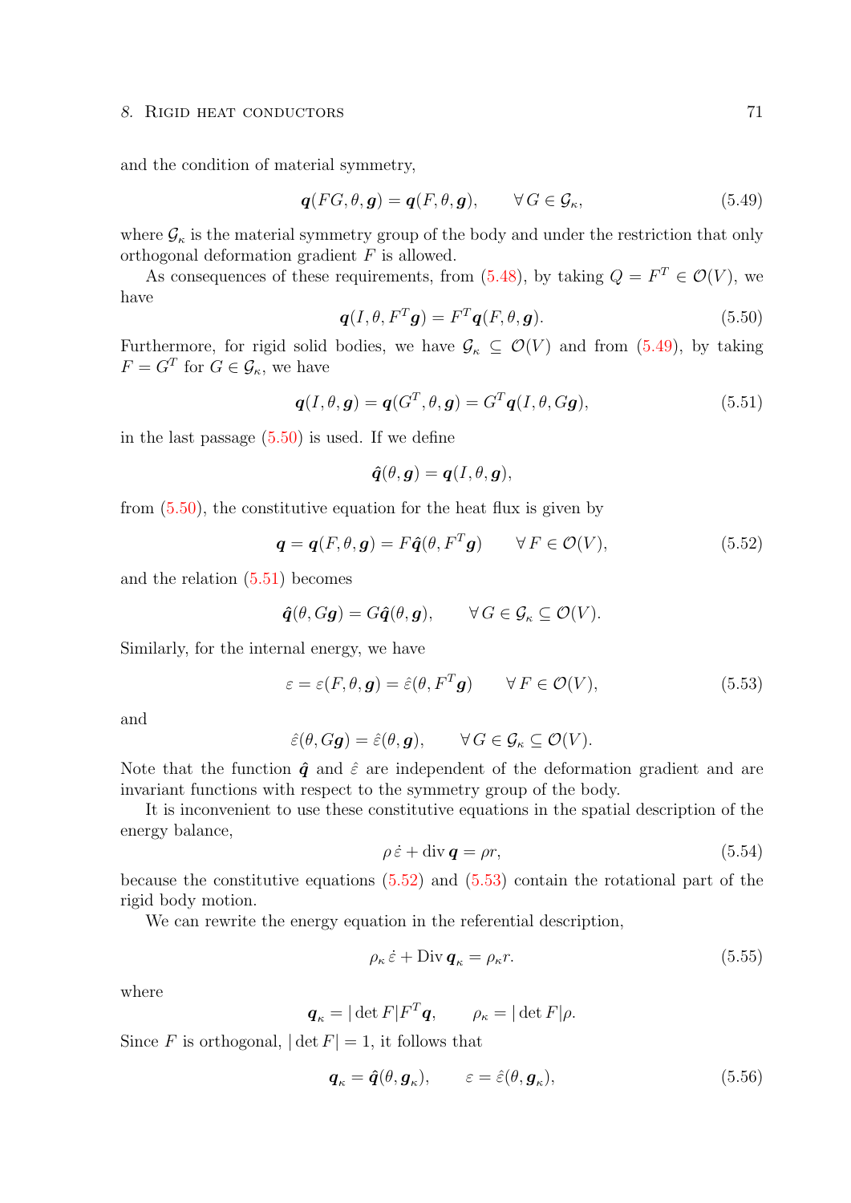and the condition of material symmetry,

$$\boldsymbol{q}(FG, \theta, \boldsymbol{g}) = \boldsymbol{q}(F, \theta, \boldsymbol{g}), \qquad \forall\, G \in \mathcal{G}_\kappa, \tag{5.49}$$

where $\mathcal{G}_\kappa$ is the material symmetry group of the body and under the restriction that only orthogonal deformation gradient $F$ is allowed.

As consequences of these requirements, from (5.48), by taking $Q = F^T \in \mathcal{O}(V)$, we have

$$\boldsymbol{q}(I, \theta, F^T\boldsymbol{g}) = F^T\boldsymbol{q}(F, \theta, \boldsymbol{g}). \tag{5.50}$$

Furthermore, for rigid solid bodies, we have $\mathcal{G}_\kappa \subseteq \mathcal{O}(V)$ and from (5.49), by taking $F = G^T$ for $G \in \mathcal{G}_\kappa$, we have

$$\boldsymbol{q}(I, \theta, \boldsymbol{g}) = \boldsymbol{q}(G^T, \theta, \boldsymbol{g}) = G^T\boldsymbol{q}(I, \theta, G\boldsymbol{g}), \tag{5.51}$$

in the last passage (5.50) is used. If we define

$$\hat{\boldsymbol{q}}(\theta, \boldsymbol{g}) = \boldsymbol{q}(I, \theta, \boldsymbol{g}),$$

from (5.50), the constitutive equation for the heat flux is given by

$$\boldsymbol{q} = \boldsymbol{q}(F, \theta, \boldsymbol{g}) = F\hat{\boldsymbol{q}}(\theta, F^T\boldsymbol{g}) \qquad \forall\, F \in \mathcal{O}(V), \tag{5.52}$$

and the relation (5.51) becomes

$$\hat{\boldsymbol{q}}(\theta, G\boldsymbol{g}) = G\hat{\boldsymbol{q}}(\theta, \boldsymbol{g}), \qquad \forall\, G \in \mathcal{G}_\kappa \subseteq \mathcal{O}(V).$$

Similarly, for the internal energy, we have

$$\varepsilon = \varepsilon(F, \theta, \boldsymbol{g}) = \hat{\varepsilon}(\theta, F^T\boldsymbol{g}) \qquad \forall\, F \in \mathcal{O}(V), \tag{5.53}$$

and

$$\hat{\varepsilon}(\theta, G\boldsymbol{g}) = \hat{\varepsilon}(\theta, \boldsymbol{g}), \qquad \forall\, G \in \mathcal{G}_\kappa \subseteq \mathcal{O}(V).$$

Note that the function $\hat{\boldsymbol{q}}$ and $\hat{\varepsilon}$ are independent of the deformation gradient and are invariant functions with respect to the symmetry group of the body.

It is inconvenient to use these constitutive equations in the spatial description of the energy balance,

$$\rho\,\dot{\varepsilon} + \operatorname{div}\boldsymbol{q} = \rho r, \tag{5.54}$$

because the constitutive equations (5.52) and (5.53) contain the rotational part of the rigid body motion.

We can rewrite the energy equation in the referential description,

$$\rho_\kappa\,\dot{\varepsilon} + \operatorname{Div}\boldsymbol{q}_\kappa = \rho_\kappa r. \tag{5.55}$$

where

$$\boldsymbol{q}_\kappa = |\det F| F^T\boldsymbol{q}, \qquad \rho_\kappa = |\det F|\rho.$$

Since $F$ is orthogonal, $|\det F| = 1$, it follows that

$$\boldsymbol{q}_\kappa = \hat{\boldsymbol{q}}(\theta, \boldsymbol{g}_\kappa), \qquad \varepsilon = \hat{\varepsilon}(\theta, \boldsymbol{g}_\kappa), \tag{5.56}$$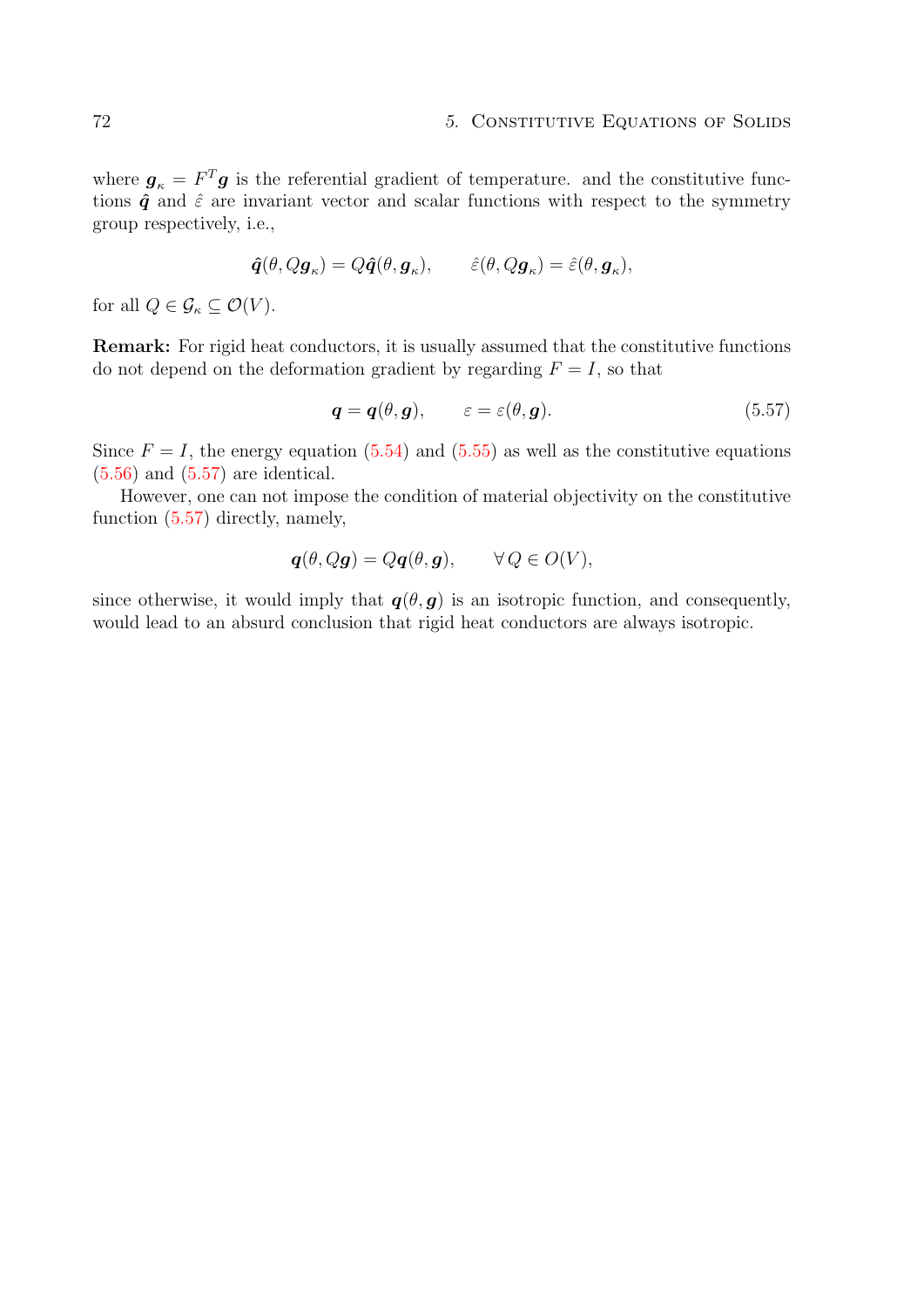where $\boldsymbol{g}_{\kappa} = F^T \boldsymbol{g}$ is the referential gradient of temperature. and the constitutive functions $\hat{\boldsymbol{q}}$ and $\hat{\varepsilon}$ are invariant vector and scalar functions with respect to the symmetry group respectively, i.e.,

$$\hat{\boldsymbol{q}}(\theta, Q\boldsymbol{g}_{\kappa}) = Q\hat{\boldsymbol{q}}(\theta, \boldsymbol{g}_{\kappa}), \qquad \hat{\varepsilon}(\theta, Q\boldsymbol{g}_{\kappa}) = \hat{\varepsilon}(\theta, \boldsymbol{g}_{\kappa}),$$

for all $Q \in \mathcal{G}_{\kappa} \subseteq \mathcal{O}(V)$.

**Remark:** For rigid heat conductors, it is usually assumed that the constitutive functions do not depend on the deformation gradient by regarding $F = I$, so that

$$\boldsymbol{q} = \boldsymbol{q}(\theta, \boldsymbol{g}), \qquad \varepsilon = \varepsilon(\theta, \boldsymbol{g}). \tag{5.57}$$

Since $F = I$, the energy equation (5.54) and (5.55) as well as the constitutive equations (5.56) and (5.57) are identical.

However, one can not impose the condition of material objectivity on the constitutive function (5.57) directly, namely,

$$\boldsymbol{q}(\theta, Q\boldsymbol{g}) = Q\boldsymbol{q}(\theta, \boldsymbol{g}), \qquad \forall\, Q \in O(V),$$

since otherwise, it would imply that $\boldsymbol{q}(\theta, \boldsymbol{g})$ is an isotropic function, and consequently, would lead to an absurd conclusion that rigid heat conductors are always isotropic.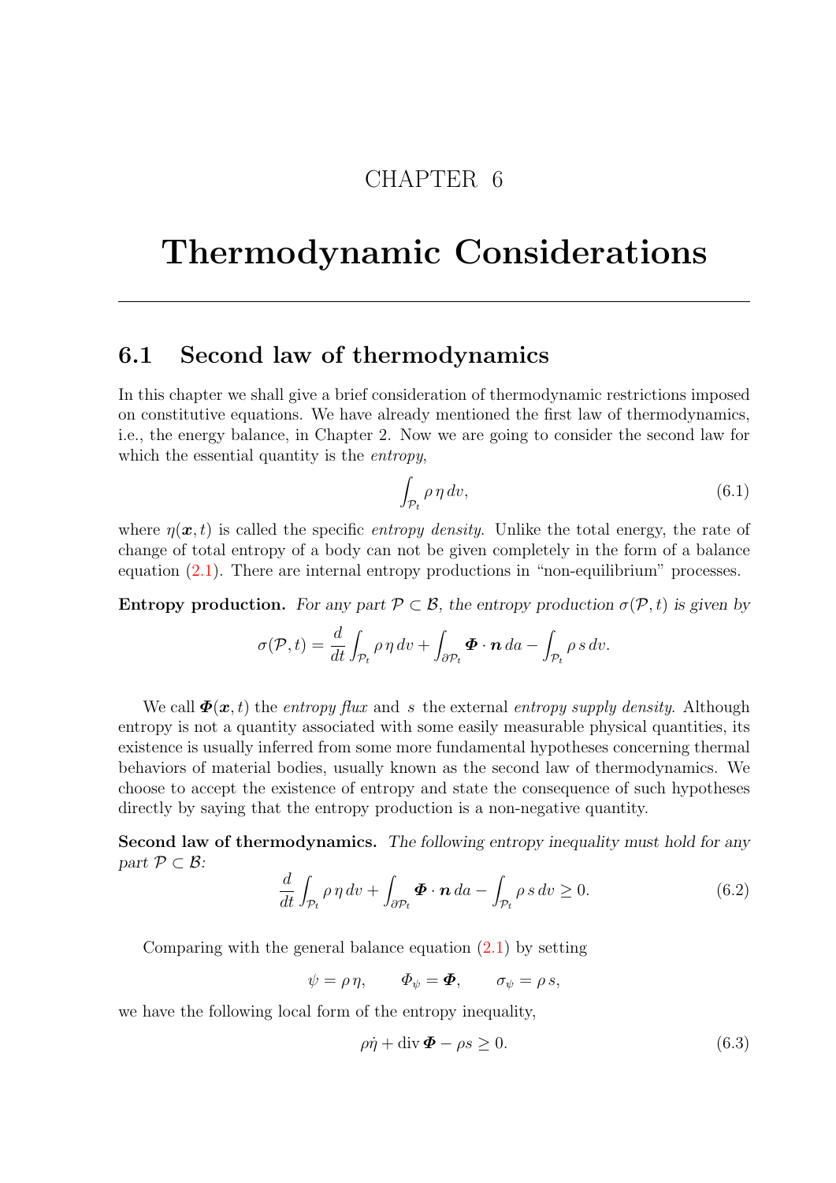# CHAPTER 6

# Thermodynamic Considerations

## 6.1 Second law of thermodynamics

In this chapter we shall give a brief consideration of thermodynamic restrictions imposed on constitutive equations. We have already mentioned the first law of thermodynamics, i.e., the energy balance, in Chapter 2. Now we are going to consider the second law for which the essential quantity is the *entropy*,

$$\int_{\mathcal{P}_t} \rho\, \eta\, dv, \tag{6.1}$$

where $\eta(\boldsymbol{x}, t)$ is called the specific *entropy density*. Unlike the total energy, the rate of change of total entropy of a body can not be given completely in the form of a balance equation (2.1). There are internal entropy productions in "non-equilibrium" processes.

**Entropy production.** *For any part $\mathcal{P} \subset \mathcal{B}$, the entropy production $\sigma(\mathcal{P}, t)$ is given by*

$$\sigma(\mathcal{P}, t) = \frac{d}{dt}\int_{\mathcal{P}_t} \rho\, \eta\, dv + \int_{\partial\mathcal{P}_t} \boldsymbol{\Phi} \cdot \boldsymbol{n}\, da - \int_{\mathcal{P}_t} \rho\, s\, dv.$$

We call $\boldsymbol{\Phi}(\boldsymbol{x}, t)$ the *entropy flux* and $s$ the external *entropy supply density*. Although entropy is not a quantity associated with some easily measurable physical quantities, its existence is usually inferred from some more fundamental hypotheses concerning thermal behaviors of material bodies, usually known as the second law of thermodynamics. We choose to accept the existence of entropy and state the consequence of such hypotheses directly by saying that the entropy production is a non-negative quantity.

**Second law of thermodynamics.** *The following entropy inequality must hold for any part $\mathcal{P} \subset \mathcal{B}$:*

$$\frac{d}{dt}\int_{\mathcal{P}_t} \rho\, \eta\, dv + \int_{\partial\mathcal{P}_t} \boldsymbol{\Phi} \cdot \boldsymbol{n}\, da - \int_{\mathcal{P}_t} \rho\, s\, dv \geq 0. \tag{6.2}$$

Comparing with the general balance equation (2.1) by setting

$$\psi = \rho\, \eta, \qquad \Phi_\psi = \boldsymbol{\Phi}, \qquad \sigma_\psi = \rho\, s,$$

we have the following local form of the entropy inequality,

$$\rho\dot{\eta} + \operatorname{div} \boldsymbol{\Phi} - \rho s \geq 0. \tag{6.3}$$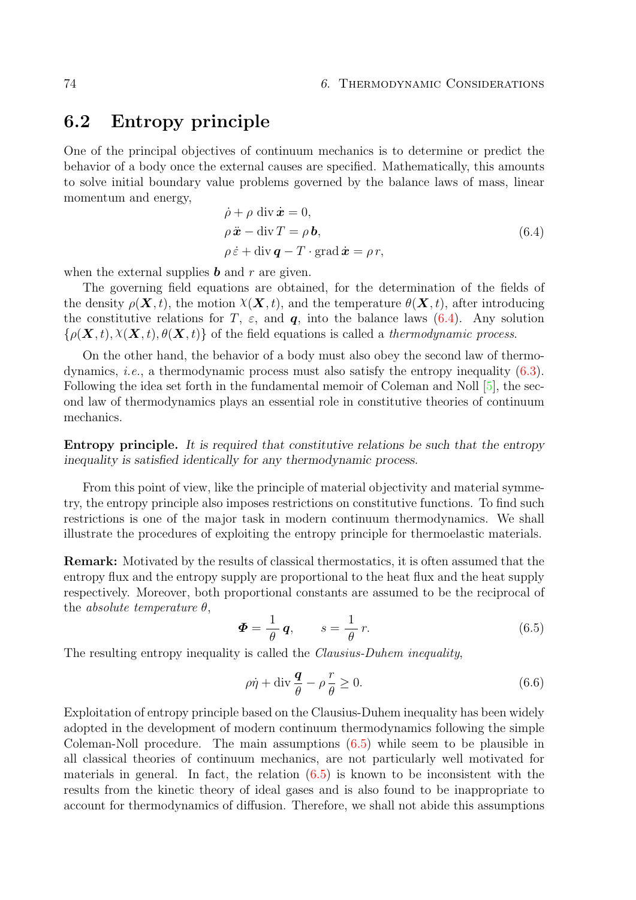## 6.2 Entropy principle

One of the principal objectives of continuum mechanics is to determine or predict the behavior of a body once the external causes are specified. Mathematically, this amounts to solve initial boundary value problems governed by the balance laws of mass, linear momentum and energy,

$$
\begin{aligned}
&\dot{\rho} + \rho \operatorname{div} \dot{\boldsymbol{x}} = 0, \\
&\rho\, \ddot{\boldsymbol{x}} - \operatorname{div} T = \rho\, \boldsymbol{b}, \\
&\rho\, \dot{\varepsilon} + \operatorname{div} \boldsymbol{q} - T \cdot \operatorname{grad} \dot{\boldsymbol{x}} = \rho\, r,
\end{aligned}
\tag{6.4}
$$

when the external supplies $\boldsymbol{b}$ and $r$ are given.

The governing field equations are obtained, for the determination of the fields of the density $\rho(\boldsymbol{X}, t)$, the motion $\chi(\boldsymbol{X}, t)$, and the temperature $\theta(\boldsymbol{X}, t)$, after introducing the constitutive relations for $T$, $\varepsilon$, and $\boldsymbol{q}$, into the balance laws (6.4). Any solution $\{\rho(\boldsymbol{X}, t), \chi(\boldsymbol{X}, t), \theta(\boldsymbol{X}, t)\}$ of the field equations is called a *thermodynamic process*.

On the other hand, the behavior of a body must also obey the second law of thermodynamics, *i.e.*, a thermodynamic process must also satisfy the entropy inequality (6.3). Following the idea set forth in the fundamental memoir of Coleman and Noll [5], the second law of thermodynamics plays an essential role in constitutive theories of continuum mechanics.

**Entropy principle.** *It is required that constitutive relations be such that the entropy inequality is satisfied identically for any thermodynamic process.*

From this point of view, like the principle of material objectivity and material symmetry, the entropy principle also imposes restrictions on constitutive functions. To find such restrictions is one of the major task in modern continuum thermodynamics. We shall illustrate the procedures of exploiting the entropy principle for thermoelastic materials.

**Remark:** Motivated by the results of classical thermostatics, it is often assumed that the entropy flux and the entropy supply are proportional to the heat flux and the heat supply respectively. Moreover, both proportional constants are assumed to be the reciprocal of the *absolute temperature* $\theta$,

$$
\boldsymbol{\Phi} = \frac{1}{\theta}\, \boldsymbol{q}, \qquad s = \frac{1}{\theta}\, r.
\tag{6.5}
$$

The resulting entropy inequality is called the *Clausius-Duhem inequality*,

$$
\rho \dot{\eta} + \operatorname{div} \frac{\boldsymbol{q}}{\theta} - \rho\, \frac{r}{\theta} \geq 0.
\tag{6.6}
$$

Exploitation of entropy principle based on the Clausius-Duhem inequality has been widely adopted in the development of modern continuum thermodynamics following the simple Coleman-Noll procedure. The main assumptions (6.5) while seem to be plausible in all classical theories of continuum mechanics, are not particularly well motivated for materials in general. In fact, the relation (6.5) is known to be inconsistent with the results from the kinetic theory of ideal gases and is also found to be inappropriate to account for thermodynamics of diffusion. Therefore, we shall not abide this assumptions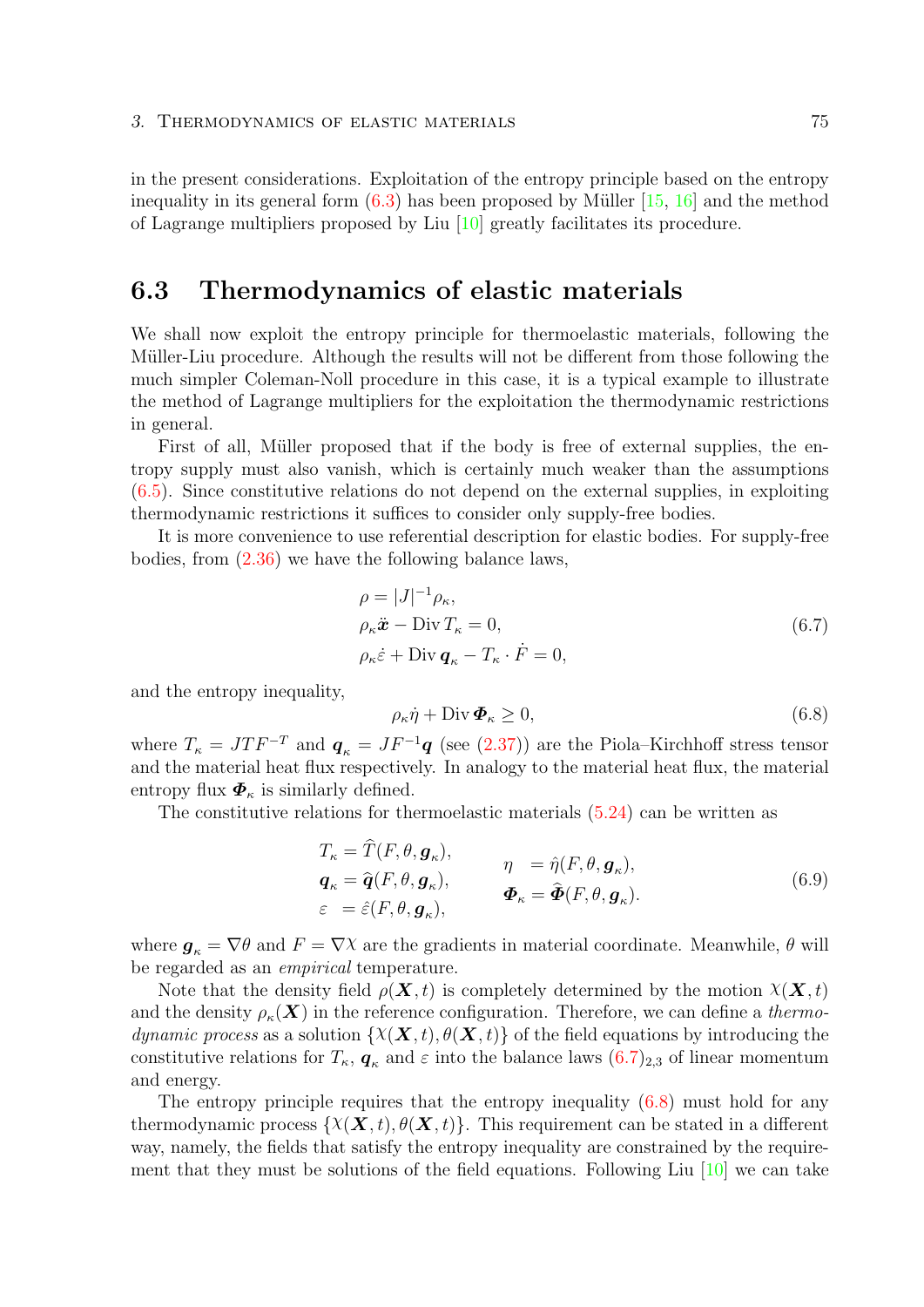in the present considerations. Exploitation of the entropy principle based on the entropy inequality in its general form (6.3) has been proposed by Müller [15, 16] and the method of Lagrange multipliers proposed by Liu [10] greatly facilitates its procedure.

## 6.3 Thermodynamics of elastic materials

We shall now exploit the entropy principle for thermoelastic materials, following the Müller-Liu procedure. Although the results will not be different from those following the much simpler Coleman-Noll procedure in this case, it is a typical example to illustrate the method of Lagrange multipliers for the exploitation the thermodynamic restrictions in general.

First of all, Müller proposed that if the body is free of external supplies, the entropy supply must also vanish, which is certainly much weaker than the assumptions (6.5). Since constitutive relations do not depend on the external supplies, in exploiting thermodynamic restrictions it suffices to consider only supply-free bodies.

It is more convenience to use referential description for elastic bodies. For supply-free bodies, from (2.36) we have the following balance laws,

$$
\begin{aligned}
&\rho = |J|^{-1}\rho_\kappa, \\
&\rho_\kappa \ddot{\boldsymbol{x}} - \operatorname{Div} T_\kappa = 0, \\
&\rho_\kappa \dot{\varepsilon} + \operatorname{Div} \boldsymbol{q}_\kappa - T_\kappa \cdot \dot{F} = 0,
\end{aligned}
\tag{6.7}
$$

and the entropy inequality,

$$
\rho_\kappa \dot{\eta} + \operatorname{Div} \boldsymbol{\Phi}_\kappa \geq 0, \tag{6.8}
$$

where $T_\kappa = JTF^{-T}$ and $\boldsymbol{q}_\kappa = JF^{-1}\boldsymbol{q}$ (see (2.37)) are the Piola–Kirchhoff stress tensor and the material heat flux respectively. In analogy to the material heat flux, the material entropy flux $\boldsymbol{\Phi}_\kappa$ is similarly defined.

The constitutive relations for thermoelastic materials (5.24) can be written as

$$
\begin{aligned}
T_\kappa &= \widehat{T}(F, \theta, \boldsymbol{g}_\kappa), & \eta &= \hat{\eta}(F, \theta, \boldsymbol{g}_\kappa), \\
\boldsymbol{q}_\kappa &= \widehat{\boldsymbol{q}}(F, \theta, \boldsymbol{g}_\kappa), & \boldsymbol{\Phi}_\kappa &= \widehat{\boldsymbol{\Phi}}(F, \theta, \boldsymbol{g}_\kappa). \\
\varepsilon &= \hat{\varepsilon}(F, \theta, \boldsymbol{g}_\kappa), & &
\end{aligned}
\tag{6.9}
$$

where $\boldsymbol{g}_\kappa = \nabla\theta$ and $F = \nabla\chi$ are the gradients in material coordinate. Meanwhile, $\theta$ will be regarded as an *empirical* temperature.

Note that the density field $\rho(\boldsymbol{X}, t)$ is completely determined by the motion $\chi(\boldsymbol{X}, t)$ and the density $\rho_\kappa(\boldsymbol{X})$ in the reference configuration. Therefore, we can define a *thermodynamic process* as a solution $\{\chi(\boldsymbol{X}, t), \theta(\boldsymbol{X}, t)\}$ of the field equations by introducing the constitutive relations for $T_\kappa$, $\boldsymbol{q}_\kappa$ and $\varepsilon$ into the balance laws $(6.7)_{2,3}$ of linear momentum and energy.

The entropy principle requires that the entropy inequality (6.8) must hold for any thermodynamic process $\{\chi(\boldsymbol{X}, t), \theta(\boldsymbol{X}, t)\}$. This requirement can be stated in a different way, namely, the fields that satisfy the entropy inequality are constrained by the requirement that they must be solutions of the field equations. Following Liu [10] we can take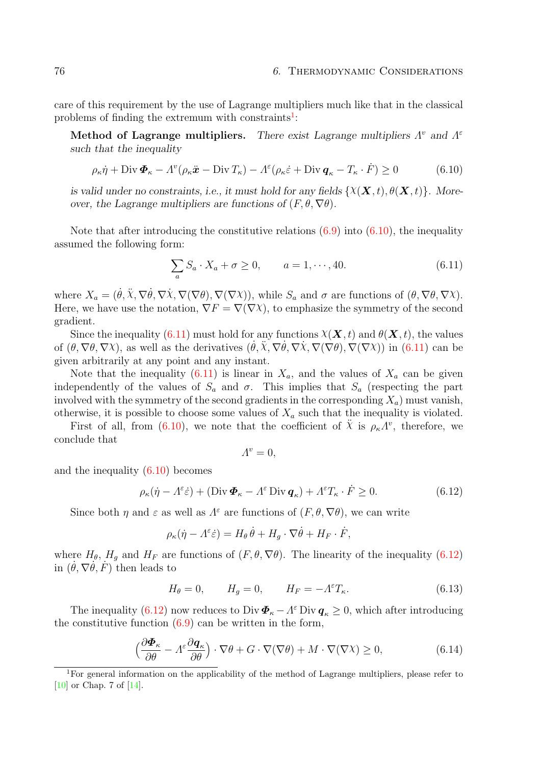care of this requirement by the use of Lagrange multipliers much like that in the classical problems of finding the extremum with constraints[1]:

**Method of Lagrange multipliers.** *There exist Lagrange multipliers $\Lambda^v$ and $\Lambda^\varepsilon$ such that the inequality*

$$\rho_\kappa \dot{\eta} + \operatorname{Div} \boldsymbol{\Phi}_\kappa - \Lambda^v(\rho_\kappa \ddot{\boldsymbol{x}} - \operatorname{Div} T_\kappa) - \Lambda^\varepsilon(\rho_\kappa \dot{\varepsilon} + \operatorname{Div} \boldsymbol{q}_\kappa - T_\kappa \cdot \dot{F}) \geq 0 \tag{6.10}$$

*is valid under no constraints, i.e., it must hold for any fields $\{\chi(\boldsymbol{X}, t), \theta(\boldsymbol{X}, t)\}$. Moreover, the Lagrange multipliers are functions of $(F, \theta, \nabla\theta)$.*

Note that after introducing the constitutive relations (6.9) into (6.10), the inequality assumed the following form:

$$\sum_a S_a \cdot X_a + \sigma \geq 0, \qquad a = 1, \cdots, 40. \tag{6.11}$$

where $X_a = (\dot{\theta}, \ddot{\chi}, \nabla\dot{\theta}, \nabla\dot{\chi}, \nabla(\nabla\theta), \nabla(\nabla\chi))$, while $S_a$ and $\sigma$ are functions of $(\theta, \nabla\theta, \nabla\chi)$. Here, we have use the notation, $\nabla F = \nabla(\nabla\chi)$, to emphasize the symmetry of the second gradient.

Since the inequality (6.11) must hold for any functions $\chi(\boldsymbol{X}, t)$ and $\theta(\boldsymbol{X}, t)$, the values of $(\theta, \nabla\theta, \nabla\chi)$, as well as the derivatives $(\dot{\theta}, \ddot{\chi}, \nabla\dot{\theta}, \nabla\dot{\chi}, \nabla(\nabla\theta), \nabla(\nabla\chi))$ in (6.11) can be given arbitrarily at any point and any instant.

Note that the inequality (6.11) is linear in $X_a$, and the values of $X_a$ can be given independently of the values of $S_a$ and $\sigma$. This implies that $S_a$ (respecting the part involved with the symmetry of the second gradients in the corresponding $X_a$) must vanish, otherwise, it is possible to choose some values of $X_a$ such that the inequality is violated.

First of all, from (6.10), we note that the coefficient of $\ddot{\chi}$ is $\rho_\kappa \Lambda^v$, therefore, we conclude that

$$\Lambda^v = 0,$$

and the inequality (6.10) becomes

$$\rho_\kappa(\dot{\eta} - \Lambda^\varepsilon \dot{\varepsilon}) + (\operatorname{Div} \boldsymbol{\Phi}_\kappa - \Lambda^\varepsilon \operatorname{Div} \boldsymbol{q}_\kappa) + \Lambda^\varepsilon T_\kappa \cdot \dot{F} \geq 0. \tag{6.12}$$

Since both $\eta$ and $\varepsilon$ as well as $\Lambda^\varepsilon$ are functions of $(F, \theta, \nabla\theta)$, we can write

$$\rho_\kappa(\dot{\eta} - \Lambda^\varepsilon \dot{\varepsilon}) = H_\theta \, \dot{\theta} + H_g \cdot \nabla\dot{\theta} + H_F \cdot \dot{F},$$

where $H_\theta$, $H_g$ and $H_F$ are functions of $(F, \theta, \nabla\theta)$. The linearity of the inequality (6.12) in $(\dot{\theta}, \nabla\dot{\theta}, \dot{F})$ then leads to

$$H_\theta = 0, \qquad H_g = 0, \qquad H_F = -\Lambda^\varepsilon T_\kappa. \tag{6.13}$$

The inequality (6.12) now reduces to $\operatorname{Div} \boldsymbol{\Phi}_\kappa - \Lambda^\varepsilon \operatorname{Div} \boldsymbol{q}_\kappa \geq 0$, which after introducing the constitutive function (6.9) can be written in the form,

$$\Big(\frac{\partial \boldsymbol{\Phi}_\kappa}{\partial \theta} - \Lambda^\varepsilon \frac{\partial \boldsymbol{q}_\kappa}{\partial \theta}\Big) \cdot \nabla\theta + G \cdot \nabla(\nabla\theta) + M \cdot \nabla(\nabla\chi) \geq 0, \tag{6.14}$$

[1] For general information on the applicability of the method of Lagrange multipliers, please refer to [10] or Chap. 7 of [14].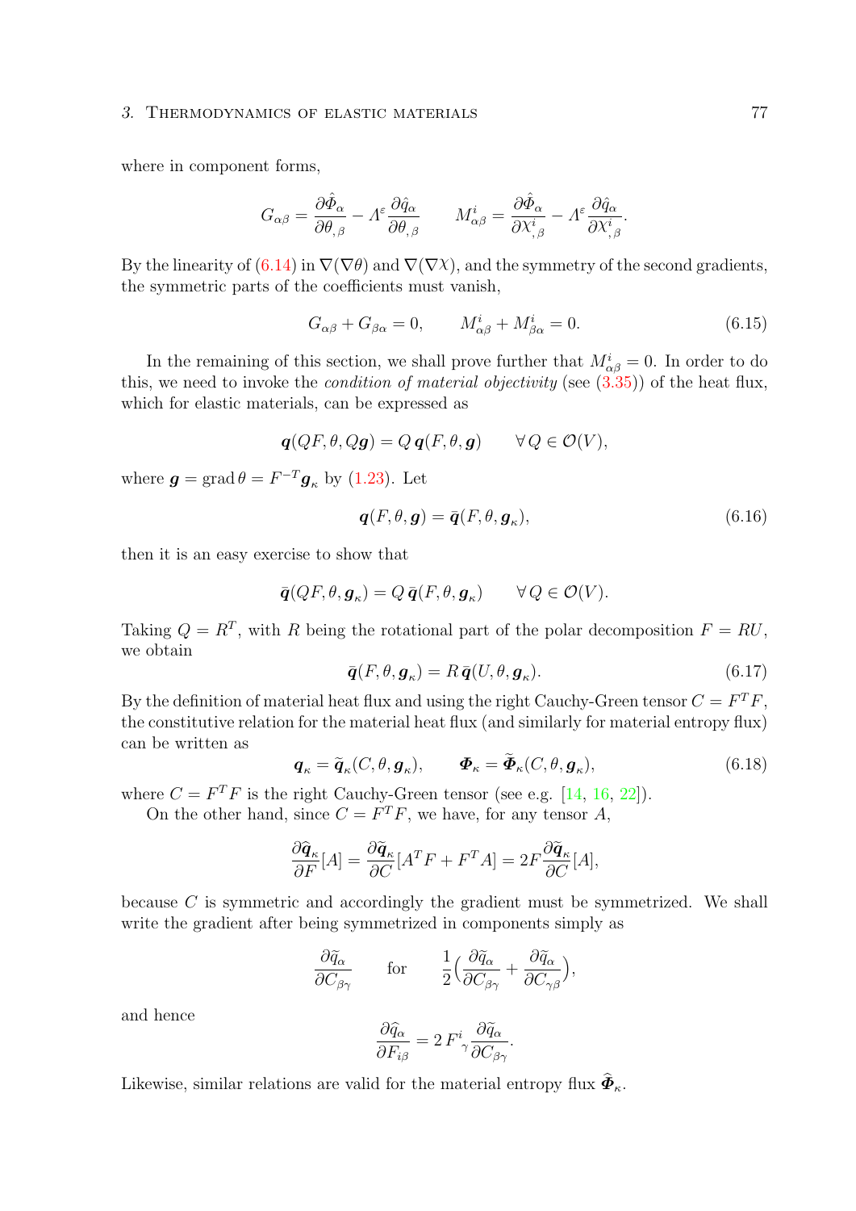where in component forms,

$$G_{\alpha\beta} = \frac{\partial \hat{\Phi}_\alpha}{\partial \theta_{,\beta}} - \Lambda^\varepsilon \frac{\partial \hat{q}_\alpha}{\partial \theta_{,\beta}} \qquad M^i_{\alpha\beta} = \frac{\partial \hat{\Phi}_\alpha}{\partial \chi^i_{,\beta}} - \Lambda^\varepsilon \frac{\partial \hat{q}_\alpha}{\partial \chi^i_{,\beta}}.$$

By the linearity of (6.14) in $\nabla(\nabla\theta)$ and $\nabla(\nabla\chi)$, and the symmetry of the second gradients, the symmetric parts of the coefficients must vanish,

$$G_{\alpha\beta} + G_{\beta\alpha} = 0, \qquad M^i_{\alpha\beta} + M^i_{\beta\alpha} = 0. \tag{6.15}$$

In the remaining of this section, we shall prove further that $M^i_{\alpha\beta} = 0$. In order to do this, we need to invoke the *condition of material objectivity* (see (3.35)) of the heat flux, which for elastic materials, can be expressed as

$$\boldsymbol{q}(QF, \theta, Q\boldsymbol{g}) = Q\, \boldsymbol{q}(F, \theta, \boldsymbol{g}) \qquad \forall\, Q \in \mathcal{O}(V),$$

where $\boldsymbol{g} = \operatorname{grad}\theta = F^{-T}\boldsymbol{g}_\kappa$ by (1.23). Let

$$\boldsymbol{q}(F, \theta, \boldsymbol{g}) = \bar{\boldsymbol{q}}(F, \theta, \boldsymbol{g}_\kappa), \tag{6.16}$$

then it is an easy exercise to show that

$$\bar{\boldsymbol{q}}(QF, \theta, \boldsymbol{g}_\kappa) = Q\, \bar{\boldsymbol{q}}(F, \theta, \boldsymbol{g}_\kappa) \qquad \forall\, Q \in \mathcal{O}(V).$$

Taking $Q = R^T$, with $R$ being the rotational part of the polar decomposition $F = RU$, we obtain

$$\bar{\boldsymbol{q}}(F, \theta, \boldsymbol{g}_\kappa) = R\, \bar{\boldsymbol{q}}(U, \theta, \boldsymbol{g}_\kappa). \tag{6.17}$$

By the definition of material heat flux and using the right Cauchy-Green tensor $C = F^T F$, the constitutive relation for the material heat flux (and similarly for material entropy flux) can be written as

$$\boldsymbol{q}_\kappa = \widetilde{\boldsymbol{q}}_\kappa(C, \theta, \boldsymbol{g}_\kappa), \qquad \boldsymbol{\Phi}_\kappa = \widetilde{\boldsymbol{\Phi}}_\kappa(C, \theta, \boldsymbol{g}_\kappa), \tag{6.18}$$

where $C = F^T F$ is the right Cauchy-Green tensor (see e.g. [14, 16, 22]).

On the other hand, since $C = F^T F$, we have, for any tensor $A$,

$$\frac{\partial \widehat{\boldsymbol{q}}_\kappa}{\partial F}[A] = \frac{\partial \widetilde{\boldsymbol{q}}_\kappa}{\partial C}[A^T F + F^T A] = 2F \frac{\partial \widetilde{\boldsymbol{q}}_\kappa}{\partial C}[A],$$

because $C$ is symmetric and accordingly the gradient must be symmetrized. We shall write the gradient after being symmetrized in components simply as

$$\frac{\partial \widetilde{q}_\alpha}{\partial C_{\beta\gamma}} \qquad \text{for} \qquad \frac{1}{2}\Big( \frac{\partial \widetilde{q}_\alpha}{\partial C_{\beta\gamma}} + \frac{\partial \widetilde{q}_\alpha}{\partial C_{\gamma\beta}} \Big),$$

and hence

$$\frac{\partial \widehat{q}_\alpha}{\partial F_{i\beta}} = 2\, F^i{}_\gamma \frac{\partial \widetilde{q}_\alpha}{\partial C_{\beta\gamma}}.$$

Likewise, similar relations are valid for the material entropy flux $\widehat{\boldsymbol{\Phi}}_\kappa$.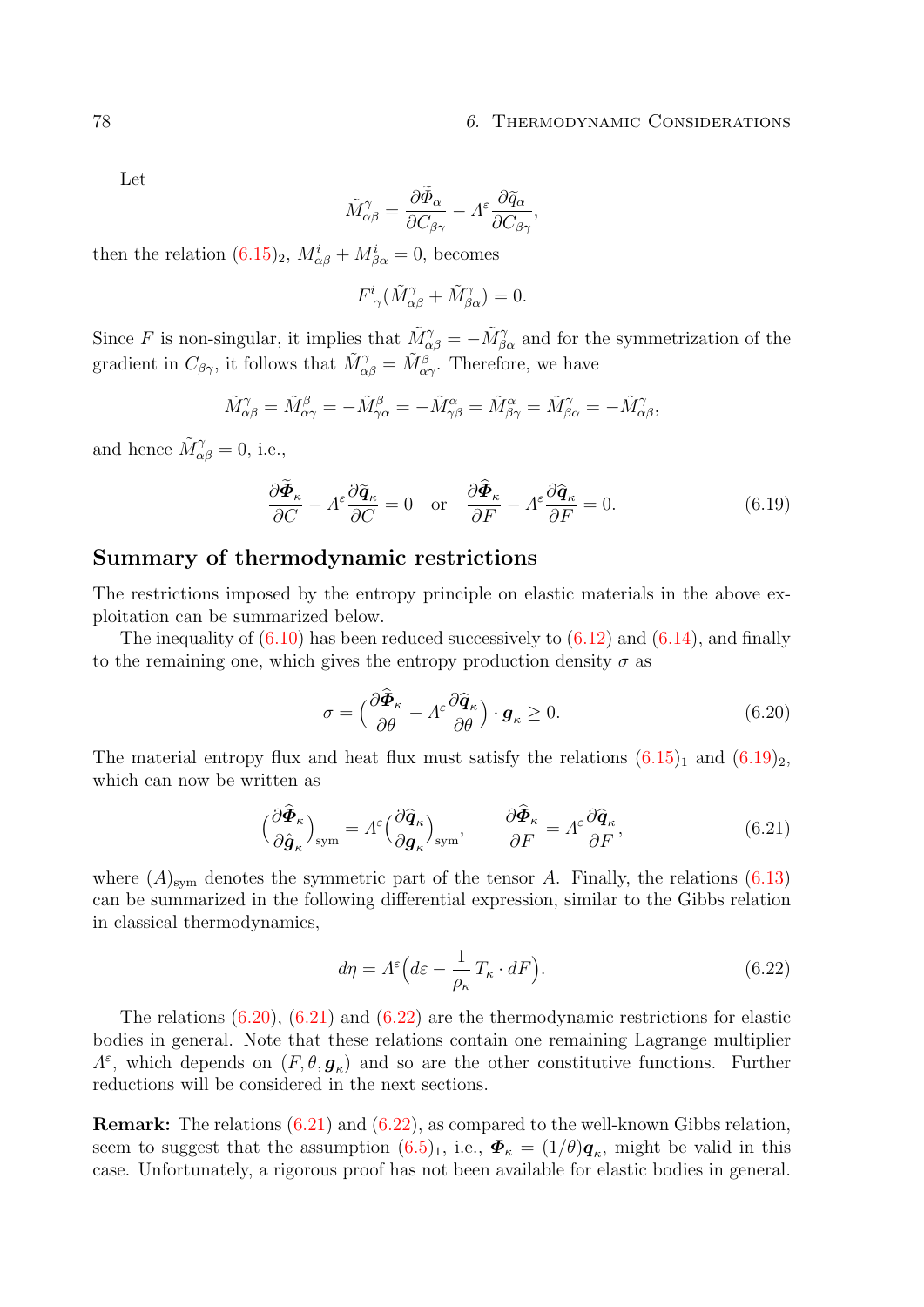Let

$$\tilde{M}^{\gamma}_{\alpha\beta} = \frac{\partial \tilde{\Phi}_{\alpha}}{\partial C_{\beta\gamma}} - \Lambda^{\varepsilon} \frac{\partial \tilde{q}_{\alpha}}{\partial C_{\beta\gamma}},$$

then the relation $(6.15)_2$, $M^i_{\alpha\beta} + M^i_{\beta\alpha} = 0$, becomes

$$F^i{}_{\gamma}(\tilde{M}^{\gamma}_{\alpha\beta} + \tilde{M}^{\gamma}_{\beta\alpha}) = 0.$$

Since $F$ is non-singular, it implies that $\tilde{M}^{\gamma}_{\alpha\beta} = -\tilde{M}^{\gamma}_{\beta\alpha}$ and for the symmetrization of the gradient in $C_{\beta\gamma}$, it follows that $\tilde{M}^{\gamma}_{\alpha\beta} = \tilde{M}^{\beta}_{\alpha\gamma}$. Therefore, we have

$$\tilde{M}^{\gamma}_{\alpha\beta} = \tilde{M}^{\beta}_{\alpha\gamma} = -\tilde{M}^{\beta}_{\gamma\alpha} = -\tilde{M}^{\alpha}_{\gamma\beta} = \tilde{M}^{\alpha}_{\beta\gamma} = \tilde{M}^{\gamma}_{\beta\alpha} = -\tilde{M}^{\gamma}_{\alpha\beta},$$

and hence $\tilde{M}^{\gamma}_{\alpha\beta} = 0$, i.e.,

$$\frac{\partial \tilde{\boldsymbol{\Phi}}_{\kappa}}{\partial C} - \Lambda^{\varepsilon} \frac{\partial \tilde{\boldsymbol{q}}_{\kappa}}{\partial C} = 0 \quad \text{or} \quad \frac{\partial \widehat{\boldsymbol{\Phi}}_{\kappa}}{\partial F} - \Lambda^{\varepsilon} \frac{\partial \widehat{\boldsymbol{q}}_{\kappa}}{\partial F} = 0. \tag{6.19}$$

## Summary of thermodynamic restrictions

The restrictions imposed by the entropy principle on elastic materials in the above exploitation can be summarized below.

The inequality of (6.10) has been reduced successively to (6.12) and (6.14), and finally to the remaining one, which gives the entropy production density $\sigma$ as

$$\sigma = \Big( \frac{\partial \widehat{\boldsymbol{\Phi}}_{\kappa}}{\partial \theta} - \Lambda^{\varepsilon} \frac{\partial \widehat{\boldsymbol{q}}_{\kappa}}{\partial \theta} \Big) \cdot \boldsymbol{g}_{\kappa} \geq 0. \tag{6.20}$$

The material entropy flux and heat flux must satisfy the relations $(6.15)_1$ and $(6.19)_2$, which can now be written as

$$\Big( \frac{\partial \widehat{\boldsymbol{\Phi}}_{\kappa}}{\partial \widehat{\boldsymbol{g}}_{\kappa}} \Big)_{\text{sym}} = \Lambda^{\varepsilon} \Big( \frac{\partial \widehat{\boldsymbol{q}}_{\kappa}}{\partial \boldsymbol{g}_{\kappa}} \Big)_{\text{sym}}, \qquad \frac{\partial \widehat{\boldsymbol{\Phi}}_{\kappa}}{\partial F} = \Lambda^{\varepsilon} \frac{\partial \widehat{\boldsymbol{q}}_{\kappa}}{\partial F}, \tag{6.21}$$

where $(A)_{\text{sym}}$ denotes the symmetric part of the tensor $A$. Finally, the relations (6.13) can be summarized in the following differential expression, similar to the Gibbs relation in classical thermodynamics,

$$d\eta = \Lambda^{\varepsilon} \Big( d\varepsilon - \frac{1}{\rho_{\kappa}} T_{\kappa} \cdot dF \Big). \tag{6.22}$$

The relations (6.20), (6.21) and (6.22) are the thermodynamic restrictions for elastic bodies in general. Note that these relations contain one remaining Lagrange multiplier $\Lambda^{\varepsilon}$, which depends on $(F, \theta, \boldsymbol{g}_{\kappa})$ and so are the other constitutive functions. Further reductions will be considered in the next sections.

**Remark:** The relations (6.21) and (6.22), as compared to the well-known Gibbs relation, seem to suggest that the assumption $(6.5)_1$, i.e., $\boldsymbol{\Phi}_{\kappa} = (1/\theta)\boldsymbol{q}_{\kappa}$, might be valid in this case. Unfortunately, a rigorous proof has not been available for elastic bodies in general.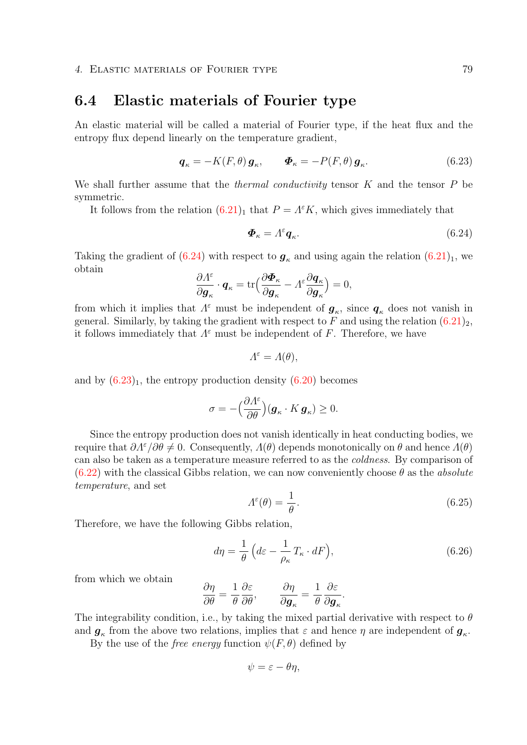## 6.4 Elastic materials of Fourier type

An elastic material will be called a material of Fourier type, if the heat flux and the entropy flux depend linearly on the temperature gradient,

$$\boldsymbol{q}_\kappa = -K(F,\theta)\,\boldsymbol{g}_\kappa, \qquad \boldsymbol{\Phi}_\kappa = -P(F,\theta)\,\boldsymbol{g}_\kappa. \tag{6.23}$$

We shall further assume that the *thermal conductivity* tensor $K$ and the tensor $P$ be symmetric.

It follows from the relation $(6.21)_1$ that $P = \Lambda^\varepsilon K$, which gives immediately that

$$\boldsymbol{\Phi}_\kappa = \Lambda^\varepsilon \boldsymbol{q}_\kappa. \tag{6.24}$$

Taking the gradient of (6.24) with respect to $\boldsymbol{g}_\kappa$ and using again the relation $(6.21)_1$, we obtain

$$\frac{\partial \Lambda^\varepsilon}{\partial \boldsymbol{g}_\kappa}\cdot \boldsymbol{q}_\kappa = \operatorname{tr}\Big(\frac{\partial \boldsymbol{\Phi}_\kappa}{\partial \boldsymbol{g}_\kappa} - \Lambda^\varepsilon \frac{\partial \boldsymbol{q}_\kappa}{\partial \boldsymbol{g}_\kappa}\Big) = 0,$$

from which it implies that $\Lambda^\varepsilon$ must be independent of $\boldsymbol{g}_\kappa$, since $\boldsymbol{q}_\kappa$ does not vanish in general. Similarly, by taking the gradient with respect to $F$ and using the relation $(6.21)_2$, it follows immediately that $\Lambda^\varepsilon$ must be independent of $F$. Therefore, we have

$$\Lambda^\varepsilon = \Lambda(\theta),$$

and by $(6.23)_1$, the entropy production density (6.20) becomes

$$\sigma = -\Big(\frac{\partial \Lambda^\varepsilon}{\partial \theta}\Big)(\boldsymbol{g}_\kappa \cdot K\,\boldsymbol{g}_\kappa) \geq 0.$$

Since the entropy production does not vanish identically in heat conducting bodies, we require that $\partial\Lambda^\varepsilon/\partial\theta \neq 0$. Consequently, $\Lambda(\theta)$ depends monotonically on $\theta$ and hence $\Lambda(\theta)$ can also be taken as a temperature measure referred to as the *coldness*. By comparison of (6.22) with the classical Gibbs relation, we can now conveniently choose $\theta$ as the *absolute temperature*, and set

$$\Lambda^\varepsilon(\theta) = \frac{1}{\theta}. \tag{6.25}$$

Therefore, we have the following Gibbs relation,

$$d\eta = \frac{1}{\theta}\Big(d\varepsilon - \frac{1}{\rho_\kappa}\,T_\kappa \cdot dF\Big), \tag{6.26}$$

from which we obtain

$$\frac{\partial \eta}{\partial \theta} = \frac{1}{\theta}\frac{\partial \varepsilon}{\partial \theta}, \qquad \frac{\partial \eta}{\partial \boldsymbol{g}_\kappa} = \frac{1}{\theta}\frac{\partial \varepsilon}{\partial \boldsymbol{g}_\kappa}.$$

The integrability condition, i.e., by taking the mixed partial derivative with respect to $\theta$ and $\boldsymbol{g}_\kappa$ from the above two relations, implies that $\varepsilon$ and hence $\eta$ are independent of $\boldsymbol{g}_\kappa$.

By the use of the *free energy* function $\psi(F,\theta)$ defined by

$$\psi = \varepsilon - \theta\eta,$$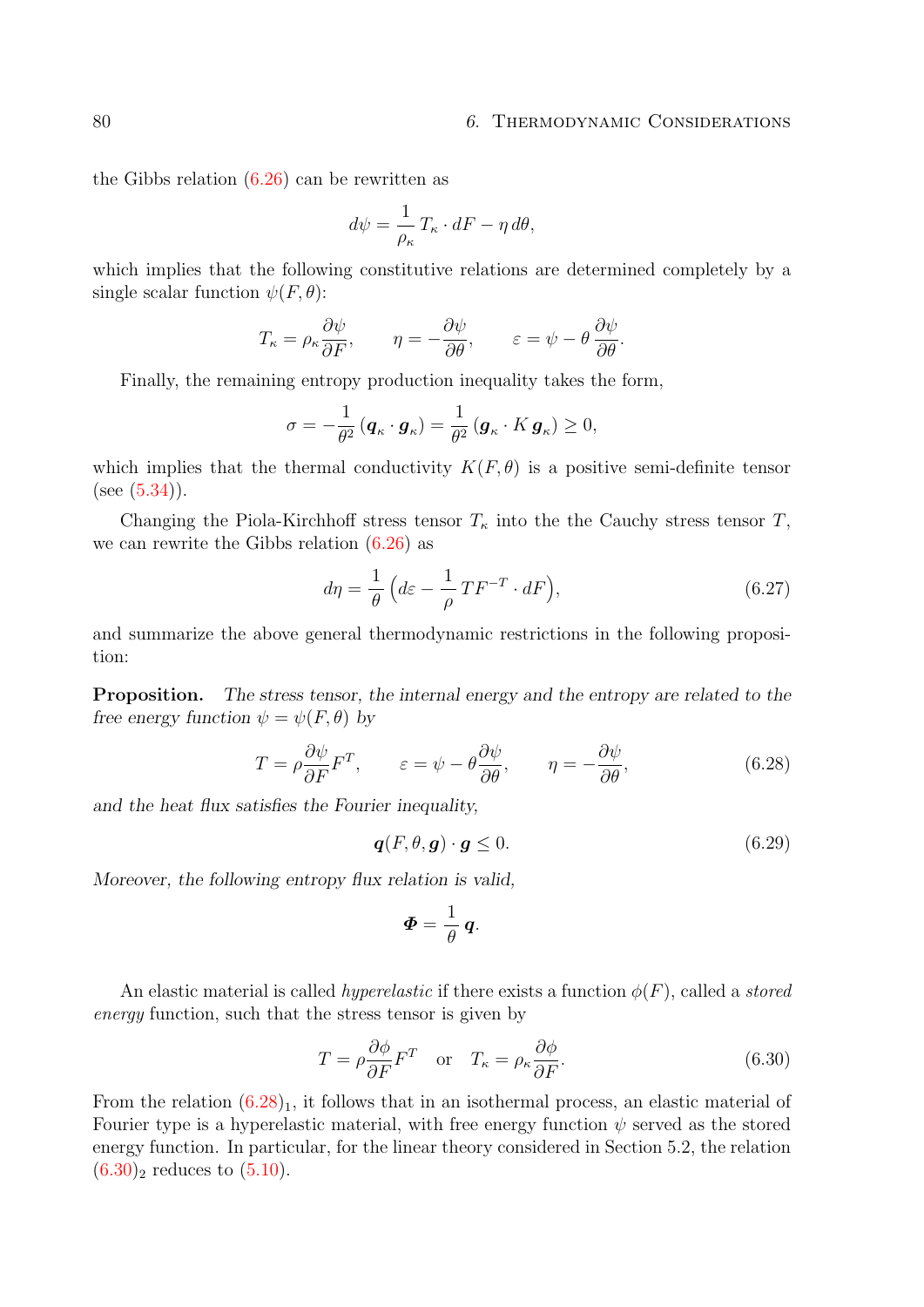the Gibbs relation (6.26) can be rewritten as

$$d\psi = \frac{1}{\rho_\kappa} T_\kappa \cdot dF - \eta\, d\theta,$$

which implies that the following constitutive relations are determined completely by a single scalar function $\psi(F, \theta)$:

$$T_\kappa = \rho_\kappa \frac{\partial \psi}{\partial F}, \qquad \eta = -\frac{\partial \psi}{\partial \theta}, \qquad \varepsilon = \psi - \theta\, \frac{\partial \psi}{\partial \theta}.$$

Finally, the remaining entropy production inequality takes the form,

$$\sigma = -\frac{1}{\theta^2}\, (\boldsymbol{q}_\kappa \cdot \boldsymbol{g}_\kappa) = \frac{1}{\theta^2}\, (\boldsymbol{g}_\kappa \cdot K\, \boldsymbol{g}_\kappa) \geq 0,$$

which implies that the thermal conductivity $K(F, \theta)$ is a positive semi-definite tensor (see (5.34)).

Changing the Piola-Kirchhoff stress tensor $T_\kappa$ into the the Cauchy stress tensor $T$, we can rewrite the Gibbs relation (6.26) as

$$d\eta = \frac{1}{\theta}\, \Big( d\varepsilon - \frac{1}{\rho}\, T F^{-T} \cdot dF \Big), \tag{6.27}$$

and summarize the above general thermodynamic restrictions in the following proposition:

**Proposition.** *The stress tensor, the internal energy and the entropy are related to the free energy function* $\psi = \psi(F, \theta)$ *by*

$$T = \rho \frac{\partial \psi}{\partial F} F^T, \qquad \varepsilon = \psi - \theta \frac{\partial \psi}{\partial \theta}, \qquad \eta = -\frac{\partial \psi}{\partial \theta}, \tag{6.28}$$

*and the heat flux satisfies the Fourier inequality,*

$$\boldsymbol{q}(F, \theta, \boldsymbol{g}) \cdot \boldsymbol{g} \leq 0. \tag{6.29}$$

*Moreover, the following entropy flux relation is valid,*

$$\boldsymbol{\Phi} = \frac{1}{\theta}\, \boldsymbol{q}.$$

An elastic material is called *hyperelastic* if there exists a function $\phi(F)$, called a *stored energy* function, such that the stress tensor is given by

$$T = \rho \frac{\partial \phi}{\partial F} F^T \quad \text{or} \quad T_\kappa = \rho_\kappa \frac{\partial \phi}{\partial F}. \tag{6.30}$$

From the relation $(6.28)_1$, it follows that in an isothermal process, an elastic material of Fourier type is a hyperelastic material, with free energy function $\psi$ served as the stored energy function. In particular, for the linear theory considered in Section 5.2, the relation $(6.30)_2$ reduces to (5.10).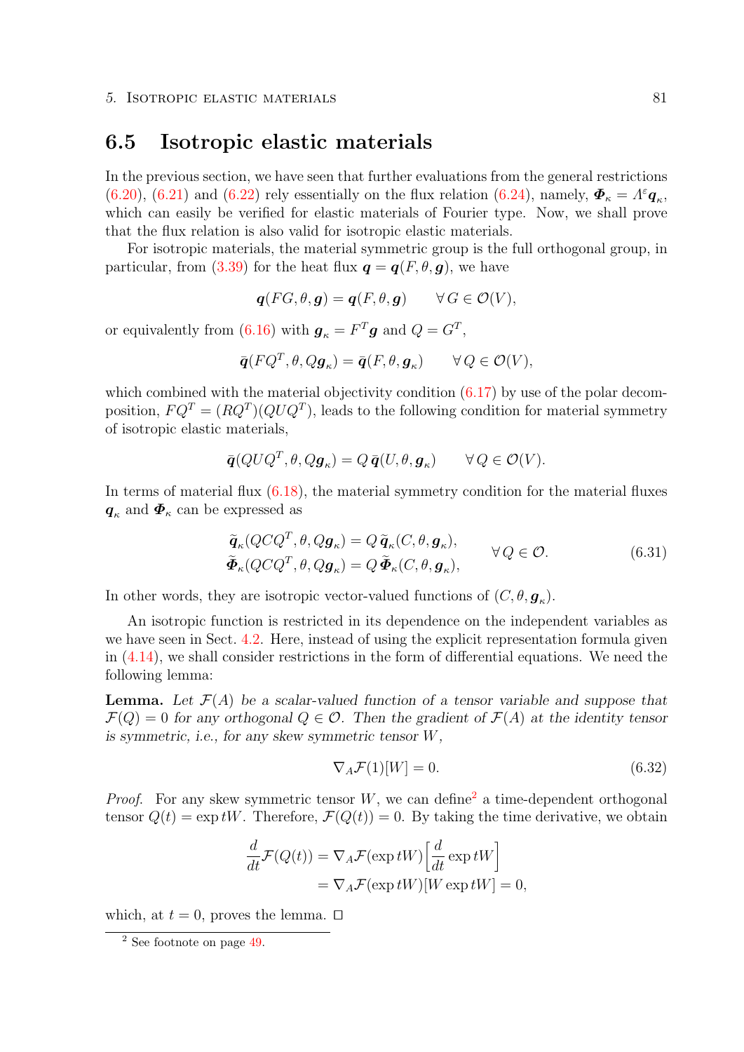## 6.5 Isotropic elastic materials

In the previous section, we have seen that further evaluations from the general restrictions (6.20), (6.21) and (6.22) rely essentially on the flux relation (6.24), namely, $\boldsymbol{\Phi}_\kappa = \Lambda^\varepsilon \boldsymbol{q}_\kappa$, which can easily be verified for elastic materials of Fourier type. Now, we shall prove that the flux relation is also valid for isotropic elastic materials.

For isotropic materials, the material symmetric group is the full orthogonal group, in particular, from (3.39) for the heat flux $\boldsymbol{q} = \boldsymbol{q}(F, \theta, \boldsymbol{g})$, we have

$$\boldsymbol{q}(FG, \theta, \boldsymbol{g}) = \boldsymbol{q}(F, \theta, \boldsymbol{g}) \qquad \forall\, G \in \mathcal{O}(V),$$

or equivalently from (6.16) with $\boldsymbol{g}_\kappa = F^T \boldsymbol{g}$ and $Q = G^T$,

$$\bar{\boldsymbol{q}}(FQ^T, \theta, Q\boldsymbol{g}_\kappa) = \bar{\boldsymbol{q}}(F, \theta, \boldsymbol{g}_\kappa) \qquad \forall\, Q \in \mathcal{O}(V),$$

which combined with the material objectivity condition (6.17) by use of the polar decomposition, $FQ^T = (RQ^T)(QUQ^T)$, leads to the following condition for material symmetry of isotropic elastic materials,

$$\bar{\boldsymbol{q}}(QUQ^T, \theta, Q\boldsymbol{g}_\kappa) = Q\, \bar{\boldsymbol{q}}(U, \theta, \boldsymbol{g}_\kappa) \qquad \forall\, Q \in \mathcal{O}(V).$$

In terms of material flux (6.18), the material symmetry condition for the material fluxes $\boldsymbol{q}_\kappa$ and $\boldsymbol{\Phi}_\kappa$ can be expressed as

$$\begin{aligned} \widetilde{\boldsymbol{q}}_\kappa(QCQ^T, \theta, Q\boldsymbol{g}_\kappa) &= Q\, \widetilde{\boldsymbol{q}}_\kappa(C, \theta, \boldsymbol{g}_\kappa), \\ \widetilde{\boldsymbol{\Phi}}_\kappa(QCQ^T, \theta, Q\boldsymbol{g}_\kappa) &= Q\, \widetilde{\boldsymbol{\Phi}}_\kappa(C, \theta, \boldsymbol{g}_\kappa), \end{aligned} \qquad \forall\, Q \in \mathcal{O}. \tag{6.31}$$

In other words, they are isotropic vector-valued functions of $(C, \theta, \boldsymbol{g}_\kappa)$.

An isotropic function is restricted in its dependence on the independent variables as we have seen in Sect. 4.2. Here, instead of using the explicit representation formula given in (4.14), we shall consider restrictions in the form of differential equations. We need the following lemma:

**Lemma.** *Let $\mathcal{F}(A)$ be a scalar-valued function of a tensor variable and suppose that $\mathcal{F}(Q) = 0$ for any orthogonal $Q \in \mathcal{O}$. Then the gradient of $\mathcal{F}(A)$ at the identity tensor is symmetric, i.e., for any skew symmetric tensor $W$,*

$$\nabla_A \mathcal{F}(1)[W] = 0. \tag{6.32}$$

*Proof.* For any skew symmetric tensor $W$, we can define[2] a time-dependent orthogonal tensor $Q(t) = \exp tW$. Therefore, $\mathcal{F}(Q(t)) = 0$. By taking the time derivative, we obtain

$$\begin{aligned} \frac{d}{dt}\mathcal{F}(Q(t)) &= \nabla_A \mathcal{F}(\exp tW)\Big[\frac{d}{dt}\exp tW\Big] \\ &= \nabla_A \mathcal{F}(\exp tW)[W \exp tW] = 0, \end{aligned}$$

which, at $t = 0$, proves the lemma. □

[2] See footnote on page 49.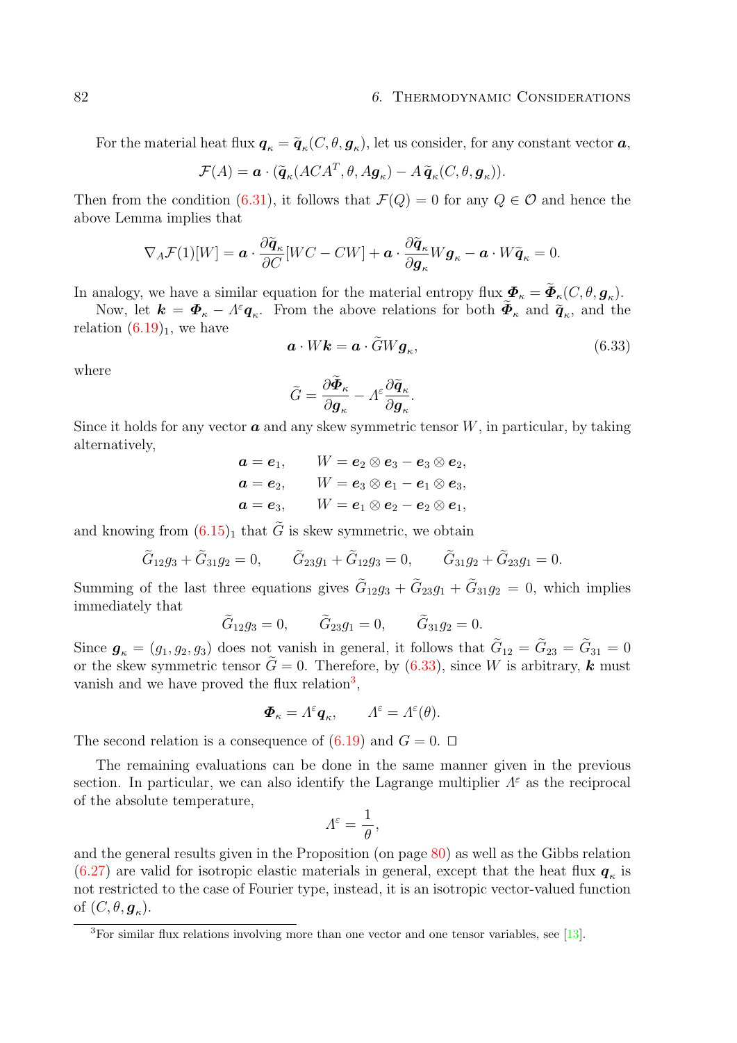For the material heat flux $\boldsymbol{q}_\kappa = \widetilde{\boldsymbol{q}}_\kappa(C,\theta,\boldsymbol{g}_\kappa)$, let us consider, for any constant vector $\boldsymbol{a}$,

$$\mathcal{F}(A) = \boldsymbol{a}\cdot(\widetilde{\boldsymbol{q}}_\kappa(ACA^T,\theta,A\boldsymbol{g}_\kappa) - A\,\widetilde{\boldsymbol{q}}_\kappa(C,\theta,\boldsymbol{g}_\kappa)).$$

Then from the condition (6.31), it follows that $\mathcal{F}(Q)=0$ for any $Q\in\mathcal{O}$ and hence the above Lemma implies that

$$\nabla_A\mathcal{F}(1)[W] = \boldsymbol{a}\cdot\frac{\partial\widetilde{\boldsymbol{q}}_\kappa}{\partial C}[WC-CW] + \boldsymbol{a}\cdot\frac{\partial\widetilde{\boldsymbol{q}}_\kappa}{\partial\boldsymbol{g}_\kappa}W\boldsymbol{g}_\kappa - \boldsymbol{a}\cdot W\widetilde{\boldsymbol{q}}_\kappa = 0.$$

In analogy, we have a similar equation for the material entropy flux $\boldsymbol{\Phi}_\kappa = \widetilde{\boldsymbol{\Phi}}_\kappa(C,\theta,\boldsymbol{g}_\kappa)$.

Now, let $\boldsymbol{k} = \boldsymbol{\Phi}_\kappa - \Lambda^\varepsilon\boldsymbol{q}_\kappa$. From the above relations for both $\widetilde{\boldsymbol{\Phi}}_\kappa$ and $\widetilde{\boldsymbol{q}}_\kappa$, and the relation $(6.19)_1$, we have

$$\boldsymbol{a}\cdot W\boldsymbol{k} = \boldsymbol{a}\cdot\widetilde{G}W\boldsymbol{g}_\kappa, \tag{6.33}$$

where

$$\widetilde{G} = \frac{\partial\widetilde{\boldsymbol{\Phi}}_\kappa}{\partial\boldsymbol{g}_\kappa} - \Lambda^\varepsilon\frac{\partial\widetilde{\boldsymbol{q}}_\kappa}{\partial\boldsymbol{g}_\kappa}.$$

Since it holds for any vector $\boldsymbol{a}$ and any skew symmetric tensor $W$, in particular, by taking alternatively,

$$\begin{aligned}
\boldsymbol{a} &= \boldsymbol{e}_1, \qquad W = \boldsymbol{e}_2\otimes\boldsymbol{e}_3 - \boldsymbol{e}_3\otimes\boldsymbol{e}_2,\\
\boldsymbol{a} &= \boldsymbol{e}_2, \qquad W = \boldsymbol{e}_3\otimes\boldsymbol{e}_1 - \boldsymbol{e}_1\otimes\boldsymbol{e}_3,\\
\boldsymbol{a} &= \boldsymbol{e}_3, \qquad W = \boldsymbol{e}_1\otimes\boldsymbol{e}_2 - \boldsymbol{e}_2\otimes\boldsymbol{e}_1,
\end{aligned}$$

and knowing from $(6.15)_1$ that $\widetilde{G}$ is skew symmetric, we obtain

$$\widetilde{G}_{12}g_3 + \widetilde{G}_{31}g_2 = 0, \qquad \widetilde{G}_{23}g_1 + \widetilde{G}_{12}g_3 = 0, \qquad \widetilde{G}_{31}g_2 + \widetilde{G}_{23}g_1 = 0.$$

Summing of the last three equations gives $\widetilde{G}_{12}g_3 + \widetilde{G}_{23}g_1 + \widetilde{G}_{31}g_2 = 0$, which implies immediately that

$$\widetilde{G}_{12}g_3 = 0, \qquad \widetilde{G}_{23}g_1 = 0, \qquad \widetilde{G}_{31}g_2 = 0.$$

Since $\boldsymbol{g}_\kappa = (g_1,g_2,g_3)$ does not vanish in general, it follows that $\widetilde{G}_{12} = \widetilde{G}_{23} = \widetilde{G}_{31} = 0$ or the skew symmetric tensor $\widetilde{G}=0$. Therefore, by (6.33), since $W$ is arbitrary, $\boldsymbol{k}$ must vanish and we have proved the flux relation[3],

$$\boldsymbol{\Phi}_\kappa = \Lambda^\varepsilon\boldsymbol{q}_\kappa, \qquad \Lambda^\varepsilon = \Lambda^\varepsilon(\theta).$$

The second relation is a consequence of (6.19) and $G=0$. □

The remaining evaluations can be done in the same manner given in the previous section. In particular, we can also identify the Lagrange multiplier $\Lambda^\varepsilon$ as the reciprocal of the absolute temperature,

$$\Lambda^\varepsilon = \frac{1}{\theta},$$

and the general results given in the Proposition (on page 80) as well as the Gibbs relation (6.27) are valid for isotropic elastic materials in general, except that the heat flux $\boldsymbol{q}_\kappa$ is not restricted to the case of Fourier type, instead, it is an isotropic vector-valued function of $(C,\theta,\boldsymbol{g}_\kappa)$.

[3] For similar flux relations involving more than one vector and one tensor variables, see [13].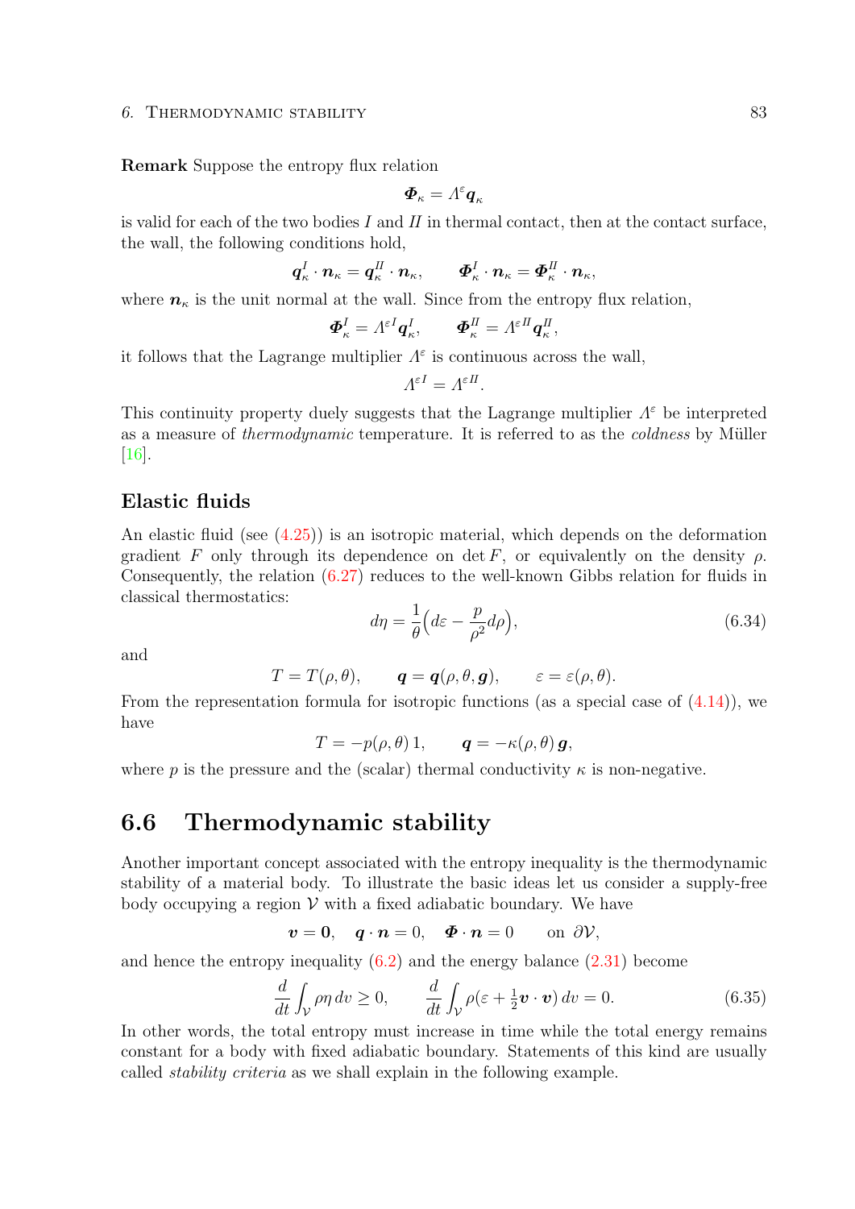**Remark** Suppose the entropy flux relation

$$\boldsymbol{\Phi}_\kappa = \Lambda^\varepsilon \boldsymbol{q}_\kappa$$

is valid for each of the two bodies $I$ and $II$ in thermal contact, then at the contact surface, the wall, the following conditions hold,

$$\boldsymbol{q}^I_\kappa \cdot \boldsymbol{n}_\kappa = \boldsymbol{q}^{II}_\kappa \cdot \boldsymbol{n}_\kappa, \qquad \boldsymbol{\Phi}^I_\kappa \cdot \boldsymbol{n}_\kappa = \boldsymbol{\Phi}^{II}_\kappa \cdot \boldsymbol{n}_\kappa,$$

where $\boldsymbol{n}_\kappa$ is the unit normal at the wall. Since from the entropy flux relation,

$$\boldsymbol{\Phi}^I_\kappa = \Lambda^{\varepsilon I} \boldsymbol{q}^I_\kappa, \qquad \boldsymbol{\Phi}^{II}_\kappa = \Lambda^{\varepsilon II} \boldsymbol{q}^{II}_\kappa,$$

it follows that the Lagrange multiplier $\Lambda^\varepsilon$ is continuous across the wall,

$$\Lambda^{\varepsilon I} = \Lambda^{\varepsilon II}.$$

This continuity property duely suggests that the Lagrange multiplier $\Lambda^\varepsilon$ be interpreted as a measure of *thermodynamic* temperature. It is referred to as the *coldness* by Müller [16].

### Elastic fluids

An elastic fluid (see (4.25)) is an isotropic material, which depends on the deformation gradient $F$ only through its dependence on $\det F$, or equivalently on the density $\rho$. Consequently, the relation (6.27) reduces to the well-known Gibbs relation for fluids in classical thermostatics:

$$d\eta = \frac{1}{\theta}\Big(d\varepsilon - \frac{p}{\rho^2} d\rho\Big), \tag{6.34}$$

and

$$T = T(\rho, \theta), \qquad \boldsymbol{q} = \boldsymbol{q}(\rho, \theta, \boldsymbol{g}), \qquad \varepsilon = \varepsilon(\rho, \theta).$$

From the representation formula for isotropic functions (as a special case of (4.14)), we have

$$T = -p(\rho, \theta)\, 1, \qquad \boldsymbol{q} = -\kappa(\rho, \theta)\, \boldsymbol{g},$$

where $p$ is the pressure and the (scalar) thermal conductivity $\kappa$ is non-negative.

## 6.6 Thermodynamic stability

Another important concept associated with the entropy inequality is the thermodynamic stability of a material body. To illustrate the basic ideas let us consider a supply-free body occupying a region $\mathcal{V}$ with a fixed adiabatic boundary. We have

$$\boldsymbol{v} = \boldsymbol{0}, \quad \boldsymbol{q} \cdot \boldsymbol{n} = 0, \quad \boldsymbol{\Phi} \cdot \boldsymbol{n} = 0 \qquad \text{on } \partial\mathcal{V},$$

and hence the entropy inequality (6.2) and the energy balance (2.31) become

$$\frac{d}{dt} \int_{\mathcal{V}} \rho \eta \, dv \geq 0, \qquad \frac{d}{dt} \int_{\mathcal{V}} \rho(\varepsilon + \tfrac{1}{2} \boldsymbol{v} \cdot \boldsymbol{v})\, dv = 0. \tag{6.35}$$

In other words, the total entropy must increase in time while the total energy remains constant for a body with fixed adiabatic boundary. Statements of this kind are usually called *stability criteria* as we shall explain in the following example.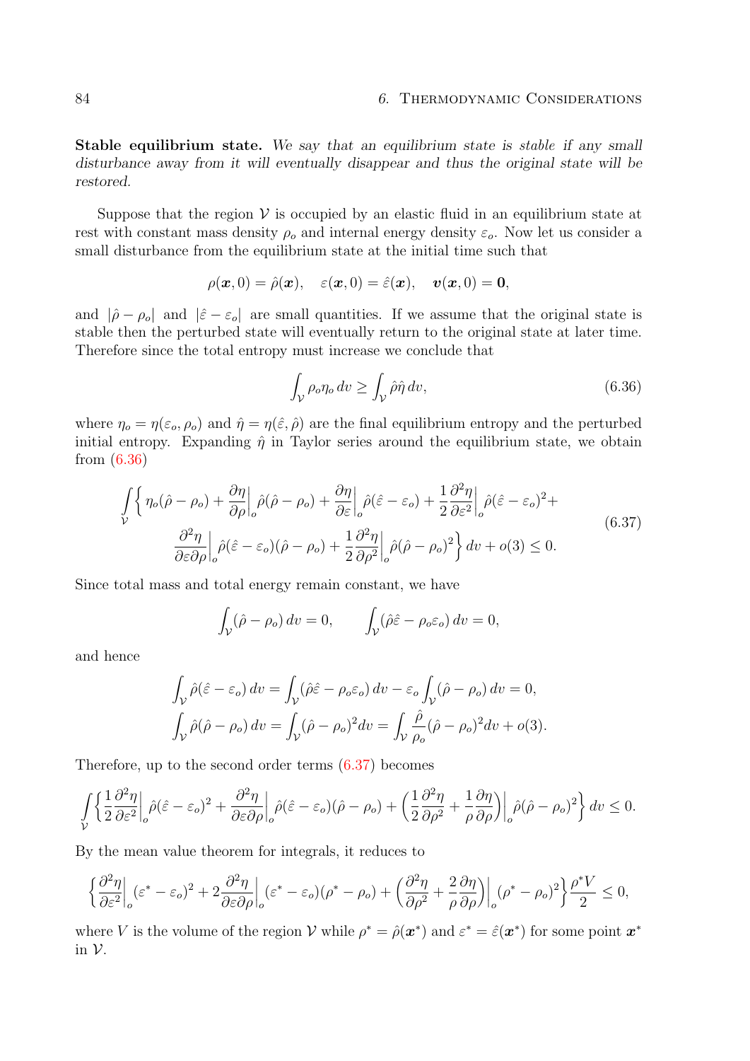**Stable equilibrium state.** *We say that an equilibrium state is stable if any small disturbance away from it will eventually disappear and thus the original state will be restored.*

Suppose that the region $\mathcal{V}$ is occupied by an elastic fluid in an equilibrium state at rest with constant mass density $\rho_o$ and internal energy density $\varepsilon_o$. Now let us consider a small disturbance from the equilibrium state at the initial time such that

$$\rho(\boldsymbol{x},0) = \hat{\rho}(\boldsymbol{x}), \quad \varepsilon(\boldsymbol{x},0) = \hat{\varepsilon}(\boldsymbol{x}), \quad \boldsymbol{v}(\boldsymbol{x},0) = \boldsymbol{0},$$

and $|\hat{\rho} - \rho_o|$ and $|\hat{\varepsilon} - \varepsilon_o|$ are small quantities. If we assume that the original state is stable then the perturbed state will eventually return to the original state at later time. Therefore since the total entropy must increase we conclude that

$$\int_{\mathcal{V}} \rho_o \eta_o \, dv \geq \int_{\mathcal{V}} \hat{\rho}\hat{\eta} \, dv, \tag{6.36}$$

where $\eta_o = \eta(\varepsilon_o, \rho_o)$ and $\hat{\eta} = \eta(\hat{\varepsilon}, \hat{\rho})$ are the final equilibrium entropy and the perturbed initial entropy. Expanding $\hat{\eta}$ in Taylor series around the equilibrium state, we obtain from (6.36)

$$\begin{aligned}\int_{\mathcal{V}} \Big\{ \eta_o(\hat{\rho} - \rho_o) + \frac{\partial \eta}{\partial \rho}\Big|_o \hat{\rho}(\hat{\rho} - \rho_o) + \frac{\partial \eta}{\partial \varepsilon}\Big|_o \hat{\rho}(\hat{\varepsilon} - \varepsilon_o) + \frac{1}{2}\frac{\partial^2 \eta}{\partial \varepsilon^2}\Big|_o \hat{\rho}(\hat{\varepsilon} - \varepsilon_o)^2 + \\ \frac{\partial^2 \eta}{\partial \varepsilon \partial \rho}\Big|_o \hat{\rho}(\hat{\varepsilon} - \varepsilon_o)(\hat{\rho} - \rho_o) + \frac{1}{2}\frac{\partial^2 \eta}{\partial \rho^2}\Big|_o \hat{\rho}(\hat{\rho} - \rho_o)^2 \Big\} \, dv + o(3) \leq 0.\end{aligned} \tag{6.37}$$

Since total mass and total energy remain constant, we have

$$\int_{\mathcal{V}} (\hat{\rho} - \rho_o) \, dv = 0, \qquad \int_{\mathcal{V}} (\hat{\rho}\hat{\varepsilon} - \rho_o \varepsilon_o) \, dv = 0,$$

and hence

$$\begin{aligned}\int_{\mathcal{V}} \hat{\rho}(\hat{\varepsilon} - \varepsilon_o) \, dv &= \int_{\mathcal{V}} (\hat{\rho}\hat{\varepsilon} - \rho_o\varepsilon_o) \, dv - \varepsilon_o \int_{\mathcal{V}} (\hat{\rho} - \rho_o) \, dv = 0, \\ \int_{\mathcal{V}} \hat{\rho}(\hat{\rho} - \rho_o) \, dv &= \int_{\mathcal{V}} (\hat{\rho} - \rho_o)^2 dv = \int_{\mathcal{V}} \frac{\hat{\rho}}{\rho_o}(\hat{\rho} - \rho_o)^2 dv + o(3).\end{aligned}$$

Therefore, up to the second order terms (6.37) becomes

$$\int_{\mathcal{V}} \Big\{ \frac{1}{2}\frac{\partial^2 \eta}{\partial \varepsilon^2}\Big|_o \hat{\rho}(\hat{\varepsilon} - \varepsilon_o)^2 + \frac{\partial^2 \eta}{\partial \varepsilon \partial \rho}\Big|_o \hat{\rho}(\hat{\varepsilon} - \varepsilon_o)(\hat{\rho} - \rho_o) + \Big(\frac{1}{2}\frac{\partial^2 \eta}{\partial \rho^2} + \frac{1}{\rho}\frac{\partial \eta}{\partial \rho}\Big)\Big|_o \hat{\rho}(\hat{\rho} - \rho_o)^2 \Big\} \, dv \leq 0.$$

By the mean value theorem for integrals, it reduces to

$$\Big\{ \frac{\partial^2 \eta}{\partial \varepsilon^2}\Big|_o (\varepsilon^* - \varepsilon_o)^2 + 2\frac{\partial^2 \eta}{\partial \varepsilon \partial \rho}\Big|_o (\varepsilon^* - \varepsilon_o)(\rho^* - \rho_o) + \Big(\frac{\partial^2 \eta}{\partial \rho^2} + \frac{2}{\rho}\frac{\partial \eta}{\partial \rho}\Big)\Big|_o (\rho^* - \rho_o)^2 \Big\} \frac{\rho^* V}{2} \leq 0,$$

where $V$ is the volume of the region $\mathcal{V}$ while $\rho^* = \hat{\rho}(\boldsymbol{x}^*)$ and $\varepsilon^* = \hat{\varepsilon}(\boldsymbol{x}^*)$ for some point $\boldsymbol{x}^*$ in $\mathcal{V}$.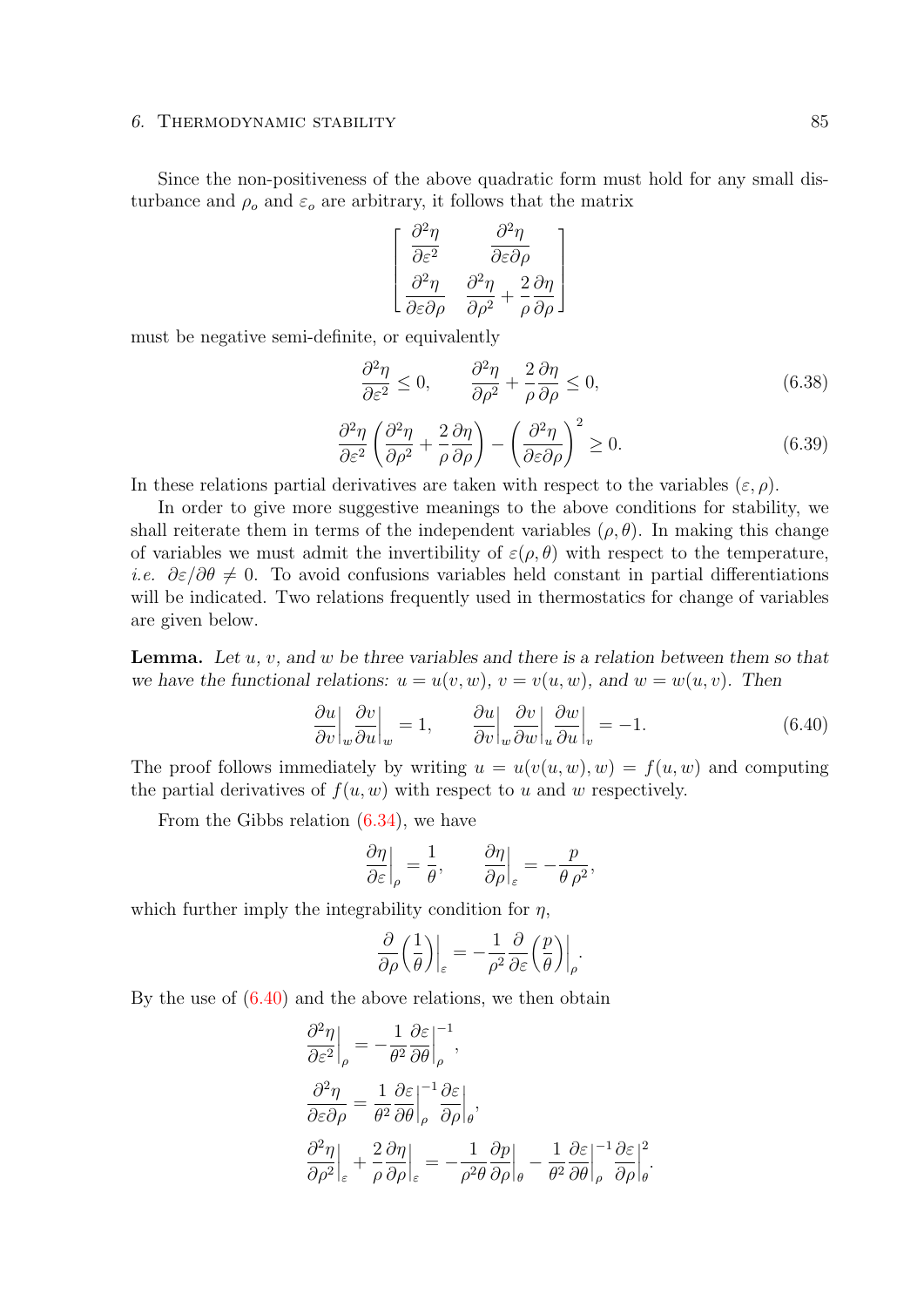Since the non-positiveness of the above quadratic form must hold for any small disturbance and $\rho_o$ and $\varepsilon_o$ are arbitrary, it follows that the matrix

$$
\begin{bmatrix}
\dfrac{\partial^2 \eta}{\partial \varepsilon^2} & \dfrac{\partial^2 \eta}{\partial \varepsilon \partial \rho} \\[2ex]
\dfrac{\partial^2 \eta}{\partial \varepsilon \partial \rho} & \dfrac{\partial^2 \eta}{\partial \rho^2} + \dfrac{2}{\rho}\dfrac{\partial \eta}{\partial \rho}
\end{bmatrix}
$$

must be negative semi-definite, or equivalently

$$
\frac{\partial^2 \eta}{\partial \varepsilon^2} \le 0, \qquad \frac{\partial^2 \eta}{\partial \rho^2} + \frac{2}{\rho}\frac{\partial \eta}{\partial \rho} \le 0, \tag{6.38}
$$

$$
\frac{\partial^2 \eta}{\partial \varepsilon^2}\left(\frac{\partial^2 \eta}{\partial \rho^2} + \frac{2}{\rho}\frac{\partial \eta}{\partial \rho}\right) - \left(\frac{\partial^2 \eta}{\partial \varepsilon \partial \rho}\right)^2 \ge 0. \tag{6.39}
$$

In these relations partial derivatives are taken with respect to the variables $(\varepsilon, \rho)$.

In order to give more suggestive meanings to the above conditions for stability, we shall reiterate them in terms of the independent variables $(\rho, \theta)$. In making this change of variables we must admit the invertibility of $\varepsilon(\rho, \theta)$ with respect to the temperature, *i.e.* $\partial\varepsilon/\partial\theta \neq 0$. To avoid confusions variables held constant in partial differentiations will be indicated. Two relations frequently used in thermostatics for change of variables are given below.

**Lemma.** *Let $u$, $v$, and $w$ be three variables and there is a relation between them so that we have the functional relations: $u = u(v, w)$, $v = v(u, w)$, and $w = w(u, v)$. Then*

$$
\frac{\partial u}{\partial v}\bigg|_w \frac{\partial v}{\partial u}\bigg|_w = 1, \qquad \frac{\partial u}{\partial v}\bigg|_w \frac{\partial v}{\partial w}\bigg|_u \frac{\partial w}{\partial u}\bigg|_v = -1. \tag{6.40}
$$

The proof follows immediately by writing $u = u(v(u, w), w) = f(u, w)$ and computing the partial derivatives of $f(u, w)$ with respect to $u$ and $w$ respectively.

From the Gibbs relation (6.34), we have

$$
\frac{\partial \eta}{\partial \varepsilon}\bigg|_\rho = \frac{1}{\theta}, \qquad \frac{\partial \eta}{\partial \rho}\bigg|_\varepsilon = -\frac{p}{\theta\,\rho^2},
$$

which further imply the integrability condition for $\eta$,

$$
\frac{\partial}{\partial \rho}\Big(\frac{1}{\theta}\Big)\bigg|_\varepsilon = -\frac{1}{\rho^2}\frac{\partial}{\partial \varepsilon}\Big(\frac{p}{\theta}\Big)\bigg|_\rho.
$$

By the use of (6.40) and the above relations, we then obtain

$$
\begin{aligned}
&\frac{\partial^2 \eta}{\partial \varepsilon^2}\bigg|_\rho = -\frac{1}{\theta^2}\frac{\partial \varepsilon}{\partial \theta}\bigg|_\rho^{-1}, \\
&\frac{\partial^2 \eta}{\partial \varepsilon \partial \rho} = \frac{1}{\theta^2}\frac{\partial \varepsilon}{\partial \theta}\bigg|_\rho^{-1}\frac{\partial \varepsilon}{\partial \rho}\bigg|_\theta, \\
&\frac{\partial^2 \eta}{\partial \rho^2}\bigg|_\varepsilon + \frac{2}{\rho}\frac{\partial \eta}{\partial \rho}\bigg|_\varepsilon = -\frac{1}{\rho^2\theta}\frac{\partial p}{\partial \rho}\bigg|_\theta - \frac{1}{\theta^2}\frac{\partial \varepsilon}{\partial \theta}\bigg|_\rho^{-1}\frac{\partial \varepsilon}{\partial \rho}\bigg|_\theta^2.
\end{aligned}
$$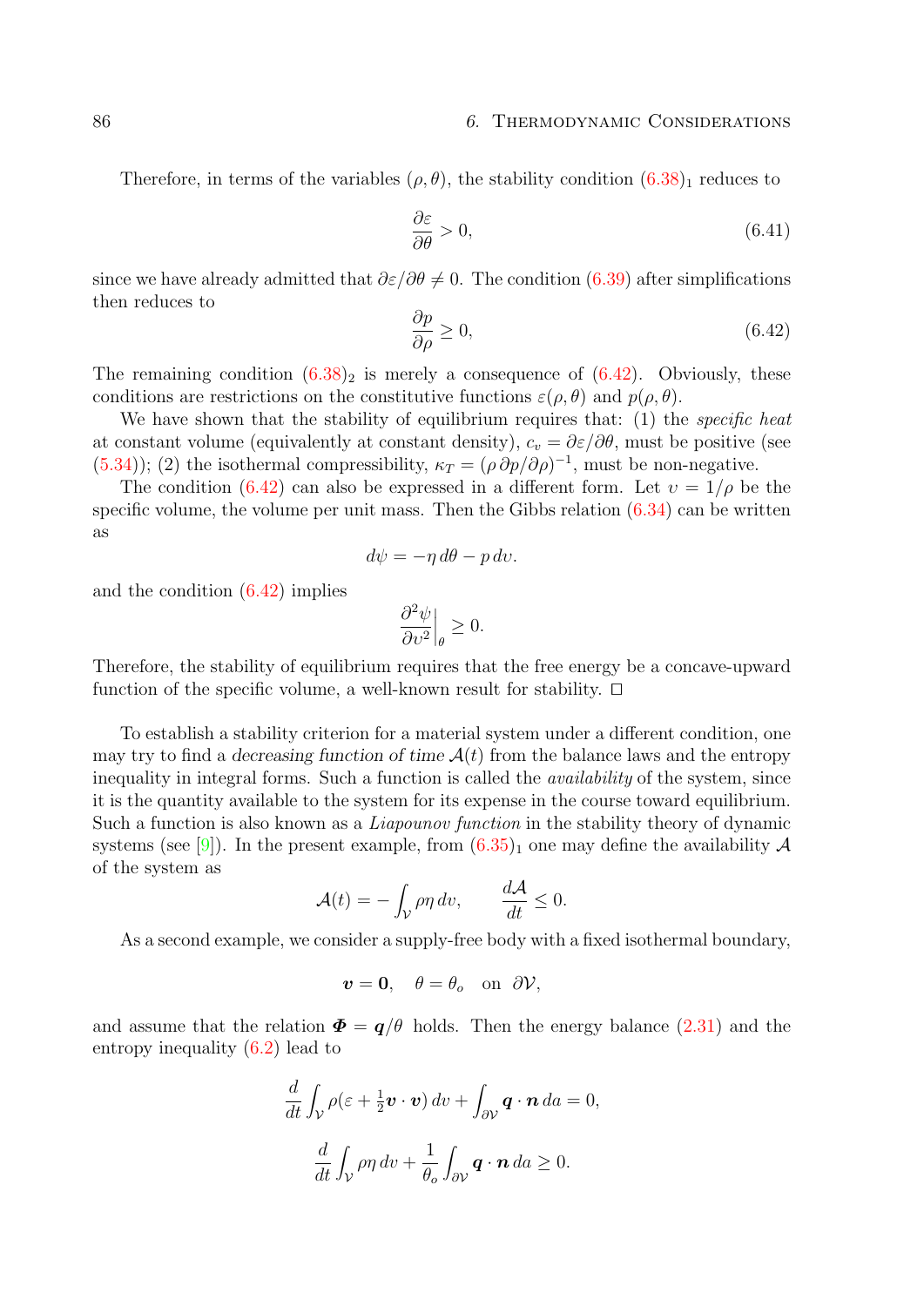Therefore, in terms of the variables $(\rho, \theta)$, the stability condition $(6.38)_1$ reduces to

$$\frac{\partial \varepsilon}{\partial \theta} > 0, \tag{6.41}$$

since we have already admitted that $\partial\varepsilon/\partial\theta \neq 0$. The condition (6.39) after simplifications then reduces to

$$\frac{\partial p}{\partial \rho} \geq 0, \tag{6.42}$$

The remaining condition $(6.38)_2$ is merely a consequence of (6.42). Obviously, these conditions are restrictions on the constitutive functions $\varepsilon(\rho, \theta)$ and $p(\rho, \theta)$.

We have shown that the stability of equilibrium requires that: (1) the *specific heat* at constant volume (equivalently at constant density), $c_v = \partial\varepsilon/\partial\theta$, must be positive (see (5.34)); (2) the isothermal compressibility, $\kappa_T = (\rho\, \partial p/\partial\rho)^{-1}$, must be non-negative.

The condition (6.42) can also be expressed in a different form. Let $\upsilon = 1/\rho$ be the specific volume, the volume per unit mass. Then the Gibbs relation (6.34) can be written as

$$d\psi = -\eta\, d\theta - p\, d\upsilon.$$

and the condition (6.42) implies

$$\frac{\partial^2 \psi}{\partial \upsilon^2}\Big|_\theta \geq 0.$$

Therefore, the stability of equilibrium requires that the free energy be a concave-upward function of the specific volume, a well-known result for stability. □

To establish a stability criterion for a material system under a different condition, one may try to find a *decreasing function of time* $\mathcal{A}(t)$ from the balance laws and the entropy inequality in integral forms. Such a function is called the *availability* of the system, since it is the quantity available to the system for its expense in the course toward equilibrium. Such a function is also known as a *Liapounov function* in the stability theory of dynamic systems (see [9]). In the present example, from $(6.35)_1$ one may define the availability $\mathcal{A}$ of the system as

$$\mathcal{A}(t) = -\int_\mathcal{V} \rho\eta\, dv, \qquad \frac{d\mathcal{A}}{dt} \leq 0.$$

As a second example, we consider a supply-free body with a fixed isothermal boundary,

$$\boldsymbol{v} = \boldsymbol{0}, \quad \theta = \theta_o \quad \text{on } \partial\mathcal{V},$$

and assume that the relation $\boldsymbol{\Phi} = \boldsymbol{q}/\theta$ holds. Then the energy balance (2.31) and the entropy inequality (6.2) lead to

$$\frac{d}{dt}\int_\mathcal{V} \rho(\varepsilon + \tfrac{1}{2}\boldsymbol{v}\cdot\boldsymbol{v})\, dv + \int_{\partial\mathcal{V}} \boldsymbol{q}\cdot\boldsymbol{n}\, da = 0,$$

$$\frac{d}{dt}\int_\mathcal{V} \rho\eta\, dv + \frac{1}{\theta_o}\int_{\partial\mathcal{V}} \boldsymbol{q}\cdot\boldsymbol{n}\, da \geq 0.$$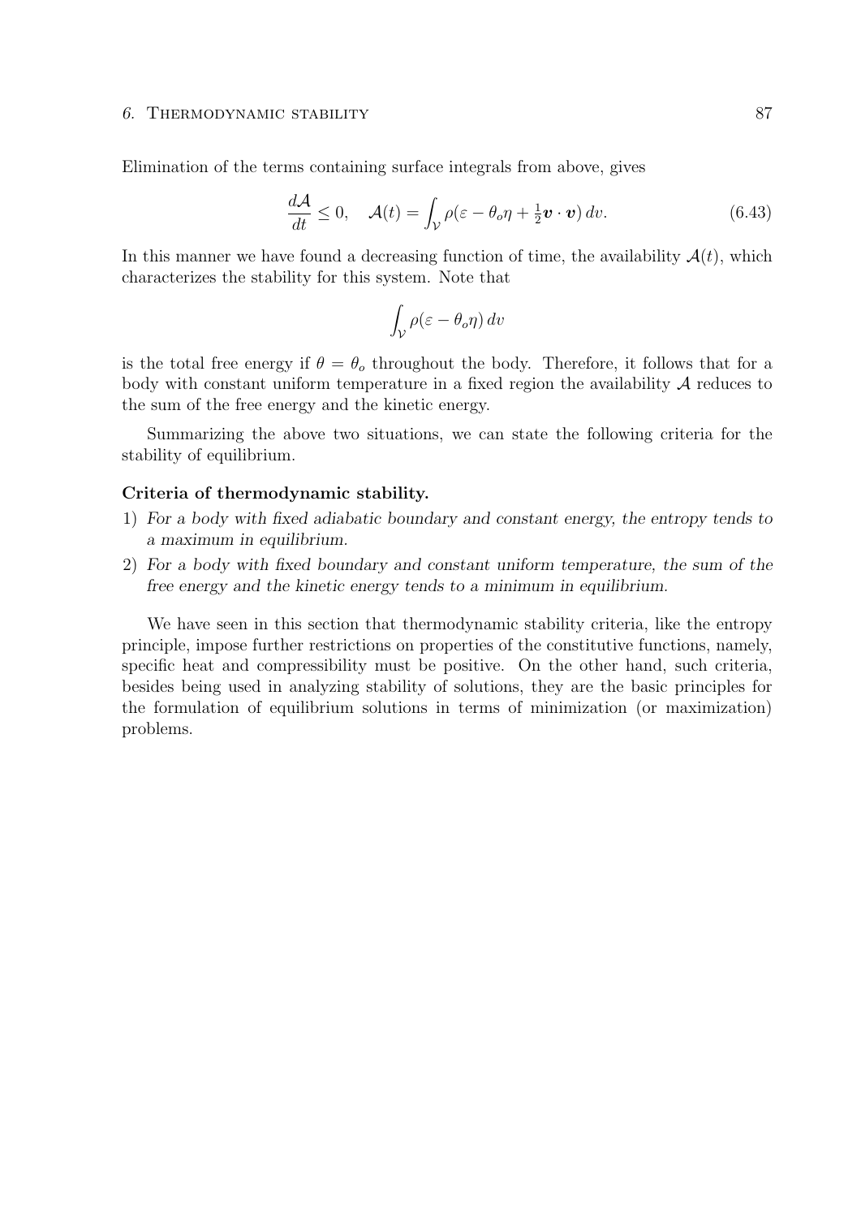Elimination of the terms containing surface integrals from above, gives

$$\frac{d\mathcal{A}}{dt} \leq 0, \quad \mathcal{A}(t) = \int_{\mathcal{V}} \rho(\varepsilon - \theta_o \eta + \tfrac{1}{2}\boldsymbol{v} \cdot \boldsymbol{v})\, dv. \tag{6.43}$$

In this manner we have found a decreasing function of time, the availability $\mathcal{A}(t)$, which characterizes the stability for this system. Note that

$$\int_{\mathcal{V}} \rho(\varepsilon - \theta_o \eta)\, dv$$

is the total free energy if $\theta = \theta_o$ throughout the body. Therefore, it follows that for a body with constant uniform temperature in a fixed region the availability $\mathcal{A}$ reduces to the sum of the free energy and the kinetic energy.

Summarizing the above two situations, we can state the following criteria for the stability of equilibrium.

**Criteria of thermodynamic stability.**

1) *For a body with fixed adiabatic boundary and constant energy, the entropy tends to a maximum in equilibrium.*
2) *For a body with fixed boundary and constant uniform temperature, the sum of the free energy and the kinetic energy tends to a minimum in equilibrium.*

We have seen in this section that thermodynamic stability criteria, like the entropy principle, impose further restrictions on properties of the constitutive functions, namely, specific heat and compressibility must be positive. On the other hand, such criteria, besides being used in analyzing stability of solutions, they are the basic principles for the formulation of equilibrium solutions in terms of minimization (or maximization) problems.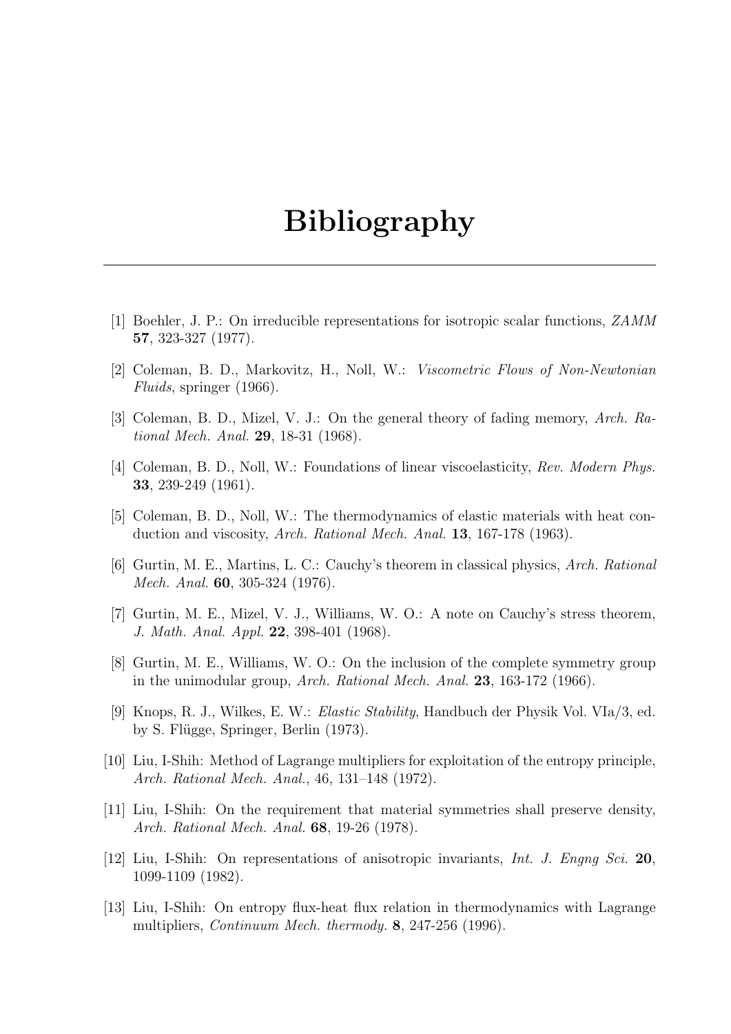# Bibliography

---

[1] Boehler, J. P.: On irreducible representations for isotropic scalar functions, *ZAMM* **57**, 323-327 (1977).

[2] Coleman, B. D., Markovitz, H., Noll, W.: *Viscometric Flows of Non-Newtonian Fluids*, springer (1966).

[3] Coleman, B. D., Mizel, V. J.: On the general theory of fading memory, *Arch. Rational Mech. Anal.* **29**, 18-31 (1968).

[4] Coleman, B. D., Noll, W.: Foundations of linear viscoelasticity, *Rev. Modern Phys.* **33**, 239-249 (1961).

[5] Coleman, B. D., Noll, W.: The thermodynamics of elastic materials with heat conduction and viscosity, *Arch. Rational Mech. Anal.* **13**, 167-178 (1963).

[6] Gurtin, M. E., Martins, L. C.: Cauchy's theorem in classical physics, *Arch. Rational Mech. Anal.* **60**, 305-324 (1976).

[7] Gurtin, M. E., Mizel, V. J., Williams, W. O.: A note on Cauchy's stress theorem, *J. Math. Anal. Appl.* **22**, 398-401 (1968).

[8] Gurtin, M. E., Williams, W. O.: On the inclusion of the complete symmetry group in the unimodular group, *Arch. Rational Mech. Anal.* **23**, 163-172 (1966).

[9] Knops, R. J., Wilkes, E. W.: *Elastic Stability*, Handbuch der Physik Vol. VIa/3, ed. by S. Flügge, Springer, Berlin (1973).

[10] Liu, I-Shih: Method of Lagrange multipliers for exploitation of the entropy principle, *Arch. Rational Mech. Anal.*, 46, 131–148 (1972).

[11] Liu, I-Shih: On the requirement that material symmetries shall preserve density, *Arch. Rational Mech. Anal.* **68**, 19-26 (1978).

[12] Liu, I-Shih: On representations of anisotropic invariants, *Int. J. Engng Sci.* **20**, 1099-1109 (1982).

[13] Liu, I-Shih: On entropy flux-heat flux relation in thermodynamics with Lagrange multipliers, *Continuum Mech. thermody.* **8**, 247-256 (1996).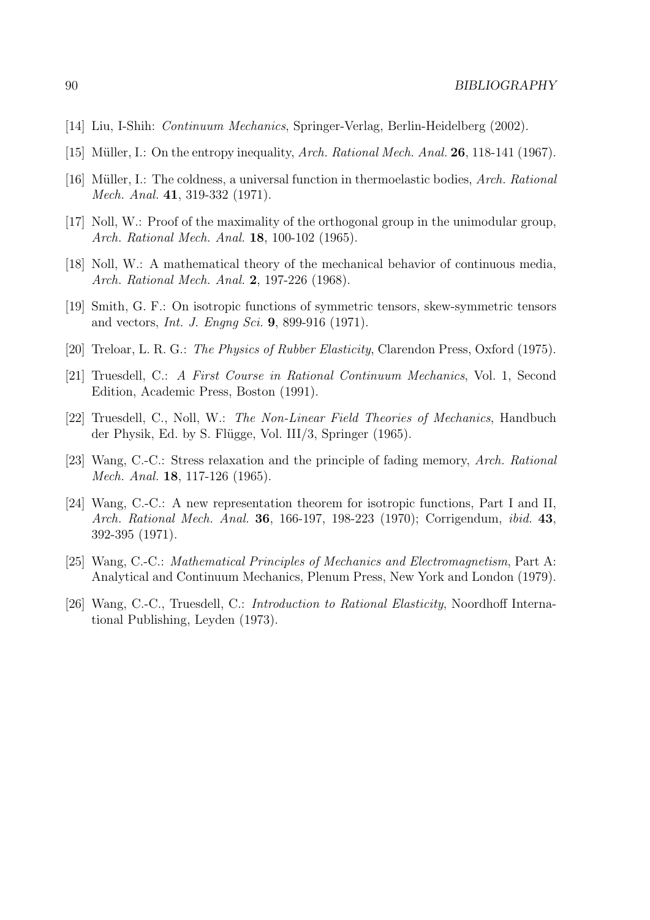[14] Liu, I-Shih: *Continuum Mechanics*, Springer-Verlag, Berlin-Heidelberg (2002).

[15] Müller, I.: On the entropy inequality, *Arch. Rational Mech. Anal.* **26**, 118-141 (1967).

[16] Müller, I.: The coldness, a universal function in thermoelastic bodies, *Arch. Rational Mech. Anal.* **41**, 319-332 (1971).

[17] Noll, W.: Proof of the maximality of the orthogonal group in the unimodular group, *Arch. Rational Mech. Anal.* **18**, 100-102 (1965).

[18] Noll, W.: A mathematical theory of the mechanical behavior of continuous media, *Arch. Rational Mech. Anal.* **2**, 197-226 (1968).

[19] Smith, G. F.: On isotropic functions of symmetric tensors, skew-symmetric tensors and vectors, *Int. J. Engng Sci.* **9**, 899-916 (1971).

[20] Treloar, L. R. G.: *The Physics of Rubber Elasticity*, Clarendon Press, Oxford (1975).

[21] Truesdell, C.: *A First Course in Rational Continuum Mechanics*, Vol. 1, Second Edition, Academic Press, Boston (1991).

[22] Truesdell, C., Noll, W.: *The Non-Linear Field Theories of Mechanics*, Handbuch der Physik, Ed. by S. Flügge, Vol. III/3, Springer (1965).

[23] Wang, C.-C.: Stress relaxation and the principle of fading memory, *Arch. Rational Mech. Anal.* **18**, 117-126 (1965).

[24] Wang, C.-C.: A new representation theorem for isotropic functions, Part I and II, *Arch. Rational Mech. Anal.* **36**, 166-197, 198-223 (1970); Corrigendum, *ibid.* **43**, 392-395 (1971).

[25] Wang, C.-C.: *Mathematical Principles of Mechanics and Electromagnetism*, Part A: Analytical and Continuum Mechanics, Plenum Press, New York and London (1979).

[26] Wang, C.-C., Truesdell, C.: *Introduction to Rational Elasticity*, Noordhoff International Publishing, Leyden (1973).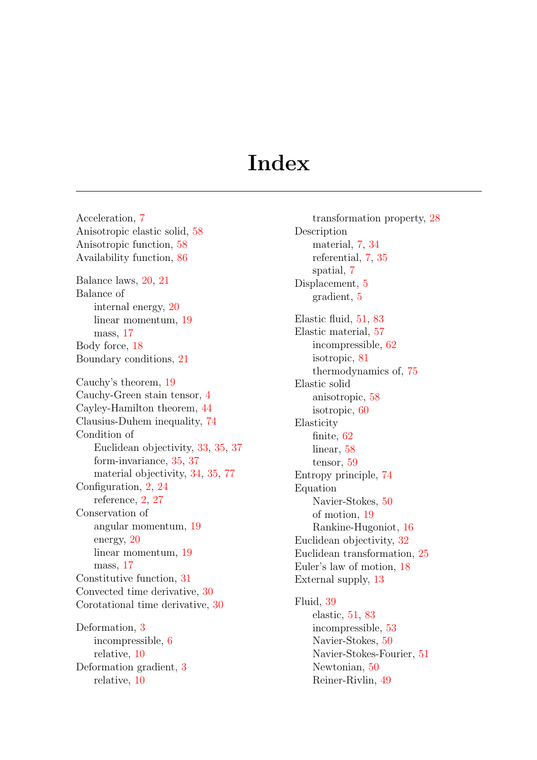# Index

Acceleration, 7
Anisotropic elastic solid, 58
Anisotropic function, 58
Availability function, 86

Balance laws, 20, 21
Balance of
- internal energy, 20
- linear momentum, 19
- mass, 17

Body force, 18
Boundary conditions, 21

Cauchy's theorem, 19
Cauchy-Green stain tensor, 4
Cayley-Hamilton theorem, 44
Clausius-Duhem inequality, 74
Condition of
- Euclidean objectivity, 33, 35, 37
- form-invariance, 35, 37
- material objectivity, 34, 35, 77

Configuration, 2, 24
- reference, 2, 27

Conservation of
- angular momentum, 19
- energy, 20
- linear momentum, 19
- mass, 17

Constitutive function, 31
Convected time derivative, 30
Corotational time derivative, 30

Deformation, 3
- incompressible, 6
- relative, 10

Deformation gradient, 3
- relative, 10
- transformation property, 28

Description
- material, 7, 34
- referential, 7, 35
- spatial, 7

Displacement, 5
- gradient, 5

Elastic fluid, 51, 83
Elastic material, 57
- incompressible, 62
- isotropic, 81
- thermodynamics of, 75

Elastic solid
- anisotropic, 58
- isotropic, 60

Elasticity
- finite, 62
- linear, 58
- tensor, 59

Entropy principle, 74
Equation
- Navier-Stokes, 50
- of motion, 19
- Rankine-Hugoniot, 16

Euclidean objectivity, 32
Euclidean transformation, 25
Euler's law of motion, 18
External supply, 13

Fluid, 39
- elastic, 51, 83
- incompressible, 53
- Navier-Stokes, 50
- Navier-Stokes-Fourier, 51
- Newtonian, 50
- Reiner-Rivlin, 49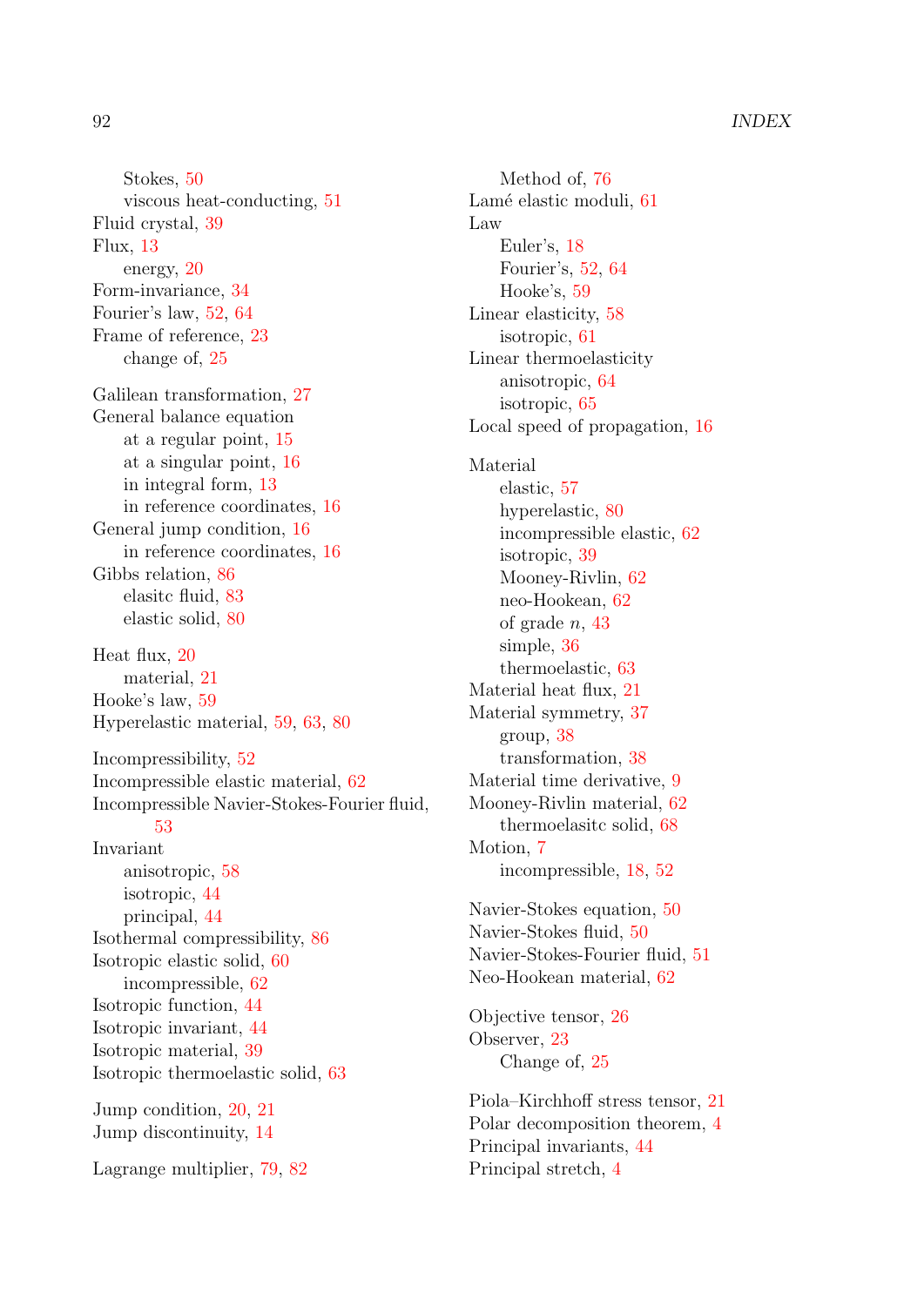Stokes, 50
viscous heat-conducting, 51
Fluid crystal, 39
Flux, 13
energy, 20
Form-invariance, 34
Fourier's law, 52, 64
Frame of reference, 23
change of, 25

Galilean transformation, 27
General balance equation
at a regular point, 15
at a singular point, 16
in integral form, 13
in reference coordinates, 16
General jump condition, 16
in reference coordinates, 16
Gibbs relation, 86
elasitc fluid, 83
elastic solid, 80

Heat flux, 20
material, 21
Hooke's law, 59
Hyperelastic material, 59, 63, 80

Incompressibility, 52
Incompressible elastic material, 62
Incompressible Navier-Stokes-Fourier fluid, 53
Invariant
anisotropic, 58
isotropic, 44
principal, 44
Isothermal compressibility, 86
Isotropic elastic solid, 60
incompressible, 62
Isotropic function, 44
Isotropic invariant, 44
Isotropic material, 39
Isotropic thermoelastic solid, 63

Jump condition, 20, 21
Jump discontinuity, 14

Lagrange multiplier, 79, 82
Method of, 76
Lamé elastic moduli, 61
Law
Euler's, 18
Fourier's, 52, 64
Hooke's, 59
Linear elasticity, 58
isotropic, 61
Linear thermoelasticity
anisotropic, 64
isotropic, 65
Local speed of propagation, 16

Material
elastic, 57
hyperelastic, 80
incompressible elastic, 62
isotropic, 39
Mooney-Rivlin, 62
neo-Hookean, 62
of grade $n$, 43
simple, 36
thermoelastic, 63
Material heat flux, 21
Material symmetry, 37
group, 38
transformation, 38
Material time derivative, 9
Mooney-Rivlin material, 62
thermoelasitc solid, 68
Motion, 7
incompressible, 18, 52

Navier-Stokes equation, 50
Navier-Stokes fluid, 50
Navier-Stokes-Fourier fluid, 51
Neo-Hookean material, 62

Objective tensor, 26
Observer, 23
Change of, 25

Piola–Kirchhoff stress tensor, 21
Polar decomposition theorem, 4
Principal invariants, 44
Principal stretch, 4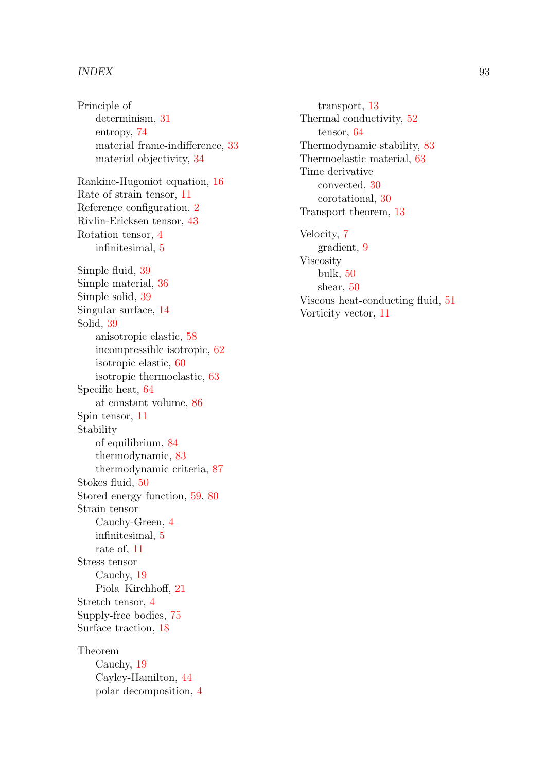Principle of
- determinism, 31
- entropy, 74
- material frame-indifference, 33
- material objectivity, 34

Rankine-Hugoniot equation, 16
Rate of strain tensor, 11
Reference configuration, 2
Rivlin-Ericksen tensor, 43
Rotation tensor, 4
- infinitesimal, 5

Simple fluid, 39
Simple material, 36
Simple solid, 39
Singular surface, 14
Solid, 39
- anisotropic elastic, 58
- incompressible isotropic, 62
- isotropic elastic, 60
- isotropic thermoelastic, 63

Specific heat, 64
- at constant volume, 86

Spin tensor, 11
Stability
- of equilibrium, 84
- thermodynamic, 83
- thermodynamic criteria, 87

Stokes fluid, 50
Stored energy function, 59, 80
Strain tensor
- Cauchy-Green, 4
- infinitesimal, 5
- rate of, 11

Stress tensor
- Cauchy, 19
- Piola–Kirchhoff, 21

Stretch tensor, 4
Supply-free bodies, 75
Surface traction, 18

Theorem
- Cauchy, 19
- Cayley-Hamilton, 44
- polar decomposition, 4
- transport, 13

Thermal conductivity, 52
- tensor, 64

Thermodynamic stability, 83
Thermoelastic material, 63
Time derivative
- convected, 30
- corotational, 30

Transport theorem, 13

Velocity, 7
- gradient, 9

Viscosity
- bulk, 50
- shear, 50

Viscous heat-conducting fluid, 51
Vorticity vector, 11